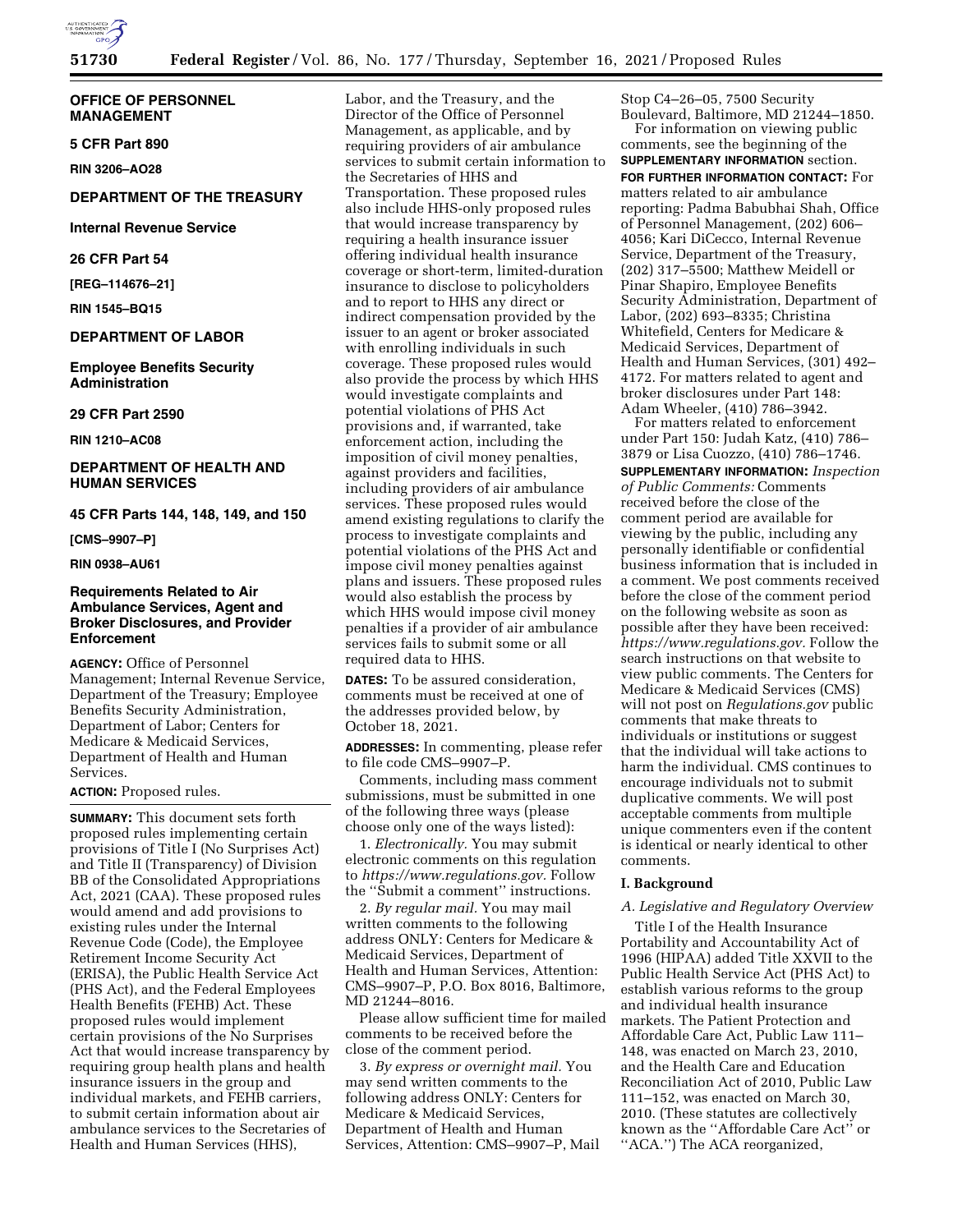**OFFICE OF PERSONNEL MANAGEMENT**

**5 CFR Part 890**

**RIN 3206–AO28**

**DEPARTMENT OF THE TREASURY**

**Internal Revenue Service**

**26 CFR Part 54**

**[REG–114676–21]**

**RIN 1545–BQ15**

**DEPARTMENT OF LABOR**

**Employee Benefits Security Administration**

**29 CFR Part 2590**

**RIN 1210–AC08**

**DEPARTMENT OF HEALTH AND HUMAN SERVICES**

**45 CFR Parts 144, 148, 149, and 150**

**[CMS–9907–P]**

**RIN 0938–AU61**

# Requirements Related to Air Ambulance Services, Agent and Broker Disclosures, and Provider Enforcement

**AGENCY:** Office of Personnel Management; Internal Revenue Service, Department of the Treasury; Employee Benefits Security Administration, Department of Labor; Centers for Medicare & Medicaid Services, Department of Health and Human Services.

**ACTION:** Proposed rules.

**SUMMARY:** This document sets forth proposed rules implementing certain provisions of Title I (No Surprises Act) and Title II (Transparency) of Division BB of the Consolidated Appropriations Act, 2021 (CAA). These proposed rules would amend and add provisions to existing rules under the Internal Revenue Code (Code), the Employee Retirement Income Security Act (ERISA), the Public Health Service Act (PHS Act), and the Federal Employees Health Benefits (FEHB) Act. These proposed rules would implement certain provisions of the No Surprises Act that would increase transparency by requiring group health plans and health insurance issuers in the group and individual markets, and FEHB carriers, to submit certain information about air ambulance services to the Secretaries of Health and Human Services (HHS), Labor, and the Treasury, and the Director of the Office of Personnel Management, as applicable, and by requiring providers of air ambulance services to submit certain information to the Secretaries of HHS and Transportation. These proposed rules also include HHS-only proposed rules that would increase transparency by requiring a health insurance issuer offering individual health insurance coverage or short-term, limited-duration insurance to disclose to policyholders and to report to HHS any direct or indirect compensation provided by the issuer to an agent or broker associated with enrolling individuals in such coverage. These proposed rules would also provide the process by which HHS would investigate complaints and potential violations of PHS Act provisions and, if warranted, take enforcement action, including the imposition of civil money penalties, against providers and facilities, including providers of air ambulance services. These proposed rules would amend existing regulations to clarify the process to investigate complaints and potential violations of the PHS Act and impose civil money penalties against plans and issuers. These proposed rules would also establish the process by which HHS would impose civil money penalties if a provider of air ambulance services fails to submit some or all required data to HHS.

**DATES:** To be assured consideration, comments must be received at one of the addresses provided below, by October 18, 2021.

**ADDRESSES:** In commenting, please refer to file code CMS–9907–P.

Comments, including mass comment submissions, must be submitted in one of the following three ways (please choose only one of the ways listed):

1. *Electronically.* You may submit electronic comments on this regulation to *https://www.regulations.gov.* Follow the ''Submit a comment'' instructions.

2. *By regular mail.* You may mail written comments to the following address ONLY: Centers for Medicare & Medicaid Services, Department of Health and Human Services, Attention: CMS–9907–P, P.O. Box 8016, Baltimore, MD 21244–8016.

Please allow sufficient time for mailed comments to be received before the close of the comment period.

3. *By express or overnight mail.* You may send written comments to the following address ONLY: Centers for Medicare & Medicaid Services, Department of Health and Human Services, Attention: CMS–9907–P, Mail Stop C4–26–05, 7500 Security Boulevard, Baltimore, MD 21244–1850.

For information on viewing public comments, see the beginning of the **SUPPLEMENTARY INFORMATION** section.

**FOR FURTHER INFORMATION CONTACT:** For matters related to air ambulance reporting: Padma Babubhai Shah, Office of Personnel Management, (202) 606–4056; Kari DiCecco, Internal Revenue Service, Department of the Treasury, (202) 317–5500; Matthew Meidell or Pinar Shapiro, Employee Benefits Security Administration, Department of Labor, (202) 693–8335; Christina Whitefield, Centers for Medicare & Medicaid Services, Department of Health and Human Services, (301) 492–4172. For matters related to agent and broker disclosures under Part 148: Adam Wheeler, (410) 786–3942.

For matters related to enforcement under Part 150: Judah Katz, (410) 786–3879 or Lisa Cuozzo, (410) 786–1746.

**SUPPLEMENTARY INFORMATION:** *Inspection of Public Comments:* Comments received before the close of the comment period are available for viewing by the public, including any personally identifiable or confidential business information that is included in a comment. We post comments received before the close of the comment period on the following website as soon as possible after they have been received: *https://www.regulations.gov.* Follow the search instructions on that website to view public comments. The Centers for Medicare & Medicaid Services (CMS) will not post on *Regulations.gov* public comments that make threats to individuals or institutions or suggest that the individual will take actions to harm the individual. CMS continues to encourage individuals not to submit duplicative comments. We will post acceptable comments from multiple unique commenters even if the content is identical or nearly identical to other comments.

## I. Background

### *A. Legislative and Regulatory Overview*

Title I of the Health Insurance Portability and Accountability Act of 1996 (HIPAA) added Title XXVII to the Public Health Service Act (PHS Act) to establish various reforms to the group and individual health insurance markets. The Patient Protection and Affordable Care Act, Public Law 111–148, was enacted on March 23, 2010, and the Health Care and Education Reconciliation Act of 2010, Public Law 111–152, was enacted on March 30, 2010. (These statutes are collectively known as the ''Affordable Care Act'' or ''ACA.'') The ACA reorganized,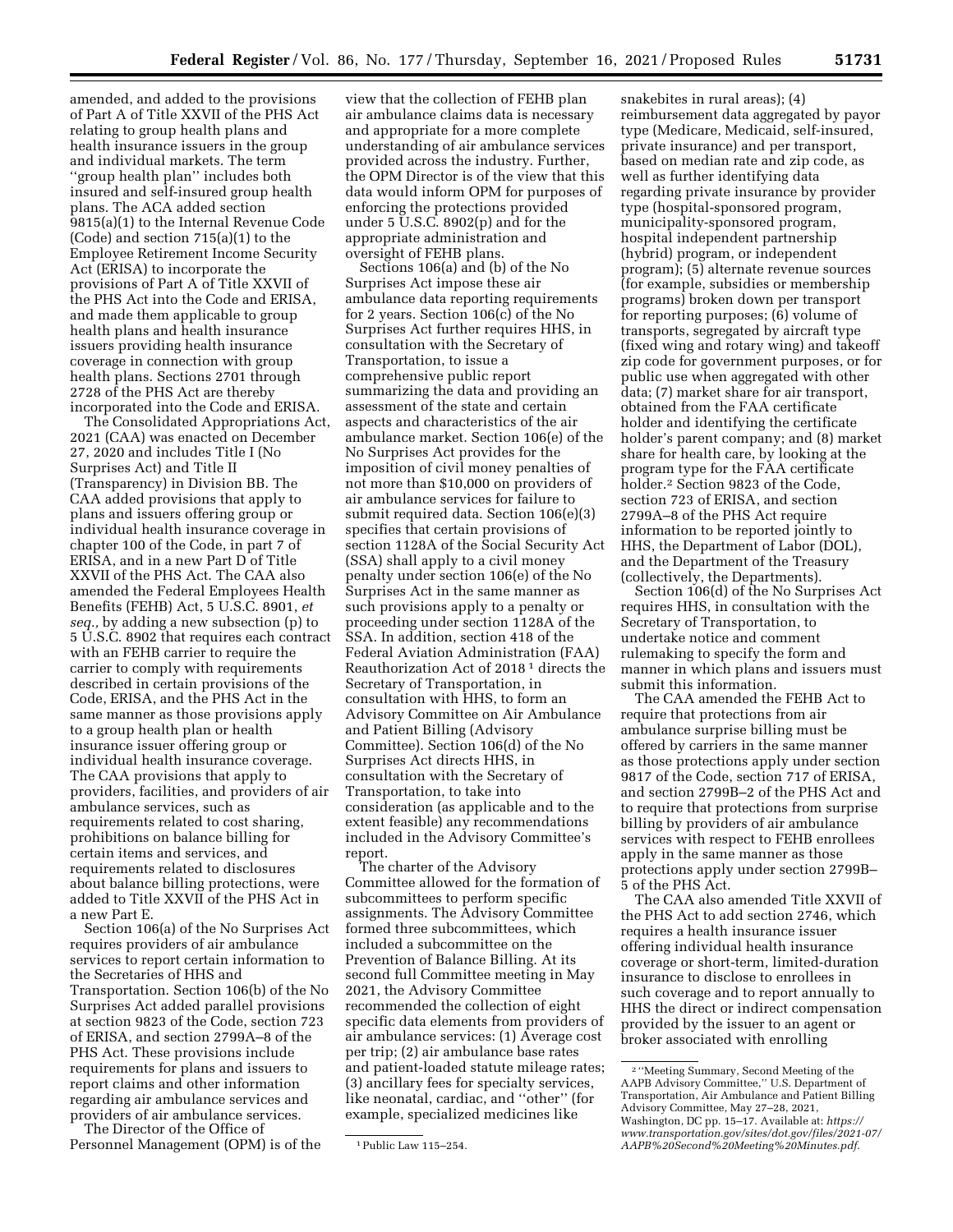amended, and added to the provisions of Part A of Title XXVII of the PHS Act relating to group health plans and health insurance issuers in the group and individual markets. The term ''group health plan'' includes both insured and self-insured group health plans. The ACA added section 9815(a)(1) to the Internal Revenue Code (Code) and section 715(a)(1) to the Employee Retirement Income Security Act (ERISA) to incorporate the provisions of Part A of Title XXVII of the PHS Act into the Code and ERISA, and made them applicable to group health plans and health insurance issuers providing health insurance coverage in connection with group health plans. Sections 2701 through 2728 of the PHS Act are thereby incorporated into the Code and ERISA.

The Consolidated Appropriations Act, 2021 (CAA) was enacted on December 27, 2020 and includes Title I (No Surprises Act) and Title II (Transparency) in Division BB. The CAA added provisions that apply to plans and issuers offering group or individual health insurance coverage in chapter 100 of the Code, in part 7 of ERISA, and in a new Part D of Title XXVII of the PHS Act. The CAA also amended the Federal Employees Health Benefits (FEHB) Act, 5 U.S.C. 8901, *et seq.,* by adding a new subsection (p) to 5 U.S.C. 8902 that requires each contract with an FEHB carrier to require the carrier to comply with requirements described in certain provisions of the Code, ERISA, and the PHS Act in the same manner as those provisions apply to a group health plan or health insurance issuer offering group or individual health insurance coverage. The CAA provisions that apply to providers, facilities, and providers of air ambulance services, such as requirements related to cost sharing, prohibitions on balance billing for certain items and services, and requirements related to disclosures about balance billing protections, were added to Title XXVII of the PHS Act in a new Part E.

Section 106(a) of the No Surprises Act requires providers of air ambulance services to report certain information to the Secretaries of HHS and Transportation. Section 106(b) of the No Surprises Act added parallel provisions at section 9823 of the Code, section 723 of ERISA, and section 2799A–8 of the PHS Act. These provisions include requirements for plans and issuers to report claims and other information regarding air ambulance services and providers of air ambulance services.

The Director of the Office of Personnel Management (OPM) is of the view that the collection of FEHB plan air ambulance claims data is necessary and appropriate for a more complete understanding of air ambulance services provided across the industry. Further, the OPM Director is of the view that this data would inform OPM for purposes of enforcing the protections provided under 5 U.S.C. 8902(p) and for the appropriate administration and oversight of FEHB plans.

Sections 106(a) and (b) of the No Surprises Act impose these air ambulance data reporting requirements for 2 years. Section 106(c) of the No Surprises Act further requires HHS, in consultation with the Secretary of Transportation, to issue a comprehensive public report summarizing the data and providing an assessment of the state and certain aspects and characteristics of the air ambulance market. Section 106(e) of the No Surprises Act provides for the imposition of civil money penalties of not more than $10,000 on providers of air ambulance services for failure to submit required data. Section 106(e)(3) specifies that certain provisions of section 1128A of the Social Security Act (SSA) shall apply to a civil money penalty under section 106(e) of the No Surprises Act in the same manner as such provisions apply to a penalty or proceeding under section 1128A of the SSA. In addition, section 418 of the Federal Aviation Administration (FAA) Reauthorization Act of 2018 [1] directs the Secretary of Transportation, in consultation with HHS, to form an Advisory Committee on Air Ambulance and Patient Billing (Advisory Committee). Section 106(d) of the No Surprises Act directs HHS, in consultation with the Secretary of Transportation, to take into consideration (as applicable and to the extent feasible) any recommendations included in the Advisory Committee's report.

The charter of the Advisory Committee allowed for the formation of subcommittees to perform specific assignments. The Advisory Committee formed three subcommittees, which included a subcommittee on the Prevention of Balance Billing. At its second full Committee meeting in May 2021, the Advisory Committee recommended the collection of eight specific data elements from providers of air ambulance services: (1) Average cost per trip; (2) air ambulance base rates and patient-loaded statute mileage rates; (3) ancillary fees for specialty services, like neonatal, cardiac, and ''other'' (for example, specialized medicines like snakebites in rural areas); (4) reimbursement data aggregated by payor type (Medicare, Medicaid, self-insured, private insurance) and per transport, based on median rate and zip code, as well as further identifying data regarding private insurance by provider type (hospital-sponsored program, municipality-sponsored program, hospital independent partnership (hybrid) program, or independent program); (5) alternate revenue sources (for example, subsidies or membership programs) broken down per transport for reporting purposes; (6) volume of transports, segregated by aircraft type (fixed wing and rotary wing) and takeoff zip code for government purposes, or for public use when aggregated with other data; (7) market share for air transport, obtained from the FAA certificate holder and identifying the certificate holder's parent company; and (8) market share for health care, by looking at the program type for the FAA certificate holder.[2] Section 9823 of the Code, section 723 of ERISA, and section 2799A–8 of the PHS Act require information to be reported jointly to HHS, the Department of Labor (DOL), and the Department of the Treasury (collectively, the Departments).

Section 106(d) of the No Surprises Act requires HHS, in consultation with the Secretary of Transportation, to undertake notice and comment rulemaking to specify the form and manner in which plans and issuers must submit this information.

The CAA amended the FEHB Act to require that protections from air ambulance surprise billing must be offered by carriers in the same manner as those protections apply under section 9817 of the Code, section 717 of ERISA, and section 2799B–2 of the PHS Act and to require that protections from surprise billing by providers of air ambulance services with respect to FEHB enrollees apply in the same manner as those protections apply under section 2799B–5 of the PHS Act.

The CAA also amended Title XXVII of the PHS Act to add section 2746, which requires a health insurance issuer offering individual health insurance coverage or short-term, limited-duration insurance to disclose to enrollees in such coverage and to report annually to HHS the direct or indirect compensation provided by the issuer to an agent or broker associated with enrolling

---

[1] Public Law 115–254.

[2] ''Meeting Summary, Second Meeting of the AAPB Advisory Committee,'' U.S. Department of Transportation, Air Ambulance and Patient Billing Advisory Committee, May 27–28, 2021, Washington, DC pp. 15–17. Available at: *https://www.transportation.gov/sites/dot.gov/files/2021-07/AAPB%20Second%20Meeting%20Minutes.pdf.*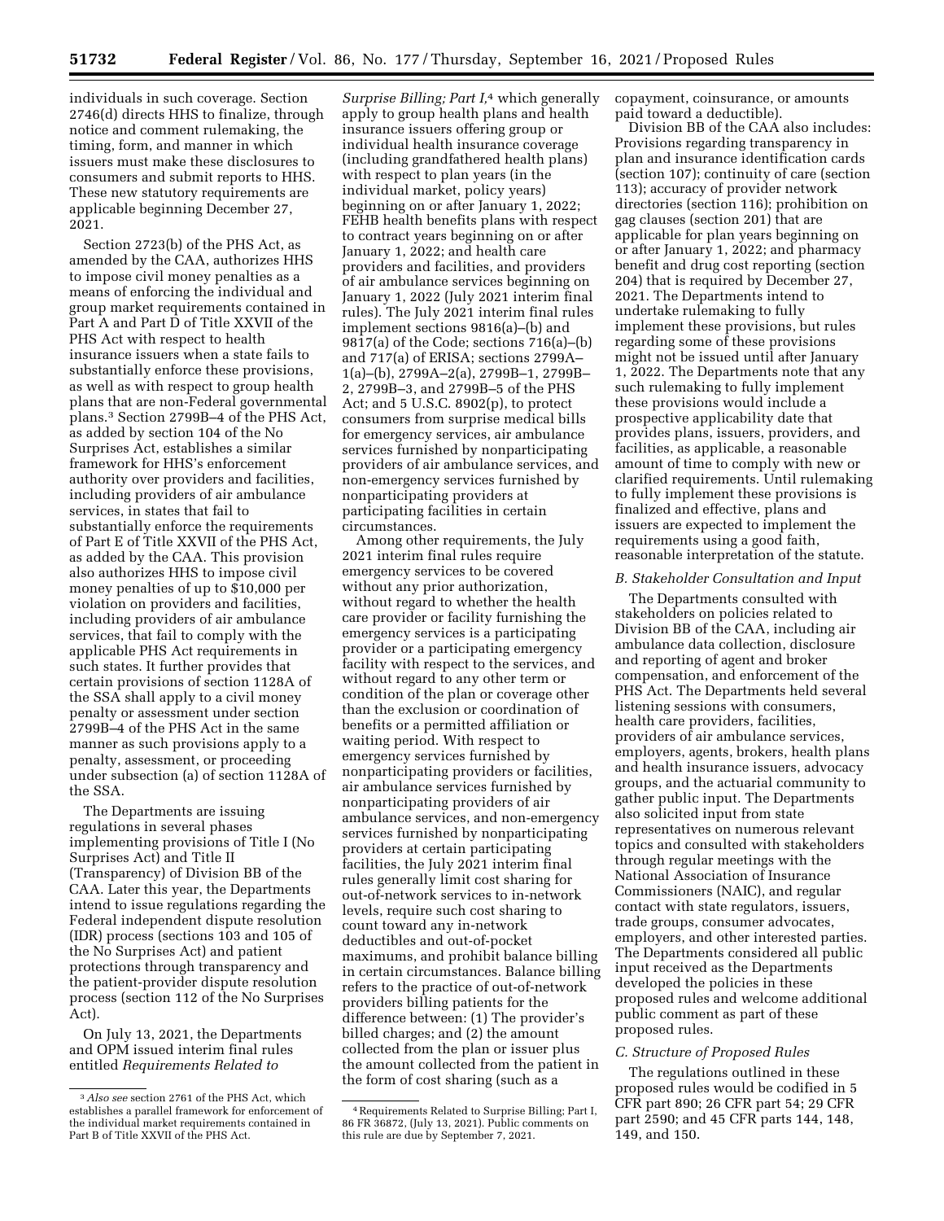individuals in such coverage. Section 2746(d) directs HHS to finalize, through notice and comment rulemaking, the timing, form, and manner in which issuers must make these disclosures to consumers and submit reports to HHS. These new statutory requirements are applicable beginning December 27, 2021.

Section 2723(b) of the PHS Act, as amended by the CAA, authorizes HHS to impose civil money penalties as a means of enforcing the individual and group market requirements contained in Part A and Part D of Title XXVII of the PHS Act with respect to health insurance issuers when a state fails to substantially enforce these provisions, as well as with respect to group health plans that are non-Federal governmental plans.[3] Section 2799B–4 of the PHS Act, as added by section 104 of the No Surprises Act, establishes a similar framework for HHS's enforcement authority over providers and facilities, including providers of air ambulance services, in states that fail to substantially enforce the requirements of Part E of Title XXVII of the PHS Act, as added by the CAA. This provision also authorizes HHS to impose civil money penalties of up to $10,000 per violation on providers and facilities, including providers of air ambulance services, that fail to comply with the applicable PHS Act requirements in such states. It further provides that certain provisions of section 1128A of the SSA shall apply to a civil money penalty or assessment under section 2799B–4 of the PHS Act in the same manner as such provisions apply to a penalty, assessment, or proceeding under subsection (a) of section 1128A of the SSA.

The Departments are issuing regulations in several phases implementing provisions of Title I (No Surprises Act) and Title II (Transparency) of Division BB of the CAA. Later this year, the Departments intend to issue regulations regarding the Federal independent dispute resolution (IDR) process (sections 103 and 105 of the No Surprises Act) and patient protections through transparency and the patient-provider dispute resolution process (section 112 of the No Surprises Act).

On July 13, 2021, the Departments and OPM issued interim final rules entitled *Requirements Related to Surprise Billing; Part I,*[4] which generally apply to group health plans and health insurance issuers offering group or individual health insurance coverage (including grandfathered health plans) with respect to plan years (in the individual market, policy years) beginning on or after January 1, 2022; FEHB health benefits plans with respect to contract years beginning on or after January 1, 2022; and health care providers and facilities, and providers of air ambulance services beginning on January 1, 2022 (July 2021 interim final rules). The July 2021 interim final rules implement sections 9816(a)–(b) and 9817(a) of the Code; sections 716(a)–(b) and 717(a) of ERISA; sections 2799A–1(a)–(b), 2799A–2(a), 2799B–1, 2799B–2, 2799B–3, and 2799B–5 of the PHS Act; and 5 U.S.C. 8902(p), to protect consumers from surprise medical bills for emergency services, air ambulance services furnished by nonparticipating providers of air ambulance services, and non-emergency services furnished by nonparticipating providers at participating facilities in certain circumstances.

Among other requirements, the July 2021 interim final rules require emergency services to be covered without any prior authorization, without regard to whether the health care provider or facility furnishing the emergency services is a participating provider or a participating emergency facility with respect to the services, and without regard to any other term or condition of the plan or coverage other than the exclusion or coordination of benefits or a permitted affiliation or waiting period. With respect to emergency services furnished by nonparticipating providers or facilities, air ambulance services furnished by nonparticipating providers of air ambulance services, and non-emergency services furnished by nonparticipating providers at certain participating facilities, the July 2021 interim final rules generally limit cost sharing for out-of-network services to in-network levels, require such cost sharing to count toward any in-network deductibles and out-of-pocket maximums, and prohibit balance billing in certain circumstances. Balance billing refers to the practice of out-of-network providers billing patients for the difference between: (1) The provider's billed charges; and (2) the amount collected from the plan or issuer plus the amount collected from the patient in the form of cost sharing (such as a copayment, coinsurance, or amounts paid toward a deductible).

Division BB of the CAA also includes: Provisions regarding transparency in plan and insurance identification cards (section 107); continuity of care (section 113); accuracy of provider network directories (section 116); prohibition on gag clauses (section 201) that are applicable for plan years beginning on or after January 1, 2022; and pharmacy benefit and drug cost reporting (section 204) that is required by December 27, 2021. The Departments intend to undertake rulemaking to fully implement these provisions, but rules regarding some of these provisions might not be issued until after January 1, 2022. The Departments note that any such rulemaking to fully implement these provisions would include a prospective applicability date that provides plans, issuers, providers, and facilities, as applicable, a reasonable amount of time to comply with new or clarified requirements. Until rulemaking to fully implement these provisions is finalized and effective, plans and issuers are expected to implement the requirements using a good faith, reasonable interpretation of the statute.

### *B. Stakeholder Consultation and Input*

The Departments consulted with stakeholders on policies related to Division BB of the CAA, including air ambulance data collection, disclosure and reporting of agent and broker compensation, and enforcement of the PHS Act. The Departments held several listening sessions with consumers, health care providers, facilities, providers of air ambulance services, employers, agents, brokers, health plans and health insurance issuers, advocacy groups, and the actuarial community to gather public input. The Departments also solicited input from state representatives on numerous relevant topics and consulted with stakeholders through regular meetings with the National Association of Insurance Commissioners (NAIC), and regular contact with state regulators, issuers, trade groups, consumer advocates, employers, and other interested parties. The Departments considered all public input received as the Departments developed the policies in these proposed rules and welcome additional public comment as part of these proposed rules.

### *C. Structure of Proposed Rules*

The regulations outlined in these proposed rules would be codified in 5 CFR part 890; 26 CFR part 54; 29 CFR part 2590; and 45 CFR parts 144, 148, 149, and 150.

---

[3] *Also see* section 2761 of the PHS Act, which establishes a parallel framework for enforcement of the individual market requirements contained in Part B of Title XXVII of the PHS Act.

[4] Requirements Related to Surprise Billing; Part I, 86 FR 36872, (July 13, 2021). Public comments on this rule are due by September 7, 2021.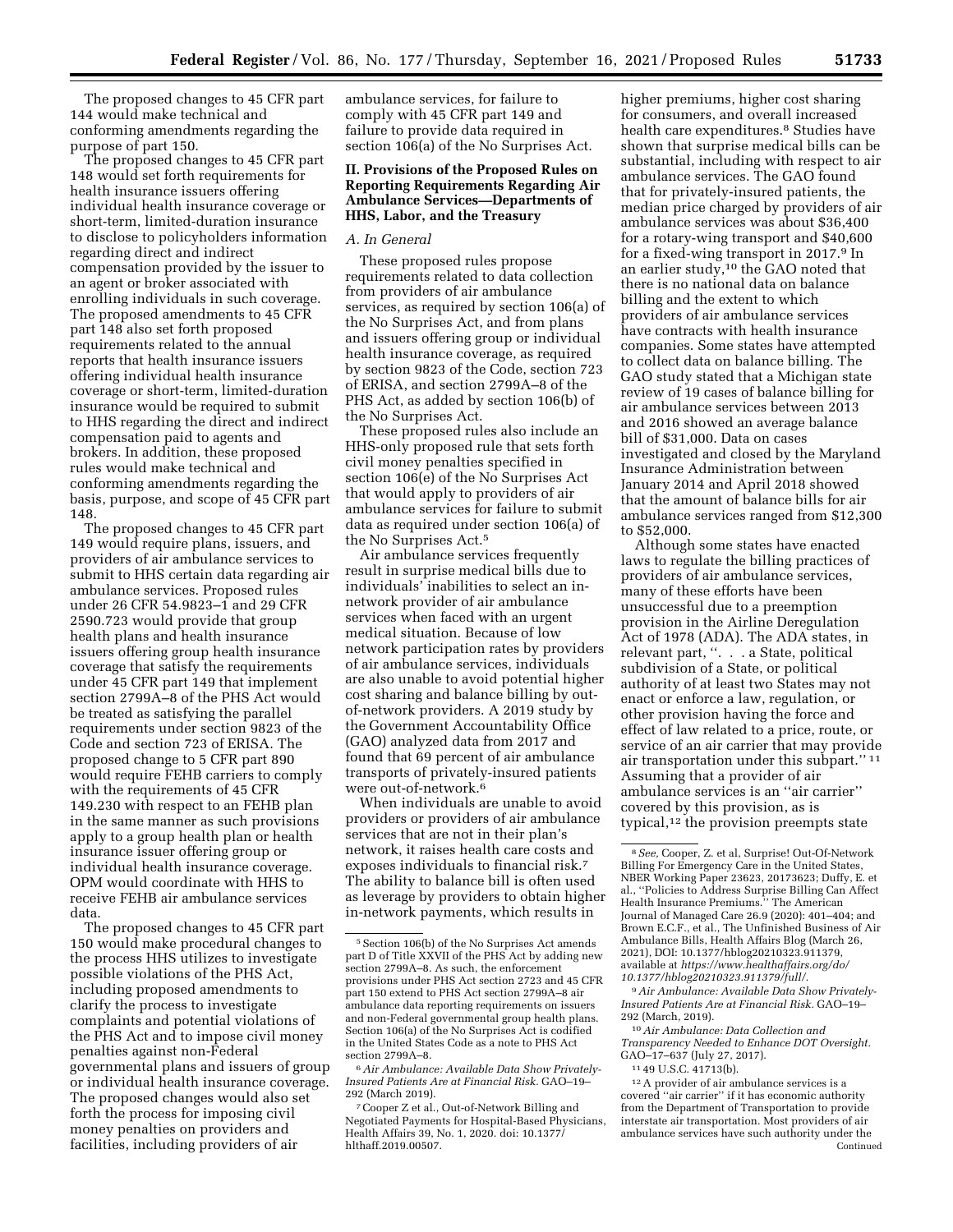The proposed changes to 45 CFR part 144 would make technical and conforming amendments regarding the purpose of part 150.

The proposed changes to 45 CFR part 148 would set forth requirements for health insurance issuers offering individual health insurance coverage or short-term, limited-duration insurance to disclose to policyholders information regarding direct and indirect compensation provided by the issuer to an agent or broker associated with enrolling individuals in such coverage. The proposed amendments to 45 CFR part 148 also set forth proposed requirements related to the annual reports that health insurance issuers offering individual health insurance coverage or short-term, limited-duration insurance would be required to submit to HHS regarding the direct and indirect compensation paid to agents and brokers. In addition, these proposed rules would make technical and conforming amendments regarding the basis, purpose, and scope of 45 CFR part 148.

The proposed changes to 45 CFR part 149 would require plans, issuers, and providers of air ambulance services to submit to HHS certain data regarding air ambulance services. Proposed rules under 26 CFR 54.9823–1 and 29 CFR 2590.723 would provide that group health plans and health insurance issuers offering group health insurance coverage that satisfy the requirements under 45 CFR part 149 that implement section 2799A–8 of the PHS Act would be treated as satisfying the parallel requirements under section 9823 of the Code and section 723 of ERISA. The proposed change to 5 CFR part 890 would require FEHB carriers to comply with the requirements of 45 CFR 149.230 with respect to an FEHB plan in the same manner as such provisions apply to a group health plan or health insurance issuer offering group or individual health insurance coverage. OPM would coordinate with HHS to receive FEHB air ambulance services data.

The proposed changes to 45 CFR part 150 would make procedural changes to the process HHS utilizes to investigate possible violations of the PHS Act, including proposed amendments to clarify the process to investigate complaints and potential violations of the PHS Act and to impose civil money penalties against non-Federal governmental plans and issuers of group or individual health insurance coverage. The proposed changes would also set forth the process for imposing civil money penalties on providers and facilities, including providers of air ambulance services, for failure to comply with 45 CFR part 149 and failure to provide data required in section 106(a) of the No Surprises Act.

## II. Provisions of the Proposed Rules on Reporting Requirements Regarding Air Ambulance Services—Departments of HHS, Labor, and the Treasury

### A. In General

These proposed rules propose requirements related to data collection from providers of air ambulance services, as required by section 106(a) of the No Surprises Act, and from plans and issuers offering group or individual health insurance coverage, as required by section 9823 of the Code, section 723 of ERISA, and section 2799A–8 of the PHS Act, as added by section 106(b) of the No Surprises Act.

These proposed rules also include an HHS-only proposed rule that sets forth civil money penalties specified in section 106(e) of the No Surprises Act that would apply to providers of air ambulance services for failure to submit data as required under section 106(a) of the No Surprises Act.[5]

Air ambulance services frequently result in surprise medical bills due to individuals' inabilities to select an in-network provider of air ambulance services when faced with an urgent medical situation. Because of low network participation rates by providers of air ambulance services, individuals are also unable to avoid potential higher cost sharing and balance billing by out-of-network providers. A 2019 study by the Government Accountability Office (GAO) analyzed data from 2017 and found that 69 percent of air ambulance transports of privately-insured patients were out-of-network.[6]

When individuals are unable to avoid providers or providers of air ambulance services that are not in their plan's network, it raises health care costs and exposes individuals to financial risk.[7] The ability to balance bill is often used as leverage by providers to obtain higher in-network payments, which results in higher premiums, higher cost sharing for consumers, and overall increased health care expenditures.[8] Studies have shown that surprise medical bills can be substantial, including with respect to air ambulance services. The GAO found that for privately-insured patients, the median price charged by providers of air ambulance services was about $36,400 for a rotary-wing transport and $40,600 for a fixed-wing transport in 2017.[9] In an earlier study,[10] the GAO noted that there is no national data on balance billing and the extent to which providers of air ambulance services have contracts with health insurance companies. Some states have attempted to collect data on balance billing. The GAO study stated that a Michigan state review of 19 cases of balance billing for air ambulance services between 2013 and 2016 showed an average balance bill of $31,000. Data on cases investigated and closed by the Maryland Insurance Administration between January 2014 and April 2018 showed that the amount of balance bills for air ambulance services ranged from $12,300 to $52,000.

Although some states have enacted laws to regulate the billing practices of providers of air ambulance services, many of these efforts have been unsuccessful due to a preemption provision in the Airline Deregulation Act of 1978 (ADA). The ADA states, in relevant part, ''. . . a State, political subdivision of a State, or political authority of at least two States may not enact or enforce a law, regulation, or other provision having the force and effect of law related to a price, route, or service of an air carrier that may provide air transportation under this subpart.''[11] Assuming that a provider of air ambulance services is an ''air carrier'' covered by this provision, as is typical,[12] the provision preempts state

---

[5] Section 106(b) of the No Surprises Act amends part D of Title XXVII of the PHS Act by adding new section 2799A–8. As such, the enforcement provisions under PHS Act section 2723 and 45 CFR part 150 extend to PHS Act section 2799A–8 air ambulance data reporting requirements on issuers and non-Federal governmental group health plans. Section 106(a) of the No Surprises Act is codified in the United States Code as a note to PHS Act section 2799A–8.

[6] *Air Ambulance: Available Data Show Privately-Insured Patients Are at Financial Risk.* GAO–19–292 (March 2019).

[7] Cooper Z et al., Out-of-Network Billing and Negotiated Payments for Hospital-Based Physicians, Health Affairs 39, No. 1, 2020. doi: 10.1377/hlthaff.2019.00507.

[8] *See,* Cooper, Z. et al, Surprise! Out-Of-Network Billing For Emergency Care in the United States, NBER Working Paper 23623, 20173623; Duffy, E. et al., ''Policies to Address Surprise Billing Can Affect Health Insurance Premiums.'' The American Journal of Managed Care 26.9 (2020): 401–404; and Brown E.C.F., et al., The Unfinished Business of Air Ambulance Bills, Health Affairs Blog (March 26, 2021), DOI: 10.1377/hblog20210323.911379, available at *https://www.healthaffairs.org/do/10.1377/hblog20210323.911379/full/.*

[9] *Air Ambulance: Available Data Show Privately-Insured Patients Are at Financial Risk.* GAO–19–292 (March, 2019).

[10] *Air Ambulance: Data Collection and Transparency Needed to Enhance DOT Oversight.* GAO–17–637 (July 27, 2017).

[11] 49 U.S.C. 41713(b).

[12] A provider of air ambulance services is a covered ''air carrier'' if it has economic authority from the Department of Transportation to provide interstate air transportation. Most providers of air ambulance services have such authority under the

Continued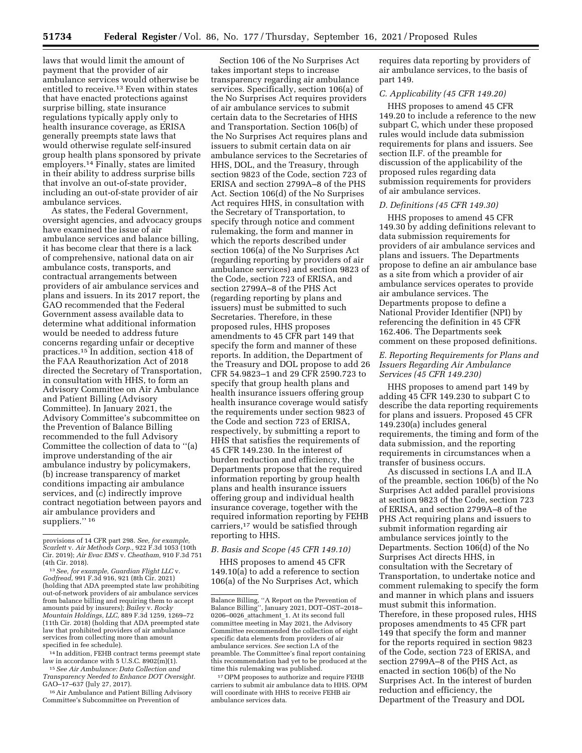laws that would limit the amount of payment that the provider of air ambulance services would otherwise be entitled to receive.[13] Even within states that have enacted protections against surprise billing, state insurance regulations typically apply only to health insurance coverage, as ERISA generally preempts state laws that would otherwise regulate self-insured group health plans sponsored by private employers.[14] Finally, states are limited in their ability to address surprise bills that involve an out-of-state provider, including an out-of-state provider of air ambulance services.

As states, the Federal Government, oversight agencies, and advocacy groups have examined the issue of air ambulance services and balance billing, it has become clear that there is a lack of comprehensive, national data on air ambulance costs, transports, and contractual arrangements between providers of air ambulance services and plans and issuers. In its 2017 report, the GAO recommended that the Federal Government assess available data to determine what additional information would be needed to address future concerns regarding unfair or deceptive practices.[15] In addition, section 418 of the FAA Reauthorization Act of 2018 directed the Secretary of Transportation, in consultation with HHS, to form an Advisory Committee on Air Ambulance and Patient Billing (Advisory Committee). In January 2021, the Advisory Committee's subcommittee on the Prevention of Balance Billing recommended to the full Advisory Committee the collection of data to ''(a) improve understanding of the air ambulance industry by policymakers, (b) increase transparency of market conditions impacting air ambulance services, and (c) indirectly improve contract negotiation between payors and air ambulance providers and suppliers.'' [16]

Section 106 of the No Surprises Act takes important steps to increase transparency regarding air ambulance services. Specifically, section 106(a) of the No Surprises Act requires providers of air ambulance services to submit certain data to the Secretaries of HHS and Transportation. Section 106(b) of the No Surprises Act requires plans and issuers to submit certain data on air ambulance services to the Secretaries of HHS, DOL, and the Treasury, through section 9823 of the Code, section 723 of ERISA and section 2799A–8 of the PHS Act. Section 106(d) of the No Surprises Act requires HHS, in consultation with the Secretary of Transportation, to specify through notice and comment rulemaking, the form and manner in which the reports described under section 106(a) of the No Surprises Act (regarding reporting by providers of air ambulance services) and section 9823 of the Code, section 723 of ERISA, and section 2799A–8 of the PHS Act (regarding reporting by plans and issuers) must be submitted to such Secretaries. Therefore, in these proposed rules, HHS proposes amendments to 45 CFR part 149 that specify the form and manner of these reports. In addition, the Department of the Treasury and DOL propose to add 26 CFR 54.9823–1 and 29 CFR 2590.723 to specify that group health plans and health insurance issuers offering group health insurance coverage would satisfy the requirements under section 9823 of the Code and section 723 of ERISA, respectively, by submitting a report to HHS that satisfies the requirements of 45 CFR 149.230. In the interest of burden reduction and efficiency, the Departments propose that the required information reporting by group health plans and health insurance issuers offering group and individual health insurance coverage, together with the required information reporting by FEHB carriers,[17] would be satisfied through reporting to HHS.

### B. Basis and Scope (45 CFR 149.10)

HHS proposes to amend 45 CFR 149.10(a) to add a reference to section 106(a) of the No Surprises Act, which requires data reporting by providers of air ambulance services, to the basis of part 149.

### C. Applicability (45 CFR 149.20)

HHS proposes to amend 45 CFR 149.20 to include a reference to the new subpart C, which under these proposed rules would include data submission requirements for plans and issuers. See section II.F. of the preamble for discussion of the applicability of the proposed rules regarding data submission requirements for providers of air ambulance services.

### D. Definitions (45 CFR 149.30)

HHS proposes to amend 45 CFR 149.30 by adding definitions relevant to data submission requirements for providers of air ambulance services and plans and issuers. The Departments propose to define an air ambulance base as a site from which a provider of air ambulance services operates to provide air ambulance services. The Departments propose to define a National Provider Identifier (NPI) by referencing the definition in 45 CFR 162.406. The Departments seek comment on these proposed definitions.

### E. Reporting Requirements for Plans and Issuers Regarding Air Ambulance Services (45 CFR 149.230)

HHS proposes to amend part 149 by adding 45 CFR 149.230 to subpart C to describe the data reporting requirements for plans and issuers. Proposed 45 CFR 149.230(a) includes general requirements, the timing and form of the data submission, and the reporting requirements in circumstances when a transfer of business occurs.

As discussed in sections I.A and II.A of the preamble, section 106(b) of the No Surprises Act added parallel provisions at section 9823 of the Code, section 723 of ERISA, and section 2799A–8 of the PHS Act requiring plans and issuers to submit information regarding air ambulance services jointly to the Departments. Section 106(d) of the No Surprises Act directs HHS, in consultation with the Secretary of Transportation, to undertake notice and comment rulemaking to specify the form and manner in which plans and issuers must submit this information. Therefore, in these proposed rules, HHS proposes amendments to 45 CFR part 149 that specify the form and manner for the reports required in section 9823 of the Code, section 723 of ERISA, and section 2799A–8 of the PHS Act, as enacted in section 106(b) of the No Surprises Act. In the interest of burden reduction and efficiency, the Department of the Treasury and DOL

---

provisions of 14 CFR part 298. *See, for example, Scarlett* v. *Air Methods Corp.,* 922 F.3d 1053 (10th Cir. 2019); *Air Evac EMS* v. *Cheatham,* 910 F.3d 751 (4th Cir. 2018).

[13] *See, for example, Guardian Flight LLC* v. *Godfread,* 991 F.3d 916, 921 (8th Cir. 2021) (holding that ADA preempted state law prohibiting out-of-network providers of air ambulance services from balance billing and requiring them to accept amounts paid by insurers); *Bailey* v. *Rocky Mountain Holdings, LLC,* 889 F.3d 1259, 1269–72 (11th Cir. 2018) (holding that ADA preempted state law that prohibited providers of air ambulance services from collecting more than amount specified in fee schedule).

[14] In addition, FEHB contract terms preempt state law in accordance with 5 U.S.C. 8902(m)(1).

[15] *See Air Ambulance: Data Collection and Transparency Needed to Enhance DOT Oversight.* GAO–17–637 (July 27, 2017).

[16] Air Ambulance and Patient Billing Advisory Committee's Subcommittee on Prevention of Balance Billing, ''A Report on the Prevention of Balance Billing'', January 2021, DOT–OST–2018–0206–0026_attachment_1. At its second full committee meeting in May 2021, the Advisory Committee recommended the collection of eight specific data elements from providers of air ambulance services. *See* section I.A of the preamble. The Committee's final report containing this recommendation had yet to be produced at the time this rulemaking was published.

[17] OPM proposes to authorize and require FEHB carriers to submit air ambulance data to HHS. OPM will coordinate with HHS to receive FEHB air ambulance services data.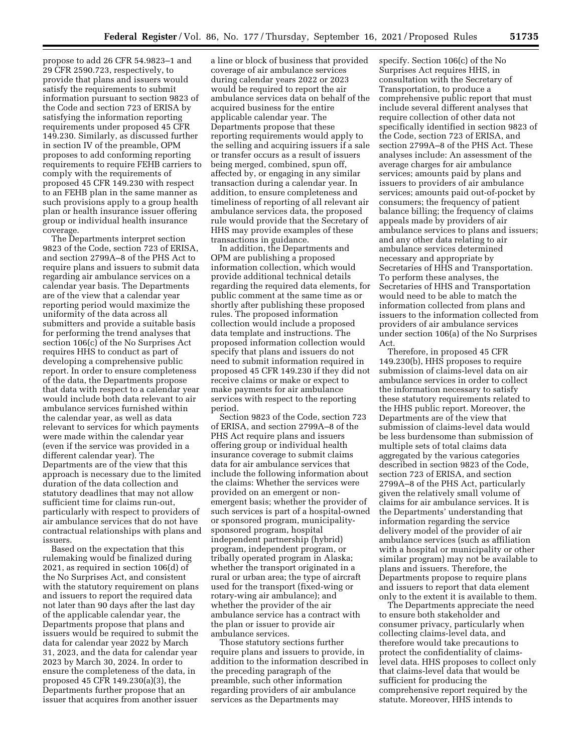propose to add 26 CFR 54.9823–1 and 29 CFR 2590.723, respectively, to provide that plans and issuers would satisfy the requirements to submit information pursuant to section 9823 of the Code and section 723 of ERISA by satisfying the information reporting requirements under proposed 45 CFR 149.230. Similarly, as discussed further in section IV of the preamble, OPM proposes to add conforming reporting requirements to require FEHB carriers to comply with the requirements of proposed 45 CFR 149.230 with respect to an FEHB plan in the same manner as such provisions apply to a group health plan or health insurance issuer offering group or individual health insurance coverage.

The Departments interpret section 9823 of the Code, section 723 of ERISA, and section 2799A–8 of the PHS Act to require plans and issuers to submit data regarding air ambulance services on a calendar year basis. The Departments are of the view that a calendar year reporting period would maximize the uniformity of the data across all submitters and provide a suitable basis for performing the trend analyses that section 106(c) of the No Surprises Act requires HHS to conduct as part of developing a comprehensive public report. In order to ensure completeness of the data, the Departments propose that data with respect to a calendar year would include both data relevant to air ambulance services furnished within the calendar year, as well as data relevant to services for which payments were made within the calendar year (even if the service was provided in a different calendar year). The Departments are of the view that this approach is necessary due to the limited duration of the data collection and statutory deadlines that may not allow sufficient time for claims run-out, particularly with respect to providers of air ambulance services that do not have contractual relationships with plans and issuers.

Based on the expectation that this rulemaking would be finalized during 2021, as required in section 106(d) of the No Surprises Act, and consistent with the statutory requirement on plans and issuers to report the required data not later than 90 days after the last day of the applicable calendar year, the Departments propose that plans and issuers would be required to submit the data for calendar year 2022 by March 31, 2023, and the data for calendar year 2023 by March 30, 2024. In order to ensure the completeness of the data, in proposed 45 CFR 149.230(a)(3), the Departments further propose that an issuer that acquires from another issuer a line or block of business that provided coverage of air ambulance services during calendar years 2022 or 2023 would be required to report the air ambulance services data on behalf of the acquired business for the entire applicable calendar year. The Departments propose that these reporting requirements would apply to the selling and acquiring issuers if a sale or transfer occurs as a result of issuers being merged, combined, spun off, affected by, or engaging in any similar transaction during a calendar year. In addition, to ensure completeness and timeliness of reporting of all relevant air ambulance services data, the proposed rule would provide that the Secretary of HHS may provide examples of these transactions in guidance.

In addition, the Departments and OPM are publishing a proposed information collection, which would provide additional technical details regarding the required data elements, for public comment at the same time as or shortly after publishing these proposed rules. The proposed information collection would include a proposed data template and instructions. The proposed information collection would specify that plans and issuers do not need to submit information required in proposed 45 CFR 149.230 if they did not receive claims or make or expect to make payments for air ambulance services with respect to the reporting period.

Section 9823 of the Code, section 723 of ERISA, and section 2799A–8 of the PHS Act require plans and issuers offering group or individual health insurance coverage to submit claims data for air ambulance services that include the following information about the claims: Whether the services were provided on an emergent or non-emergent basis; whether the provider of such services is part of a hospital-owned or sponsored program, municipality-sponsored program, hospital independent partnership (hybrid) program, independent program, or tribally operated program in Alaska; whether the transport originated in a rural or urban area; the type of aircraft used for the transport (fixed-wing or rotary-wing air ambulance); and whether the provider of the air ambulance service has a contract with the plan or issuer to provide air ambulance services.

Those statutory sections further require plans and issuers to provide, in addition to the information described in the preceding paragraph of the preamble, such other information regarding providers of air ambulance services as the Departments may specify. Section 106(c) of the No Surprises Act requires HHS, in consultation with the Secretary of Transportation, to produce a comprehensive public report that must include several different analyses that require collection of other data not specifically identified in section 9823 of the Code, section 723 of ERISA, and section 2799A–8 of the PHS Act. These analyses include: An assessment of the average charges for air ambulance services; amounts paid by plans and issuers to providers of air ambulance services; amounts paid out-of-pocket by consumers; the frequency of patient balance billing; the frequency of claims appeals made by providers of air ambulance services to plans and issuers; and any other data relating to air ambulance services determined necessary and appropriate by Secretaries of HHS and Transportation. To perform these analyses, the Secretaries of HHS and Transportation would need to be able to match the information collected from plans and issuers to the information collected from providers of air ambulance services under section 106(a) of the No Surprises Act.

Therefore, in proposed 45 CFR 149.230(b), HHS proposes to require submission of claims-level data on air ambulance services in order to collect the information necessary to satisfy these statutory requirements related to the HHS public report. Moreover, the Departments are of the view that submission of claims-level data would be less burdensome than submission of multiple sets of total claims data aggregated by the various categories described in section 9823 of the Code, section 723 of ERISA, and section 2799A–8 of the PHS Act, particularly given the relatively small volume of claims for air ambulance services. It is the Departments' understanding that information regarding the service delivery model of the provider of air ambulance services (such as affiliation with a hospital or municipality or other similar program) may not be available to plans and issuers. Therefore, the Departments propose to require plans and issuers to report that data element only to the extent it is available to them.

The Departments appreciate the need to ensure both stakeholder and consumer privacy, particularly when collecting claims-level data, and therefore would take precautions to protect the confidentiality of claims-level data. HHS proposes to collect only that claims-level data that would be sufficient for producing the comprehensive report required by the statute. Moreover, HHS intends to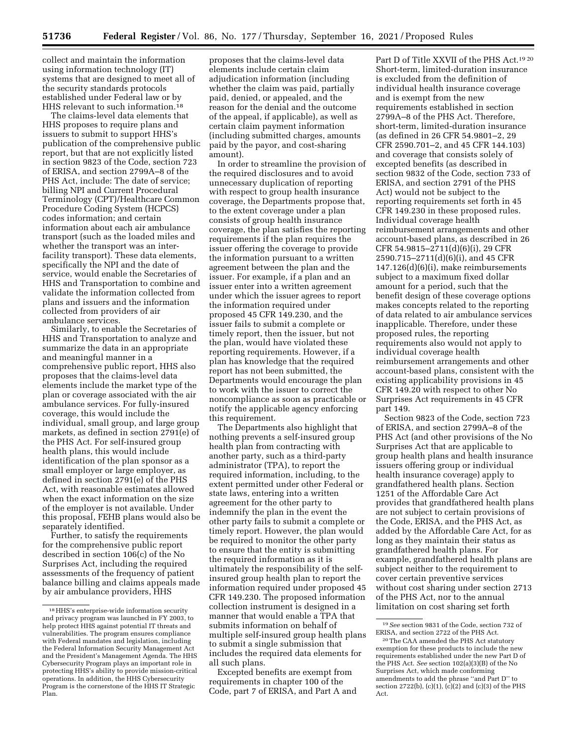collect and maintain the information using information technology (IT) systems that are designed to meet all of the security standards protocols established under Federal law or by HHS relevant to such information.[18]

The claims-level data elements that HHS proposes to require plans and issuers to submit to support HHS's publication of the comprehensive public report, but that are not explicitly listed in section 9823 of the Code, section 723 of ERISA, and section 2799A–8 of the PHS Act, include: The date of service; billing NPI and Current Procedural Terminology (CPT)/Healthcare Common Procedure Coding System (HCPCS) codes information; and certain information about each air ambulance transport (such as the loaded miles and whether the transport was an inter-facility transport). These data elements, specifically the NPI and the date of service, would enable the Secretaries of HHS and Transportation to combine and validate the information collected from plans and issuers and the information collected from providers of air ambulance services.

Similarly, to enable the Secretaries of HHS and Transportation to analyze and summarize the data in an appropriate and meaningful manner in a comprehensive public report, HHS also proposes that the claims-level data elements include the market type of the plan or coverage associated with the air ambulance services. For fully-insured coverage, this would include the individual, small group, and large group markets, as defined in section 2791(e) of the PHS Act. For self-insured group health plans, this would include identification of the plan sponsor as a small employer or large employer, as defined in section 2791(e) of the PHS Act, with reasonable estimates allowed when the exact information on the size of the employer is not available. Under this proposal, FEHB plans would also be separately identified.

Further, to satisfy the requirements for the comprehensive public report described in section 106(c) of the No Surprises Act, including the required assessments of the frequency of patient balance billing and claims appeals made by air ambulance providers, HHS proposes that the claims-level data elements include certain claim adjudication information (including whether the claim was paid, partially paid, denied, or appealed, and the reason for the denial and the outcome of the appeal, if applicable), as well as certain claim payment information (including submitted charges, amounts paid by the payor, and cost-sharing amount).

In order to streamline the provision of the required disclosures and to avoid unnecessary duplication of reporting with respect to group health insurance coverage, the Departments propose that, to the extent coverage under a plan consists of group health insurance coverage, the plan satisfies the reporting requirements if the plan requires the issuer offering the coverage to provide the information pursuant to a written agreement between the plan and the issuer. For example, if a plan and an issuer enter into a written agreement under which the issuer agrees to report the information required under proposed 45 CFR 149.230, and the issuer fails to submit a complete or timely report, then the issuer, but not the plan, would have violated these reporting requirements. However, if a plan has knowledge that the required report has not been submitted, the Departments would encourage the plan to work with the issuer to correct the noncompliance as soon as practicable or notify the applicable agency enforcing this requirement.

The Departments also highlight that nothing prevents a self-insured group health plan from contracting with another party, such as a third-party administrator (TPA), to report the required information, including, to the extent permitted under other Federal or state laws, entering into a written agreement for the other party to indemnify the plan in the event the other party fails to submit a complete or timely report. However, the plan would be required to monitor the other party to ensure that the entity is submitting the required information as it is ultimately the responsibility of the self-insured group health plan to report the information required under proposed 45 CFR 149.230. The proposed information collection instrument is designed in a manner that would enable a TPA that submits information on behalf of multiple self-insured group health plans to submit a single submission that includes the required data elements for all such plans.

Excepted benefits are exempt from requirements in chapter 100 of the Code, part 7 of ERISA, and Part A and Part D of Title XXVII of the PHS Act.[19] [20] Short-term, limited-duration insurance is excluded from the definition of individual health insurance coverage and is exempt from the new requirements established in section 2799A–8 of the PHS Act. Therefore, short-term, limited-duration insurance (as defined in 26 CFR 54.9801–2, 29 CFR 2590.701–2, and 45 CFR 144.103) and coverage that consists solely of excepted benefits (as described in section 9832 of the Code, section 733 of ERISA, and section 2791 of the PHS Act) would not be subject to the reporting requirements set forth in 45 CFR 149.230 in these proposed rules. Individual coverage health reimbursement arrangements and other account-based plans, as described in 26 CFR 54.9815–2711(d)(6)(i), 29 CFR 2590.715–2711(d)(6)(i), and 45 CFR 147.126(d)(6)(i), make reimbursements subject to a maximum fixed dollar amount for a period, such that the benefit design of these coverage options makes concepts related to the reporting of data related to air ambulance services inapplicable. Therefore, under these proposed rules, the reporting requirements also would not apply to individual coverage health reimbursement arrangements and other account-based plans, consistent with the existing applicability provisions in 45 CFR 149.20 with respect to other No Surprises Act requirements in 45 CFR part 149.

Section 9823 of the Code, section 723 of ERISA, and section 2799A–8 of the PHS Act (and other provisions of the No Surprises Act that are applicable to group health plans and health insurance issuers offering group or individual health insurance coverage) apply to grandfathered health plans. Section 1251 of the Affordable Care Act provides that grandfathered health plans are not subject to certain provisions of the Code, ERISA, and the PHS Act, as added by the Affordable Care Act, for as long as they maintain their status as grandfathered health plans. For example, grandfathered health plans are subject neither to the requirement to cover certain preventive services without cost sharing under section 2713 of the PHS Act, nor to the annual limitation on cost sharing set forth

---

[18] HHS's enterprise-wide information security and privacy program was launched in FY 2003, to help protect HHS against potential IT threats and vulnerabilities. The program ensures compliance with Federal mandates and legislation, including the Federal Information Security Management Act and the President's Management Agenda. The HHS Cybersecurity Program plays an important role in protecting HHS's ability to provide mission-critical operations. In addition, the HHS Cybersecurity Program is the cornerstone of the HHS IT Strategic Plan.

[19] *See* section 9831 of the Code, section 732 of ERISA, and section 2722 of the PHS Act.

[20] The CAA amended the PHS Act statutory exemption for these products to include the new requirements established under the new Part D of the PHS Act. *See* section 102(a)(3)(B) of the No Surprises Act, which made conforming amendments to add the phrase ''and Part D'' to section 2722(b), (c)(1), (c)(2) and (c)(3) of the PHS Act.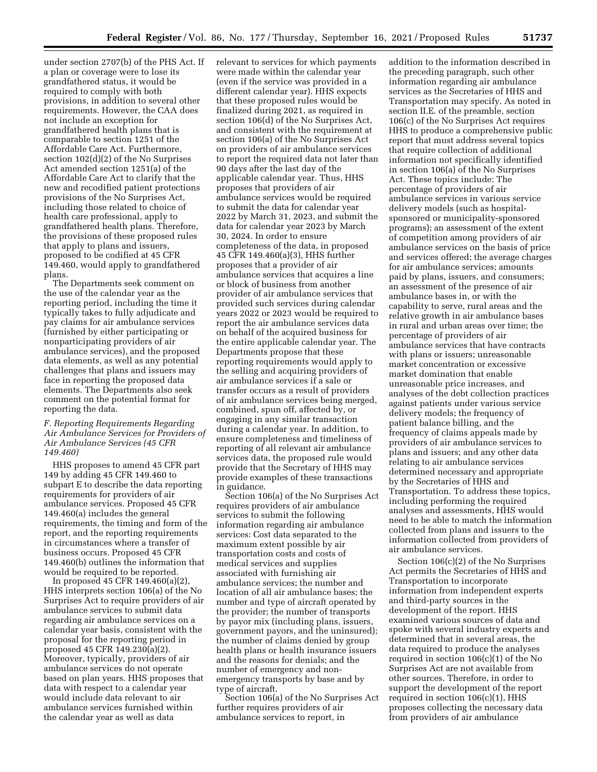under section 2707(b) of the PHS Act. If a plan or coverage were to lose its grandfathered status, it would be required to comply with both provisions, in addition to several other requirements. However, the CAA does not include an exception for grandfathered health plans that is comparable to section 1251 of the Affordable Care Act. Furthermore, section 102(d)(2) of the No Surprises Act amended section 1251(a) of the Affordable Care Act to clarify that the new and recodified patient protections provisions of the No Surprises Act, including those related to choice of health care professional, apply to grandfathered health plans. Therefore, the provisions of these proposed rules that apply to plans and issuers, proposed to be codified at 45 CFR 149.460, would apply to grandfathered plans.

The Departments seek comment on the use of the calendar year as the reporting period, including the time it typically takes to fully adjudicate and pay claims for air ambulance services (furnished by either participating or nonparticipating providers of air ambulance services), and the proposed data elements, as well as any potential challenges that plans and issuers may face in reporting the proposed data elements. The Departments also seek comment on the potential format for reporting the data.

### *F. Reporting Requirements Regarding Air Ambulance Services for Providers of Air Ambulance Services (45 CFR 149.460)*

HHS proposes to amend 45 CFR part 149 by adding 45 CFR 149.460 to subpart E to describe the data reporting requirements for providers of air ambulance services. Proposed 45 CFR 149.460(a) includes the general requirements, the timing and form of the report, and the reporting requirements in circumstances where a transfer of business occurs. Proposed 45 CFR 149.460(b) outlines the information that would be required to be reported.

In proposed 45 CFR 149.460(a)(2), HHS interprets section 106(a) of the No Surprises Act to require providers of air ambulance services to submit data regarding air ambulance services on a calendar year basis, consistent with the proposal for the reporting period in proposed 45 CFR 149.230(a)(2). Moreover, typically, providers of air ambulance services do not operate based on plan years. HHS proposes that data with respect to a calendar year would include data relevant to air ambulance services furnished within the calendar year as well as data relevant to services for which payments were made within the calendar year (even if the service was provided in a different calendar year). HHS expects that these proposed rules would be finalized during 2021, as required in section 106(d) of the No Surprises Act, and consistent with the requirement at section 106(a) of the No Surprises Act on providers of air ambulance services to report the required data not later than 90 days after the last day of the applicable calendar year. Thus, HHS proposes that providers of air ambulance services would be required to submit the data for calendar year 2022 by March 31, 2023, and submit the data for calendar year 2023 by March 30, 2024. In order to ensure completeness of the data, in proposed 45 CFR 149.460(a)(3), HHS further proposes that a provider of air ambulance services that acquires a line or block of business from another provider of air ambulance services that provided such services during calendar years 2022 or 2023 would be required to report the air ambulance services data on behalf of the acquired business for the entire applicable calendar year. The Departments propose that these reporting requirements would apply to the selling and acquiring providers of air ambulance services if a sale or transfer occurs as a result of providers of air ambulance services being merged, combined, spun off, affected by, or engaging in any similar transaction during a calendar year. In addition, to ensure completeness and timeliness of reporting of all relevant air ambulance services data, the proposed rule would provide that the Secretary of HHS may provide examples of these transactions in guidance.

Section 106(a) of the No Surprises Act requires providers of air ambulance services to submit the following information regarding air ambulance services: Cost data separated to the maximum extent possible by air transportation costs and costs of medical services and supplies associated with furnishing air ambulance services; the number and location of all air ambulance bases; the number and type of aircraft operated by the provider; the number of transports by payor mix (including plans, issuers, government payors, and the uninsured); the number of claims denied by group health plans or health insurance issuers and the reasons for denials; and the number of emergency and non-emergency transports by base and by type of aircraft.

Section 106(a) of the No Surprises Act further requires providers of air ambulance services to report, in addition to the information described in the preceding paragraph, such other information regarding air ambulance services as the Secretaries of HHS and Transportation may specify. As noted in section II.E. of the preamble, section 106(c) of the No Surprises Act requires HHS to produce a comprehensive public report that must address several topics that require collection of additional information not specifically identified in section 106(a) of the No Surprises Act. These topics include: The percentage of providers of air ambulance services in various service delivery models (such as hospital-sponsored or municipality-sponsored programs); an assessment of the extent of competition among providers of air ambulance services on the basis of price and services offered; the average charges for air ambulance services; amounts paid by plans, issuers, and consumers; an assessment of the presence of air ambulance bases in, or with the capability to serve, rural areas and the relative growth in air ambulance bases in rural and urban areas over time; the percentage of providers of air ambulance services that have contracts with plans or issuers; unreasonable market concentration or excessive market domination that enable unreasonable price increases, and analyses of the debt collection practices against patients under various service delivery models; the frequency of patient balance billing, and the frequency of claims appeals made by providers of air ambulance services to plans and issuers; and any other data relating to air ambulance services determined necessary and appropriate by the Secretaries of HHS and Transportation. To address these topics, including performing the required analyses and assessments, HHS would need to be able to match the information collected from plans and issuers to the information collected from providers of air ambulance services.

Section 106(c)(2) of the No Surprises Act permits the Secretaries of HHS and Transportation to incorporate information from independent experts and third-party sources in the development of the report. HHS examined various sources of data and spoke with several industry experts and determined that in several areas, the data required to produce the analyses required in section 106(c)(1) of the No Surprises Act are not available from other sources. Therefore, in order to support the development of the report required in section 106(c)(1), HHS proposes collecting the necessary data from providers of air ambulance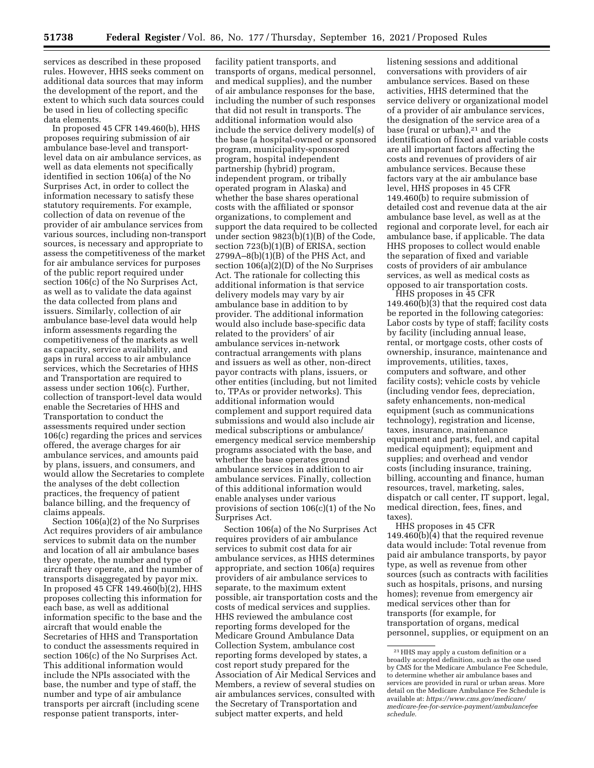services as described in these proposed rules. However, HHS seeks comment on additional data sources that may inform the development of the report, and the extent to which such data sources could be used in lieu of collecting specific data elements.

In proposed 45 CFR 149.460(b), HHS proposes requiring submission of air ambulance base-level and transport-level data on air ambulance services, as well as data elements not specifically identified in section 106(a) of the No Surprises Act, in order to collect the information necessary to satisfy these statutory requirements. For example, collection of data on revenue of the provider of air ambulance services from various sources, including non-transport sources, is necessary and appropriate to assess the competitiveness of the market for air ambulance services for purposes of the public report required under section 106(c) of the No Surprises Act, as well as to validate the data against the data collected from plans and issuers. Similarly, collection of air ambulance base-level data would help inform assessments regarding the competitiveness of the markets as well as capacity, service availability, and gaps in rural access to air ambulance services, which the Secretaries of HHS and Transportation are required to assess under section 106(c). Further, collection of transport-level data would enable the Secretaries of HHS and Transportation to conduct the assessments required under section 106(c) regarding the prices and services offered, the average charges for air ambulance services, and amounts paid by plans, issuers, and consumers, and would allow the Secretaries to complete the analyses of the debt collection practices, the frequency of patient balance billing, and the frequency of claims appeals.

Section 106(a)(2) of the No Surprises Act requires providers of air ambulance services to submit data on the number and location of all air ambulance bases they operate, the number and type of aircraft they operate, and the number of transports disaggregated by payor mix. In proposed 45 CFR 149.460(b)(2), HHS proposes collecting this information for each base, as well as additional information specific to the base and the aircraft that would enable the Secretaries of HHS and Transportation to conduct the assessments required in section 106(c) of the No Surprises Act. This additional information would include the NPIs associated with the base, the number and type of staff, the number and type of air ambulance transports per aircraft (including scene response patient transports, inter-facility patient transports, and transports of organs, medical personnel, and medical supplies), and the number of air ambulance responses for the base, including the number of such responses that did not result in transports. The additional information would also include the service delivery model(s) of the base (a hospital-owned or sponsored program, municipality-sponsored program, hospital independent partnership (hybrid) program, independent program, or tribally operated program in Alaska) and whether the base shares operational costs with the affiliated or sponsor organizations, to complement and support the data required to be collected under section 9823(b)(1)(B) of the Code, section 723(b)(1)(B) of ERISA, section 2799A–8(b)(1)(B) of the PHS Act, and section 106(a)(2)(D) of the No Surprises Act. The rationale for collecting this additional information is that service delivery models may vary by air ambulance base in addition to by provider. The additional information would also include base-specific data related to the providers' of air ambulance services in-network contractual arrangements with plans and issuers as well as other, non-direct payor contracts with plans, issuers, or other entities (including, but not limited to, TPAs or provider networks). This additional information would complement and support required data submissions and would also include air medical subscriptions or ambulance/emergency medical service membership programs associated with the base, and whether the base operates ground ambulance services in addition to air ambulance services. Finally, collection of this additional information would enable analyses under various provisions of section 106(c)(1) of the No Surprises Act.

Section 106(a) of the No Surprises Act requires providers of air ambulance services to submit cost data for air ambulance services, as HHS determines appropriate, and section 106(a) requires providers of air ambulance services to separate, to the maximum extent possible, air transportation costs and the costs of medical services and supplies. HHS reviewed the ambulance cost reporting forms developed for the Medicare Ground Ambulance Data Collection System, ambulance cost reporting forms developed by states, a cost report study prepared for the Association of Air Medical Services and Members, a review of several studies on air ambulances services, consulted with the Secretary of Transportation and subject matter experts, and held listening sessions and additional conversations with providers of air ambulance services. Based on these activities, HHS determined that the service delivery or organizational model of a provider of air ambulance services, the designation of the service area of a base (rural or urban),[21] and the identification of fixed and variable costs are all important factors affecting the costs and revenues of providers of air ambulance services. Because these factors vary at the air ambulance base level, HHS proposes in 45 CFR 149.460(b) to require submission of detailed cost and revenue data at the air ambulance base level, as well as at the regional and corporate level, for each air ambulance base, if applicable. The data HHS proposes to collect would enable the separation of fixed and variable costs of providers of air ambulance services, as well as medical costs as opposed to air transportation costs.

HHS proposes in 45 CFR 149.460(b)(3) that the required cost data be reported in the following categories: Labor costs by type of staff; facility costs by facility (including annual lease, rental, or mortgage costs, other costs of ownership, insurance, maintenance and improvements, utilities, taxes, computers and software, and other facility costs); vehicle costs by vehicle (including vendor fees, depreciation, safety enhancements, non-medical equipment (such as communications technology), registration and license, taxes, insurance, maintenance equipment and parts, fuel, and capital medical equipment); equipment and supplies; and overhead and vendor costs (including insurance, training, billing, accounting and finance, human resources, travel, marketing, sales, dispatch or call center, IT support, legal, medical direction, fees, fines, and taxes).

HHS proposes in 45 CFR 149.460(b)(4) that the required revenue data would include: Total revenue from paid air ambulance transports, by payor type, as well as revenue from other sources (such as contracts with facilities such as hospitals, prisons, and nursing homes); revenue from emergency air medical services other than for transports (for example, for transportation of organs, medical personnel, supplies, or equipment on an

[21] HHS may apply a custom definition or a broadly accepted definition, such as the one used by CMS for the Medicare Ambulance Fee Schedule, to determine whether air ambulance bases and services are provided in rural or urban areas. More detail on the Medicare Ambulance Fee Schedule is available at: *https://www.cms.gov/medicare/medicare-fee-for-service-payment/ambulancefeeschedule.*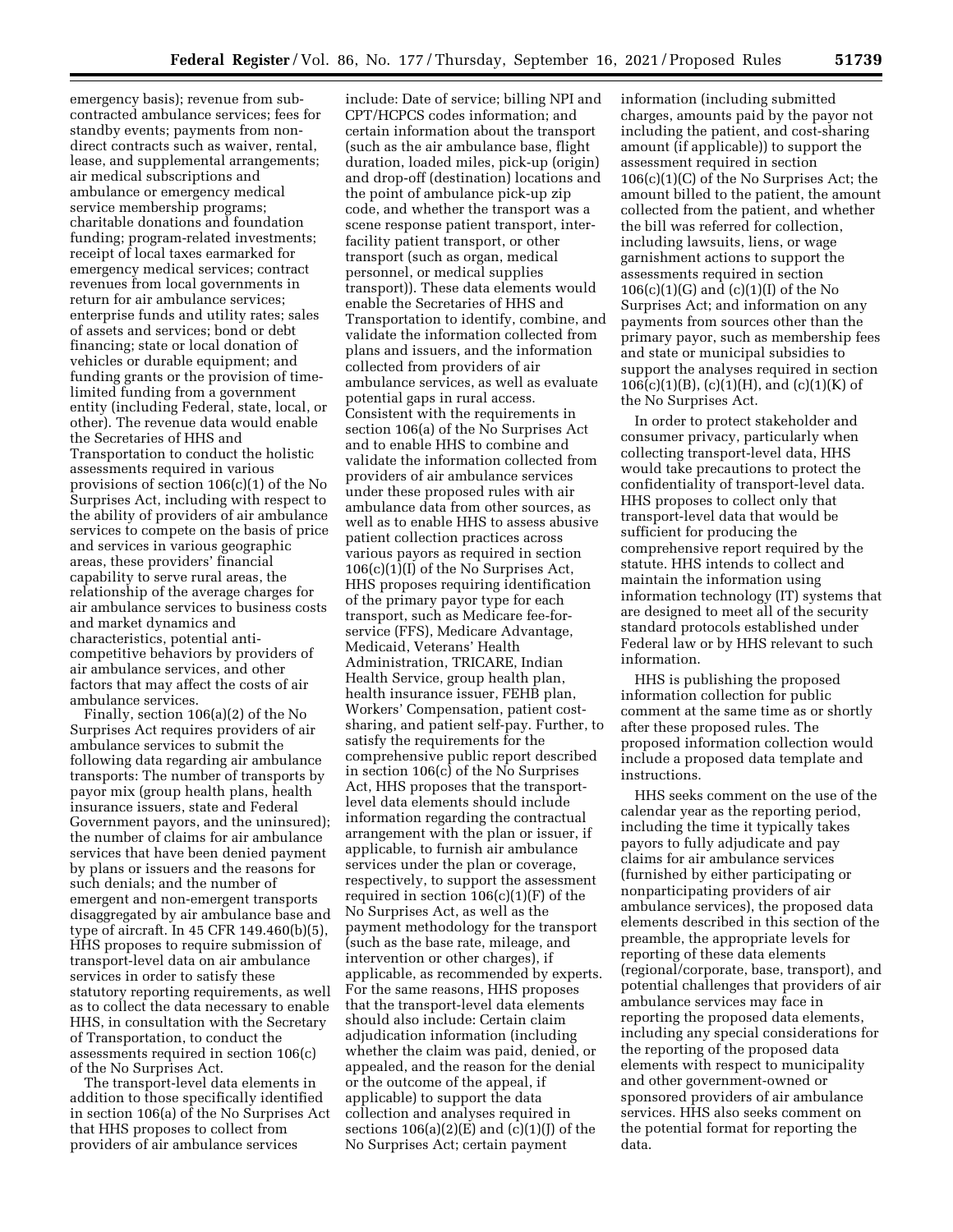emergency basis); revenue from sub-contracted ambulance services; fees for standby events; payments from non-direct contracts such as waiver, rental, lease, and supplemental arrangements; air medical subscriptions and ambulance or emergency medical service membership programs; charitable donations and foundation funding; program-related investments; receipt of local taxes earmarked for emergency medical services; contract revenues from local governments in return for air ambulance services; enterprise funds and utility rates; sales of assets and services; bond or debt financing; state or local donation of vehicles or durable equipment; and funding grants or the provision of time-limited funding from a government entity (including Federal, state, local, or other). The revenue data would enable the Secretaries of HHS and Transportation to conduct the holistic assessments required in various provisions of section 106(c)(1) of the No Surprises Act, including with respect to the ability of providers of air ambulance services to compete on the basis of price and services in various geographic areas, these providers' financial capability to serve rural areas, the relationship of the average charges for air ambulance services to business costs and market dynamics and characteristics, potential anti-competitive behaviors by providers of air ambulance services, and other factors that may affect the costs of air ambulance services.

Finally, section 106(a)(2) of the No Surprises Act requires providers of air ambulance services to submit the following data regarding air ambulance transports: The number of transports by payor mix (group health plans, health insurance issuers, state and Federal Government payors, and the uninsured); the number of claims for air ambulance services that have been denied payment by plans or issuers and the reasons for such denials; and the number of emergent and non-emergent transports disaggregated by air ambulance base and type of aircraft. In 45 CFR 149.460(b)(5), HHS proposes to require submission of transport-level data on air ambulance services in order to satisfy these statutory reporting requirements, as well as to collect the data necessary to enable HHS, in consultation with the Secretary of Transportation, to conduct the assessments required in section 106(c) of the No Surprises Act.

The transport-level data elements in addition to those specifically identified in section 106(a) of the No Surprises Act that HHS proposes to collect from providers of air ambulance services include: Date of service; billing NPI and CPT/HCPCS codes information; and certain information about the transport (such as the air ambulance base, flight duration, loaded miles, pick-up (origin) and drop-off (destination) locations and the point of ambulance pick-up zip code, and whether the transport was a scene response patient transport, inter-facility patient transport, or other transport (such as organ, medical personnel, or medical supplies transport)). These data elements would enable the Secretaries of HHS and Transportation to identify, combine, and validate the information collected from plans and issuers, and the information collected from providers of air ambulance services, as well as evaluate potential gaps in rural access. Consistent with the requirements in section 106(a) of the No Surprises Act and to enable HHS to combine and validate the information collected from providers of air ambulance services under these proposed rules with air ambulance data from other sources, as well as to enable HHS to assess abusive patient collection practices across various payors as required in section 106(c)(1)(I) of the No Surprises Act, HHS proposes requiring identification of the primary payor type for each transport, such as Medicare fee-for-service (FFS), Medicare Advantage, Medicaid, Veterans' Health Administration, TRICARE, Indian Health Service, group health plan, health insurance issuer, FEHB plan, Workers' Compensation, patient cost-sharing, and patient self-pay. Further, to satisfy the requirements for the comprehensive public report described in section 106(c) of the No Surprises Act, HHS proposes that the transport-level data elements should include information regarding the contractual arrangement with the plan or issuer, if applicable, to furnish air ambulance services under the plan or coverage, respectively, to support the assessment required in section 106(c)(1)(F) of the No Surprises Act, as well as the payment methodology for the transport (such as the base rate, mileage, and intervention or other charges), if applicable, as recommended by experts. For the same reasons, HHS proposes that the transport-level data elements should also include: Certain claim adjudication information (including whether the claim was paid, denied, or appealed, and the reason for the denial or the outcome of the appeal, if applicable) to support the data collection and analyses required in sections 106(a)(2)(E) and (c)(1)(J) of the No Surprises Act; certain payment information (including submitted charges, amounts paid by the payor not including the patient, and cost-sharing amount (if applicable)) to support the assessment required in section 106(c)(1)(C) of the No Surprises Act; the amount billed to the patient, the amount collected from the patient, and whether the bill was referred for collection, including lawsuits, liens, or wage garnishment actions to support the assessments required in section 106(c)(1)(G) and (c)(1)(I) of the No Surprises Act; and information on any payments from sources other than the primary payor, such as membership fees and state or municipal subsidies to support the analyses required in section 106(c)(1)(B), (c)(1)(H), and (c)(1)(K) of the No Surprises Act.

In order to protect stakeholder and consumer privacy, particularly when collecting transport-level data, HHS would take precautions to protect the confidentiality of transport-level data. HHS proposes to collect only that transport-level data that would be sufficient for producing the comprehensive report required by the statute. HHS intends to collect and maintain the information using information technology (IT) systems that are designed to meet all of the security standard protocols established under Federal law or by HHS relevant to such information.

HHS is publishing the proposed information collection for public comment at the same time as or shortly after these proposed rules. The proposed information collection would include a proposed data template and instructions.

HHS seeks comment on the use of the calendar year as the reporting period, including the time it typically takes payors to fully adjudicate and pay claims for air ambulance services (furnished by either participating or nonparticipating providers of air ambulance services), the proposed data elements described in this section of the preamble, the appropriate levels for reporting of these data elements (regional/corporate, base, transport), and potential challenges that providers of air ambulance services may face in reporting the proposed data elements, including any special considerations for the reporting of the proposed data elements with respect to municipality and other government-owned or sponsored providers of air ambulance services. HHS also seeks comment on the potential format for reporting the data.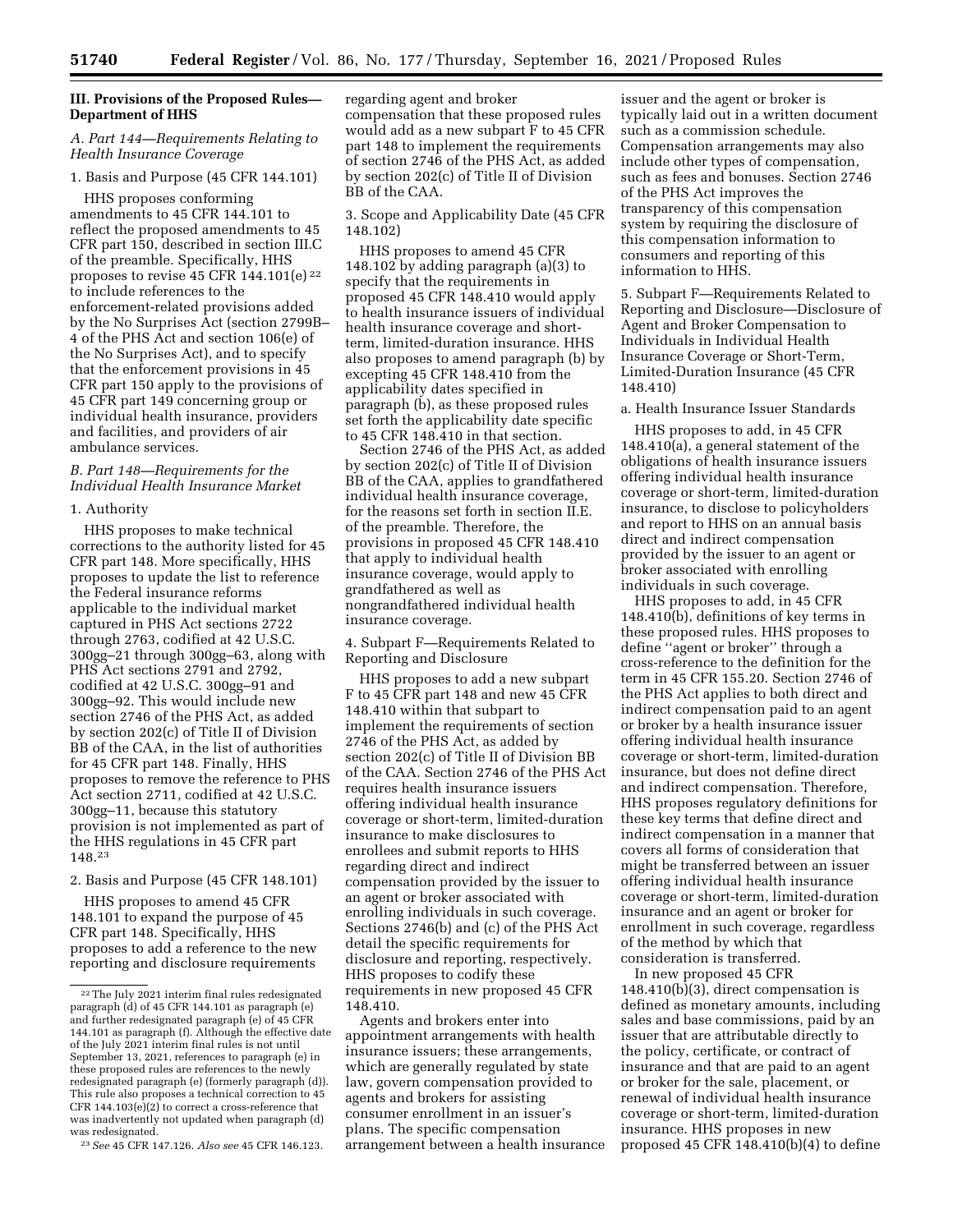## III. Provisions of the Proposed Rules—Department of HHS

### A. Part 144—Requirements Relating to Health Insurance Coverage

#### 1. Basis and Purpose (45 CFR 144.101)

HHS proposes conforming amendments to 45 CFR 144.101 to reflect the proposed amendments to 45 CFR part 150, described in section III.C of the preamble. Specifically, HHS proposes to revise 45 CFR 144.101(e) [22] to include references to the enforcement-related provisions added by the No Surprises Act (section 2799B–4 of the PHS Act and section 106(e) of the No Surprises Act), and to specify that the enforcement provisions in 45 CFR part 150 apply to the provisions of 45 CFR part 149 concerning group or individual health insurance, providers and facilities, and providers of air ambulance services.

### B. Part 148—Requirements for the Individual Health Insurance Market

#### 1. Authority

HHS proposes to make technical corrections to the authority listed for 45 CFR part 148. More specifically, HHS proposes to update the list to reference the Federal insurance reforms applicable to the individual market captured in PHS Act sections 2722 through 2763, codified at 42 U.S.C. 300gg–21 through 300gg–63, along with PHS Act sections 2791 and 2792, codified at 42 U.S.C. 300gg–91 and 300gg–92. This would include new section 2746 of the PHS Act, as added by section 202(c) of Title II of Division BB of the CAA, in the list of authorities for 45 CFR part 148. Finally, HHS proposes to remove the reference to PHS Act section 2711, codified at 42 U.S.C. 300gg–11, because this statutory provision is not implemented as part of the HHS regulations in 45 CFR part 148.[23]

#### 2. Basis and Purpose (45 CFR 148.101)

HHS proposes to amend 45 CFR 148.101 to expand the purpose of 45 CFR part 148. Specifically, HHS proposes to add a reference to the new reporting and disclosure requirements regarding agent and broker compensation that these proposed rules would add as a new subpart F to 45 CFR part 148 to implement the requirements of section 2746 of the PHS Act, as added by section 202(c) of Title II of Division BB of the CAA.

#### 3. Scope and Applicability Date (45 CFR 148.102)

HHS proposes to amend 45 CFR 148.102 by adding paragraph (a)(3) to specify that the requirements in proposed 45 CFR 148.410 would apply to health insurance issuers of individual health insurance coverage and short-term, limited-duration insurance. HHS also proposes to amend paragraph (b) by excepting 45 CFR 148.410 from the applicability dates specified in paragraph (b), as these proposed rules set forth the applicability date specific to 45 CFR 148.410 in that section.

Section 2746 of the PHS Act, as added by section 202(c) of Title II of Division BB of the CAA, applies to grandfathered individual health insurance coverage, for the reasons set forth in section II.E. of the preamble. Therefore, the provisions in proposed 45 CFR 148.410 that apply to individual health insurance coverage, would apply to grandfathered as well as nongrandfathered individual health insurance coverage.

#### 4. Subpart F—Requirements Related to Reporting and Disclosure

HHS proposes to add a new subpart F to 45 CFR part 148 and new 45 CFR 148.410 within that subpart to implement the requirements of section 2746 of the PHS Act, as added by section 202(c) of Title II of Division BB of the CAA. Section 2746 of the PHS Act requires health insurance issuers offering individual health insurance coverage or short-term, limited-duration insurance to make disclosures to enrollees and submit reports to HHS regarding direct and indirect compensation provided by the issuer to an agent or broker associated with enrolling individuals in such coverage. Sections 2746(b) and (c) of the PHS Act detail the specific requirements for disclosure and reporting, respectively. HHS proposes to codify these requirements in new proposed 45 CFR 148.410.

Agents and brokers enter into appointment arrangements with health insurance issuers; these arrangements, which are generally regulated by state law, govern compensation provided to agents and brokers for assisting consumer enrollment in an issuer's plans. The specific compensation arrangement between a health insurance issuer and the agent or broker is typically laid out in a written document such as a commission schedule. Compensation arrangements may also include other types of compensation, such as fees and bonuses. Section 2746 of the PHS Act improves the transparency of this compensation system by requiring the disclosure of this compensation information to consumers and reporting of this information to HHS.

#### 5. Subpart F—Requirements Related to Reporting and Disclosure—Disclosure of Agent and Broker Compensation to Individuals in Individual Health Insurance Coverage or Short-Term, Limited-Duration Insurance (45 CFR 148.410)

##### a. Health Insurance Issuer Standards

HHS proposes to add, in 45 CFR 148.410(a), a general statement of the obligations of health insurance issuers offering individual health insurance coverage or short-term, limited-duration insurance, to disclose to policyholders and report to HHS on an annual basis direct and indirect compensation provided by the issuer to an agent or broker associated with enrolling individuals in such coverage.

HHS proposes to add, in 45 CFR 148.410(b), definitions of key terms in these proposed rules. HHS proposes to define "agent or broker" through a cross-reference to the definition for the term in 45 CFR 155.20. Section 2746 of the PHS Act applies to both direct and indirect compensation paid to an agent or broker by a health insurance issuer offering individual health insurance coverage or short-term, limited-duration insurance, but does not define direct and indirect compensation. Therefore, HHS proposes regulatory definitions for these key terms that define direct and indirect compensation in a manner that covers all forms of consideration that might be transferred between an issuer offering individual health insurance coverage or short-term, limited-duration insurance and an agent or broker for enrollment in such coverage, regardless of the method by which that consideration is transferred.

In new proposed 45 CFR 148.410(b)(3), direct compensation is defined as monetary amounts, including sales and base commissions, paid by an issuer that are attributable directly to the policy, certificate, or contract of insurance and that are paid to an agent or broker for the sale, placement, or renewal of individual health insurance coverage or short-term, limited-duration insurance. HHS proposes in new proposed 45 CFR 148.410(b)(4) to define

---

[22] The July 2021 interim final rules redesignated paragraph (d) of 45 CFR 144.101 as paragraph (e) and further redesignated paragraph (e) of 45 CFR 144.101 as paragraph (f). Although the effective date of the July 2021 interim final rules is not until September 13, 2021, references to paragraph (e) in these proposed rules are references to the newly redesignated paragraph (e) (formerly paragraph (d)). This rule also proposes a technical correction to 45 CFR 144.103(e)(2) to correct a cross-reference that was inadvertently not updated when paragraph (d) was redesignated.

[23] *See* 45 CFR 147.126. *Also see* 45 CFR 146.123.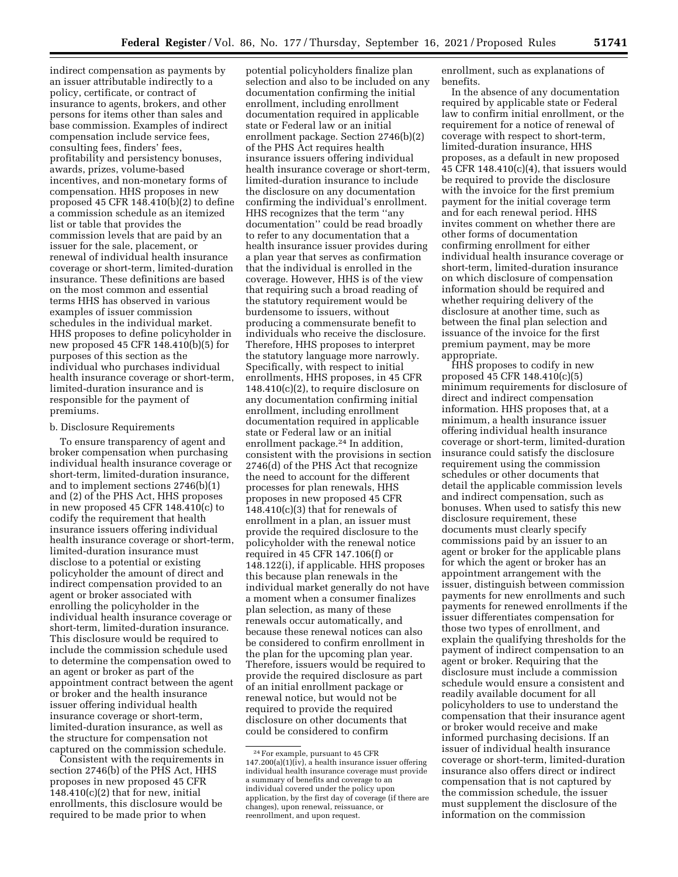indirect compensation as payments by an issuer attributable indirectly to a policy, certificate, or contract of insurance to agents, brokers, and other persons for items other than sales and base commission. Examples of indirect compensation include service fees, consulting fees, finders' fees, profitability and persistency bonuses, awards, prizes, volume-based incentives, and non-monetary forms of compensation. HHS proposes in new proposed 45 CFR 148.410(b)(2) to define a commission schedule as an itemized list or table that provides the commission levels that are paid by an issuer for the sale, placement, or renewal of individual health insurance coverage or short-term, limited-duration insurance. These definitions are based on the most common and essential terms HHS has observed in various examples of issuer commission schedules in the individual market. HHS proposes to define policyholder in new proposed 45 CFR 148.410(b)(5) for purposes of this section as the individual who purchases individual health insurance coverage or short-term, limited-duration insurance and is responsible for the payment of premiums.

b. Disclosure Requirements

To ensure transparency of agent and broker compensation when purchasing individual health insurance coverage or short-term, limited-duration insurance, and to implement sections 2746(b)(1) and (2) of the PHS Act, HHS proposes in new proposed 45 CFR 148.410(c) to codify the requirement that health insurance issuers offering individual health insurance coverage or short-term, limited-duration insurance must disclose to a potential or existing policyholder the amount of direct and indirect compensation provided to an agent or broker associated with enrolling the policyholder in the individual health insurance coverage or short-term, limited-duration insurance. This disclosure would be required to include the commission schedule used to determine the compensation owed to an agent or broker as part of the appointment contract between the agent or broker and the health insurance issuer offering individual health insurance coverage or short-term, limited-duration insurance, as well as the structure for compensation not captured on the commission schedule.

Consistent with the requirements in section 2746(b) of the PHS Act, HHS proposes in new proposed 45 CFR 148.410(c)(2) that for new, initial enrollments, this disclosure would be required to be made prior to when potential policyholders finalize plan selection and also to be included on any documentation confirming the initial enrollment, including enrollment documentation required in applicable state or Federal law or an initial enrollment package. Section 2746(b)(2) of the PHS Act requires health insurance issuers offering individual health insurance coverage or short-term, limited-duration insurance to include the disclosure on any documentation confirming the individual's enrollment. HHS recognizes that the term "any documentation" could be read broadly to refer to any documentation that a health insurance issuer provides during a plan year that serves as confirmation that the individual is enrolled in the coverage. However, HHS is of the view that requiring such a broad reading of the statutory requirement would be burdensome to issuers, without producing a commensurate benefit to individuals who receive the disclosure. Therefore, HHS proposes to interpret the statutory language more narrowly. Specifically, with respect to initial enrollments, HHS proposes, in 45 CFR 148.410(c)(2), to require disclosure on any documentation confirming initial enrollment, including enrollment documentation required in applicable state or Federal law or an initial enrollment package.[24] In addition, consistent with the provisions in section 2746(d) of the PHS Act that recognize the need to account for the different processes for plan renewals, HHS proposes in new proposed 45 CFR 148.410(c)(3) that for renewals of enrollment in a plan, an issuer must provide the required disclosure to the policyholder with the renewal notice required in 45 CFR 147.106(f) or 148.122(i), if applicable. HHS proposes this because plan renewals in the individual market generally do not have a moment when a consumer finalizes plan selection, as many of these renewals occur automatically, and because these renewal notices can also be considered to confirm enrollment in the plan for the upcoming plan year. Therefore, issuers would be required to provide the required disclosure as part of an initial enrollment package or renewal notice, but would not be required to provide the required disclosure on other documents that could be considered to confirm enrollment, such as explanations of benefits.

In the absence of any documentation required by applicable state or Federal law to confirm initial enrollment, or the requirement for a notice of renewal of coverage with respect to short-term, limited-duration insurance, HHS proposes, as a default in new proposed 45 CFR 148.410(c)(4), that issuers would be required to provide the disclosure with the invoice for the first premium payment for the initial coverage term and for each renewal period. HHS invites comment on whether there are other forms of documentation confirming enrollment for either individual health insurance coverage or short-term, limited-duration insurance on which disclosure of compensation information should be required and whether requiring delivery of the disclosure at another time, such as between the final plan selection and issuance of the invoice for the first premium payment, may be more appropriate.

HHS proposes to codify in new proposed 45 CFR 148.410(c)(5) minimum requirements for disclosure of direct and indirect compensation information. HHS proposes that, at a minimum, a health insurance issuer offering individual health insurance coverage or short-term, limited-duration insurance could satisfy the disclosure requirement using the commission schedules or other documents that detail the applicable commission levels and indirect compensation, such as bonuses. When used to satisfy this new disclosure requirement, these documents must clearly specify commissions paid by an issuer to an agent or broker for the applicable plans for which the agent or broker has an appointment arrangement with the issuer, distinguish between commission payments for new enrollments and such payments for renewed enrollments if the issuer differentiates compensation for those two types of enrollment, and explain the qualifying thresholds for the payment of indirect compensation to an agent or broker. Requiring that the disclosure must include a commission schedule would ensure a consistent and readily available document for all policyholders to use to understand the compensation that their insurance agent or broker would receive and make informed purchasing decisions. If an issuer of individual health insurance coverage or short-term, limited-duration insurance also offers direct or indirect compensation that is not captured by the commission schedule, the issuer must supplement the disclosure of the information on the commission

[24] For example, pursuant to 45 CFR 147.200(a)(1)(iv), a health insurance issuer offering individual health insurance coverage must provide a summary of benefits and coverage to an individual covered under the policy upon application, by the first day of coverage (if there are changes), upon renewal, reissuance, or reenrollment, and upon request.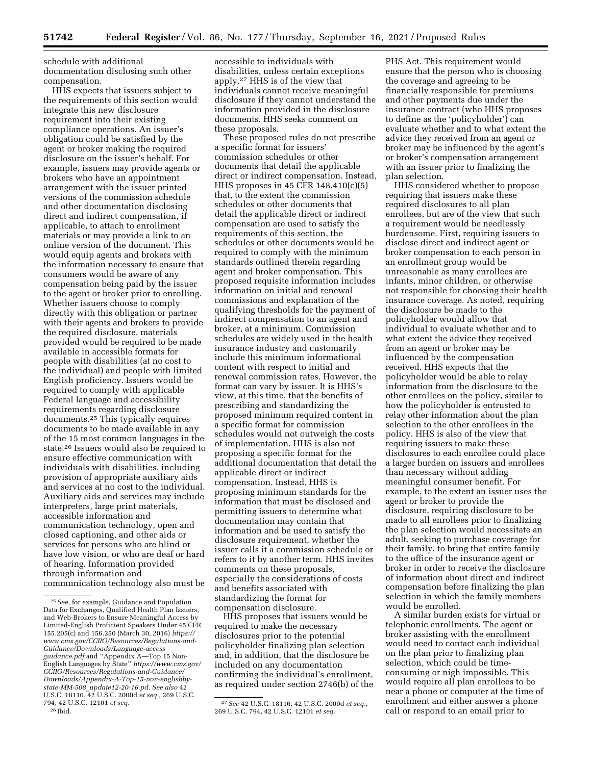schedule with additional documentation disclosing such other compensation.

HHS expects that issuers subject to the requirements of this section would integrate this new disclosure requirement into their existing compliance operations. An issuer's obligation could be satisfied by the agent or broker making the required disclosure on the issuer's behalf. For example, issuers may provide agents or brokers who have an appointment arrangement with the issuer printed versions of the commission schedule and other documentation disclosing direct and indirect compensation, if applicable, to attach to enrollment materials or may provide a link to an online version of the document. This would equip agents and brokers with the information necessary to ensure that consumers would be aware of any compensation being paid by the issuer to the agent or broker prior to enrolling. Whether issuers choose to comply directly with this obligation or partner with their agents and brokers to provide the required disclosure, materials provided would be required to be made available in accessible formats for people with disabilities (at no cost to the individual) and people with limited English proficiency. Issuers would be required to comply with applicable Federal language and accessibility requirements regarding disclosure documents.[25] This typically requires documents to be made available in any of the 15 most common languages in the state.[26] Issuers would also be required to ensure effective communication with individuals with disabilities, including provision of appropriate auxiliary aids and services at no cost to the individual. Auxiliary aids and services may include interpreters, large print materials, accessible information and communication technology, open and closed captioning, and other aids or services for persons who are blind or have low vision, or who are deaf or hard of hearing. Information provided through information and communication technology also must be accessible to individuals with disabilities, unless certain exceptions apply.[27] HHS is of the view that individuals cannot receive meaningful disclosure if they cannot understand the information provided in the disclosure documents. HHS seeks comment on these proposals.

These proposed rules do not prescribe a specific format for issuers' commission schedules or other documents that detail the applicable direct or indirect compensation. Instead, HHS proposes in 45 CFR 148.410(c)(5) that, to the extent the commission schedules or other documents that detail the applicable direct or indirect compensation are used to satisfy the requirements of this section, the schedules or other documents would be required to comply with the minimum standards outlined therein regarding agent and broker compensation. This proposed requisite information includes information on initial and renewal commissions and explanation of the qualifying thresholds for the payment of indirect compensation to an agent and broker, at a minimum. Commission schedules are widely used in the health insurance industry and customarily include this minimum informational content with respect to initial and renewal commission rates. However, the format can vary by issuer. It is HHS's view, at this time, that the benefits of prescribing and standardizing the proposed minimum required content in a specific format for commission schedules would not outweigh the costs of implementation. HHS is also not proposing a specific format for the additional documentation that detail the applicable direct or indirect compensation. Instead, HHS is proposing minimum standards for the information that must be disclosed and permitting issuers to determine what documentation may contain that information and be used to satisfy the disclosure requirement, whether the issuer calls it a commission schedule or refers to it by another term. HHS invites comments on these proposals, especially the considerations of costs and benefits associated with standardizing the format for compensation disclosure.

HHS proposes that issuers would be required to make the necessary disclosures prior to the potential policyholder finalizing plan selection and, in addition, that the disclosure be included on any documentation confirming the individual's enrollment, as required under section 2746(b) of the PHS Act. This requirement would ensure that the person who is choosing the coverage and agreeing to be financially responsible for premiums and other payments due under the insurance contract (who HHS proposes to define as the 'policyholder') can evaluate whether and to what extent the advice they received from an agent or broker may be influenced by the agent's or broker's compensation arrangement with an issuer prior to finalizing the plan selection.

HHS considered whether to propose requiring that issuers make these required disclosures to all plan enrollees, but are of the view that such a requirement would be needlessly burdensome. First, requiring issuers to disclose direct and indirect agent or broker compensation to each person in an enrollment group would be unreasonable as many enrollees are infants, minor children, or otherwise not responsible for choosing their health insurance coverage. As noted, requiring the disclosure be made to the policyholder would allow that individual to evaluate whether and to what extent the advice they received from an agent or broker may be influenced by the compensation received. HHS expects that the policyholder would be able to relay information from the disclosure to the other enrollees on the policy, similar to how the policyholder is entrusted to relay other information about the plan selection to the other enrollees in the policy. HHS is also of the view that requiring issuers to make these disclosures to each enrollee could place a larger burden on issuers and enrollees than necessary without adding meaningful consumer benefit. For example, to the extent an issuer uses the agent or broker to provide the disclosure, requiring disclosure to be made to all enrollees prior to finalizing the plan selection would necessitate an adult, seeking to purchase coverage for their family, to bring that entire family to the office of the insurance agent or broker in order to receive the disclosure of information about direct and indirect compensation before finalizing the plan selection in which the family members would be enrolled.

A similar burden exists for virtual or telephonic enrollments. The agent or broker assisting with the enrollment would need to contact each individual on the plan prior to finalizing plan selection, which could be time-consuming or nigh impossible. This would require all plan enrollees to be near a phone or computer at the time of enrollment and either answer a phone call or respond to an email prior to

---

[25] *See,* for example, Guidance and Population Data for Exchanges, Qualified Health Plan Issuers, and Web-Brokers to Ensure Meaningful Access by Limited-English Proficient Speakers Under 45 CFR 155.205(c) and 156.250 (March 30, 2016) *https://www.cms.gov/CCIIO/Resources/Regulations-and-Guidance/Downloads/Language-access guidance.pdf* and "Appendix A—Top 15 Non-English Languages by State" *https://www.cms.gov/CCIIO/Resources/Regulations-and-Guidance/Downloads/Appendix-A-Top-15-non-englishby-state-MM-508_update12-20-16.pd. See also* 42 U.S.C. 18116, 42 U.S.C. 2000d *et seq.,* 269 U.S.C. 794, 42 U.S.C. 12101 *et seq.*

[26] Ibid.

[27] *See* 42 U.S.C. 18116, 42 U.S.C. 2000d *et seq.,* 269 U.S.C. 794, 42 U.S.C. 12101 *et seq.*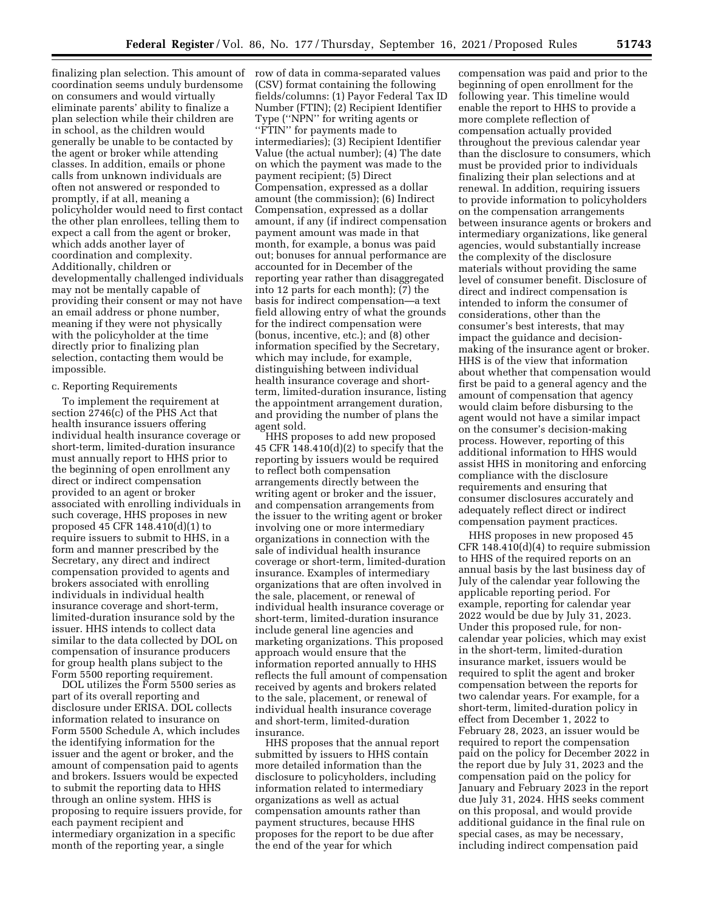finalizing plan selection. This amount of coordination seems unduly burdensome on consumers and would virtually eliminate parents' ability to finalize a plan selection while their children are in school, as the children would generally be unable to be contacted by the agent or broker while attending classes. In addition, emails or phone calls from unknown individuals are often not answered or responded to promptly, if at all, meaning a policyholder would need to first contact the other plan enrollees, telling them to expect a call from the agent or broker, which adds another layer of coordination and complexity. Additionally, children or developmentally challenged individuals may not be mentally capable of providing their consent or may not have an email address or phone number, meaning if they were not physically with the policyholder at the time directly prior to finalizing plan selection, contacting them would be impossible.

c. Reporting Requirements

To implement the requirement at section 2746(c) of the PHS Act that health insurance issuers offering individual health insurance coverage or short-term, limited-duration insurance must annually report to HHS prior to the beginning of open enrollment any direct or indirect compensation provided to an agent or broker associated with enrolling individuals in such coverage, HHS proposes in new proposed 45 CFR 148.410(d)(1) to require issuers to submit to HHS, in a form and manner prescribed by the Secretary, any direct and indirect compensation provided to agents and brokers associated with enrolling individuals in individual health insurance coverage and short-term, limited-duration insurance sold by the issuer. HHS intends to collect data similar to the data collected by DOL on compensation of insurance producers for group health plans subject to the Form 5500 reporting requirement.

DOL utilizes the Form 5500 series as part of its overall reporting and disclosure under ERISA. DOL collects information related to insurance on Form 5500 Schedule A, which includes the identifying information for the issuer and the agent or broker, and the amount of compensation paid to agents and brokers. Issuers would be expected to submit the reporting data to HHS through an online system. HHS is proposing to require issuers provide, for each payment recipient and intermediary organization in a specific month of the reporting year, a single row of data in comma-separated values (CSV) format containing the following fields/columns: (1) Payor Federal Tax ID Number (FTIN); (2) Recipient Identifier Type (''NPN'' for writing agents or ''FTIN'' for payments made to intermediaries); (3) Recipient Identifier Value (the actual number); (4) The date on which the payment was made to the payment recipient; (5) Direct Compensation, expressed as a dollar amount (the commission); (6) Indirect Compensation, expressed as a dollar amount, if any (if indirect compensation payment amount was made in that month, for example, a bonus was paid out; bonuses for annual performance are accounted for in December of the reporting year rather than disaggregated into 12 parts for each month); (7) the basis for indirect compensation—a text field allowing entry of what the grounds for the indirect compensation were (bonus, incentive, etc.); and (8) other information specified by the Secretary, which may include, for example, distinguishing between individual health insurance coverage and short-term, limited-duration insurance, listing the appointment arrangement duration, and providing the number of plans the agent sold.

HHS proposes to add new proposed 45 CFR 148.410(d)(2) to specify that the reporting by issuers would be required to reflect both compensation arrangements directly between the writing agent or broker and the issuer, and compensation arrangements from the issuer to the writing agent or broker involving one or more intermediary organizations in connection with the sale of individual health insurance coverage or short-term, limited-duration insurance. Examples of intermediary organizations that are often involved in the sale, placement, or renewal of individual health insurance coverage or short-term, limited-duration insurance include general line agencies and marketing organizations. This proposed approach would ensure that the information reported annually to HHS reflects the full amount of compensation received by agents and brokers related to the sale, placement, or renewal of individual health insurance coverage and short-term, limited-duration insurance.

HHS proposes that the annual report submitted by issuers to HHS contain more detailed information than the disclosure to policyholders, including information related to intermediary organizations as well as actual compensation amounts rather than payment structures, because HHS proposes for the report to be due after the end of the year for which compensation was paid and prior to the beginning of open enrollment for the following year. This timeline would enable the report to HHS to provide a more complete reflection of compensation actually provided throughout the previous calendar year than the disclosure to consumers, which must be provided prior to individuals finalizing their plan selections and at renewal. In addition, requiring issuers to provide information to policyholders on the compensation arrangements between insurance agents or brokers and intermediary organizations, like general agencies, would substantially increase the complexity of the disclosure materials without providing the same level of consumer benefit. Disclosure of direct and indirect compensation is intended to inform the consumer of considerations, other than the consumer's best interests, that may impact the guidance and decision-making of the insurance agent or broker. HHS is of the view that information about whether that compensation would first be paid to a general agency and the amount of compensation that agency would claim before disbursing to the agent would not have a similar impact on the consumer's decision-making process. However, reporting of this additional information to HHS would assist HHS in monitoring and enforcing compliance with the disclosure requirements and ensuring that consumer disclosures accurately and adequately reflect direct or indirect compensation payment practices.

HHS proposes in new proposed 45 CFR 148.410(d)(4) to require submission to HHS of the required reports on an annual basis by the last business day of July of the calendar year following the applicable reporting period. For example, reporting for calendar year 2022 would be due by July 31, 2023. Under this proposed rule, for non-calendar year policies, which may exist in the short-term, limited-duration insurance market, issuers would be required to split the agent and broker compensation between the reports for two calendar years. For example, for a short-term, limited-duration policy in effect from December 1, 2022 to February 28, 2023, an issuer would be required to report the compensation paid on the policy for December 2022 in the report due by July 31, 2023 and the compensation paid on the policy for January and February 2023 in the report due July 31, 2024. HHS seeks comment on this proposal, and would provide additional guidance in the final rule on special cases, as may be necessary, including indirect compensation paid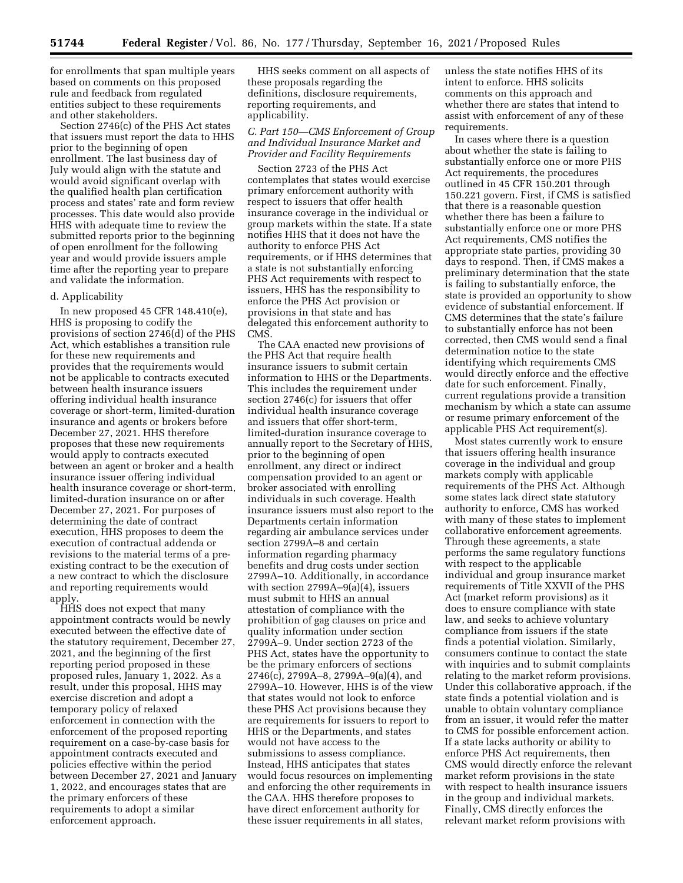for enrollments that span multiple years based on comments on this proposed rule and feedback from regulated entities subject to these requirements and other stakeholders.

Section 2746(c) of the PHS Act states that issuers must report the data to HHS prior to the beginning of open enrollment. The last business day of July would align with the statute and would avoid significant overlap with the qualified health plan certification process and states' rate and form review processes. This date would also provide HHS with adequate time to review the submitted reports prior to the beginning of open enrollment for the following year and would provide issuers ample time after the reporting year to prepare and validate the information.

d. Applicability

In new proposed 45 CFR 148.410(e), HHS is proposing to codify the provisions of section 2746(d) of the PHS Act, which establishes a transition rule for these new requirements and provides that the requirements would not be applicable to contracts executed between health insurance issuers offering individual health insurance coverage or short-term, limited-duration insurance and agents or brokers before December 27, 2021. HHS therefore proposes that these new requirements would apply to contracts executed between an agent or broker and a health insurance issuer offering individual health insurance coverage or short-term, limited-duration insurance on or after December 27, 2021. For purposes of determining the date of contract execution, HHS proposes to deem the execution of contractual addenda or revisions to the material terms of a pre-existing contract to be the execution of a new contract to which the disclosure and reporting requirements would apply.

HHS does not expect that many appointment contracts would be newly executed between the effective date of the statutory requirement, December 27, 2021, and the beginning of the first reporting period proposed in these proposed rules, January 1, 2022. As a result, under this proposal, HHS may exercise discretion and adopt a temporary policy of relaxed enforcement in connection with the enforcement of the proposed reporting requirement on a case-by-case basis for appointment contracts executed and policies effective within the period between December 27, 2021 and January 1, 2022, and encourages states that are the primary enforcers of these requirements to adopt a similar enforcement approach.

HHS seeks comment on all aspects of these proposals regarding the definitions, disclosure requirements, reporting requirements, and applicability.

### C. Part 150—CMS Enforcement of Group and Individual Insurance Market and Provider and Facility Requirements

Section 2723 of the PHS Act contemplates that states would exercise primary enforcement authority with respect to issuers that offer health insurance coverage in the individual or group markets within the state. If a state notifies HHS that it does not have the authority to enforce PHS Act requirements, or if HHS determines that a state is not substantially enforcing PHS Act requirements with respect to issuers, HHS has the responsibility to enforce the PHS Act provision or provisions in that state and has delegated this enforcement authority to CMS.

The CAA enacted new provisions of the PHS Act that require health insurance issuers to submit certain information to HHS or the Departments. This includes the requirement under section 2746(c) for issuers that offer individual health insurance coverage and issuers that offer short-term, limited-duration insurance coverage to annually report to the Secretary of HHS, prior to the beginning of open enrollment, any direct or indirect compensation provided to an agent or broker associated with enrolling individuals in such coverage. Health insurance issuers must also report to the Departments certain information regarding air ambulance services under section 2799A–8 and certain information regarding pharmacy benefits and drug costs under section 2799A–10. Additionally, in accordance with section 2799A–9(a)(4), issuers must submit to HHS an annual attestation of compliance with the prohibition of gag clauses on price and quality information under section 2799A–9. Under section 2723 of the PHS Act, states have the opportunity to be the primary enforcers of sections 2746(c), 2799A–8, 2799A–9(a)(4), and 2799A–10. However, HHS is of the view that states would not look to enforce these PHS Act provisions because they are requirements for issuers to report to HHS or the Departments, and states would not have access to the submissions to assess compliance. Instead, HHS anticipates that states would focus resources on implementing and enforcing the other requirements in the CAA. HHS therefore proposes to have direct enforcement authority for these issuer requirements in all states, unless the state notifies HHS of its intent to enforce. HHS solicits comments on this approach and whether there are states that intend to assist with enforcement of any of these requirements.

In cases where there is a question about whether the state is failing to substantially enforce one or more PHS Act requirements, the procedures outlined in 45 CFR 150.201 through 150.221 govern. First, if CMS is satisfied that there is a reasonable question whether there has been a failure to substantially enforce one or more PHS Act requirements, CMS notifies the appropriate state parties, providing 30 days to respond. Then, if CMS makes a preliminary determination that the state is failing to substantially enforce, the state is provided an opportunity to show evidence of substantial enforcement. If CMS determines that the state's failure to substantially enforce has not been corrected, then CMS would send a final determination notice to the state identifying which requirements CMS would directly enforce and the effective date for such enforcement. Finally, current regulations provide a transition mechanism by which a state can assume or resume primary enforcement of the applicable PHS Act requirement(s).

Most states currently work to ensure that issuers offering health insurance coverage in the individual and group markets comply with applicable requirements of the PHS Act. Although some states lack direct state statutory authority to enforce, CMS has worked with many of these states to implement collaborative enforcement agreements. Through these agreements, a state performs the same regulatory functions with respect to the applicable individual and group insurance market requirements of Title XXVII of the PHS Act (market reform provisions) as it does to ensure compliance with state law, and seeks to achieve voluntary compliance from issuers if the state finds a potential violation. Similarly, consumers continue to contact the state with inquiries and to submit complaints relating to the market reform provisions. Under this collaborative approach, if the state finds a potential violation and is unable to obtain voluntary compliance from an issuer, it would refer the matter to CMS for possible enforcement action. If a state lacks authority or ability to enforce PHS Act requirements, then CMS would directly enforce the relevant market reform provisions in the state with respect to health insurance issuers in the group and individual markets. Finally, CMS directly enforces the relevant market reform provisions with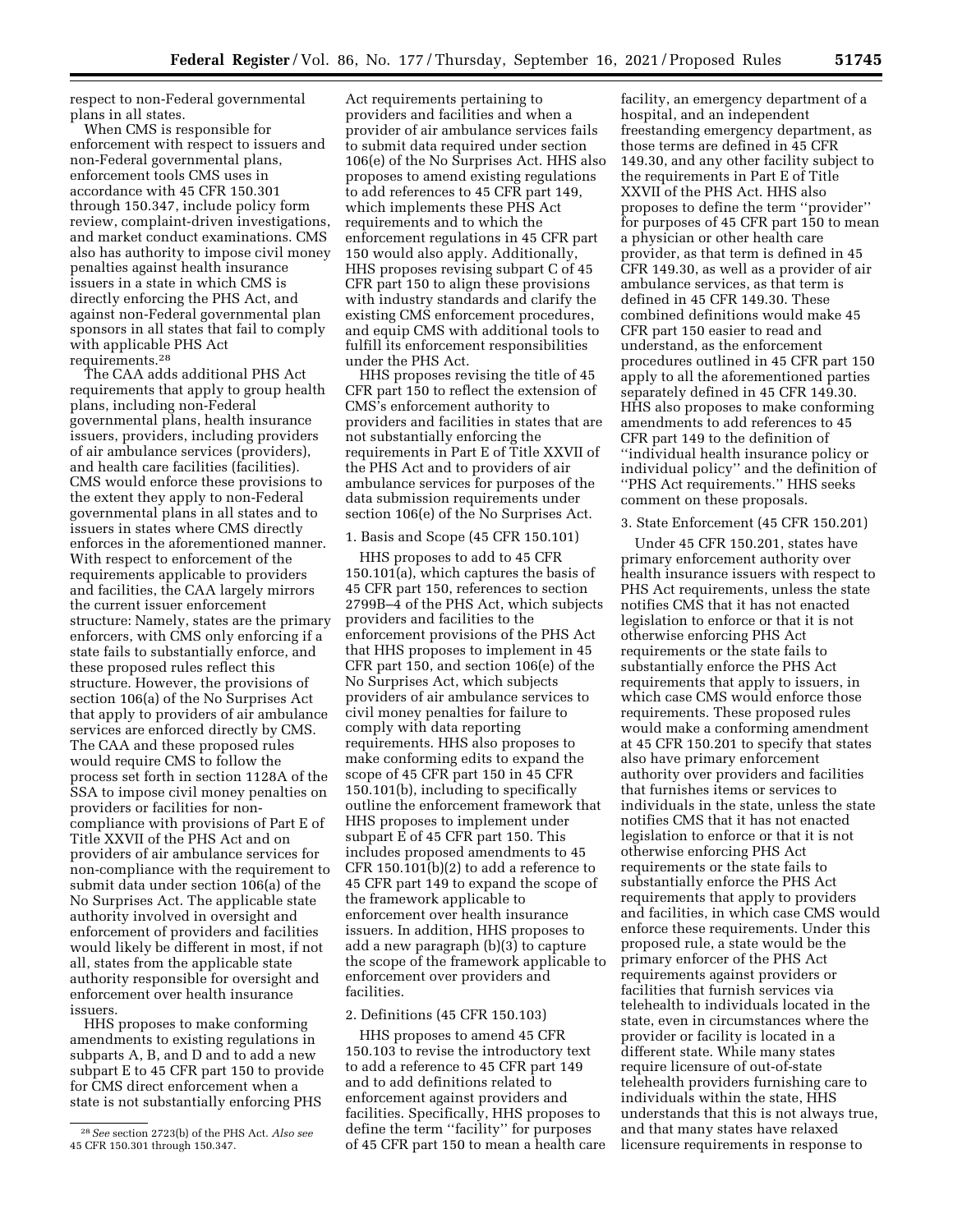respect to non-Federal governmental plans in all states.

When CMS is responsible for enforcement with respect to issuers and non-Federal governmental plans, enforcement tools CMS uses in accordance with 45 CFR 150.301 through 150.347, include policy form review, complaint-driven investigations, and market conduct examinations. CMS also has authority to impose civil money penalties against health insurance issuers in a state in which CMS is directly enforcing the PHS Act, and against non-Federal governmental plan sponsors in all states that fail to comply with applicable PHS Act requirements.[28]

The CAA adds additional PHS Act requirements that apply to group health plans, including non-Federal governmental plans, health insurance issuers, providers, including providers of air ambulance services (providers), and health care facilities (facilities). CMS would enforce these provisions to the extent they apply to non-Federal governmental plans in all states and to issuers in states where CMS directly enforces in the aforementioned manner. With respect to enforcement of the requirements applicable to providers and facilities, the CAA largely mirrors the current issuer enforcement structure: Namely, states are the primary enforcers, with CMS only enforcing if a state fails to substantially enforce, and these proposed rules reflect this structure. However, the provisions of section 106(a) of the No Surprises Act that apply to providers of air ambulance services are enforced directly by CMS. The CAA and these proposed rules would require CMS to follow the process set forth in section 1128A of the SSA to impose civil money penalties on providers or facilities for non-compliance with provisions of Part E of Title XXVII of the PHS Act and on providers of air ambulance services for non-compliance with the requirement to submit data under section 106(a) of the No Surprises Act. The applicable state authority involved in oversight and enforcement of providers and facilities would likely be different in most, if not all, states from the applicable state authority responsible for oversight and enforcement over health insurance issuers.

HHS proposes to make conforming amendments to existing regulations in subparts A, B, and D and to add a new subpart E to 45 CFR part 150 to provide for CMS direct enforcement when a state is not substantially enforcing PHS Act requirements pertaining to providers and facilities and when a provider of air ambulance services fails to submit data required under section 106(e) of the No Surprises Act. HHS also proposes to amend existing regulations to add references to 45 CFR part 149, which implements these PHS Act requirements and to which the enforcement regulations in 45 CFR part 150 would also apply. Additionally, HHS proposes revising subpart C of 45 CFR part 150 to align these provisions with industry standards and clarify the existing CMS enforcement procedures, and equip CMS with additional tools to fulfill its enforcement responsibilities under the PHS Act.

HHS proposes revising the title of 45 CFR part 150 to reflect the extension of CMS's enforcement authority to providers and facilities in states that are not substantially enforcing the requirements in Part E of Title XXVII of the PHS Act and to providers of air ambulance services for purposes of the data submission requirements under section 106(e) of the No Surprises Act.

1. Basis and Scope (45 CFR 150.101)

HHS proposes to add to 45 CFR 150.101(a), which captures the basis of 45 CFR part 150, references to section 2799B–4 of the PHS Act, which subjects providers and facilities to the enforcement provisions of the PHS Act that HHS proposes to implement in 45 CFR part 150, and section 106(e) of the No Surprises Act, which subjects providers of air ambulance services to civil money penalties for failure to comply with data reporting requirements. HHS also proposes to make conforming edits to expand the scope of 45 CFR part 150 in 45 CFR 150.101(b), including to specifically outline the enforcement framework that HHS proposes to implement under subpart E of 45 CFR part 150. This includes proposed amendments to 45 CFR 150.101(b)(2) to add a reference to 45 CFR part 149 to expand the scope of the framework applicable to enforcement over health insurance issuers. In addition, HHS proposes to add a new paragraph (b)(3) to capture the scope of the framework applicable to enforcement over providers and facilities.

2. Definitions (45 CFR 150.103)

HHS proposes to amend 45 CFR 150.103 to revise the introductory text to add a reference to 45 CFR part 149 and to add definitions related to enforcement against providers and facilities. Specifically, HHS proposes to define the term "facility" for purposes of 45 CFR part 150 to mean a health care facility, an emergency department of a hospital, and an independent freestanding emergency department, as those terms are defined in 45 CFR 149.30, and any other facility subject to the requirements in Part E of Title XXVII of the PHS Act. HHS also proposes to define the term "provider" for purposes of 45 CFR part 150 to mean a physician or other health care provider, as that term is defined in 45 CFR 149.30, as well as a provider of air ambulance services, as that term is defined in 45 CFR 149.30. These combined definitions would make 45 CFR part 150 easier to read and understand, as the enforcement procedures outlined in 45 CFR part 150 apply to all the aforementioned parties separately defined in 45 CFR 149.30. HHS also proposes to make conforming amendments to add references to 45 CFR part 149 to the definition of "individual health insurance policy or individual policy" and the definition of "PHS Act requirements." HHS seeks comment on these proposals.

3. State Enforcement (45 CFR 150.201)

Under 45 CFR 150.201, states have primary enforcement authority over health insurance issuers with respect to PHS Act requirements, unless the state notifies CMS that it has not enacted legislation to enforce or that it is not otherwise enforcing PHS Act requirements or the state fails to substantially enforce the PHS Act requirements that apply to issuers, in which case CMS would enforce those requirements. These proposed rules would make a conforming amendment at 45 CFR 150.201 to specify that states also have primary enforcement authority over providers and facilities that furnishes items or services to individuals in the state, unless the state notifies CMS that it has not enacted legislation to enforce or that it is not otherwise enforcing PHS Act requirements or the state fails to substantially enforce the PHS Act requirements that apply to providers and facilities, in which case CMS would enforce these requirements. Under this proposed rule, a state would be the primary enforcer of the PHS Act requirements against providers or facilities that furnish services via telehealth to individuals located in the state, even in circumstances where the provider or facility is located in a different state. While many states require licensure of out-of-state telehealth providers furnishing care to individuals within the state, HHS understands that this is not always true, and that many states have relaxed licensure requirements in response to

[28] *See* section 2723(b) of the PHS Act. *Also see* 45 CFR 150.301 through 150.347.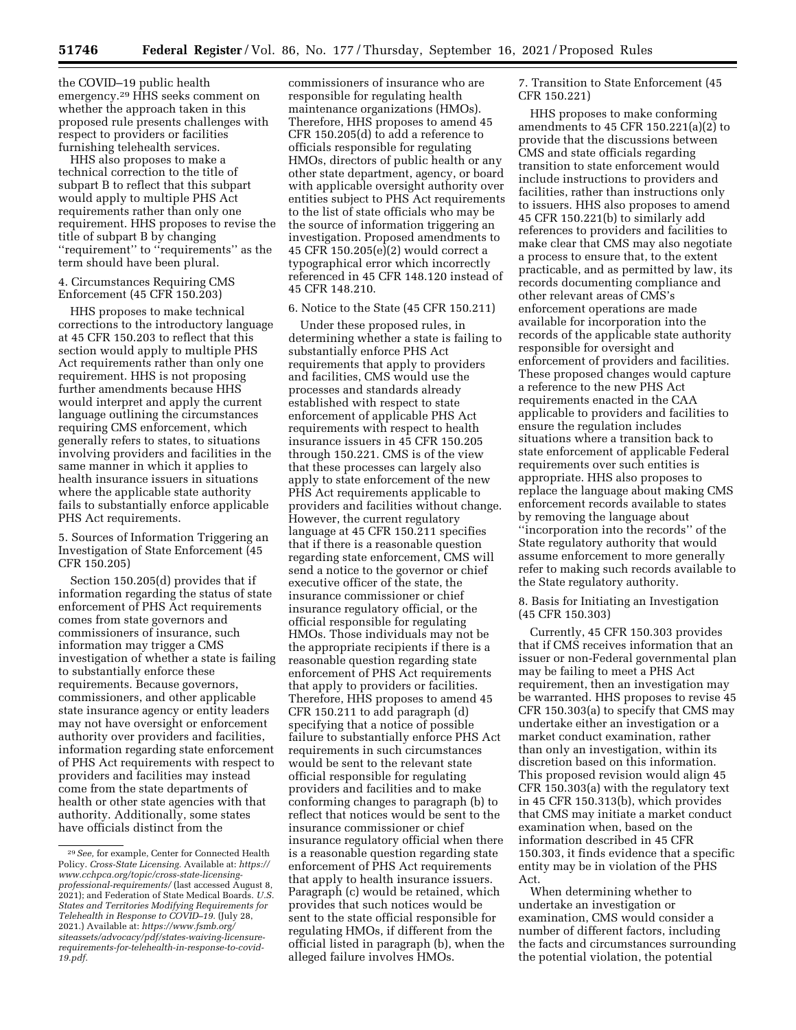the COVID–19 public health emergency.[29] HHS seeks comment on whether the approach taken in this proposed rule presents challenges with respect to providers or facilities furnishing telehealth services.

HHS also proposes to make a technical correction to the title of subpart B to reflect that this subpart would apply to multiple PHS Act requirements rather than only one requirement. HHS proposes to revise the title of subpart B by changing ''requirement'' to ''requirements'' as the term should have been plural.

4. Circumstances Requiring CMS Enforcement (45 CFR 150.203)

HHS proposes to make technical corrections to the introductory language at 45 CFR 150.203 to reflect that this section would apply to multiple PHS Act requirements rather than only one requirement. HHS is not proposing further amendments because HHS would interpret and apply the current language outlining the circumstances requiring CMS enforcement, which generally refers to states, to situations involving providers and facilities in the same manner in which it applies to health insurance issuers in situations where the applicable state authority fails to substantially enforce applicable PHS Act requirements.

5. Sources of Information Triggering an Investigation of State Enforcement (45 CFR 150.205)

Section 150.205(d) provides that if information regarding the status of state enforcement of PHS Act requirements comes from state governors and commissioners of insurance, such information may trigger a CMS investigation of whether a state is failing to substantially enforce these requirements. Because governors, commissioners, and other applicable state insurance agency or entity leaders may not have oversight or enforcement authority over providers and facilities, information regarding state enforcement of PHS Act requirements with respect to providers and facilities may instead come from the state departments of health or other state agencies with that authority. Additionally, some states have officials distinct from the commissioners of insurance who are responsible for regulating health maintenance organizations (HMOs). Therefore, HHS proposes to amend 45 CFR 150.205(d) to add a reference to officials responsible for regulating HMOs, directors of public health or any other state department, agency, or board with applicable oversight authority over entities subject to PHS Act requirements to the list of state officials who may be the source of information triggering an investigation. Proposed amendments to 45 CFR 150.205(e)(2) would correct a typographical error which incorrectly referenced in 45 CFR 148.120 instead of 45 CFR 148.210.

6. Notice to the State (45 CFR 150.211)

Under these proposed rules, in determining whether a state is failing to substantially enforce PHS Act requirements that apply to providers and facilities, CMS would use the processes and standards already established with respect to state enforcement of applicable PHS Act requirements with respect to health insurance issuers in 45 CFR 150.205 through 150.221. CMS is of the view that these processes can largely also apply to state enforcement of the new PHS Act requirements applicable to providers and facilities without change. However, the current regulatory language at 45 CFR 150.211 specifies that if there is a reasonable question regarding state enforcement, CMS will send a notice to the governor or chief executive officer of the state, the insurance commissioner or chief insurance regulatory official, or the official responsible for regulating HMOs. Those individuals may not be the appropriate recipients if there is a reasonable question regarding state enforcement of PHS Act requirements that apply to providers or facilities. Therefore, HHS proposes to amend 45 CFR 150.211 to add paragraph (d) specifying that a notice of possible failure to substantially enforce PHS Act requirements in such circumstances would be sent to the relevant state official responsible for regulating providers and facilities and to make conforming changes to paragraph (b) to reflect that notices would be sent to the insurance commissioner or chief insurance regulatory official when there is a reasonable question regarding state enforcement of PHS Act requirements that apply to health insurance issuers. Paragraph (c) would be retained, which provides that such notices would be sent to the state official responsible for regulating HMOs, if different from the official listed in paragraph (b), when the alleged failure involves HMOs.

7. Transition to State Enforcement (45 CFR 150.221)

HHS proposes to make conforming amendments to 45 CFR 150.221(a)(2) to provide that the discussions between CMS and state officials regarding transition to state enforcement would include instructions to providers and facilities, rather than instructions only to issuers. HHS also proposes to amend 45 CFR 150.221(b) to similarly add references to providers and facilities to make clear that CMS may also negotiate a process to ensure that, to the extent practicable, and as permitted by law, its records documenting compliance and other relevant areas of CMS's enforcement operations are made available for incorporation into the records of the applicable state authority responsible for oversight and enforcement of providers and facilities. These proposed changes would capture a reference to the new PHS Act requirements enacted in the CAA applicable to providers and facilities to ensure the regulation includes situations where a transition back to state enforcement of applicable Federal requirements over such entities is appropriate. HHS also proposes to replace the language about making CMS enforcement records available to states by removing the language about ''incorporation into the records'' of the State regulatory authority that would assume enforcement to more generally refer to making such records available to the State regulatory authority.

8. Basis for Initiating an Investigation (45 CFR 150.303)

Currently, 45 CFR 150.303 provides that if CMS receives information that an issuer or non-Federal governmental plan may be failing to meet a PHS Act requirement, then an investigation may be warranted. HHS proposes to revise 45 CFR 150.303(a) to specify that CMS may undertake either an investigation or a market conduct examination, rather than only an investigation, within its discretion based on this information. This proposed revision would align 45 CFR 150.303(a) with the regulatory text in 45 CFR 150.313(b), which provides that CMS may initiate a market conduct examination when, based on the information described in 45 CFR 150.303, it finds evidence that a specific entity may be in violation of the PHS Act.

When determining whether to undertake an investigation or examination, CMS would consider a number of different factors, including the facts and circumstances surrounding the potential violation, the potential

[29] *See,* for example, Center for Connected Health Policy. *Cross-State Licensing.* Available at: *https://www.cchpca.org/topic/cross-state-licensing-professional-requirements/* (last accessed August 8, 2021); and Federation of State Medical Boards. *U.S. States and Territories Modifying Requirements for Telehealth in Response to COVID–19.* (July 28, 2021.) Available at: *https://www.fsmb.org/siteassets/advocacy/pdf/states-waiving-licensure-requirements-for-telehealth-in-response-to-covid-19.pdf.*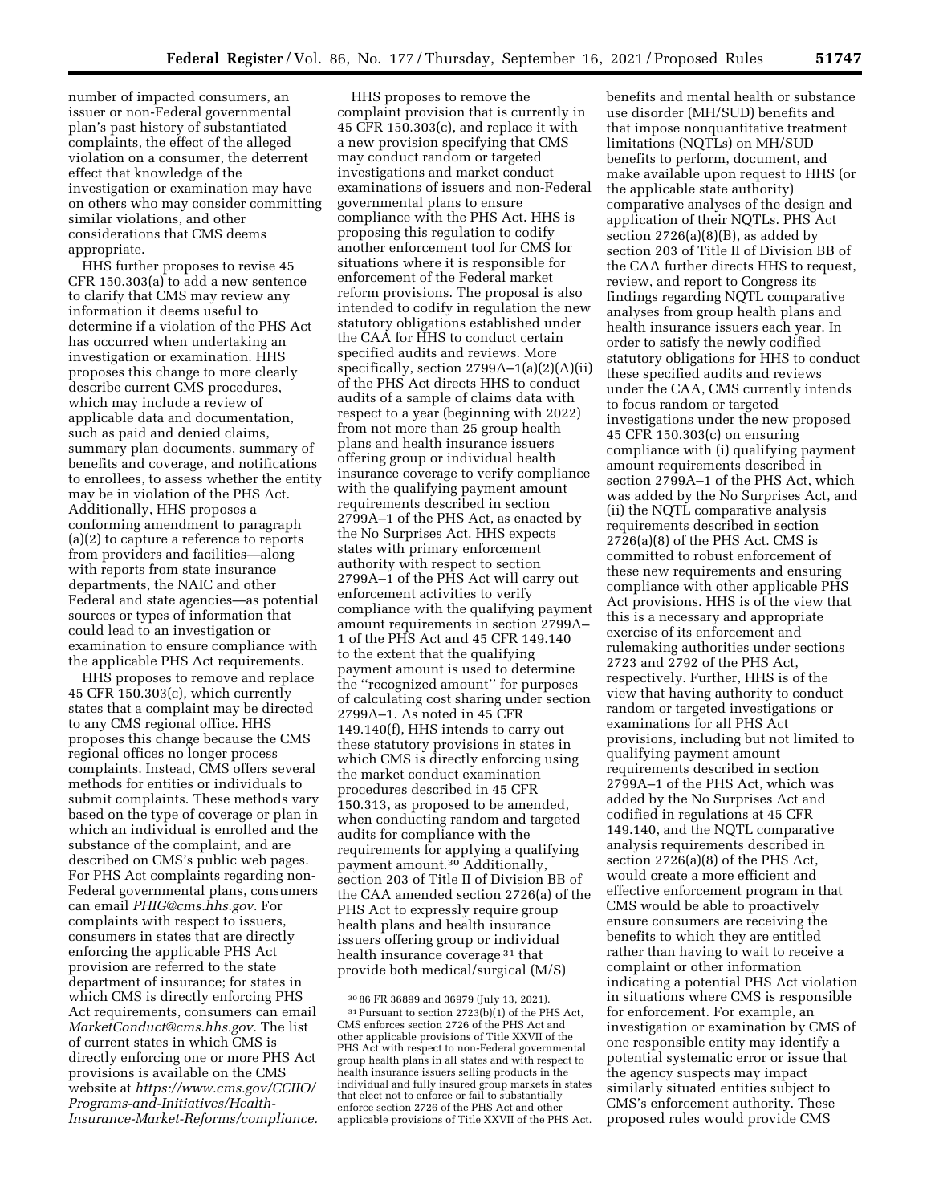number of impacted consumers, an issuer or non-Federal governmental plan's past history of substantiated complaints, the effect of the alleged violation on a consumer, the deterrent effect that knowledge of the investigation or examination may have on others who may consider committing similar violations, and other considerations that CMS deems appropriate.

HHS further proposes to revise 45 CFR 150.303(a) to add a new sentence to clarify that CMS may review any information it deems useful to determine if a violation of the PHS Act has occurred when undertaking an investigation or examination. HHS proposes this change to more clearly describe current CMS procedures, which may include a review of applicable data and documentation, such as paid and denied claims, summary plan documents, summary of benefits and coverage, and notifications to enrollees, to assess whether the entity may be in violation of the PHS Act. Additionally, HHS proposes a conforming amendment to paragraph (a)(2) to capture a reference to reports from providers and facilities—along with reports from state insurance departments, the NAIC and other Federal and state agencies—as potential sources or types of information that could lead to an investigation or examination to ensure compliance with the applicable PHS Act requirements.

HHS proposes to remove and replace 45 CFR 150.303(c), which currently states that a complaint may be directed to any CMS regional office. HHS proposes this change because the CMS regional offices no longer process complaints. Instead, CMS offers several methods for entities or individuals to submit complaints. These methods vary based on the type of coverage or plan in which an individual is enrolled and the substance of the complaint, and are described on CMS's public web pages. For PHS Act complaints regarding non-Federal governmental plans, consumers can email *PHIG@cms.hhs.gov.* For complaints with respect to issuers, consumers in states that are directly enforcing the applicable PHS Act provision are referred to the state department of insurance; for states in which CMS is directly enforcing PHS Act requirements, consumers can email *MarketConduct@cms.hhs.gov.* The list of current states in which CMS is directly enforcing one or more PHS Act provisions is available on the CMS website at *https://www.cms.gov/CCIIO/Programs-and-Initiatives/Health-Insurance-Market-Reforms/compliance.*

HHS proposes to remove the complaint provision that is currently in 45 CFR 150.303(c), and replace it with a new provision specifying that CMS may conduct random or targeted investigations and market conduct examinations of issuers and non-Federal governmental plans to ensure compliance with the PHS Act. HHS is proposing this regulation to codify another enforcement tool for CMS for situations where it is responsible for enforcement of the Federal market reform provisions. The proposal is also intended to codify in regulation the new statutory obligations established under the CAA for HHS to conduct certain specified audits and reviews. More specifically, section 2799A–1(a)(2)(A)(ii) of the PHS Act directs HHS to conduct audits of a sample of claims data with respect to a year (beginning with 2022) from not more than 25 group health plans and health insurance issuers offering group or individual health insurance coverage to verify compliance with the qualifying payment amount requirements described in section 2799A–1 of the PHS Act, as enacted by the No Surprises Act. HHS expects states with primary enforcement authority with respect to section 2799A–1 of the PHS Act will carry out enforcement activities to verify compliance with the qualifying payment amount requirements in section 2799A–1 of the PHS Act and 45 CFR 149.140 to the extent that the qualifying payment amount is used to determine the "recognized amount" for purposes of calculating cost sharing under section 2799A–1. As noted in 45 CFR 149.140(f), HHS intends to carry out these statutory provisions in states in which CMS is directly enforcing using the market conduct examination procedures described in 45 CFR 150.313, as proposed to be amended, when conducting random and targeted audits for compliance with the requirements for applying a qualifying payment amount.[30] Additionally, section 203 of Title II of Division BB of the CAA amended section 2726(a) of the PHS Act to expressly require group health plans and health insurance issuers offering group or individual health insurance coverage[31] that provide both medical/surgical (M/S) benefits and mental health or substance use disorder (MH/SUD) benefits and that impose nonquantitative treatment limitations (NQTLs) on MH/SUD benefits to perform, document, and make available upon request to HHS (or the applicable state authority) comparative analyses of the design and application of their NQTLs. PHS Act section 2726(a)(8)(B), as added by section 203 of Title II of Division BB of the CAA further directs HHS to request, review, and report to Congress its findings regarding NQTL comparative analyses from group health plans and health insurance issuers each year. In order to satisfy the newly codified statutory obligations for HHS to conduct these specified audits and reviews under the CAA, CMS currently intends to focus random or targeted investigations under the new proposed 45 CFR 150.303(c) on ensuring compliance with (i) qualifying payment amount requirements described in section 2799A–1 of the PHS Act, which was added by the No Surprises Act, and (ii) the NQTL comparative analysis requirements described in section 2726(a)(8) of the PHS Act. CMS is committed to robust enforcement of these new requirements and ensuring compliance with other applicable PHS Act provisions. HHS is of the view that this is a necessary and appropriate exercise of its enforcement and rulemaking authorities under sections 2723 and 2792 of the PHS Act, respectively. Further, HHS is of the view that having authority to conduct random or targeted investigations or examinations for all PHS Act provisions, including but not limited to qualifying payment amount requirements described in section 2799A–1 of the PHS Act, which was added by the No Surprises Act and codified in regulations at 45 CFR 149.140, and the NQTL comparative analysis requirements described in section 2726(a)(8) of the PHS Act, would create a more efficient and effective enforcement program in that CMS would be able to proactively ensure consumers are receiving the benefits to which they are entitled rather than having to wait to receive a complaint or other information indicating a potential PHS Act violation in situations where CMS is responsible for enforcement. For example, an investigation or examination by CMS of one responsible entity may identify a potential systematic error or issue that the agency suspects may impact similarly situated entities subject to CMS's enforcement authority. These proposed rules would provide CMS

[30] 86 FR 36899 and 36979 (July 13, 2021).

[31] Pursuant to section 2723(b)(1) of the PHS Act, CMS enforces section 2726 of the PHS Act and other applicable provisions of Title XXVII of the PHS Act with respect to non-Federal governmental group health plans in all states and with respect to health insurance issuers selling products in the individual and fully insured group markets in states that elect not to enforce or fail to substantially enforce section 2726 of the PHS Act and other applicable provisions of Title XXVII of the PHS Act.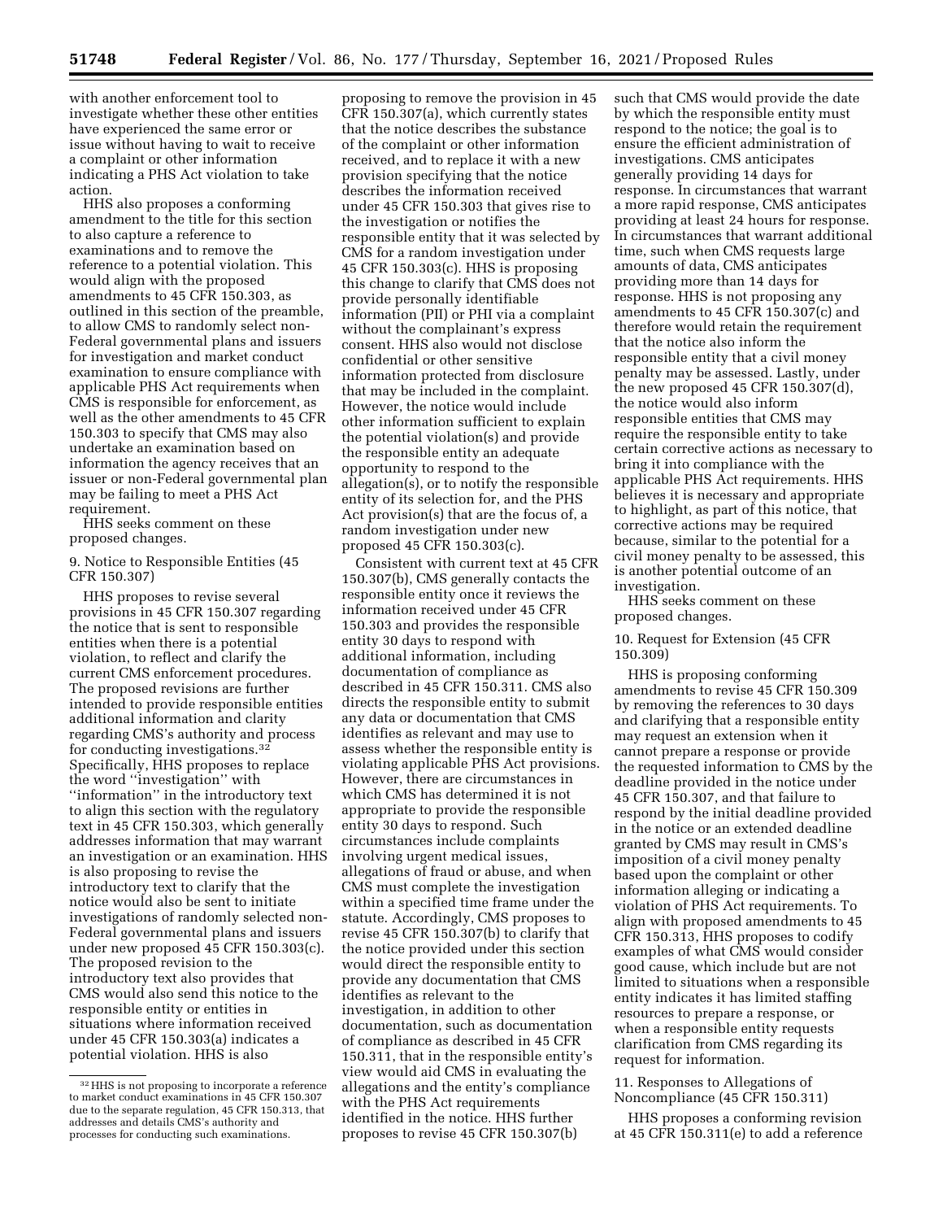with another enforcement tool to investigate whether these other entities have experienced the same error or issue without having to wait to receive a complaint or other information indicating a PHS Act violation to take action.

HHS also proposes a conforming amendment to the title for this section to also capture a reference to examinations and to remove the reference to a potential violation. This would align with the proposed amendments to 45 CFR 150.303, as outlined in this section of the preamble, to allow CMS to randomly select non-Federal governmental plans and issuers for investigation and market conduct examination to ensure compliance with applicable PHS Act requirements when CMS is responsible for enforcement, as well as the other amendments to 45 CFR 150.303 to specify that CMS may also undertake an examination based on information the agency receives that an issuer or non-Federal governmental plan may be failing to meet a PHS Act requirement.

HHS seeks comment on these proposed changes.

### 9. Notice to Responsible Entities (45 CFR 150.307)

HHS proposes to revise several provisions in 45 CFR 150.307 regarding the notice that is sent to responsible entities when there is a potential violation, to reflect and clarify the current CMS enforcement procedures. The proposed revisions are further intended to provide responsible entities additional information and clarity regarding CMS's authority and process for conducting investigations.[32] Specifically, HHS proposes to replace the word ''investigation'' with ''information'' in the introductory text to align this section with the regulatory text in 45 CFR 150.303, which generally addresses information that may warrant an investigation or an examination. HHS is also proposing to revise the introductory text to clarify that the notice would also be sent to initiate investigations of randomly selected non-Federal governmental plans and issuers under new proposed 45 CFR 150.303(c). The proposed revision to the introductory text also provides that CMS would also send this notice to the responsible entity or entities in situations where information received under 45 CFR 150.303(a) indicates a potential violation. HHS is also proposing to remove the provision in 45 CFR 150.307(a), which currently states that the notice describes the substance of the complaint or other information received, and to replace it with a new provision specifying that the notice describes the information received under 45 CFR 150.303 that gives rise to the investigation or notifies the responsible entity that it was selected by CMS for a random investigation under 45 CFR 150.303(c). HHS is proposing this change to clarify that CMS does not provide personally identifiable information (PII) or PHI via a complaint without the complainant's express consent. HHS also would not disclose confidential or other sensitive information protected from disclosure that may be included in the complaint. However, the notice would include other information sufficient to explain the potential violation(s) and provide the responsible entity an adequate opportunity to respond to the allegation(s), or to notify the responsible entity of its selection for, and the PHS Act provision(s) that are the focus of, a random investigation under new proposed 45 CFR 150.303(c).

Consistent with current text at 45 CFR 150.307(b), CMS generally contacts the responsible entity once it reviews the information received under 45 CFR 150.303 and provides the responsible entity 30 days to respond with additional information, including documentation of compliance as described in 45 CFR 150.311. CMS also directs the responsible entity to submit any data or documentation that CMS identifies as relevant and may use to assess whether the responsible entity is violating applicable PHS Act provisions. However, there are circumstances in which CMS has determined it is not appropriate to provide the responsible entity 30 days to respond. Such circumstances include complaints involving urgent medical issues, allegations of fraud or abuse, and when CMS must complete the investigation within a specified time frame under the statute. Accordingly, CMS proposes to revise 45 CFR 150.307(b) to clarify that the notice provided under this section would direct the responsible entity to provide any documentation that CMS identifies as relevant to the investigation, in addition to other documentation, such as documentation of compliance as described in 45 CFR 150.311, that in the responsible entity's view would aid CMS in evaluating the allegations and the entity's compliance with the PHS Act requirements identified in the notice. HHS further proposes to revise 45 CFR 150.307(b) such that CMS would provide the date by which the responsible entity must respond to the notice; the goal is to ensure the efficient administration of investigations. CMS anticipates generally providing 14 days for response. In circumstances that warrant a more rapid response, CMS anticipates providing at least 24 hours for response. In circumstances that warrant additional time, such when CMS requests large amounts of data, CMS anticipates providing more than 14 days for response. HHS is not proposing any amendments to 45 CFR 150.307(c) and therefore would retain the requirement that the notice also inform the responsible entity that a civil money penalty may be assessed. Lastly, under the new proposed 45 CFR 150.307(d), the notice would also inform responsible entities that CMS may require the responsible entity to take certain corrective actions as necessary to bring it into compliance with the applicable PHS Act requirements. HHS believes it is necessary and appropriate to highlight, as part of this notice, that corrective actions may be required because, similar to the potential for a civil money penalty to be assessed, this is another potential outcome of an investigation.

HHS seeks comment on these proposed changes.

### 10. Request for Extension (45 CFR 150.309)

HHS is proposing conforming amendments to revise 45 CFR 150.309 by removing the references to 30 days and clarifying that a responsible entity may request an extension when it cannot prepare a response or provide the requested information to CMS by the deadline provided in the notice under 45 CFR 150.307, and that failure to respond by the initial deadline provided in the notice or an extended deadline granted by CMS may result in CMS's imposition of a civil money penalty based upon the complaint or other information alleging or indicating a violation of PHS Act requirements. To align with proposed amendments to 45 CFR 150.313, HHS proposes to codify examples of what CMS would consider good cause, which include but are not limited to situations when a responsible entity indicates it has limited staffing resources to prepare a response, or when a responsible entity requests clarification from CMS regarding its request for information.

### 11. Responses to Allegations of Noncompliance (45 CFR 150.311)

HHS proposes a conforming revision at 45 CFR 150.311(e) to add a reference

[32] HHS is not proposing to incorporate a reference to market conduct examinations in 45 CFR 150.307 due to the separate regulation, 45 CFR 150.313, that addresses and details CMS's authority and processes for conducting such examinations.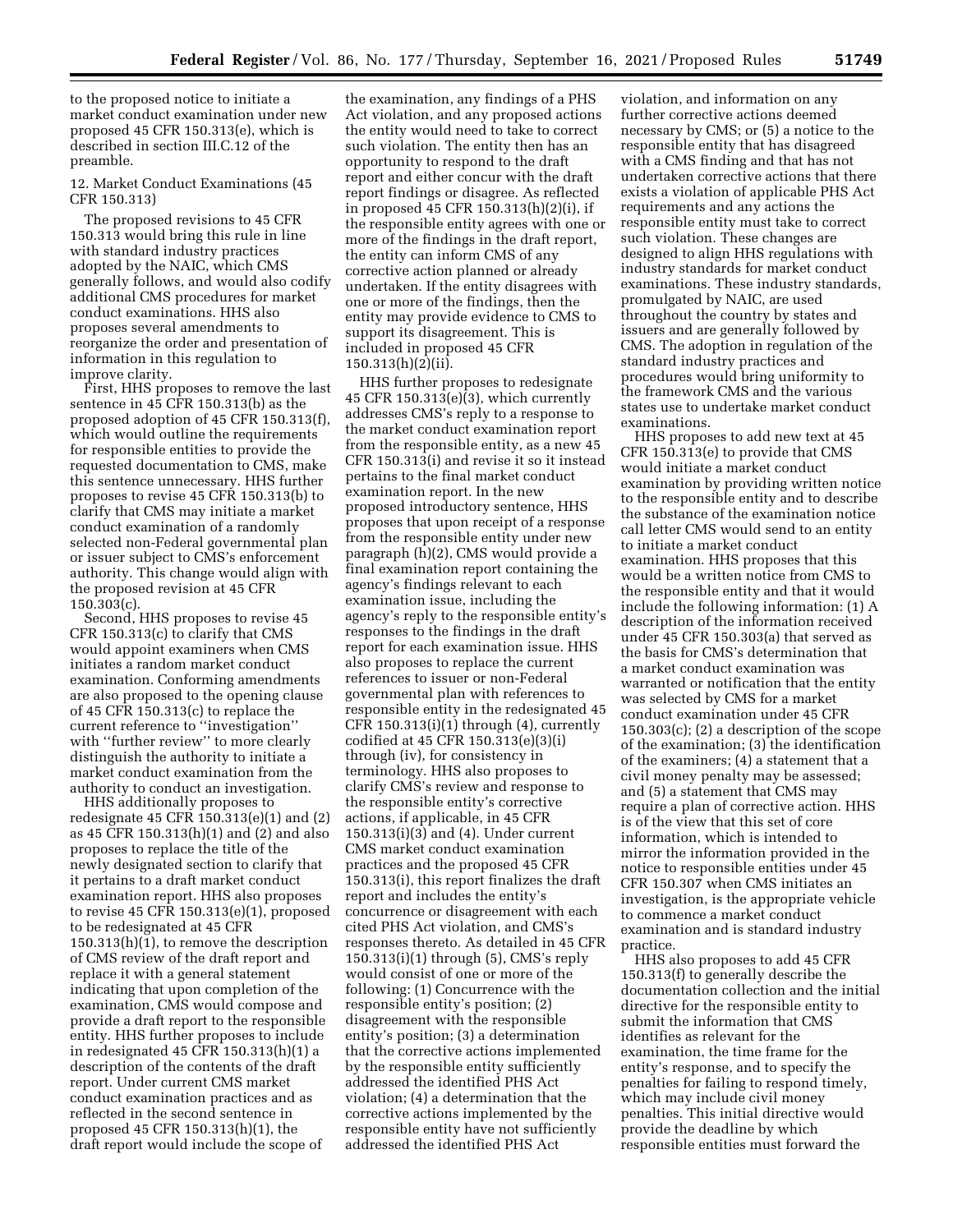to the proposed notice to initiate a market conduct examination under new proposed 45 CFR 150.313(e), which is described in section III.C.12 of the preamble.

12. Market Conduct Examinations (45 CFR 150.313)

The proposed revisions to 45 CFR 150.313 would bring this rule in line with standard industry practices adopted by the NAIC, which CMS generally follows, and would also codify additional CMS procedures for market conduct examinations. HHS also proposes several amendments to reorganize the order and presentation of information in this regulation to improve clarity.

First, HHS proposes to remove the last sentence in 45 CFR 150.313(b) as the proposed adoption of 45 CFR 150.313(f), which would outline the requirements for responsible entities to provide the requested documentation to CMS, make this sentence unnecessary. HHS further proposes to revise 45 CFR 150.313(b) to clarify that CMS may initiate a market conduct examination of a randomly selected non-Federal governmental plan or issuer subject to CMS's enforcement authority. This change would align with the proposed revision at 45 CFR 150.303(c).

Second, HHS proposes to revise 45 CFR 150.313(c) to clarify that CMS would appoint examiners when CMS initiates a random market conduct examination. Conforming amendments are also proposed to the opening clause of 45 CFR 150.313(c) to replace the current reference to "investigation" with "further review" to more clearly distinguish the authority to initiate a market conduct examination from the authority to conduct an investigation.

HHS additionally proposes to redesignate 45 CFR 150.313(e)(1) and (2) as 45 CFR 150.313(h)(1) and (2) and also proposes to replace the title of the newly designated section to clarify that it pertains to a draft market conduct examination report. HHS also proposes to revise 45 CFR 150.313(e)(1), proposed to be redesignated at 45 CFR 150.313(h)(1), to remove the description of CMS review of the draft report and replace it with a general statement indicating that upon completion of the examination, CMS would compose and provide a draft report to the responsible entity. HHS further proposes to include in redesignated 45 CFR 150.313(h)(1) a description of the contents of the draft report. Under current CMS market conduct examination practices and as reflected in the second sentence in proposed 45 CFR 150.313(h)(1), the draft report would include the scope of the examination, any findings of a PHS Act violation, and any proposed actions the entity would need to take to correct such violation. The entity then has an opportunity to respond to the draft report and either concur with the draft report findings or disagree. As reflected in proposed 45 CFR 150.313(h)(2)(i), if the responsible entity agrees with one or more of the findings in the draft report, the entity can inform CMS of any corrective action planned or already undertaken. If the entity disagrees with one or more of the findings, then the entity may provide evidence to CMS to support its disagreement. This is included in proposed 45 CFR 150.313(h)(2)(ii).

HHS further proposes to redesignate 45 CFR 150.313(e)(3), which currently addresses CMS's reply to a response to the market conduct examination report from the responsible entity, as a new 45 CFR 150.313(i) and revise it so it instead pertains to the final market conduct examination report. In the new proposed introductory sentence, HHS proposes that upon receipt of a response from the responsible entity under new paragraph (h)(2), CMS would provide a final examination report containing the agency's findings relevant to each examination issue, including the agency's reply to the responsible entity's responses to the findings in the draft report for each examination issue. HHS also proposes to replace the current references to issuer or non-Federal governmental plan with references to responsible entity in the redesignated 45 CFR 150.313(i)(1) through (4), currently codified at 45 CFR 150.313(e)(3)(i) through (iv), for consistency in terminology. HHS also proposes to clarify CMS's review and response to the responsible entity's corrective actions, if applicable, in 45 CFR 150.313(i)(3) and (4). Under current CMS market conduct examination practices and the proposed 45 CFR 150.313(i), this report finalizes the draft report and includes the entity's concurrence or disagreement with each cited PHS Act violation, and CMS's responses thereto. As detailed in 45 CFR 150.313(i)(1) through (5), CMS's reply would consist of one or more of the following: (1) Concurrence with the responsible entity's position; (2) disagreement with the responsible entity's position; (3) a determination that the corrective actions implemented by the responsible entity sufficiently addressed the identified PHS Act violation; (4) a determination that the corrective actions implemented by the responsible entity have not sufficiently addressed the identified PHS Act violation, and information on any further corrective actions deemed necessary by CMS; or (5) a notice to the responsible entity that has disagreed with a CMS finding and that has not undertaken corrective actions that there exists a violation of applicable PHS Act requirements and any actions the responsible entity must take to correct such violation. These changes are designed to align HHS regulations with industry standards for market conduct examinations. These industry standards, promulgated by NAIC, are used throughout the country by states and issuers and are generally followed by CMS. The adoption in regulation of the standard industry practices and procedures would bring uniformity to the framework CMS and the various states use to undertake market conduct examinations.

HHS proposes to add new text at 45 CFR 150.313(e) to provide that CMS would initiate a market conduct examination by providing written notice to the responsible entity and to describe the substance of the examination notice call letter CMS would send to an entity to initiate a market conduct examination. HHS proposes that this would be a written notice from CMS to the responsible entity and that it would include the following information: (1) A description of the information received under 45 CFR 150.303(a) that served as the basis for CMS's determination that a market conduct examination was warranted or notification that the entity was selected by CMS for a market conduct examination under 45 CFR 150.303(c); (2) a description of the scope of the examination; (3) the identification of the examiners; (4) a statement that a civil money penalty may be assessed; and (5) a statement that CMS may require a plan of corrective action. HHS is of the view that this set of core information, which is intended to mirror the information provided in the notice to responsible entities under 45 CFR 150.307 when CMS initiates an investigation, is the appropriate vehicle to commence a market conduct examination and is standard industry practice.

HHS also proposes to add 45 CFR 150.313(f) to generally describe the documentation collection and the initial directive for the responsible entity to submit the information that CMS identifies as relevant for the examination, the time frame for the entity's response, and to specify the penalties for failing to respond timely, which may include civil money penalties. This initial directive would provide the deadline by which responsible entities must forward the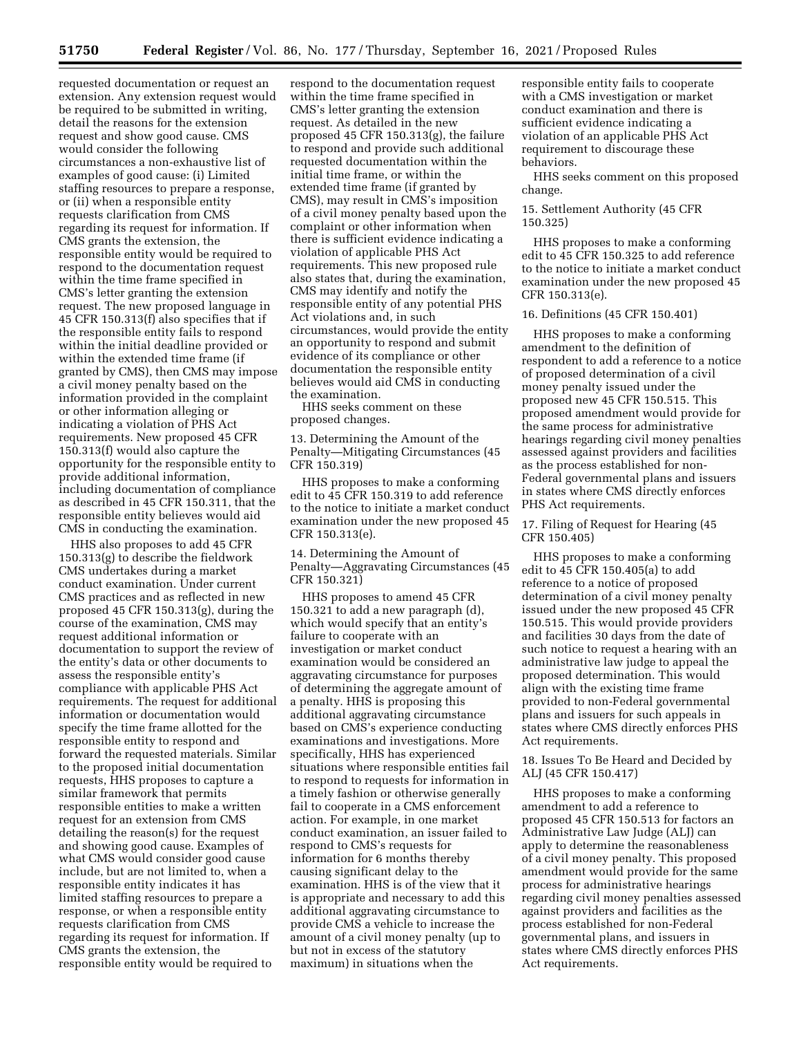requested documentation or request an extension. Any extension request would be required to be submitted in writing, detail the reasons for the extension request and show good cause. CMS would consider the following circumstances a non-exhaustive list of examples of good cause: (i) Limited staffing resources to prepare a response, or (ii) when a responsible entity requests clarification from CMS regarding its request for information. If CMS grants the extension, the responsible entity would be required to respond to the documentation request within the time frame specified in CMS's letter granting the extension request. The new proposed language in 45 CFR 150.313(f) also specifies that if the responsible entity fails to respond within the initial deadline provided or within the extended time frame (if granted by CMS), then CMS may impose a civil money penalty based on the information provided in the complaint or other information alleging or indicating a violation of PHS Act requirements. New proposed 45 CFR 150.313(f) would also capture the opportunity for the responsible entity to provide additional information, including documentation of compliance as described in 45 CFR 150.311, that the responsible entity believes would aid CMS in conducting the examination.

HHS also proposes to add 45 CFR 150.313(g) to describe the fieldwork CMS undertakes during a market conduct examination. Under current CMS practices and as reflected in new proposed 45 CFR 150.313(g), during the course of the examination, CMS may request additional information or documentation to support the review of the entity's data or other documents to assess the responsible entity's compliance with applicable PHS Act requirements. The request for additional information or documentation would specify the time frame allotted for the responsible entity to respond and forward the requested materials. Similar to the proposed initial documentation requests, HHS proposes to capture a similar framework that permits responsible entities to make a written request for an extension from CMS detailing the reason(s) for the request and showing good cause. Examples of what CMS would consider good cause include, but are not limited to, when a responsible entity indicates it has limited staffing resources to prepare a response, or when a responsible entity requests clarification from CMS regarding its request for information. If CMS grants the extension, the responsible entity would be required to respond to the documentation request within the time frame specified in CMS's letter granting the extension request. As detailed in the new proposed 45 CFR 150.313(g), the failure to respond and provide such additional requested documentation within the initial time frame, or within the extended time frame (if granted by CMS), may result in CMS's imposition of a civil money penalty based upon the complaint or other information when there is sufficient evidence indicating a violation of applicable PHS Act requirements. This new proposed rule also states that, during the examination, CMS may identify and notify the responsible entity of any potential PHS Act violations and, in such circumstances, would provide the entity an opportunity to respond and submit evidence of its compliance or other documentation the responsible entity believes would aid CMS in conducting the examination.

HHS seeks comment on these proposed changes.

13. Determining the Amount of the Penalty—Mitigating Circumstances (45 CFR 150.319)

HHS proposes to make a conforming edit to 45 CFR 150.319 to add reference to the notice to initiate a market conduct examination under the new proposed 45 CFR 150.313(e).

14. Determining the Amount of Penalty—Aggravating Circumstances (45 CFR 150.321)

HHS proposes to amend 45 CFR 150.321 to add a new paragraph (d), which would specify that an entity's failure to cooperate with an investigation or market conduct examination would be considered an aggravating circumstance for purposes of determining the aggregate amount of a penalty. HHS is proposing this additional aggravating circumstance based on CMS's experience conducting examinations and investigations. More specifically, HHS has experienced situations where responsible entities fail to respond to requests for information in a timely fashion or otherwise generally fail to cooperate in a CMS enforcement action. For example, in one market conduct examination, an issuer failed to respond to CMS's requests for information for 6 months thereby causing significant delay to the examination. HHS is of the view that it is appropriate and necessary to add this additional aggravating circumstance to provide CMS a vehicle to increase the amount of a civil money penalty (up to but not in excess of the statutory maximum) in situations when the responsible entity fails to cooperate with a CMS investigation or market conduct examination and there is sufficient evidence indicating a violation of an applicable PHS Act requirement to discourage these behaviors.

HHS seeks comment on this proposed change.

15. Settlement Authority (45 CFR 150.325)

HHS proposes to make a conforming edit to 45 CFR 150.325 to add reference to the notice to initiate a market conduct examination under the new proposed 45 CFR 150.313(e).

16. Definitions (45 CFR 150.401)

HHS proposes to make a conforming amendment to the definition of respondent to add a reference to a notice of proposed determination of a civil money penalty issued under the proposed new 45 CFR 150.515. This proposed amendment would provide for the same process for administrative hearings regarding civil money penalties assessed against providers and facilities as the process established for non-Federal governmental plans and issuers in states where CMS directly enforces PHS Act requirements.

17. Filing of Request for Hearing (45 CFR 150.405)

HHS proposes to make a conforming edit to 45 CFR 150.405(a) to add reference to a notice of proposed determination of a civil money penalty issued under the new proposed 45 CFR 150.515. This would provide providers and facilities 30 days from the date of such notice to request a hearing with an administrative law judge to appeal the proposed determination. This would align with the existing time frame provided to non-Federal governmental plans and issuers for such appeals in states where CMS directly enforces PHS Act requirements.

18. Issues To Be Heard and Decided by ALJ (45 CFR 150.417)

HHS proposes to make a conforming amendment to add a reference to proposed 45 CFR 150.513 for factors an Administrative Law Judge (ALJ) can apply to determine the reasonableness of a civil money penalty. This proposed amendment would provide for the same process for administrative hearings regarding civil money penalties assessed against providers and facilities as the process established for non-Federal governmental plans, and issuers in states where CMS directly enforces PHS Act requirements.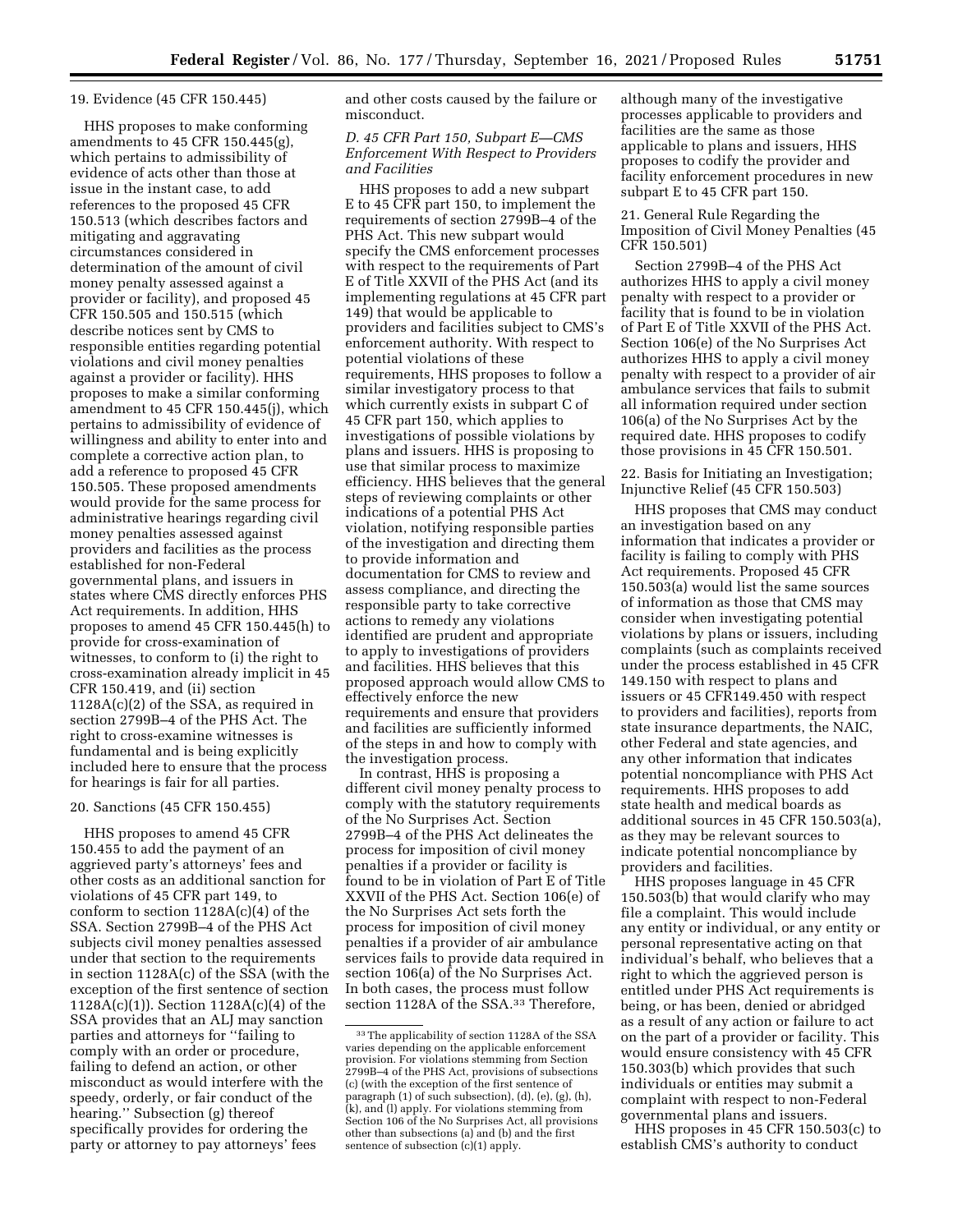### 19. Evidence (45 CFR 150.445)

HHS proposes to make conforming amendments to 45 CFR 150.445(g), which pertains to admissibility of evidence of acts other than those at issue in the instant case, to add references to the proposed 45 CFR 150.513 (which describes factors and mitigating and aggravating circumstances considered in determination of the amount of civil money penalty assessed against a provider or facility), and proposed 45 CFR 150.505 and 150.515 (which describe notices sent by CMS to responsible entities regarding potential violations and civil money penalties against a provider or facility). HHS proposes to make a similar conforming amendment to 45 CFR 150.445(j), which pertains to admissibility of evidence of willingness and ability to enter into and complete a corrective action plan, to add a reference to proposed 45 CFR 150.505. These proposed amendments would provide for the same process for administrative hearings regarding civil money penalties assessed against providers and facilities as the process established for non-Federal governmental plans, and issuers in states where CMS directly enforces PHS Act requirements. In addition, HHS proposes to amend 45 CFR 150.445(h) to provide for cross-examination of witnesses, to conform to (i) the right to cross-examination already implicit in 45 CFR 150.419, and (ii) section 1128A(c)(2) of the SSA, as required in section 2799B–4 of the PHS Act. The right to cross-examine witnesses is fundamental and is being explicitly included here to ensure that the process for hearings is fair for all parties.

### 20. Sanctions (45 CFR 150.455)

HHS proposes to amend 45 CFR 150.455 to add the payment of an aggrieved party's attorneys' fees and other costs as an additional sanction for violations of 45 CFR part 149, to conform to section 1128A(c)(4) of the SSA. Section 2799B–4 of the PHS Act subjects civil money penalties assessed under that section to the requirements in section 1128A(c) of the SSA (with the exception of the first sentence of section 1128A(c)(1)). Section 1128A(c)(4) of the SSA provides that an ALJ may sanction parties and attorneys for ''failing to comply with an order or procedure, failing to defend an action, or other misconduct as would interfere with the speedy, orderly, or fair conduct of the hearing.'' Subsection (g) thereof specifically provides for ordering the party or attorney to pay attorneys' fees and other costs caused by the failure or misconduct.

## D. 45 CFR Part 150, Subpart E—CMS Enforcement With Respect to Providers and Facilities

HHS proposes to add a new subpart E to 45 CFR part 150, to implement the requirements of section 2799B–4 of the PHS Act. This new subpart would specify the CMS enforcement processes with respect to the requirements of Part E of Title XXVII of the PHS Act (and its implementing regulations at 45 CFR part 149) that would be applicable to providers and facilities subject to CMS's enforcement authority. With respect to potential violations of these requirements, HHS proposes to follow a similar investigatory process to that which currently exists in subpart C of 45 CFR part 150, which applies to investigations of possible violations by plans and issuers. HHS is proposing to use that similar process to maximize efficiency. HHS believes that the general steps of reviewing complaints or other indications of a potential PHS Act violation, notifying responsible parties of the investigation and directing them to provide information and documentation for CMS to review and assess compliance, and directing the responsible party to take corrective actions to remedy any violations identified are prudent and appropriate to apply to investigations of providers and facilities. HHS believes that this proposed approach would allow CMS to effectively enforce the new requirements and ensure that providers and facilities are sufficiently informed of the steps in and how to comply with the investigation process.

In contrast, HHS is proposing a different civil money penalty process to comply with the statutory requirements of the No Surprises Act. Section 2799B–4 of the PHS Act delineates the process for imposition of civil money penalties if a provider or facility is found to be in violation of Part E of Title XXVII of the PHS Act. Section 106(e) of the No Surprises Act sets forth the process for imposition of civil money penalties if a provider of air ambulance services fails to provide data required in section 106(a) of the No Surprises Act. In both cases, the process must follow section 1128A of the SSA.[33] Therefore, although many of the investigative processes applicable to providers and facilities are the same as those applicable to plans and issuers, HHS proposes to codify the provider and facility enforcement procedures in new subpart E to 45 CFR part 150.

### 21. General Rule Regarding the Imposition of Civil Money Penalties (45 CFR 150.501)

Section 2799B–4 of the PHS Act authorizes HHS to apply a civil money penalty with respect to a provider or facility that is found to be in violation of Part E of Title XXVII of the PHS Act. Section 106(e) of the No Surprises Act authorizes HHS to apply a civil money penalty with respect to a provider of air ambulance services that fails to submit all information required under section 106(a) of the No Surprises Act by the required date. HHS proposes to codify those provisions in 45 CFR 150.501.

### 22. Basis for Initiating an Investigation; Injunctive Relief (45 CFR 150.503)

HHS proposes that CMS may conduct an investigation based on any information that indicates a provider or facility is failing to comply with PHS Act requirements. Proposed 45 CFR 150.503(a) would list the same sources of information as those that CMS may consider when investigating potential violations by plans or issuers, including complaints (such as complaints received under the process established in 45 CFR 149.150 with respect to plans and issuers or 45 CFR149.450 with respect to providers and facilities), reports from state insurance departments, the NAIC, other Federal and state agencies, and any other information that indicates potential noncompliance with PHS Act requirements. HHS proposes to add state health and medical boards as additional sources in 45 CFR 150.503(a), as they may be relevant sources to indicate potential noncompliance by providers and facilities.

HHS proposes language in 45 CFR 150.503(b) that would clarify who may file a complaint. This would include any entity or individual, or any entity or personal representative acting on that individual's behalf, who believes that a right to which the aggrieved person is entitled under PHS Act requirements is being, or has been, denied or abridged as a result of any action or failure to act on the part of a provider or facility. This would ensure consistency with 45 CFR 150.303(b) which provides that such individuals or entities may submit a complaint with respect to non-Federal governmental plans and issuers.

HHS proposes in 45 CFR 150.503(c) to establish CMS's authority to conduct

[33] The applicability of section 1128A of the SSA varies depending on the applicable enforcement provision. For violations stemming from Section 2799B–4 of the PHS Act, provisions of subsections (c) (with the exception of the first sentence of paragraph (1) of such subsection), (d), (e), (g), (h), (k), and (l) apply. For violations stemming from Section 106 of the No Surprises Act, all provisions other than subsections (a) and (b) and the first sentence of subsection (c)(1) apply.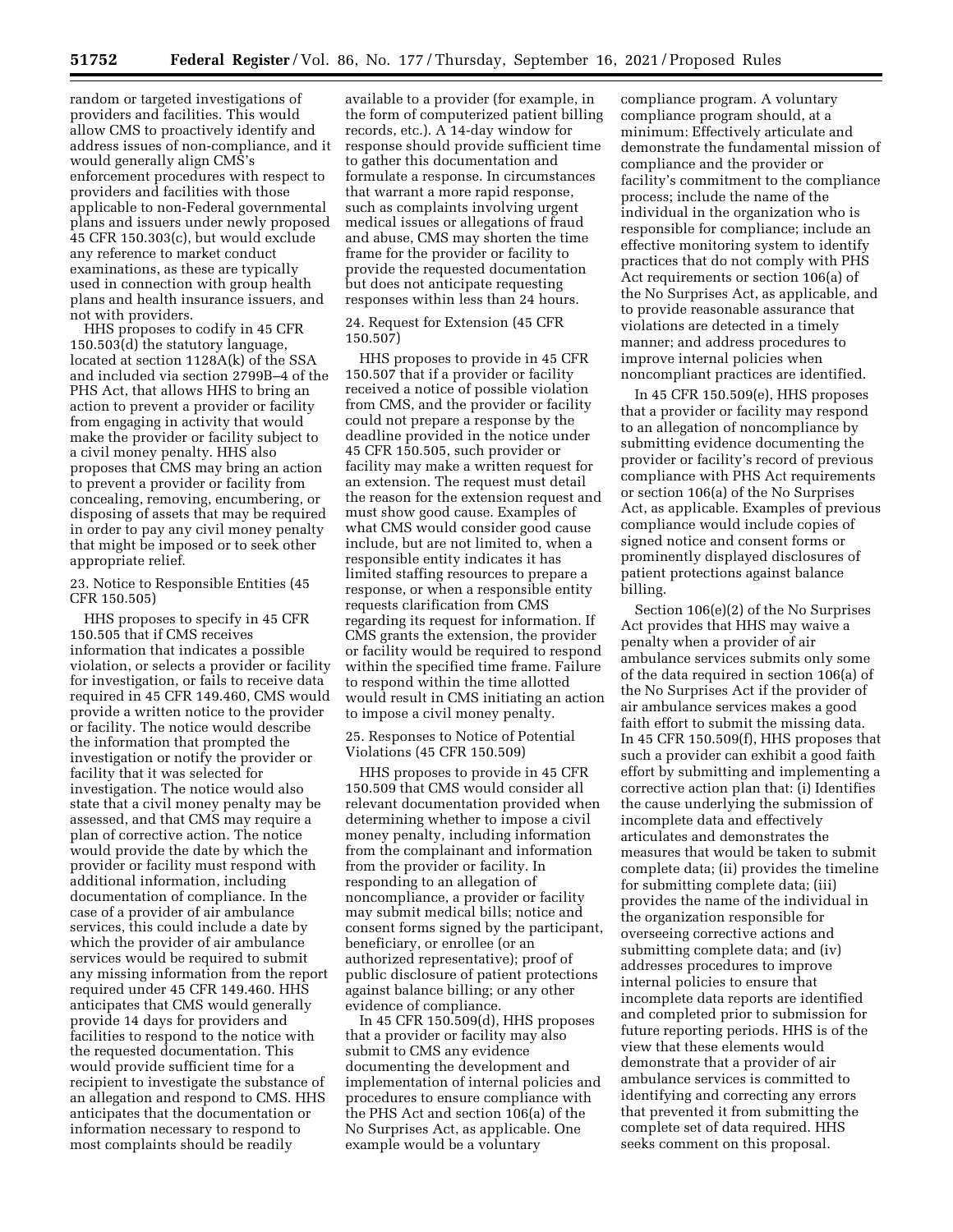random or targeted investigations of providers and facilities. This would allow CMS to proactively identify and address issues of non-compliance, and it would generally align CMS's enforcement procedures with respect to providers and facilities with those applicable to non-Federal governmental plans and issuers under newly proposed 45 CFR 150.303(c), but would exclude any reference to market conduct examinations, as these are typically used in connection with group health plans and health insurance issuers, and not with providers.

HHS proposes to codify in 45 CFR 150.503(d) the statutory language, located at section 1128A(k) of the SSA and included via section 2799B–4 of the PHS Act, that allows HHS to bring an action to prevent a provider or facility from engaging in activity that would make the provider or facility subject to a civil money penalty. HHS also proposes that CMS may bring an action to prevent a provider or facility from concealing, removing, encumbering, or disposing of assets that may be required in order to pay any civil money penalty that might be imposed or to seek other appropriate relief.

23. Notice to Responsible Entities (45 CFR 150.505)

HHS proposes to specify in 45 CFR 150.505 that if CMS receives information that indicates a possible violation, or selects a provider or facility for investigation, or fails to receive data required in 45 CFR 149.460, CMS would provide a written notice to the provider or facility. The notice would describe the information that prompted the investigation or notify the provider or facility that it was selected for investigation. The notice would also state that a civil money penalty may be assessed, and that CMS may require a plan of corrective action. The notice would provide the date by which the provider or facility must respond with additional information, including documentation of compliance. In the case of a provider of air ambulance services, this could include a date by which the provider of air ambulance services would be required to submit any missing information from the report required under 45 CFR 149.460. HHS anticipates that CMS would generally provide 14 days for providers and facilities to respond to the notice with the requested documentation. This would provide sufficient time for a recipient to investigate the substance of an allegation and respond to CMS. HHS anticipates that the documentation or information necessary to respond to most complaints should be readily available to a provider (for example, in the form of computerized patient billing records, etc.). A 14-day window for response should provide sufficient time to gather this documentation and formulate a response. In circumstances that warrant a more rapid response, such as complaints involving urgent medical issues or allegations of fraud and abuse, CMS may shorten the time frame for the provider or facility to provide the requested documentation but does not anticipate requesting responses within less than 24 hours.

24. Request for Extension (45 CFR 150.507)

HHS proposes to provide in 45 CFR 150.507 that if a provider or facility received a notice of possible violation from CMS, and the provider or facility could not prepare a response by the deadline provided in the notice under 45 CFR 150.505, such provider or facility may make a written request for an extension. The request must detail the reason for the extension request and must show good cause. Examples of what CMS would consider good cause include, but are not limited to, when a responsible entity indicates it has limited staffing resources to prepare a response, or when a responsible entity requests clarification from CMS regarding its request for information. If CMS grants the extension, the provider or facility would be required to respond within the specified time frame. Failure to respond within the time allotted would result in CMS initiating an action to impose a civil money penalty.

25. Responses to Notice of Potential Violations (45 CFR 150.509)

HHS proposes to provide in 45 CFR 150.509 that CMS would consider all relevant documentation provided when determining whether to impose a civil money penalty, including information from the complainant and information from the provider or facility. In responding to an allegation of noncompliance, a provider or facility may submit medical bills; notice and consent forms signed by the participant, beneficiary, or enrollee (or an authorized representative); proof of public disclosure of patient protections against balance billing; or any other evidence of compliance.

In 45 CFR 150.509(d), HHS proposes that a provider or facility may also submit to CMS any evidence documenting the development and implementation of internal policies and procedures to ensure compliance with the PHS Act and section 106(a) of the No Surprises Act, as applicable. One example would be a voluntary compliance program. A voluntary compliance program should, at a minimum: Effectively articulate and demonstrate the fundamental mission of compliance and the provider or facility's commitment to the compliance process; include the name of the individual in the organization who is responsible for compliance; include an effective monitoring system to identify practices that do not comply with PHS Act requirements or section 106(a) of the No Surprises Act, as applicable, and to provide reasonable assurance that violations are detected in a timely manner; and address procedures to improve internal policies when noncompliant practices are identified.

In 45 CFR 150.509(e), HHS proposes that a provider or facility may respond to an allegation of noncompliance by submitting evidence documenting the provider or facility's record of previous compliance with PHS Act requirements or section 106(a) of the No Surprises Act, as applicable. Examples of previous compliance would include copies of signed notice and consent forms or prominently displayed disclosures of patient protections against balance billing.

Section 106(e)(2) of the No Surprises Act provides that HHS may waive a penalty when a provider of air ambulance services submits only some of the data required in section 106(a) of the No Surprises Act if the provider of air ambulance services makes a good faith effort to submit the missing data. In 45 CFR 150.509(f), HHS proposes that such a provider can exhibit a good faith effort by submitting and implementing a corrective action plan that: (i) Identifies the cause underlying the submission of incomplete data and effectively articulates and demonstrates the measures that would be taken to submit complete data; (ii) provides the timeline for submitting complete data; (iii) provides the name of the individual in the organization responsible for overseeing corrective actions and submitting complete data; and (iv) addresses procedures to improve internal policies to ensure that incomplete data reports are identified and completed prior to submission for future reporting periods. HHS is of the view that these elements would demonstrate that a provider of air ambulance services is committed to identifying and correcting any errors that prevented it from submitting the complete set of data required. HHS seeks comment on this proposal.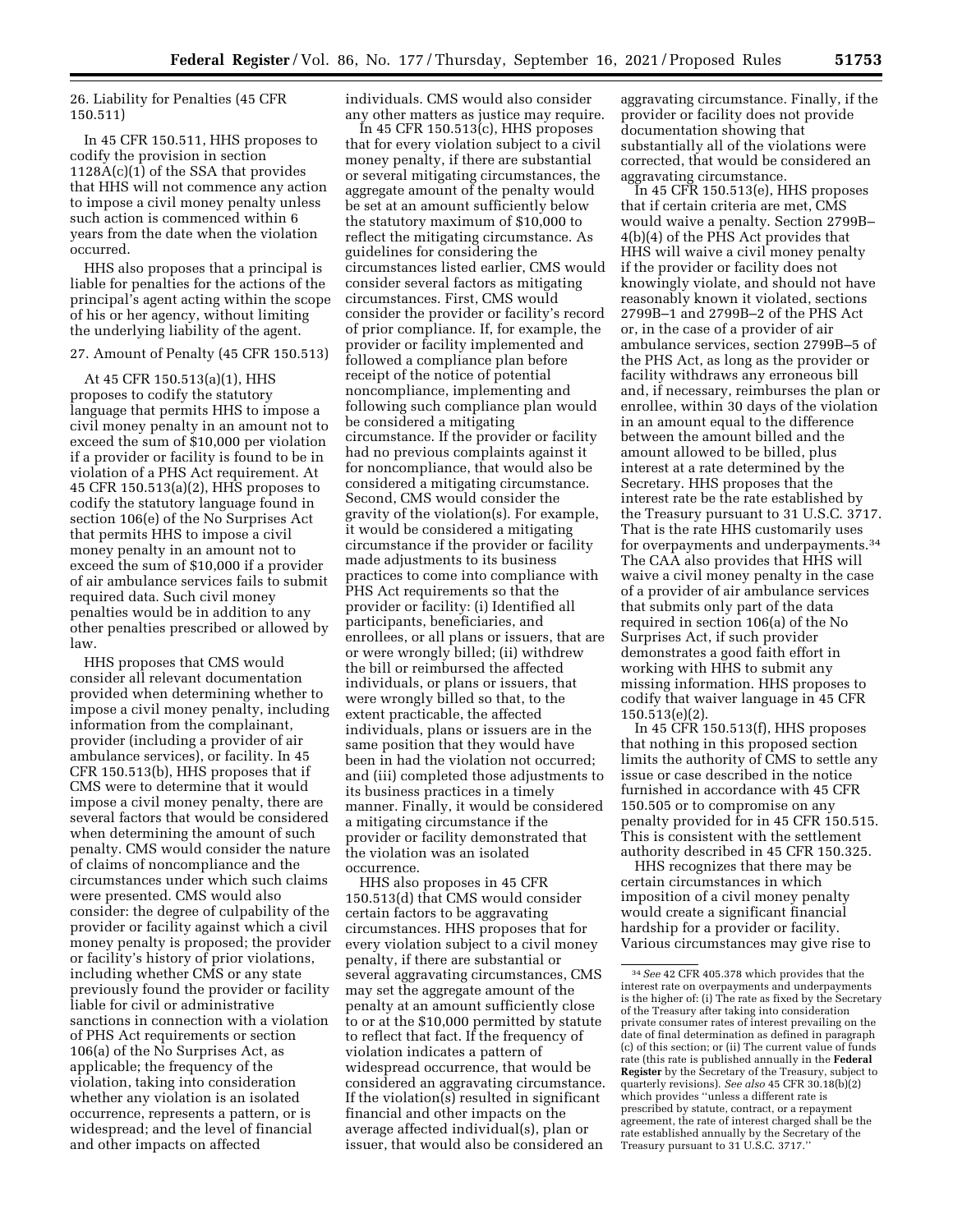26. Liability for Penalties (45 CFR 150.511)

In 45 CFR 150.511, HHS proposes to codify the provision in section 1128A(c)(1) of the SSA that provides that HHS will not commence any action to impose a civil money penalty unless such action is commenced within 6 years from the date when the violation occurred.

HHS also proposes that a principal is liable for penalties for the actions of the principal's agent acting within the scope of his or her agency, without limiting the underlying liability of the agent.

27. Amount of Penalty (45 CFR 150.513)

At 45 CFR 150.513(a)(1), HHS proposes to codify the statutory language that permits HHS to impose a civil money penalty in an amount not to exceed the sum of $10,000 per violation if a provider or facility is found to be in violation of a PHS Act requirement. At 45 CFR 150.513(a)(2), HHS proposes to codify the statutory language found in section 106(e) of the No Surprises Act that permits HHS to impose a civil money penalty in an amount not to exceed the sum of $10,000 if a provider of air ambulance services fails to submit required data. Such civil money penalties would be in addition to any other penalties prescribed or allowed by law.

HHS proposes that CMS would consider all relevant documentation provided when determining whether to impose a civil money penalty, including information from the complainant, provider (including a provider of air ambulance services), or facility. In 45 CFR 150.513(b), HHS proposes that if CMS were to determine that it would impose a civil money penalty, there are several factors that would be considered when determining the amount of such penalty. CMS would consider the nature of claims of noncompliance and the circumstances under which such claims were presented. CMS would also consider: the degree of culpability of the provider or facility against which a civil money penalty is proposed; the provider or facility's history of prior violations, including whether CMS or any state previously found the provider or facility liable for civil or administrative sanctions in connection with a violation of PHS Act requirements or section 106(a) of the No Surprises Act, as applicable; the frequency of the violation, taking into consideration whether any violation is an isolated occurrence, represents a pattern, or is widespread; and the level of financial and other impacts on affected individuals. CMS would also consider any other matters as justice may require.

In 45 CFR 150.513(c), HHS proposes that for every violation subject to a civil money penalty, if there are substantial or several mitigating circumstances, the aggregate amount of the penalty would be set at an amount sufficiently below the statutory maximum of $10,000 to reflect the mitigating circumstance. As guidelines for considering the circumstances listed earlier, CMS would consider several factors as mitigating circumstances. First, CMS would consider the provider or facility's record of prior compliance. If, for example, the provider or facility implemented and followed a compliance plan before receipt of the notice of potential noncompliance, implementing and following such compliance plan would be considered a mitigating circumstance. If the provider or facility had no previous complaints against it for noncompliance, that would also be considered a mitigating circumstance. Second, CMS would consider the gravity of the violation(s). For example, it would be considered a mitigating circumstance if the provider or facility made adjustments to its business practices to come into compliance with PHS Act requirements so that the provider or facility: (i) Identified all participants, beneficiaries, and enrollees, or all plans or issuers, that are or were wrongly billed; (ii) withdrew the bill or reimbursed the affected individuals, or plans or issuers, that were wrongly billed so that, to the extent practicable, the affected individuals, plans or issuers are in the same position that they would have been in had the violation not occurred; and (iii) completed those adjustments to its business practices in a timely manner. Finally, it would be considered a mitigating circumstance if the provider or facility demonstrated that the violation was an isolated occurrence.

HHS also proposes in 45 CFR 150.513(d) that CMS would consider certain factors to be aggravating circumstances. HHS proposes that for every violation subject to a civil money penalty, if there are substantial or several aggravating circumstances, CMS may set the aggregate amount of the penalty at an amount sufficiently close to or at the $10,000 permitted by statute to reflect that fact. If the frequency of violation indicates a pattern of widespread occurrence, that would be considered an aggravating circumstance. If the violation(s) resulted in significant financial and other impacts on the average affected individual(s), plan or issuer, that would also be considered an aggravating circumstance. Finally, if the provider or facility does not provide documentation showing that substantially all of the violations were corrected, that would be considered an aggravating circumstance.

In 45 CFR 150.513(e), HHS proposes that if certain criteria are met, CMS would waive a penalty. Section 2799B–4(b)(4) of the PHS Act provides that HHS will waive a civil money penalty if the provider or facility does not knowingly violate, and should not have reasonably known it violated, sections 2799B–1 and 2799B–2 of the PHS Act or, in the case of a provider of air ambulance services, section 2799B–5 of the PHS Act, as long as the provider or facility withdraws any erroneous bill and, if necessary, reimburses the plan or enrollee, within 30 days of the violation in an amount equal to the difference between the amount billed and the amount allowed to be billed, plus interest at a rate determined by the Secretary. HHS proposes that the interest rate be the rate established by the Treasury pursuant to 31 U.S.C. 3717. That is the rate HHS customarily uses for overpayments and underpayments.[34] The CAA also provides that HHS will waive a civil money penalty in the case of a provider of air ambulance services that submits only part of the data required in section 106(a) of the No Surprises Act, if such provider demonstrates a good faith effort in working with HHS to submit any missing information. HHS proposes to codify that waiver language in 45 CFR 150.513(e)(2).

In 45 CFR 150.513(f), HHS proposes that nothing in this proposed section limits the authority of CMS to settle any issue or case described in the notice furnished in accordance with 45 CFR 150.505 or to compromise on any penalty provided for in 45 CFR 150.515. This is consistent with the settlement authority described in 45 CFR 150.325.

HHS recognizes that there may be certain circumstances in which imposition of a civil money penalty would create a significant financial hardship for a provider or facility. Various circumstances may give rise to

---

[34] *See* 42 CFR 405.378 which provides that the interest rate on overpayments and underpayments is the higher of: (i) The rate as fixed by the Secretary of the Treasury after taking into consideration private consumer rates of interest prevailing on the date of final determination as defined in paragraph (c) of this section; or (ii) The current value of funds rate (this rate is published annually in the **Federal Register** by the Secretary of the Treasury, subject to quarterly revisions). *See also* 45 CFR 30.18(b)(2) which provides "unless a different rate is prescribed by statute, contract, or a repayment agreement, the rate of interest charged shall be the rate established annually by the Secretary of the Treasury pursuant to 31 U.S.C. 3717."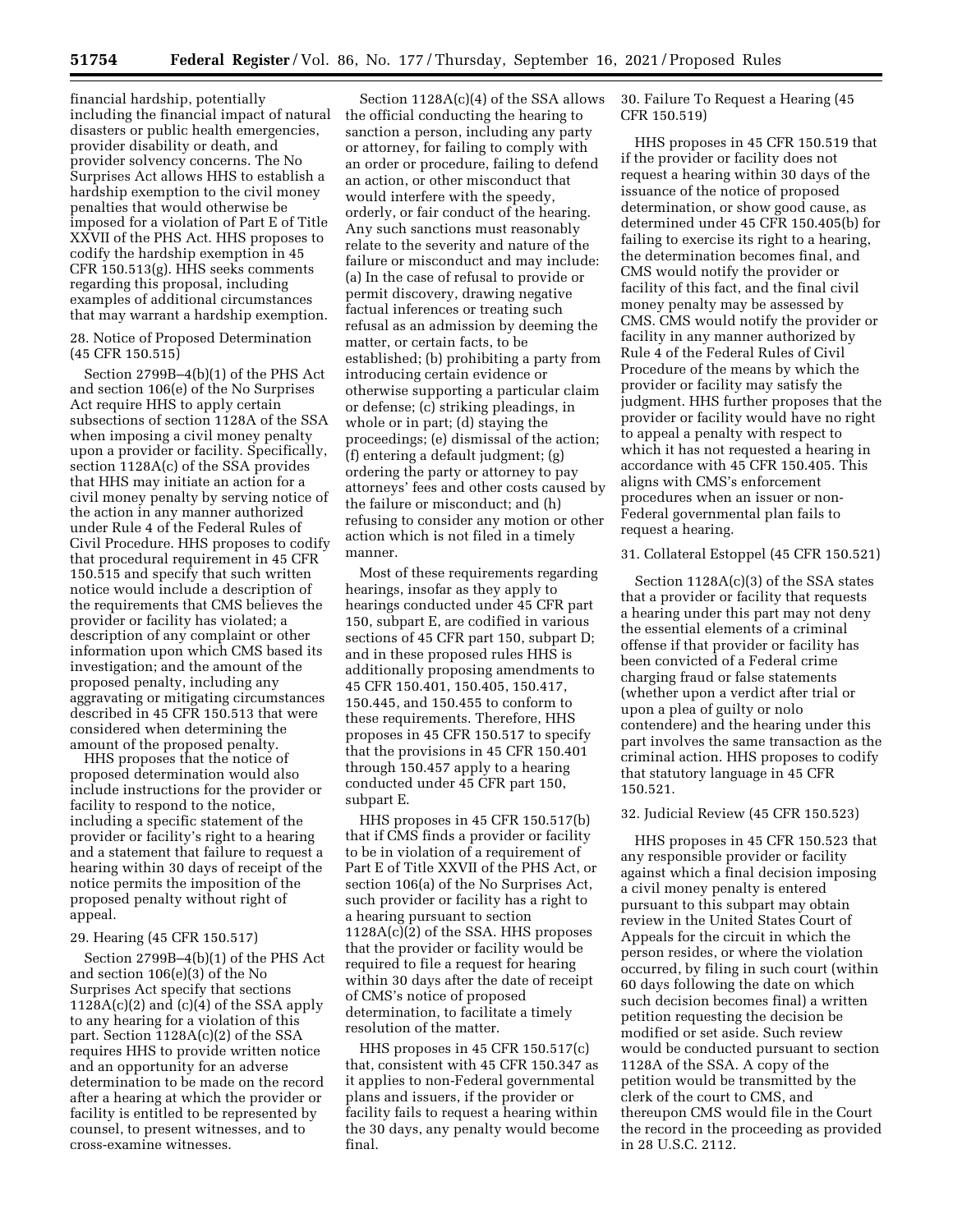financial hardship, potentially including the financial impact of natural disasters or public health emergencies, provider disability or death, and provider solvency concerns. The No Surprises Act allows HHS to establish a hardship exemption to the civil money penalties that would otherwise be imposed for a violation of Part E of Title XXVII of the PHS Act. HHS proposes to codify the hardship exemption in 45 CFR 150.513(g). HHS seeks comments regarding this proposal, including examples of additional circumstances that may warrant a hardship exemption.

28. Notice of Proposed Determination (45 CFR 150.515)

Section 2799B–4(b)(1) of the PHS Act and section 106(e) of the No Surprises Act require HHS to apply certain subsections of section 1128A of the SSA when imposing a civil money penalty upon a provider or facility. Specifically, section 1128A(c) of the SSA provides that HHS may initiate an action for a civil money penalty by serving notice of the action in any manner authorized under Rule 4 of the Federal Rules of Civil Procedure. HHS proposes to codify that procedural requirement in 45 CFR 150.515 and specify that such written notice would include a description of the requirements that CMS believes the provider or facility has violated; a description of any complaint or other information upon which CMS based its investigation; and the amount of the proposed penalty, including any aggravating or mitigating circumstances described in 45 CFR 150.513 that were considered when determining the amount of the proposed penalty.

HHS proposes that the notice of proposed determination would also include instructions for the provider or facility to respond to the notice, including a specific statement of the provider or facility's right to a hearing and a statement that failure to request a hearing within 30 days of receipt of the notice permits the imposition of the proposed penalty without right of appeal.

29. Hearing (45 CFR 150.517)

Section 2799B–4(b)(1) of the PHS Act and section 106(e)(3) of the No Surprises Act specify that sections 1128A(c)(2) and (c)(4) of the SSA apply to any hearing for a violation of this part. Section 1128A(c)(2) of the SSA requires HHS to provide written notice and an opportunity for an adverse determination to be made on the record after a hearing at which the provider or facility is entitled to be represented by counsel, to present witnesses, and to cross-examine witnesses.

Section 1128A(c)(4) of the SSA allows the official conducting the hearing to sanction a person, including any party or attorney, for failing to comply with an order or procedure, failing to defend an action, or other misconduct that would interfere with the speedy, orderly, or fair conduct of the hearing. Any such sanctions must reasonably relate to the severity and nature of the failure or misconduct and may include: (a) In the case of refusal to provide or permit discovery, drawing negative factual inferences or treating such refusal as an admission by deeming the matter, or certain facts, to be established; (b) prohibiting a party from introducing certain evidence or otherwise supporting a particular claim or defense; (c) striking pleadings, in whole or in part; (d) staying the proceedings; (e) dismissal of the action; (f) entering a default judgment; (g) ordering the party or attorney to pay attorneys' fees and other costs caused by the failure or misconduct; and (h) refusing to consider any motion or other action which is not filed in a timely manner.

Most of these requirements regarding hearings, insofar as they apply to hearings conducted under 45 CFR part 150, subpart E, are codified in various sections of 45 CFR part 150, subpart D; and in these proposed rules HHS is additionally proposing amendments to 45 CFR 150.401, 150.405, 150.417, 150.445, and 150.455 to conform to these requirements. Therefore, HHS proposes in 45 CFR 150.517 to specify that the provisions in 45 CFR 150.401 through 150.457 apply to a hearing conducted under 45 CFR part 150, subpart E.

HHS proposes in 45 CFR 150.517(b) that if CMS finds a provider or facility to be in violation of a requirement of Part E of Title XXVII of the PHS Act, or section 106(a) of the No Surprises Act, such provider or facility has a right to a hearing pursuant to section 1128A(c)(2) of the SSA. HHS proposes that the provider or facility would be required to file a request for hearing within 30 days after the date of receipt of CMS's notice of proposed determination, to facilitate a timely resolution of the matter.

HHS proposes in 45 CFR 150.517(c) that, consistent with 45 CFR 150.347 as it applies to non-Federal governmental plans and issuers, if the provider or facility fails to request a hearing within the 30 days, any penalty would become final.

30. Failure To Request a Hearing (45 CFR 150.519)

HHS proposes in 45 CFR 150.519 that if the provider or facility does not request a hearing within 30 days of the issuance of the notice of proposed determination, or show good cause, as determined under 45 CFR 150.405(b) for failing to exercise its right to a hearing, the determination becomes final, and CMS would notify the provider or facility of this fact, and the final civil money penalty may be assessed by CMS. CMS would notify the provider or facility in any manner authorized by Rule 4 of the Federal Rules of Civil Procedure of the means by which the provider or facility may satisfy the judgment. HHS further proposes that the provider or facility would have no right to appeal a penalty with respect to which it has not requested a hearing in accordance with 45 CFR 150.405. This aligns with CMS's enforcement procedures when an issuer or non-Federal governmental plan fails to request a hearing.

31. Collateral Estoppel (45 CFR 150.521)

Section 1128A(c)(3) of the SSA states that a provider or facility that requests a hearing under this part may not deny the essential elements of a criminal offense if that provider or facility has been convicted of a Federal crime charging fraud or false statements (whether upon a verdict after trial or upon a plea of guilty or nolo contendere) and the hearing under this part involves the same transaction as the criminal action. HHS proposes to codify that statutory language in 45 CFR 150.521.

32. Judicial Review (45 CFR 150.523)

HHS proposes in 45 CFR 150.523 that any responsible provider or facility against which a final decision imposing a civil money penalty is entered pursuant to this subpart may obtain review in the United States Court of Appeals for the circuit in which the person resides, or where the violation occurred, by filing in such court (within 60 days following the date on which such decision becomes final) a written petition requesting the decision be modified or set aside. Such review would be conducted pursuant to section 1128A of the SSA. A copy of the petition would be transmitted by the clerk of the court to CMS, and thereupon CMS would file in the Court the record in the proceeding as provided in 28 U.S.C. 2112.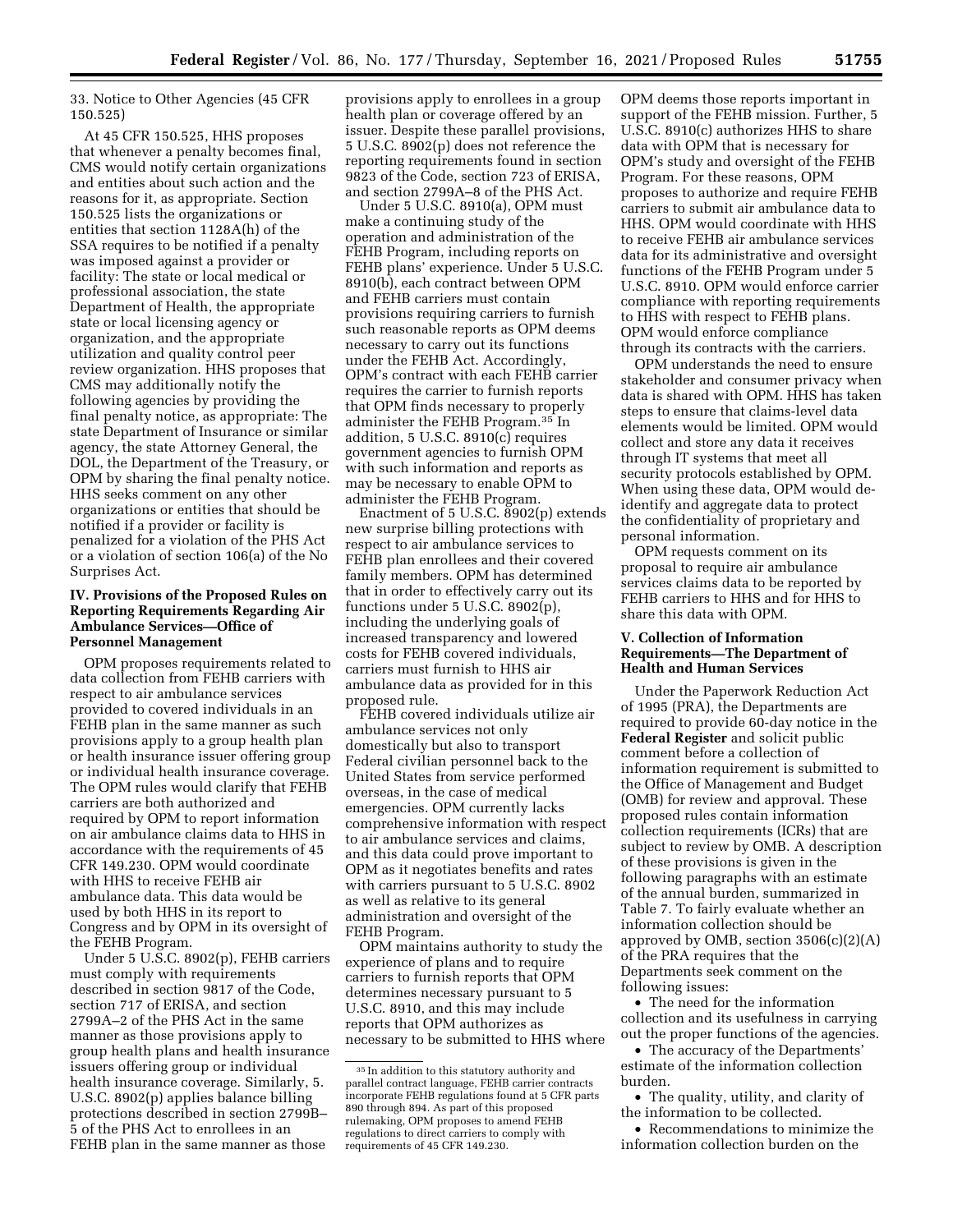33. Notice to Other Agencies (45 CFR 150.525)

At 45 CFR 150.525, HHS proposes that whenever a penalty becomes final, CMS would notify certain organizations and entities about such action and the reasons for it, as appropriate. Section 150.525 lists the organizations or entities that section 1128A(h) of the SSA requires to be notified if a penalty was imposed against a provider or facility: The state or local medical or professional association, the state Department of Health, the appropriate state or local licensing agency or organization, and the appropriate utilization and quality control peer review organization. HHS proposes that CMS may additionally notify the following agencies by providing the final penalty notice, as appropriate: The state Department of Insurance or similar agency, the state Attorney General, the DOL, the Department of the Treasury, or OPM by sharing the final penalty notice. HHS seeks comment on any other organizations or entities that should be notified if a provider or facility is penalized for a violation of the PHS Act or a violation of section 106(a) of the No Surprises Act.

## IV. Provisions of the Proposed Rules on Reporting Requirements Regarding Air Ambulance Services—Office of Personnel Management

OPM proposes requirements related to data collection from FEHB carriers with respect to air ambulance services provided to covered individuals in an FEHB plan in the same manner as such provisions apply to a group health plan or health insurance issuer offering group or individual health insurance coverage. The OPM rules would clarify that FEHB carriers are both authorized and required by OPM to report information on air ambulance claims data to HHS in accordance with the requirements of 45 CFR 149.230. OPM would coordinate with HHS to receive FEHB air ambulance data. This data would be used by both HHS in its report to Congress and by OPM in its oversight of the FEHB Program.

Under 5 U.S.C. 8902(p), FEHB carriers must comply with requirements described in section 9817 of the Code, section 717 of ERISA, and section 2799A–2 of the PHS Act in the same manner as those provisions apply to group health plans and health insurance issuers offering group or individual health insurance coverage. Similarly, 5. U.S.C. 8902(p) applies balance billing protections described in section 2799B–5 of the PHS Act to enrollees in an FEHB plan in the same manner as those provisions apply to enrollees in a group health plan or coverage offered by an issuer. Despite these parallel provisions, 5 U.S.C. 8902(p) does not reference the reporting requirements found in section 9823 of the Code, section 723 of ERISA, and section 2799A–8 of the PHS Act.

Under 5 U.S.C. 8910(a), OPM must make a continuing study of the operation and administration of the FEHB Program, including reports on FEHB plans' experience. Under 5 U.S.C. 8910(b), each contract between OPM and FEHB carriers must contain provisions requiring carriers to furnish such reasonable reports as OPM deems necessary to carry out its functions under the FEHB Act. Accordingly, OPM's contract with each FEHB carrier requires the carrier to furnish reports that OPM finds necessary to properly administer the FEHB Program.[35] In addition, 5 U.S.C. 8910(c) requires government agencies to furnish OPM with such information and reports as may be necessary to enable OPM to administer the FEHB Program.

Enactment of 5 U.S.C. 8902(p) extends new surprise billing protections with respect to air ambulance services to FEHB plan enrollees and their covered family members. OPM has determined that in order to effectively carry out its functions under 5 U.S.C. 8902(p), including the underlying goals of increased transparency and lowered costs for FEHB covered individuals, carriers must furnish to HHS air ambulance data as provided for in this proposed rule.

FEHB covered individuals utilize air ambulance services not only domestically but also to transport Federal civilian personnel back to the United States from service performed overseas, in the case of medical emergencies. OPM currently lacks comprehensive information with respect to air ambulance services and claims, and this data could prove important to OPM as it negotiates benefits and rates with carriers pursuant to 5 U.S.C. 8902 as well as relative to its general administration and oversight of the FEHB Program.

OPM maintains authority to study the experience of plans and to require carriers to furnish reports that OPM determines necessary pursuant to 5 U.S.C. 8910, and this may include reports that OPM authorizes as necessary to be submitted to HHS where OPM deems those reports important in support of the FEHB mission. Further, 5 U.S.C. 8910(c) authorizes HHS to share data with OPM that is necessary for OPM's study and oversight of the FEHB Program. For these reasons, OPM proposes to authorize and require FEHB carriers to submit air ambulance data to HHS. OPM would coordinate with HHS to receive FEHB air ambulance services data for its administrative and oversight functions of the FEHB Program under 5 U.S.C. 8910. OPM would enforce carrier compliance with reporting requirements to HHS with respect to FEHB plans. OPM would enforce compliance through its contracts with the carriers.

OPM understands the need to ensure stakeholder and consumer privacy when data is shared with OPM. HHS has taken steps to ensure that claims-level data elements would be limited. OPM would collect and store any data it receives through IT systems that meet all security protocols established by OPM. When using these data, OPM would de-identify and aggregate data to protect the confidentiality of proprietary and personal information.

OPM requests comment on its proposal to require air ambulance services claims data to be reported by FEHB carriers to HHS and for HHS to share this data with OPM.

## V. Collection of Information Requirements—The Department of Health and Human Services

Under the Paperwork Reduction Act of 1995 (PRA), the Departments are required to provide 60-day notice in the **Federal Register** and solicit public comment before a collection of information requirement is submitted to the Office of Management and Budget (OMB) for review and approval. These proposed rules contain information collection requirements (ICRs) that are subject to review by OMB. A description of these provisions is given in the following paragraphs with an estimate of the annual burden, summarized in Table 7. To fairly evaluate whether an information collection should be approved by OMB, section 3506(c)(2)(A) of the PRA requires that the Departments seek comment on the following issues:

- The need for the information collection and its usefulness in carrying out the proper functions of the agencies.
- The accuracy of the Departments' estimate of the information collection burden.
- The quality, utility, and clarity of the information to be collected.
- Recommendations to minimize the information collection burden on the

[35] In addition to this statutory authority and parallel contract language, FEHB carrier contracts incorporate FEHB regulations found at 5 CFR parts 890 through 894. As part of this proposed rulemaking, OPM proposes to amend FEHB regulations to direct carriers to comply with requirements of 45 CFR 149.230.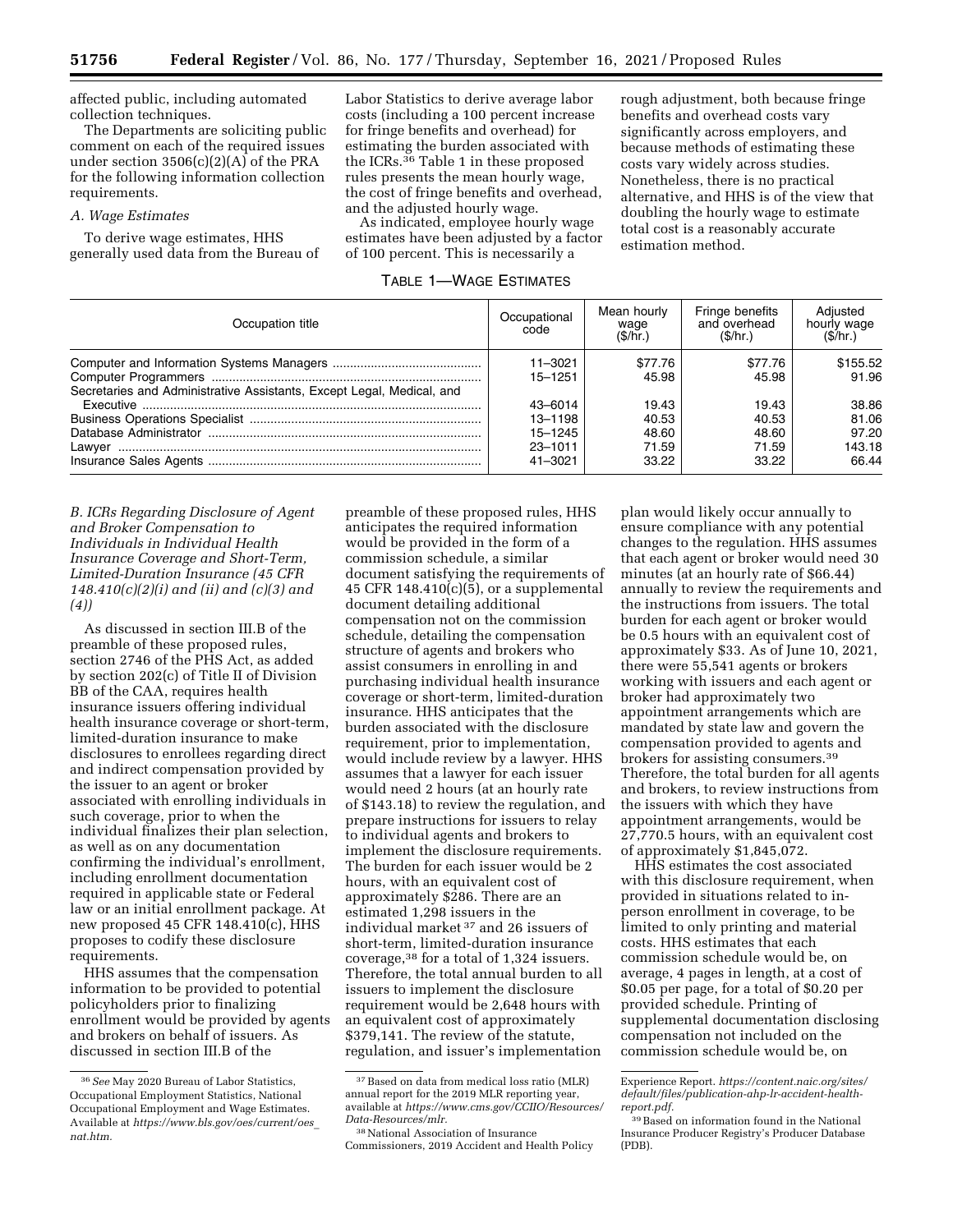affected public, including automated collection techniques.

The Departments are soliciting public comment on each of the required issues under section 3506(c)(2)(A) of the PRA for the following information collection requirements.

### *A. Wage Estimates*

To derive wage estimates, HHS generally used data from the Bureau of Labor Statistics to derive average labor costs (including a 100 percent increase for fringe benefits and overhead) for estimating the burden associated with the ICRs.[36] Table 1 in these proposed rules presents the mean hourly wage, the cost of fringe benefits and overhead, and the adjusted hourly wage.

As indicated, employee hourly wage estimates have been adjusted by a factor of 100 percent. This is necessarily a rough adjustment, both because fringe benefits and overhead costs vary significantly across employers, and because methods of estimating these costs vary widely across studies. Nonetheless, there is no practical alternative, and HHS is of the view that doubling the hourly wage to estimate total cost is a reasonably accurate estimation method.

TABLE 1—WAGE ESTIMATES

| Occupation title | Occupational code | Mean hourly wage ($/hr.) | Fringe benefits and overhead ($/hr.) | Adjusted hourly wage ($/hr.) |
|---|---|---|---|---|
| Computer and Information Systems Managers | 11–3021 | $77.76 | $77.76 | $155.52 |
| Computer Programmers | 15–1251 | 45.98 | 45.98 | 91.96 |
| Secretaries and Administrative Assistants, Except Legal, Medical, and Executive | 43–6014 | 19.43 | 19.43 | 38.86 |
| Business Operations Specialist | 13–1198 | 40.53 | 40.53 | 81.06 |
| Database Administrator | 15–1245 | 48.60 | 48.60 | 97.20 |
| Lawyer | 23–1011 | 71.59 | 71.59 | 143.18 |
| Insurance Sales Agents | 41–3021 | 33.22 | 33.22 | 66.44 |

### *B. ICRs Regarding Disclosure of Agent and Broker Compensation to Individuals in Individual Health Insurance Coverage and Short-Term, Limited-Duration Insurance (45 CFR 148.410(c)(2)(i) and (ii) and (c)(3) and (4))*

As discussed in section III.B of the preamble of these proposed rules, section 2746 of the PHS Act, as added by section 202(c) of Title II of Division BB of the CAA, requires health insurance issuers offering individual health insurance coverage or short-term, limited-duration insurance to make disclosures to enrollees regarding direct and indirect compensation provided by the issuer to an agent or broker associated with enrolling individuals in such coverage, prior to when the individual finalizes their plan selection, as well as on any documentation confirming the individual's enrollment, including enrollment documentation required in applicable state or Federal law or an initial enrollment package. At new proposed 45 CFR 148.410(c), HHS proposes to codify these disclosure requirements.

HHS assumes that the compensation information to be provided to potential policyholders prior to finalizing enrollment would be provided by agents and brokers on behalf of issuers. As discussed in section III.B of the preamble of these proposed rules, HHS anticipates the required information would be provided in the form of a commission schedule, a similar document satisfying the requirements of 45 CFR 148.410(c)(5), or a supplemental document detailing additional compensation not on the commission schedule, detailing the compensation structure of agents and brokers who assist consumers in enrolling in and purchasing individual health insurance coverage or short-term, limited-duration insurance. HHS anticipates that the burden associated with the disclosure requirement, prior to implementation, would include review by a lawyer. HHS assumes that a lawyer for each issuer would need 2 hours (at an hourly rate of $143.18) to review the regulation, and prepare instructions for issuers to relay to individual agents and brokers to implement the disclosure requirements. The burden for each issuer would be 2 hours, with an equivalent cost of approximately $286. There are an estimated 1,298 issuers in the individual market[37] and 26 issuers of short-term, limited-duration insurance coverage,[38] for a total of 1,324 issuers. Therefore, the total annual burden to all issuers to implement the disclosure requirement would be 2,648 hours with an equivalent cost of approximately $379,141. The review of the statute, regulation, and issuer's implementation plan would likely occur annually to ensure compliance with any potential changes to the regulation. HHS assumes that each agent or broker would need 30 minutes (at an hourly rate of $66.44) annually to review the requirements and the instructions from issuers. The total burden for each agent or broker would be 0.5 hours with an equivalent cost of approximately $33. As of June 10, 2021, there were 55,541 agents or brokers working with issuers and each agent or broker had approximately two appointment arrangements which are mandated by state law and govern the compensation provided to agents and brokers for assisting consumers.[39] Therefore, the total burden for all agents and brokers, to review instructions from the issuers with which they have appointment arrangements, would be 27,770.5 hours, with an equivalent cost of approximately $1,845,072.

HHS estimates the cost associated with this disclosure requirement, when provided in situations related to in-person enrollment in coverage, to be limited to only printing and material costs. HHS estimates that each commission schedule would be, on average, 4 pages in length, at a cost of $0.05 per page, for a total of $0.20 per provided schedule. Printing of supplemental documentation disclosing compensation not included on the commission schedule would be, on

[36] *See* May 2020 Bureau of Labor Statistics, Occupational Employment Statistics, National Occupational Employment and Wage Estimates. Available at *https://www.bls.gov/oes/current/oes_nat.htm.*

[37] Based on data from medical loss ratio (MLR) annual report for the 2019 MLR reporting year, available at *https://www.cms.gov/CCIIO/Resources/Data-Resources/mlr.*

[38] National Association of Insurance Commissioners, 2019 Accident and Health Policy Experience Report. *https://content.naic.org/sites/default/files/publication-ahp-lr-accident-health-report.pdf.*

[39] Based on information found in the National Insurance Producer Registry's Producer Database (PDB).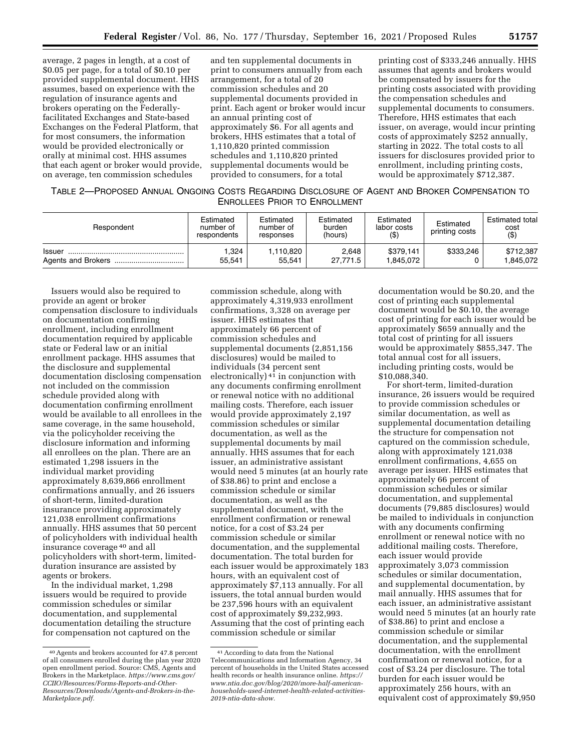average, 2 pages in length, at a cost of $0.05 per page, for a total of $0.10 per provided supplemental document. HHS assumes, based on experience with the regulation of insurance agents and brokers operating on the Federally-facilitated Exchanges and State-based Exchanges on the Federal Platform, that for most consumers, the information would be provided electronically or orally at minimal cost. HHS assumes that each agent or broker would provide, on average, ten commission schedules and ten supplemental documents in print to consumers annually from each arrangement, for a total of 20 commission schedules and 20 supplemental documents provided in print. Each agent or broker would incur an annual printing cost of approximately $6. For all agents and brokers, HHS estimates that a total of 1,110,820 printed commission schedules and 1,110,820 printed supplemental documents would be provided to consumers, for a total printing cost of $333,246 annually. HHS assumes that agents and brokers would be compensated by issuers for the printing costs associated with providing the compensation schedules and supplemental documents to consumers. Therefore, HHS estimates that each issuer, on average, would incur printing costs of approximately $252 annually, starting in 2022. The total costs to all issuers for disclosures provided prior to enrollment, including printing costs, would be approximately $712,387.

TABLE 2—PROPOSED ANNUAL ONGOING COSTS REGARDING DISCLOSURE OF AGENT AND BROKER COMPENSATION TO ENROLLEES PRIOR TO ENROLLMENT

| Respondent | Estimated number of respondents | Estimated number of responses | Estimated burden (hours) | Estimated labor costs ($) | Estimated printing costs | Estimated total cost ($) |
|---|---|---|---|---|---|---|
| Issuer | 1,324 | 1,110,820 | 2,648 | $379,141 | $333,246 | $712,387 |
| Agents and Brokers | 55,541 | 55,541 | 27,771.5 | 1,845,072 | 0 | 1,845,072 |

Issuers would also be required to provide an agent or broker compensation disclosure to individuals on documentation confirming enrollment, including enrollment documentation required by applicable state or Federal law or an initial enrollment package. HHS assumes that the disclosure and supplemental documentation disclosing compensation not included on the commission schedule provided along with documentation confirming enrollment would be available to all enrollees in the same coverage, in the same household, via the policyholder receiving the disclosure information and informing all enrollees on the plan. There are an estimated 1,298 issuers in the individual market providing approximately 8,639,866 enrollment confirmations annually, and 26 issuers of short-term, limited-duration insurance providing approximately 121,038 enrollment confirmations annually. HHS assumes that 50 percent of policyholders with individual health insurance coverage [40] and all policyholders with short-term, limited-duration insurance are assisted by agents or brokers.

In the individual market, 1,298 issuers would be required to provide commission schedules or similar documentation, and supplemental documentation detailing the structure for compensation not captured on the commission schedule, along with approximately 4,319,933 enrollment confirmations, 3,328 on average per issuer. HHS estimates that approximately 66 percent of commission schedules and supplemental documents (2,851,156 disclosures) would be mailed to individuals (34 percent sent electronically) [41] in conjunction with any documents confirming enrollment or renewal notice with no additional mailing costs. Therefore, each issuer would provide approximately 2,197 commission schedules or similar documentation, as well as the supplemental documents by mail annually. HHS assumes that for each issuer, an administrative assistant would need 5 minutes (at an hourly rate of $38.86) to print and enclose a commission schedule or similar documentation, as well as the supplemental document, with the enrollment confirmation or renewal notice, for a cost of $3.24 per commission schedule or similar documentation, and the supplemental documentation. The total burden for each issuer would be approximately 183 hours, with an equivalent cost of approximately $7,113 annually. For all issuers, the total annual burden would be 237,596 hours with an equivalent cost of approximately $9,232,993. Assuming that the cost of printing each commission schedule or similar documentation would be $0.20, and the cost of printing each supplemental document would be $0.10, the average cost of printing for each issuer would be approximately $659 annually and the total cost of printing for all issuers would be approximately $855,347. The total annual cost for all issuers, including printing costs, would be $10,088,340.

For short-term, limited-duration insurance, 26 issuers would be required to provide commission schedules or similar documentation, as well as supplemental documentation detailing the structure for compensation not captured on the commission schedule, along with approximately 121,038 enrollment confirmations, 4,655 on average per issuer. HHS estimates that approximately 66 percent of commission schedules or similar documentation, and supplemental documents (79,885 disclosures) would be mailed to individuals in conjunction with any documents confirming enrollment or renewal notice with no additional mailing costs. Therefore, each issuer would provide approximately 3,073 commission schedules or similar documentation, and supplemental documentation, by mail annually. HHS assumes that for each issuer, an administrative assistant would need 5 minutes (at an hourly rate of $38.86) to print and enclose a commission schedule or similar documentation, and the supplemental documentation, with the enrollment confirmation or renewal notice, for a cost of $3.24 per disclosure. The total burden for each issuer would be approximately 256 hours, with an equivalent cost of approximately $9,950

[40] Agents and brokers accounted for 47.8 percent of all consumers enrolled during the plan year 2020 open enrollment period. Source: CMS, Agents and Brokers in the Marketplace. *https://www.cms.gov/CCIIO/Resources/Forms-Reports-and-Other-Resources/Downloads/Agents-and-Brokers-in-the-Marketplace.pdf.*

[41] According to data from the National Telecommunications and Information Agency, 34 percent of households in the United States accessed health records or health insurance online. *https://www.ntia.doc.gov/blog/2020/more-half-american-households-used-internet-health-related-activities-2019-ntia-data-show.*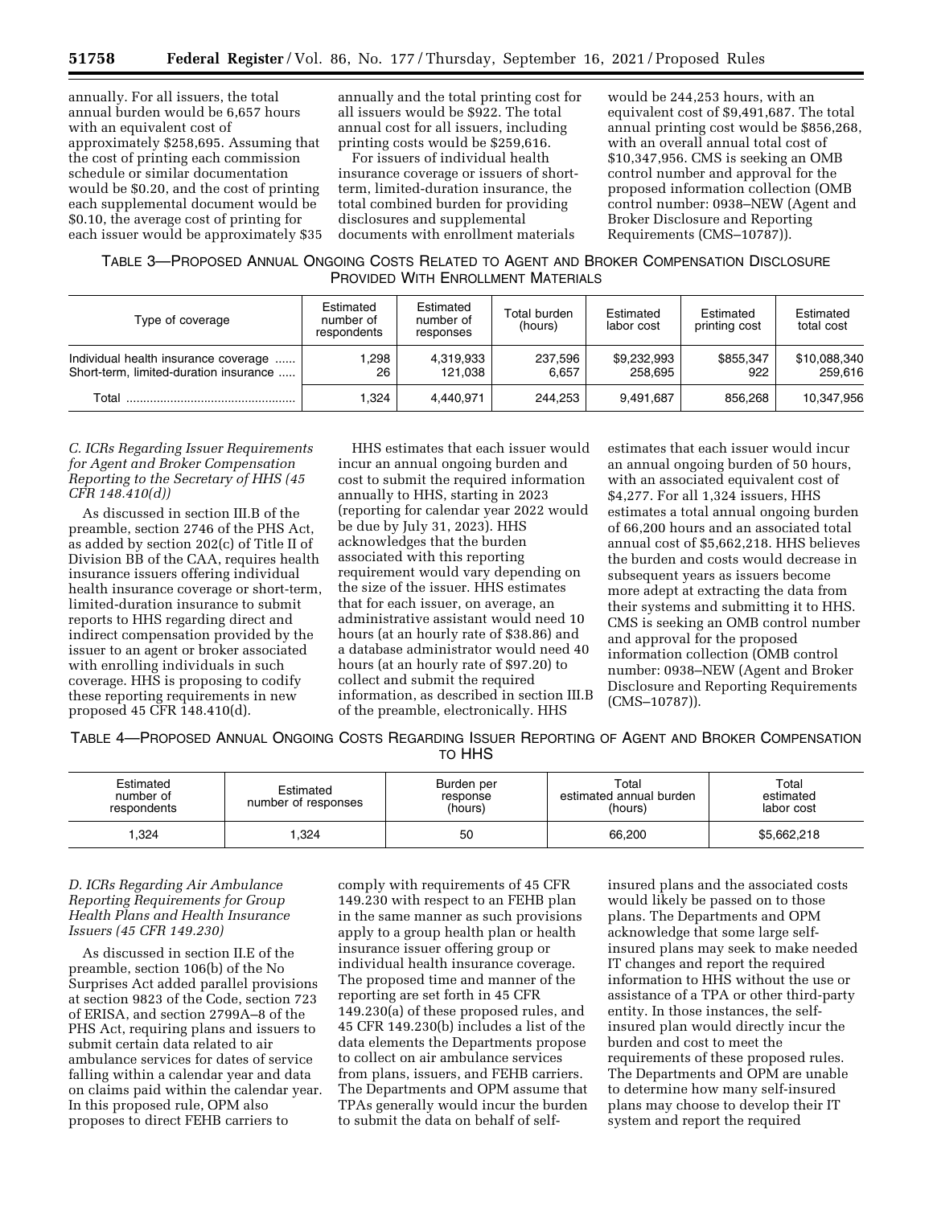annually. For all issuers, the total annual burden would be 6,657 hours with an equivalent cost of approximately $258,695. Assuming that the cost of printing each commission schedule or similar documentation would be $0.20, and the cost of printing each supplemental document would be $0.10, the average cost of printing for each issuer would be approximately $35 annually and the total printing cost for all issuers would be $922. The total annual cost for all issuers, including printing costs would be $259,616.

For issuers of individual health insurance coverage or issuers of short-term, limited-duration insurance, the total combined burden for providing disclosures and supplemental documents with enrollment materials would be 244,253 hours, with an equivalent cost of $9,491,687. The total annual printing cost would be $856,268, with an overall annual total cost of $10,347,956. CMS is seeking an OMB control number and approval for the proposed information collection (OMB control number: 0938–NEW (Agent and Broker Disclosure and Reporting Requirements (CMS–10787)).

TABLE 3—PROPOSED ANNUAL ONGOING COSTS RELATED TO AGENT AND BROKER COMPENSATION DISCLOSURE PROVIDED WITH ENROLLMENT MATERIALS

| Type of coverage | Estimated number of respondents | Estimated number of responses | Total burden (hours) | Estimated labor cost | Estimated printing cost | Estimated total cost |
|---|---|---|---|---|---|---|
| Individual health insurance coverage ...... | 1,298 | 4,319,933 | 237,596 | $9,232,993 | $855,347 | $10,088,340 |
| Short-term, limited-duration insurance ..... | 26 | 121,038 | 6,657 | 258,695 | 922 | 259,616 |
| Total .................................................. | 1,324 | 4,440,971 | 244,253 | 9,491,687 | 856,268 | 10,347,956 |

### *C. ICRs Regarding Issuer Requirements for Agent and Broker Compensation Reporting to the Secretary of HHS (45 CFR 148.410(d))*

As discussed in section III.B of the preamble, section 2746 of the PHS Act, as added by section 202(c) of Title II of Division BB of the CAA, requires health insurance issuers offering individual health insurance coverage or short-term, limited-duration insurance to submit reports to HHS regarding direct and indirect compensation provided by the issuer to an agent or broker associated with enrolling individuals in such coverage. HHS is proposing to codify these reporting requirements in new proposed 45 CFR 148.410(d).

HHS estimates that each issuer would incur an annual ongoing burden and cost to submit the required information annually to HHS, starting in 2023 (reporting for calendar year 2022 would be due by July 31, 2023). HHS acknowledges that the burden associated with this reporting requirement would vary depending on the size of the issuer. HHS estimates that for each issuer, on average, an administrative assistant would need 10 hours (at an hourly rate of $38.86) and a database administrator would need 40 hours (at an hourly rate of $97.20) to collect and submit the required information, as described in section III.B of the preamble, electronically. HHS estimates that each issuer would incur an annual ongoing burden of 50 hours, with an associated equivalent cost of $4,277. For all 1,324 issuers, HHS estimates a total annual ongoing burden of 66,200 hours and an associated total annual cost of $5,662,218. HHS believes the burden and costs would decrease in subsequent years as issuers become more adept at extracting the data from their systems and submitting it to HHS. CMS is seeking an OMB control number and approval for the proposed information collection (OMB control number: 0938–NEW (Agent and Broker Disclosure and Reporting Requirements (CMS–10787)).

TABLE 4—PROPOSED ANNUAL ONGOING COSTS REGARDING ISSUER REPORTING OF AGENT AND BROKER COMPENSATION TO HHS

| Estimated number of respondents | Estimated number of responses | Burden per response (hours) | Total estimated annual burden (hours) | Total estimated labor cost |
|---|---|---|---|---|
| 1,324 | 1,324 | 50 | 66,200 | $5,662,218 |

### *D. ICRs Regarding Air Ambulance Reporting Requirements for Group Health Plans and Health Insurance Issuers (45 CFR 149.230)*

As discussed in section II.E of the preamble, section 106(b) of the No Surprises Act added parallel provisions at section 9823 of the Code, section 723 of ERISA, and section 2799A–8 of the PHS Act, requiring plans and issuers to submit certain data related to air ambulance services for dates of service falling within a calendar year and data on claims paid within the calendar year. In this proposed rule, OPM also proposes to direct FEHB carriers to comply with requirements of 45 CFR 149.230 with respect to an FEHB plan in the same manner as such provisions apply to a group health plan or health insurance issuer offering group or individual health insurance coverage. The proposed time and manner of the reporting are set forth in 45 CFR 149.230(a) of these proposed rules, and 45 CFR 149.230(b) includes a list of the data elements the Departments propose to collect on air ambulance services from plans, issuers, and FEHB carriers. The Departments and OPM assume that TPAs generally would incur the burden to submit the data on behalf of self-insured plans and the associated costs would likely be passed on to those plans. The Departments and OPM acknowledge that some large self-insured plans may seek to make needed IT changes and report the required information to HHS without the use or assistance of a TPA or other third-party entity. In those instances, the self-insured plan would directly incur the burden and cost to meet the requirements of these proposed rules. The Departments and OPM are unable to determine how many self-insured plans may choose to develop their IT system and report the required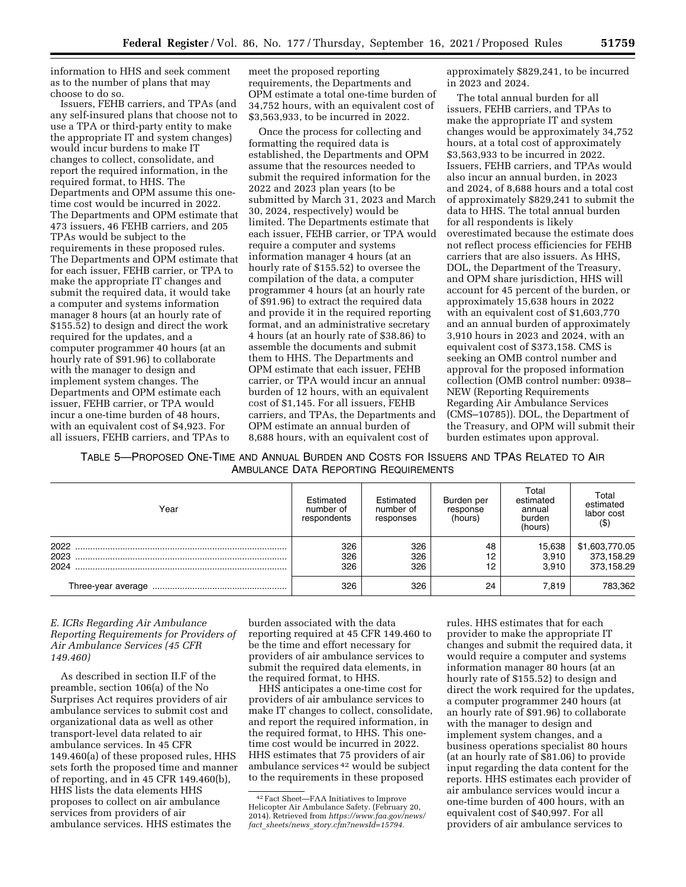information to HHS and seek comment as to the number of plans that may choose to do so.

Issuers, FEHB carriers, and TPAs (and any self-insured plans that choose not to use a TPA or third-party entity to make the appropriate IT and system changes) would incur burdens to make IT changes to collect, consolidate, and report the required information, in the required format, to HHS. The Departments and OPM assume this one-time cost would be incurred in 2022. The Departments and OPM estimate that 473 issuers, 46 FEHB carriers, and 205 TPAs would be subject to the requirements in these proposed rules. The Departments and OPM estimate that for each issuer, FEHB carrier, or TPA to make the appropriate IT changes and submit the required data, it would take a computer and systems information manager 8 hours (at an hourly rate of $155.52) to design and direct the work required for the updates, and a computer programmer 40 hours (at an hourly rate of $91.96) to collaborate with the manager to design and implement system changes. The Departments and OPM estimate each issuer, FEHB carrier, or TPA would incur a one-time burden of 48 hours, with an equivalent cost of $4,923. For all issuers, FEHB carriers, and TPAs to meet the proposed reporting requirements, the Departments and OPM estimate a total one-time burden of 34,752 hours, with an equivalent cost of $3,563,933, to be incurred in 2022.

Once the process for collecting and formatting the required data is established, the Departments and OPM assume that the resources needed to submit the required information for the 2022 and 2023 plan years (to be submitted by March 31, 2023 and March 30, 2024, respectively) would be limited. The Departments estimate that each issuer, FEHB carrier, or TPA would require a computer and systems information manager 4 hours (at an hourly rate of $155.52) to oversee the compilation of the data, a computer programmer 4 hours (at an hourly rate of $91.96) to extract the required data and provide it in the required reporting format, and an administrative secretary 4 hours (at an hourly rate of $38.86) to assemble the documents and submit them to HHS. The Departments and OPM estimate that each issuer, FEHB carrier, or TPA would incur an annual burden of 12 hours, with an equivalent cost of $1,145. For all issuers, FEHB carriers, and TPAs, the Departments and OPM estimate an annual burden of 8,688 hours, with an equivalent cost of approximately $829,241, to be incurred in 2023 and 2024.

The total annual burden for all issuers, FEHB carriers, and TPAs to make the appropriate IT and system changes would be approximately 34,752 hours, at a total cost of approximately $3,563,933 to be incurred in 2022. Issuers, FEHB carriers, and TPAs would also incur an annual burden, in 2023 and 2024, of 8,688 hours and a total cost of approximately $829,241 to submit the data to HHS. The total annual burden for all respondents is likely overestimated because the estimate does not reflect process efficiencies for FEHB carriers that are also issuers. As HHS, DOL, the Department of the Treasury, and OPM share jurisdiction, HHS will account for 45 percent of the burden, or approximately 15,638 hours in 2022 with an equivalent cost of $1,603,770 and an annual burden of approximately 3,910 hours in 2023 and 2024, with an equivalent cost of $373,158. CMS is seeking an OMB control number and approval for the proposed information collection (OMB control number: 0938–NEW (Reporting Requirements Regarding Air Ambulance Services (CMS–10785)). DOL, the Department of the Treasury, and OPM will submit their burden estimates upon approval.

TABLE 5—PROPOSED ONE-TIME AND ANNUAL BURDEN AND COSTS FOR ISSUERS AND TPAS RELATED TO AIR AMBULANCE DATA REPORTING REQUIREMENTS

| Year | Estimated number of respondents | Estimated number of responses | Burden per response (hours) | Total estimated annual burden (hours) | Total estimated labor cost ($) |
|---|---|---|---|---|---|
| 2022 | 326 | 326 | 48 | 15,638 | $1,603,770.05 |
| 2023 | 326 | 326 | 12 | 3,910 | 373,158.29 |
| 2024 | 326 | 326 | 12 | 3,910 | 373,158.29 |
| Three-year average | 326 | 326 | 24 | 7,819 | 783,362 |

*E. ICRs Regarding Air Ambulance Reporting Requirements for Providers of Air Ambulance Services (45 CFR 149.460)*

As described in section II.F of the preamble, section 106(a) of the No Surprises Act requires providers of air ambulance services to submit cost and organizational data as well as other transport-level data related to air ambulance services. In 45 CFR 149.460(a) of these proposed rules, HHS sets forth the proposed time and manner of reporting, and in 45 CFR 149.460(b), HHS lists the data elements HHS proposes to collect on air ambulance services from providers of air ambulance services. HHS estimates the burden associated with the data reporting required at 45 CFR 149.460 to be the time and effort necessary for providers of air ambulance services to submit the required data elements, in the required format, to HHS.

HHS anticipates a one-time cost for providers of air ambulance services to make IT changes to collect, consolidate, and report the required information, in the required format, to HHS. This one-time cost would be incurred in 2022. HHS estimates that 75 providers of air ambulance services [42] would be subject to the requirements in these proposed rules. HHS estimates that for each provider to make the appropriate IT changes and submit the required data, it would require a computer and systems information manager 80 hours (at an hourly rate of $155.52) to design and direct the work required for the updates, a computer programmer 240 hours (at an hourly rate of $91.96) to collaborate with the manager to design and implement system changes, and a business operations specialist 80 hours (at an hourly rate of $81.06) to provide input regarding the data content for the reports. HHS estimates each provider of air ambulance services would incur a one-time burden of 400 hours, with an equivalent cost of $40,997. For all providers of air ambulance services to

[42] Fact Sheet—FAA Initiatives to Improve Helicopter Air Ambulance Safety. (February 20, 2014). Retrieved from *https://www.faa.gov/news/fact_sheets/news_story.cfm?newsId=15794.*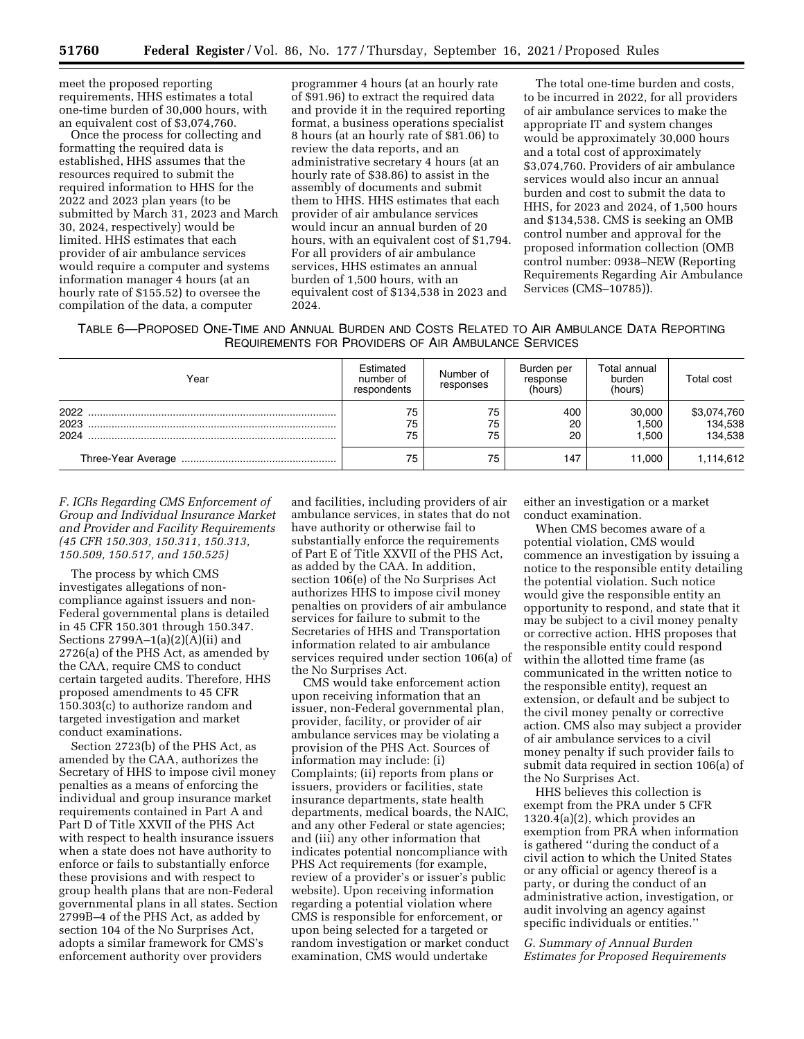meet the proposed reporting requirements, HHS estimates a total one-time burden of 30,000 hours, with an equivalent cost of $3,074,760.

Once the process for collecting and formatting the required data is established, HHS assumes that the resources required to submit the required information to HHS for the 2022 and 2023 plan years (to be submitted by March 31, 2023 and March 30, 2024, respectively) would be limited. HHS estimates that each provider of air ambulance services would require a computer and systems information manager 4 hours (at an hourly rate of $155.52) to oversee the compilation of the data, a computer programmer 4 hours (at an hourly rate of $91.96) to extract the required data and provide it in the required reporting format, a business operations specialist 8 hours (at an hourly rate of $81.06) to review the data reports, and an administrative secretary 4 hours (at an hourly rate of $38.86) to assist in the assembly of documents and submit them to HHS. HHS estimates that each provider of air ambulance services would incur an annual burden of 20 hours, with an equivalent cost of $1,794. For all providers of air ambulance services, HHS estimates an annual burden of 1,500 hours, with an equivalent cost of $134,538 in 2023 and 2024.

The total one-time burden and costs, to be incurred in 2022, for all providers of air ambulance services to make the appropriate IT and system changes would be approximately 30,000 hours and a total cost of approximately $3,074,760. Providers of air ambulance services would also incur an annual burden and cost to submit the data to HHS, for 2023 and 2024, of 1,500 hours and $134,538. CMS is seeking an OMB control number and approval for the proposed information collection (OMB control number: 0938–NEW (Reporting Requirements Regarding Air Ambulance Services (CMS–10785)).

TABLE 6—PROPOSED ONE-TIME AND ANNUAL BURDEN AND COSTS RELATED TO AIR AMBULANCE DATA REPORTING REQUIREMENTS FOR PROVIDERS OF AIR AMBULANCE SERVICES

| Year | Estimated number of respondents | Number of responses | Burden per response (hours) | Total annual burden (hours) | Total cost |
|---|---|---|---|---|---|
| 2022 | 75 | 75 | 400 | 30,000 | $3,074,760 |
| 2023 | 75 | 75 | 20 | 1,500 | 134,538 |
| 2024 | 75 | 75 | 20 | 1,500 | 134,538 |
| Three-Year Average | 75 | 75 | 147 | 11,000 | 1,114,612 |

*F. ICRs Regarding CMS Enforcement of Group and Individual Insurance Market and Provider and Facility Requirements (45 CFR 150.303, 150.311, 150.313, 150.509, 150.517, and 150.525)*

The process by which CMS investigates allegations of non-compliance against issuers and non-Federal governmental plans is detailed in 45 CFR 150.301 through 150.347. Sections 2799A–1(a)(2)(A)(ii) and 2726(a) of the PHS Act, as amended by the CAA, require CMS to conduct certain targeted audits. Therefore, HHS proposed amendments to 45 CFR 150.303(c) to authorize random and targeted investigation and market conduct examinations.

Section 2723(b) of the PHS Act, as amended by the CAA, authorizes the Secretary of HHS to impose civil money penalties as a means of enforcing the individual and group insurance market requirements contained in Part A and Part D of Title XXVII of the PHS Act with respect to health insurance issuers when a state does not have authority to enforce or fails to substantially enforce these provisions and with respect to group health plans that are non-Federal governmental plans in all states. Section 2799B–4 of the PHS Act, as added by section 104 of the No Surprises Act, adopts a similar framework for CMS's enforcement authority over providers and facilities, including providers of air ambulance services, in states that do not have authority or otherwise fail to substantially enforce the requirements of Part E of Title XXVII of the PHS Act, as added by the CAA. In addition, section 106(e) of the No Surprises Act authorizes HHS to impose civil money penalties on providers of air ambulance services for failure to submit to the Secretaries of HHS and Transportation information related to air ambulance services required under section 106(a) of the No Surprises Act.

CMS would take enforcement action upon receiving information that an issuer, non-Federal governmental plan, provider, facility, or provider of air ambulance services may be violating a provision of the PHS Act. Sources of information may include: (i) Complaints; (ii) reports from plans or issuers, providers or facilities, state insurance departments, state health departments, medical boards, the NAIC, and any other Federal or state agencies; and (iii) any other information that indicates potential noncompliance with PHS Act requirements (for example, review of a provider's or issuer's public website). Upon receiving information regarding a potential violation where CMS is responsible for enforcement, or upon being selected for a targeted or random investigation or market conduct examination, CMS would undertake either an investigation or a market conduct examination.

When CMS becomes aware of a potential violation, CMS would commence an investigation by issuing a notice to the responsible entity detailing the potential violation. Such notice would give the responsible entity an opportunity to respond, and state that it may be subject to a civil money penalty or corrective action. HHS proposes that the responsible entity could respond within the allotted time frame (as communicated in the written notice to the responsible entity), request an extension, or default and be subject to the civil money penalty or corrective action. CMS also may subject a provider of air ambulance services to a civil money penalty if such provider fails to submit data required in section 106(a) of the No Surprises Act.

HHS believes this collection is exempt from the PRA under 5 CFR 1320.4(a)(2), which provides an exemption from PRA when information is gathered ''during the conduct of a civil action to which the United States or any official or agency thereof is a party, or during the conduct of an administrative action, investigation, or audit involving an agency against specific individuals or entities.''

*G. Summary of Annual Burden Estimates for Proposed Requirements*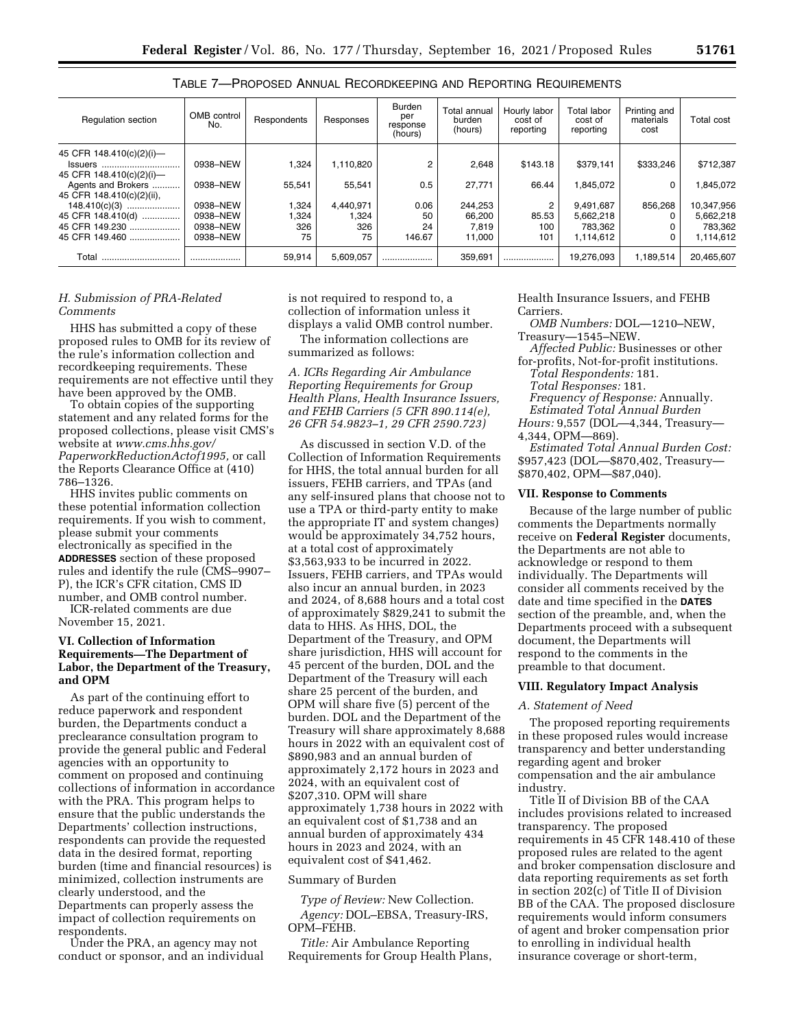TABLE 7—PROPOSED ANNUAL RECORDKEEPING AND REPORTING REQUIREMENTS

| Regulation section | OMB control No. | Respondents | Responses | Burden per response (hours) | Total annual burden (hours) | Hourly labor cost of reporting | Total labor cost of reporting | Printing and materials cost | Total cost |
|---|---|---|---|---|---|---|---|---|---|
| 45 CFR 148.410(c)(2)(i)—Issuers | 0938–NEW | 1,324 | 1,110,820 | 2 | 2,648 | $143.18 | $379,141 | $333,246 | $712,387 |
| 45 CFR 148.410(c)(2)(i)—Agents and Brokers | 0938–NEW | 55,541 | 55,541 | 0.5 | 27,771 | 66.44 | 1,845,072 | 0 | 1,845,072 |
| 45 CFR 148.410(c)(2)(ii), 148.410(c)(3) | 0938–NEW | 1,324 | 4,440,971 | 0.06 | 244,253 | 2 | 9,491,687 | 856,268 | 10,347,956 |
| 45 CFR 148.410(d) | 0938–NEW | 1,324 | 1,324 | 50 | 66,200 | 85.53 | 5,662,218 | 0 | 5,662,218 |
| 45 CFR 149.230 | 0938–NEW | 326 | 326 | 24 | 7,819 | 100 | 783,362 | 0 | 783,362 |
| 45 CFR 149.460 | 0938–NEW | 75 | 75 | 146.67 | 11,000 | 101 | 1,114,612 | 0 | 1,114,612 |
| Total | | 59,914 | 5,609,057 | | 359,691 | | 19,276,093 | 1,189,514 | 20,465,607 |

### *H. Submission of PRA-Related Comments*

HHS has submitted a copy of these proposed rules to OMB for its review of the rule's information collection and recordkeeping requirements. These requirements are not effective until they have been approved by the OMB.

To obtain copies of the supporting statement and any related forms for the proposed collections, please visit CMS's website at *www.cms.hhs.gov/PaperworkReductionActof1995,* or call the Reports Clearance Office at (410) 786–1326.

HHS invites public comments on these potential information collection requirements. If you wish to comment, please submit your comments electronically as specified in the **ADDRESSES** section of these proposed rules and identify the rule (CMS–9907–P), the ICR's CFR citation, CMS ID number, and OMB control number.

ICR-related comments are due November 15, 2021.

## VI. Collection of Information Requirements—The Department of Labor, the Department of the Treasury, and OPM

As part of the continuing effort to reduce paperwork and respondent burden, the Departments conduct a preclearance consultation program to provide the general public and Federal agencies with an opportunity to comment on proposed and continuing collections of information in accordance with the PRA. This program helps to ensure that the public understands the Departments' collection instructions, respondents can provide the requested data in the desired format, reporting burden (time and financial resources) is minimized, collection instruments are clearly understood, and the Departments can properly assess the impact of collection requirements on respondents.

Under the PRA, an agency may not conduct or sponsor, and an individual is not required to respond to, a collection of information unless it displays a valid OMB control number.

The information collections are summarized as follows:

### *A. ICRs Regarding Air Ambulance Reporting Requirements for Group Health Plans, Health Insurance Issuers, and FEHB Carriers (5 CFR 890.114(e), 26 CFR 54.9823–1, 29 CFR 2590.723)*

As discussed in section V.D. of the Collection of Information Requirements for HHS, the total annual burden for all issuers, FEHB carriers, and TPAs (and any self-insured plans that choose not to use a TPA or third-party entity to make the appropriate IT and system changes) would be approximately 34,752 hours, at a total cost of approximately $3,563,933 to be incurred in 2022. Issuers, FEHB carriers, and TPAs would also incur an annual burden, in 2023 and 2024, of 8,688 hours and a total cost of approximately $829,241 to submit the data to HHS. As HHS, DOL, the Department of the Treasury, and OPM share jurisdiction, HHS will account for 45 percent of the burden, DOL and the Department of the Treasury will each share 25 percent of the burden, and OPM will share five (5) percent of the burden. DOL and the Department of the Treasury will share approximately 8,688 hours in 2022 with an equivalent cost of $890,983 and an annual burden of approximately 2,172 hours in 2023 and 2024, with an equivalent cost of $207,310. OPM will share approximately 1,738 hours in 2022 with an equivalent cost of $1,738 and an annual burden of approximately 434 hours in 2023 and 2024, with an equivalent cost of $41,462.

Summary of Burden

*Type of Review:* New Collection.

*Agency:* DOL–EBSA, Treasury-IRS, OPM–FEHB.

*Title:* Air Ambulance Reporting Requirements for Group Health Plans, Health Insurance Issuers, and FEHB Carriers.

*OMB Numbers:* DOL—1210–NEW, Treasury—1545–NEW.

*Affected Public:* Businesses or other for-profits, Not-for-profit institutions.

*Total Respondents:* 181.

*Total Responses:* 181.

*Frequency of Response:* Annually.

*Estimated Total Annual Burden Hours:* 9,557 (DOL—4,344, Treasury—4,344, OPM—869).

*Estimated Total Annual Burden Cost:* $957,423 (DOL—$870,402, Treasury—$870,402, OPM—$87,040).

## VII. Response to Comments

Because of the large number of public comments the Departments normally receive on **Federal Register** documents, the Departments are not able to acknowledge or respond to them individually. The Departments will consider all comments received by the date and time specified in the **DATES** section of the preamble, and, when the Departments proceed with a subsequent document, the Departments will respond to the comments in the preamble to that document.

## VIII. Regulatory Impact Analysis

### *A. Statement of Need*

The proposed reporting requirements in these proposed rules would increase transparency and better understanding regarding agent and broker compensation and the air ambulance industry.

Title II of Division BB of the CAA includes provisions related to increased transparency. The proposed requirements in 45 CFR 148.410 of these proposed rules are related to the agent and broker compensation disclosure and data reporting requirements as set forth in section 202(c) of Title II of Division BB of the CAA. The proposed disclosure requirements would inform consumers of agent and broker compensation prior to enrolling in individual health insurance coverage or short-term,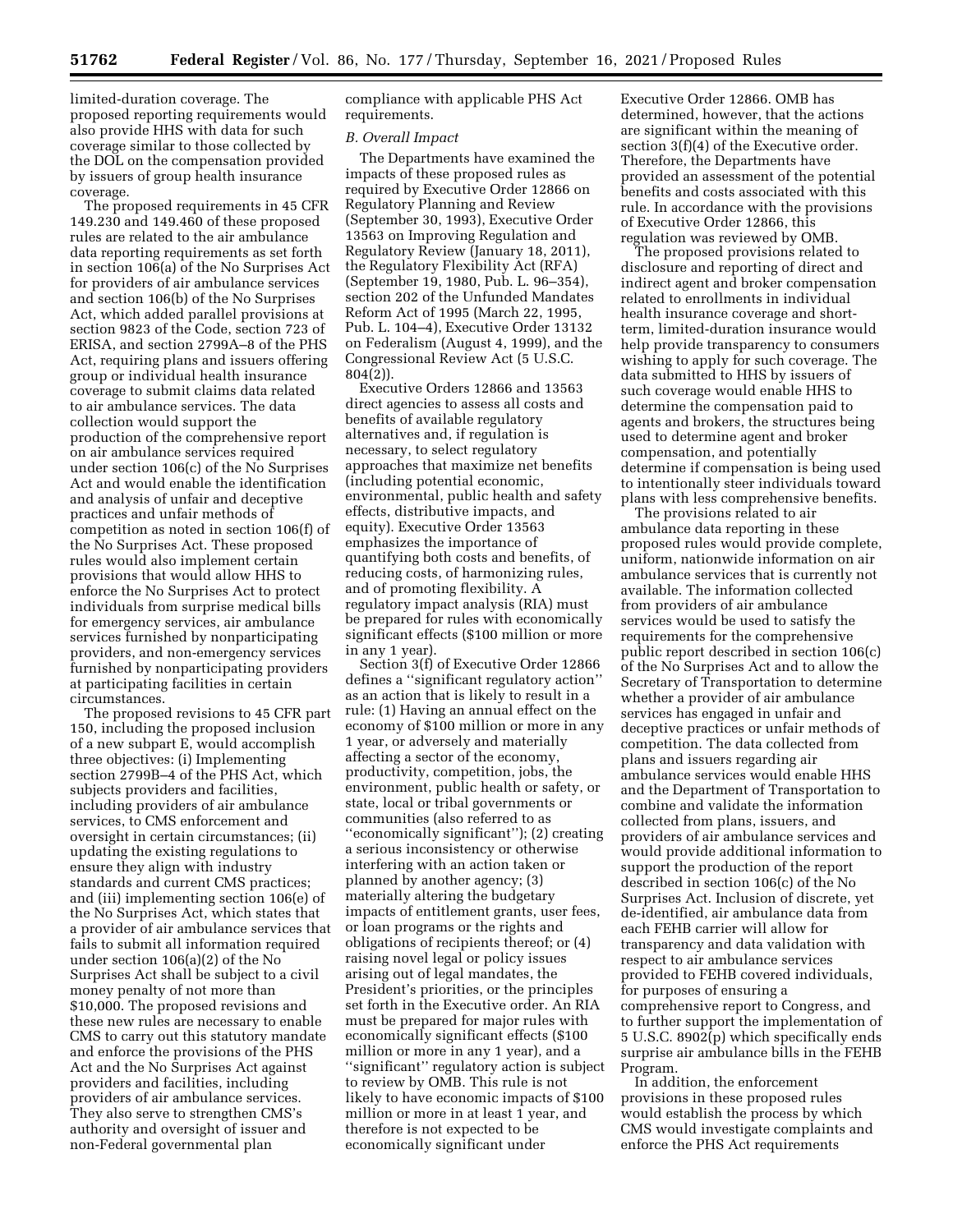limited-duration coverage. The proposed reporting requirements would also provide HHS with data for such coverage similar to those collected by the DOL on the compensation provided by issuers of group health insurance coverage.

The proposed requirements in 45 CFR 149.230 and 149.460 of these proposed rules are related to the air ambulance data reporting requirements as set forth in section 106(a) of the No Surprises Act for providers of air ambulance services and section 106(b) of the No Surprises Act, which added parallel provisions at section 9823 of the Code, section 723 of ERISA, and section 2799A–8 of the PHS Act, requiring plans and issuers offering group or individual health insurance coverage to submit claims data related to air ambulance services. The data collection would support the production of the comprehensive report on air ambulance services required under section 106(c) of the No Surprises Act and would enable the identification and analysis of unfair and deceptive practices and unfair methods of competition as noted in section 106(f) of the No Surprises Act. These proposed rules would also implement certain provisions that would allow HHS to enforce the No Surprises Act to protect individuals from surprise medical bills for emergency services, air ambulance services furnished by nonparticipating providers, and non-emergency services furnished by nonparticipating providers at participating facilities in certain circumstances.

The proposed revisions to 45 CFR part 150, including the proposed inclusion of a new subpart E, would accomplish three objectives: (i) Implementing section 2799B–4 of the PHS Act, which subjects providers and facilities, including providers of air ambulance services, to CMS enforcement and oversight in certain circumstances; (ii) updating the existing regulations to ensure they align with industry standards and current CMS practices; and (iii) implementing section 106(e) of the No Surprises Act, which states that a provider of air ambulance services that fails to submit all information required under section 106(a)(2) of the No Surprises Act shall be subject to a civil money penalty of not more than $10,000. The proposed revisions and these new rules are necessary to enable CMS to carry out this statutory mandate and enforce the provisions of the PHS Act and the No Surprises Act against providers and facilities, including providers of air ambulance services. They also serve to strengthen CMS's authority and oversight of issuer and non-Federal governmental plan compliance with applicable PHS Act requirements.

### B. Overall Impact

The Departments have examined the impacts of these proposed rules as required by Executive Order 12866 on Regulatory Planning and Review (September 30, 1993), Executive Order 13563 on Improving Regulation and Regulatory Review (January 18, 2011), the Regulatory Flexibility Act (RFA) (September 19, 1980, Pub. L. 96–354), section 202 of the Unfunded Mandates Reform Act of 1995 (March 22, 1995, Pub. L. 104–4), Executive Order 13132 on Federalism (August 4, 1999), and the Congressional Review Act (5 U.S.C. 804(2)).

Executive Orders 12866 and 13563 direct agencies to assess all costs and benefits of available regulatory alternatives and, if regulation is necessary, to select regulatory approaches that maximize net benefits (including potential economic, environmental, public health and safety effects, distributive impacts, and equity). Executive Order 13563 emphasizes the importance of quantifying both costs and benefits, of reducing costs, of harmonizing rules, and of promoting flexibility. A regulatory impact analysis (RIA) must be prepared for rules with economically significant effects ($100 million or more in any 1 year).

Section 3(f) of Executive Order 12866 defines a ''significant regulatory action'' as an action that is likely to result in a rule: (1) Having an annual effect on the economy of $100 million or more in any 1 year, or adversely and materially affecting a sector of the economy, productivity, competition, jobs, the environment, public health or safety, or state, local or tribal governments or communities (also referred to as ''economically significant''); (2) creating a serious inconsistency or otherwise interfering with an action taken or planned by another agency; (3) materially altering the budgetary impacts of entitlement grants, user fees, or loan programs or the rights and obligations of recipients thereof; or (4) raising novel legal or policy issues arising out of legal mandates, the President's priorities, or the principles set forth in the Executive order. An RIA must be prepared for major rules with economically significant effects ($100 million or more in any 1 year), and a ''significant'' regulatory action is subject to review by OMB. This rule is not likely to have economic impacts of $100 million or more in at least 1 year, and therefore is not expected to be economically significant under Executive Order 12866. OMB has determined, however, that the actions are significant within the meaning of section 3(f)(4) of the Executive order. Therefore, the Departments have provided an assessment of the potential benefits and costs associated with this rule. In accordance with the provisions of Executive Order 12866, this regulation was reviewed by OMB.

The proposed provisions related to disclosure and reporting of direct and indirect agent and broker compensation related to enrollments in individual health insurance coverage and short-term, limited-duration insurance would help provide transparency to consumers wishing to apply for such coverage. The data submitted to HHS by issuers of such coverage would enable HHS to determine the compensation paid to agents and brokers, the structures being used to determine agent and broker compensation, and potentially determine if compensation is being used to intentionally steer individuals toward plans with less comprehensive benefits.

The provisions related to air ambulance data reporting in these proposed rules would provide complete, uniform, nationwide information on air ambulance services that is currently not available. The information collected from providers of air ambulance services would be used to satisfy the requirements for the comprehensive public report described in section 106(c) of the No Surprises Act and to allow the Secretary of Transportation to determine whether a provider of air ambulance services has engaged in unfair and deceptive practices or unfair methods of competition. The data collected from plans and issuers regarding air ambulance services would enable HHS and the Department of Transportation to combine and validate the information collected from plans, issuers, and providers of air ambulance services and would provide additional information to support the production of the report described in section 106(c) of the No Surprises Act. Inclusion of discrete, yet de-identified, air ambulance data from each FEHB carrier will allow for transparency and data validation with respect to air ambulance services provided to FEHB covered individuals, for purposes of ensuring a comprehensive report to Congress, and to further support the implementation of 5 U.S.C. 8902(p) which specifically ends surprise air ambulance bills in the FEHB Program.

In addition, the enforcement provisions in these proposed rules would establish the process by which CMS would investigate complaints and enforce the PHS Act requirements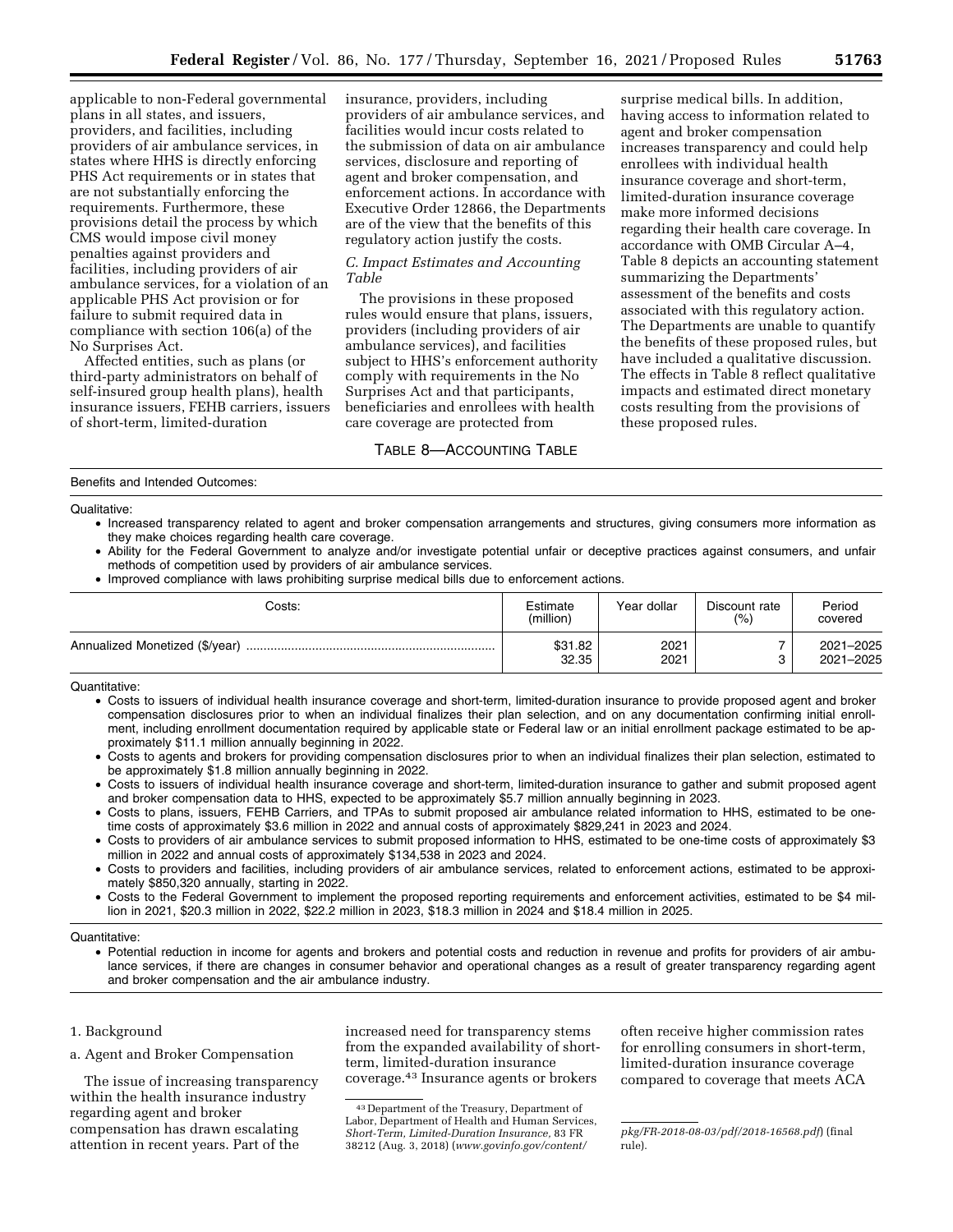applicable to non-Federal governmental plans in all states, and issuers, providers, and facilities, including providers of air ambulance services, in states where HHS is directly enforcing PHS Act requirements or in states that are not substantially enforcing the requirements. Furthermore, these provisions detail the process by which CMS would impose civil money penalties against providers and facilities, including providers of air ambulance services, for a violation of an applicable PHS Act provision or for failure to submit required data in compliance with section 106(a) of the No Surprises Act.

Affected entities, such as plans (or third-party administrators on behalf of self-insured group health plans), health insurance issuers, FEHB carriers, issuers of short-term, limited-duration insurance, providers, including providers of air ambulance services, and facilities would incur costs related to the submission of data on air ambulance services, disclosure and reporting of agent and broker compensation, and enforcement actions. In accordance with Executive Order 12866, the Departments are of the view that the benefits of this regulatory action justify the costs.

### *C. Impact Estimates and Accounting Table*

The provisions in these proposed rules would ensure that plans, issuers, providers (including providers of air ambulance services), and facilities subject to HHS's enforcement authority comply with requirements in the No Surprises Act and that participants, beneficiaries and enrollees with health care coverage are protected from surprise medical bills. In addition, having access to information related to agent and broker compensation increases transparency and could help enrollees with individual health insurance coverage and short-term, limited-duration insurance coverage make more informed decisions regarding their health care coverage. In accordance with OMB Circular A–4, Table 8 depicts an accounting statement summarizing the Departments' assessment of the benefits and costs associated with this regulatory action. The Departments are unable to quantify the benefits of these proposed rules, but have included a qualitative discussion. The effects in Table 8 reflect qualitative impacts and estimated direct monetary costs resulting from the provisions of these proposed rules.

TABLE 8—ACCOUNTING TABLE

Benefits and Intended Outcomes:

Qualitative:

- Increased transparency related to agent and broker compensation arrangements and structures, giving consumers more information as they make choices regarding health care coverage.
- Ability for the Federal Government to analyze and/or investigate potential unfair or deceptive practices against consumers, and unfair methods of competition used by providers of air ambulance services.
- Improved compliance with laws prohibiting surprise medical bills due to enforcement actions.

| Costs: | Estimate (million) | Year dollar | Discount rate (%) | Period covered |
|---|---|---|---|---|
| Annualized Monetized ($/year) | $31.82 | 2021 | 7 | 2021–2025 |
| | 32.35 | 2021 | 3 | 2021–2025 |

Quantitative:

- Costs to issuers of individual health insurance coverage and short-term, limited-duration insurance to provide proposed agent and broker compensation disclosures prior to when an individual finalizes their plan selection, and on any documentation confirming initial enrollment, including enrollment documentation required by applicable state or Federal law or an initial enrollment package estimated to be approximately $11.1 million annually beginning in 2022.
- Costs to agents and brokers for providing compensation disclosures prior to when an individual finalizes their plan selection, estimated to be approximately $1.8 million annually beginning in 2022.
- Costs to issuers of individual health insurance coverage and short-term, limited-duration insurance to gather and submit proposed agent and broker compensation data to HHS, expected to be approximately $5.7 million annually beginning in 2023.
- Costs to plans, issuers, FEHB Carriers, and TPAs to submit proposed air ambulance related information to HHS, estimated to be one-time costs of approximately $3.6 million in 2022 and annual costs of approximately $829,241 in 2023 and 2024.
- Costs to providers of air ambulance services to submit proposed information to HHS, estimated to be one-time costs of approximately $3 million in 2022 and annual costs of approximately $134,538 in 2023 and 2024.
- Costs to providers and facilities, including providers of air ambulance services, related to enforcement actions, estimated to be approximately $850,320 annually, starting in 2022.
- Costs to the Federal Government to implement the proposed reporting requirements and enforcement activities, estimated to be $4 million in 2021, $20.3 million in 2022, $22.2 million in 2023, $18.3 million in 2024 and $18.4 million in 2025.

Quantitative:

- Potential reduction in income for agents and brokers and potential costs and reduction in revenue and profits for providers of air ambulance services, if there are changes in consumer behavior and operational changes as a result of greater transparency regarding agent and broker compensation and the air ambulance industry.

1. Background

a. Agent and Broker Compensation

The issue of increasing transparency within the health insurance industry regarding agent and broker compensation has drawn escalating attention in recent years. Part of the increased need for transparency stems from the expanded availability of short-term, limited-duration insurance coverage.[43] Insurance agents or brokers often receive higher commission rates for enrolling consumers in short-term, limited-duration insurance coverage compared to coverage that meets ACA

[43] Department of the Treasury, Department of Labor, Department of Health and Human Services, *Short-Term, Limited-Duration Insurance,* 83 FR 38212 (Aug. 3, 2018) (*www.govinfo.gov/content/pkg/FR-2018-08-03/pdf/2018-16568.pdf*) (final rule).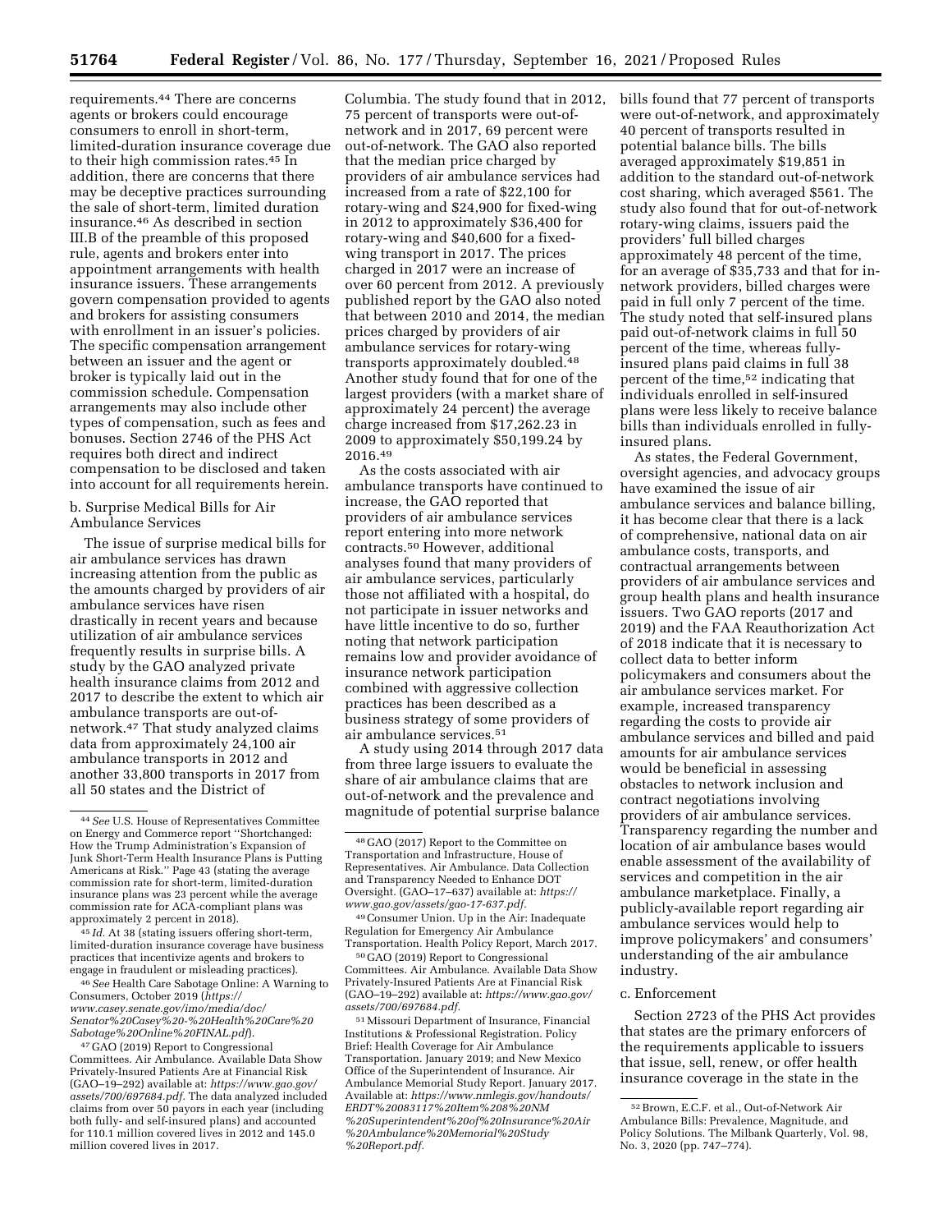requirements.[44] There are concerns agents or brokers could encourage consumers to enroll in short-term, limited-duration insurance coverage due to their high commission rates.[45] In addition, there are concerns that there may be deceptive practices surrounding the sale of short-term, limited duration insurance.[46] As described in section III.B of the preamble of this proposed rule, agents and brokers enter into appointment arrangements with health insurance issuers. These arrangements govern compensation provided to agents and brokers for assisting consumers with enrollment in an issuer's policies. The specific compensation arrangement between an issuer and the agent or broker is typically laid out in the commission schedule. Compensation arrangements may also include other types of compensation, such as fees and bonuses. Section 2746 of the PHS Act requires both direct and indirect compensation to be disclosed and taken into account for all requirements herein.

b. Surprise Medical Bills for Air Ambulance Services

The issue of surprise medical bills for air ambulance services has drawn increasing attention from the public as the amounts charged by providers of air ambulance services have risen drastically in recent years and because utilization of air ambulance services frequently results in surprise bills. A study by the GAO analyzed private health insurance claims from 2012 and 2017 to describe the extent to which air ambulance transports are out-of-network.[47] That study analyzed claims data from approximately 24,100 air ambulance transports in 2012 and another 33,800 transports in 2017 from all 50 states and the District of Columbia. The study found that in 2012, 75 percent of transports were out-of-network and in 2017, 69 percent were out-of-network. The GAO also reported that the median price charged by providers of air ambulance services had increased from a rate of $22,100 for rotary-wing and $24,900 for fixed-wing in 2012 to approximately $36,400 for rotary-wing and $40,600 for a fixed-wing transport in 2017. The prices charged in 2017 were an increase of over 60 percent from 2012. A previously published report by the GAO also noted that between 2010 and 2014, the median prices charged by providers of air ambulance services for rotary-wing transports approximately doubled.[48] Another study found that for one of the largest providers (with a market share of approximately 24 percent) the average charge increased from $17,262.23 in 2009 to approximately $50,199.24 by 2016.[49]

As the costs associated with air ambulance transports have continued to increase, the GAO reported that providers of air ambulance services report entering into more network contracts.[50] However, additional analyses found that many providers of air ambulance services, particularly those not affiliated with a hospital, do not participate in issuer networks and have little incentive to do so, further noting that network participation remains low and provider avoidance of insurance network participation combined with aggressive collection practices has been described as a business strategy of some providers of air ambulance services.[51]

A study using 2014 through 2017 data from three large issuers to evaluate the share of air ambulance claims that are out-of-network and the prevalence and magnitude of potential surprise balance bills found that 77 percent of transports were out-of-network, and approximately 40 percent of transports resulted in potential balance bills. The bills averaged approximately $19,851 in addition to the standard out-of-network cost sharing, which averaged $561. The study also found that for out-of-network rotary-wing claims, issuers paid the providers' full billed charges approximately 48 percent of the time, for an average of $35,733 and that for in-network providers, billed charges were paid in full only 7 percent of the time. The study noted that self-insured plans paid out-of-network claims in full 50 percent of the time, whereas fully-insured plans paid claims in full 38 percent of the time,[52] indicating that individuals enrolled in self-insured plans were less likely to receive balance bills than individuals enrolled in fully-insured plans.

As states, the Federal Government, oversight agencies, and advocacy groups have examined the issue of air ambulance services and balance billing, it has become clear that there is a lack of comprehensive, national data on air ambulance costs, transports, and contractual arrangements between providers of air ambulance services and group health plans and health insurance issuers. Two GAO reports (2017 and 2019) and the FAA Reauthorization Act of 2018 indicate that it is necessary to collect data to better inform policymakers and consumers about the air ambulance services market. For example, increased transparency regarding the costs to provide air ambulance services and billed and paid amounts for air ambulance services would be beneficial in assessing obstacles to network inclusion and contract negotiations involving providers of air ambulance services. Transparency regarding the number and location of air ambulance bases would enable assessment of the availability of services and competition in the air ambulance marketplace. Finally, a publicly-available report regarding air ambulance services would help to improve policymakers' and consumers' understanding of the air ambulance industry.

c. Enforcement

Section 2723 of the PHS Act provides that states are the primary enforcers of the requirements applicable to issuers that issue, sell, renew, or offer health insurance coverage in the state in the

---

[44] *See* U.S. House of Representatives Committee on Energy and Commerce report "Shortchanged: How the Trump Administration's Expansion of Junk Short-Term Health Insurance Plans is Putting Americans at Risk." Page 43 (stating the average commission rate for short-term, limited-duration insurance plans was 23 percent while the average commission rate for ACA-compliant plans was approximately 2 percent in 2018).

[45] *Id.* At 38 (stating issuers offering short-term, limited-duration insurance coverage have business practices that incentivize agents and brokers to engage in fraudulent or misleading practices).

[46] *See* Health Care Sabotage Online: A Warning to Consumers, October 2019 (*https://www.casey.senate.gov/imo/media/doc/Senator%20Casey%20-%20Health%20Care%20Sabotage%20Online%20FINAL.pdf*).

[47] GAO (2019) Report to Congressional Committees. Air Ambulance. Available Data Show Privately-Insured Patients Are at Financial Risk (GAO–19–292) available at: *https://www.gao.gov/assets/700/697684.pdf*. The data analyzed included claims from over 50 payors in each year (including both fully- and self-insured plans) and accounted for 110.1 million covered lives in 2012 and 145.0 million covered lives in 2017.

[48] GAO (2017) Report to the Committee on Transportation and Infrastructure, House of Representatives. Air Ambulance. Data Collection and Transparency Needed to Enhance DOT Oversight. (GAO–17–637) available at: *https://www.gao.gov/assets/gao-17-637.pdf*.

[49] Consumer Union. Up in the Air: Inadequate Regulation for Emergency Air Ambulance Transportation. Health Policy Report, March 2017.

[50] GAO (2019) Report to Congressional Committees. Air Ambulance. Available Data Show Privately-Insured Patients Are at Financial Risk (GAO–19–292) available at: *https://www.gao.gov/assets/700/697684.pdf*.

[51] Missouri Department of Insurance, Financial Institutions & Professional Registration. Policy Brief: Health Coverage for Air Ambulance Transportation. January 2019; and New Mexico Office of the Superintendent of Insurance. Air Ambulance Memorial Study Report. January 2017. Available at: *https://www.nmlegis.gov/handouts/ERDT%20083117%20Item%208%20NM%20Superintendent%20of%20Insurance%20Air%20Ambulance%20Memorial%20Study%20Report.pdf*.

[52] Brown, E.C.F. et al., Out-of-Network Air Ambulance Bills: Prevalence, Magnitude, and Policy Solutions. The Milbank Quarterly, Vol. 98, No. 3, 2020 (pp. 747–774).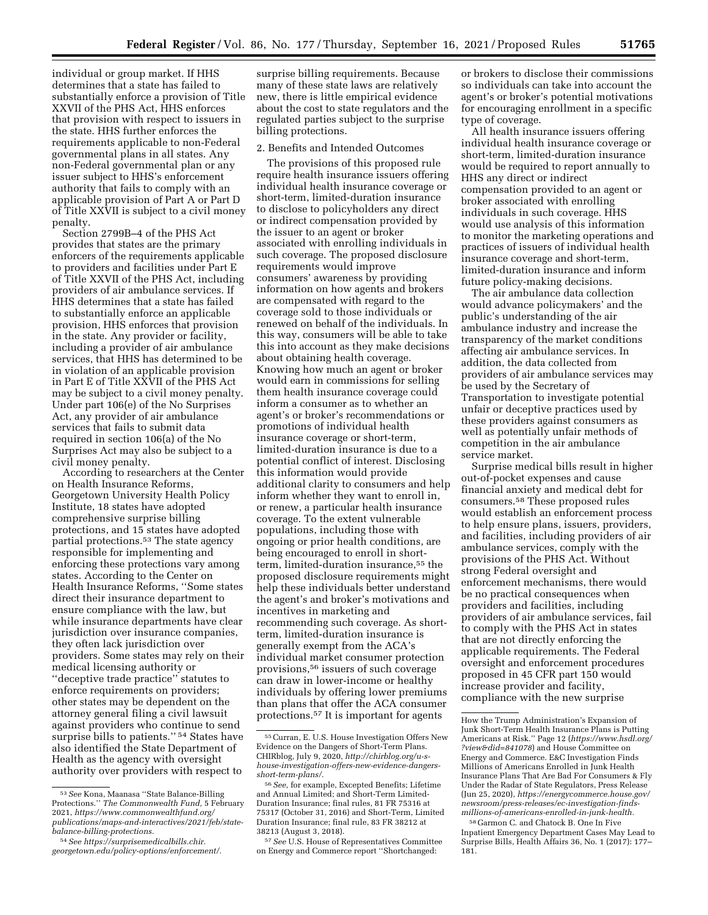individual or group market. If HHS determines that a state has failed to substantially enforce a provision of Title XXVII of the PHS Act, HHS enforces that provision with respect to issuers in the state. HHS further enforces the requirements applicable to non-Federal governmental plans in all states. Any non-Federal governmental plan or any issuer subject to HHS's enforcement authority that fails to comply with an applicable provision of Part A or Part D of Title XXVII is subject to a civil money penalty.

Section 2799B–4 of the PHS Act provides that states are the primary enforcers of the requirements applicable to providers and facilities under Part E of Title XXVII of the PHS Act, including providers of air ambulance services. If HHS determines that a state has failed to substantially enforce an applicable provision, HHS enforces that provision in the state. Any provider or facility, including a provider of air ambulance services, that HHS has determined to be in violation of an applicable provision in Part E of Title XXVII of the PHS Act may be subject to a civil money penalty. Under part 106(e) of the No Surprises Act, any provider of air ambulance services that fails to submit data required in section 106(a) of the No Surprises Act may also be subject to a civil money penalty.

According to researchers at the Center on Health Insurance Reforms, Georgetown University Health Policy Institute, 18 states have adopted comprehensive surprise billing protections, and 15 states have adopted partial protections.[53] The state agency responsible for implementing and enforcing these protections vary among states. According to the Center on Health Insurance Reforms, ''Some states direct their insurance department to ensure compliance with the law, but while insurance departments have clear jurisdiction over insurance companies, they often lack jurisdiction over providers. Some states may rely on their medical licensing authority or ''deceptive trade practice'' statutes to enforce requirements on providers; other states may be dependent on the attorney general filing a civil lawsuit against providers who continue to send surprise bills to patients.''[54] States have also identified the State Department of Health as the agency with oversight authority over providers with respect to surprise billing requirements. Because many of these state laws are relatively new, there is little empirical evidence about the cost to state regulators and the regulated parties subject to the surprise billing protections.

2. Benefits and Intended Outcomes

The provisions of this proposed rule require health insurance issuers offering individual health insurance coverage or short-term, limited-duration insurance to disclose to policyholders any direct or indirect compensation provided by the issuer to an agent or broker associated with enrolling individuals in such coverage. The proposed disclosure requirements would improve consumers' awareness by providing information on how agents and brokers are compensated with regard to the coverage sold to those individuals or renewed on behalf of the individuals. In this way, consumers will be able to take this into account as they make decisions about obtaining health coverage. Knowing how much an agent or broker would earn in commissions for selling them health insurance coverage could inform a consumer as to whether an agent's or broker's recommendations or promotions of individual health insurance coverage or short-term, limited-duration insurance is due to a potential conflict of interest. Disclosing this information would provide additional clarity to consumers and help inform whether they want to enroll in, or renew, a particular health insurance coverage. To the extent vulnerable populations, including those with ongoing or prior health conditions, are being encouraged to enroll in short-term, limited-duration insurance,[55] the proposed disclosure requirements might help these individuals better understand the agent's and broker's motivations and incentives in marketing and recommending such coverage. As short-term, limited-duration insurance is generally exempt from the ACA's individual market consumer protection provisions,[56] issuers of such coverage can draw in lower-income or healthy individuals by offering lower premiums than plans that offer the ACA consumer protections.[57] It is important for agents or brokers to disclose their commissions so individuals can take into account the agent's or broker's potential motivations for encouraging enrollment in a specific type of coverage.

All health insurance issuers offering individual health insurance coverage or short-term, limited-duration insurance would be required to report annually to HHS any direct or indirect compensation provided to an agent or broker associated with enrolling individuals in such coverage. HHS would use analysis of this information to monitor the marketing operations and practices of issuers of individual health insurance coverage and short-term, limited-duration insurance and inform future policy-making decisions.

The air ambulance data collection would advance policymakers' and the public's understanding of the air ambulance industry and increase the transparency of the market conditions affecting air ambulance services. In addition, the data collected from providers of air ambulance services may be used by the Secretary of Transportation to investigate potential unfair or deceptive practices used by these providers against consumers as well as potentially unfair methods of competition in the air ambulance service market.

Surprise medical bills result in higher out-of-pocket expenses and cause financial anxiety and medical debt for consumers.[58] These proposed rules would establish an enforcement process to help ensure plans, issuers, providers, and facilities, including providers of air ambulance services, comply with the provisions of the PHS Act. Without strong Federal oversight and enforcement mechanisms, there would be no practical consequences when providers and facilities, including providers of air ambulance services, fail to comply with the PHS Act in states that are not directly enforcing the applicable requirements. The Federal oversight and enforcement procedures proposed in 45 CFR part 150 would increase provider and facility, compliance with the new surprise

---

[53] *See* Kona, Maanasa ''State Balance-Billing Protections.'' *The Commonwealth Fund,* 5 February 2021, *https://www.commonwealthfund.org/publications/maps-and-interactives/2021/feb/state-balance-billing-protections.*

[54] *See https://surprisemedicalbills.chir.georgetown.edu/policy-options/enforcement/.*

[55] Curran, E. U.S. House Investigation Offers New Evidence on the Dangers of Short-Term Plans. CHIRblog, July 9, 2020, *http://chirblog.org/u-s-house-investigation-offers-new-evidence-dangers-short-term-plans/.*

[56] *See,* for example, Excepted Benefits; Lifetime and Annual Limited; and Short-Term Limited-Duration Insurance; final rules, 81 FR 75316 at 75317 (October 31, 2016) and Short-Term, Limited Duration Insurance; Final rule, 83 FR 38212 at 38213 (August 3, 2018).

[57] *See* U.S. House of Representatives Committee on Energy and Commerce report ''Shortchanged: How the Trump Administration's Expansion of Junk Short-Term Health Insurance Plans is Putting Americans at Risk.'' Page 12 (*https://www.hsdl.org/?view&did=841078*) and House Committee on Energy and Commerce. E&C Investigation Finds Millions of Americans Enrolled in Junk Health Insurance Plans That Are Bad For Consumers & Fly Under the Radar of State Regulators, Press Release (Jun 25, 2020), *https://energycommerce.house.gov/newsroom/press-releases/ec-investigation-finds-millions-of-americans-enrolled-in-junk-health.*

[58] Garmon C. and Chatock B. One In Five Inpatient Emergency Department Cases May Lead to Surprise Bills, Health Affairs 36, No. 1 (2017): 177–181.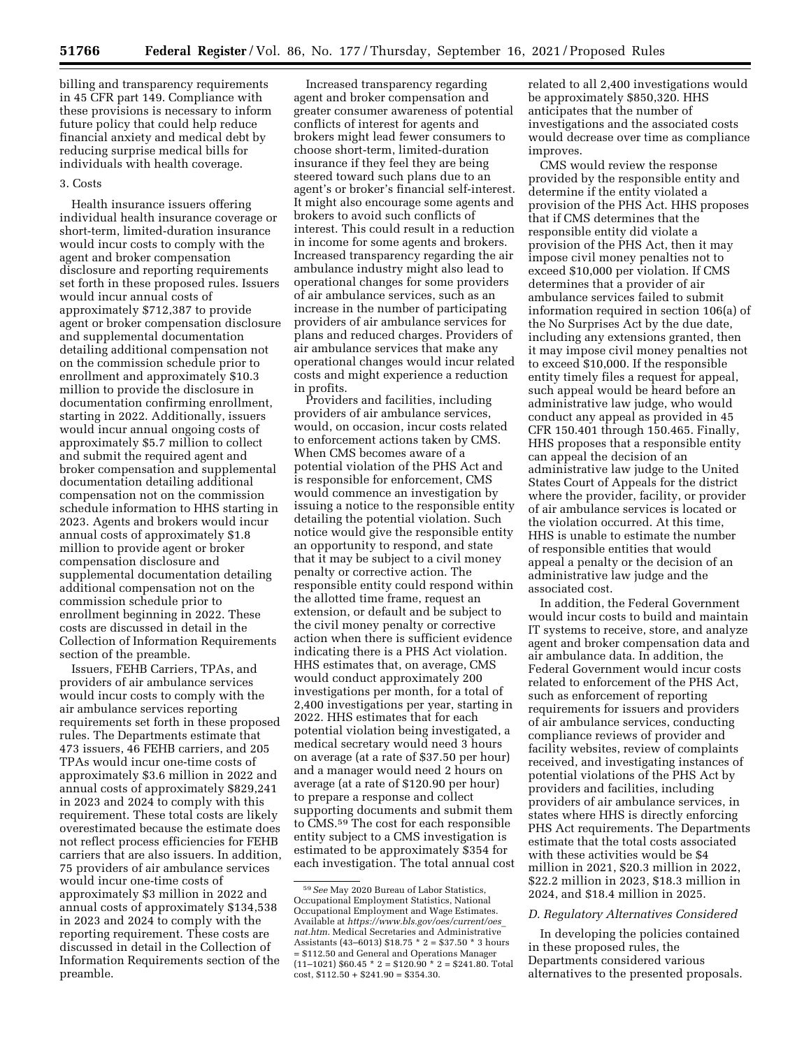billing and transparency requirements in 45 CFR part 149. Compliance with these provisions is necessary to inform future policy that could help reduce financial anxiety and medical debt by reducing surprise medical bills for individuals with health coverage.

3. Costs

Health insurance issuers offering individual health insurance coverage or short-term, limited-duration insurance would incur costs to comply with the agent and broker compensation disclosure and reporting requirements set forth in these proposed rules. Issuers would incur annual costs of approximately $712,387 to provide agent or broker compensation disclosure and supplemental documentation detailing additional compensation not on the commission schedule prior to enrollment and approximately $10.3 million to provide the disclosure in documentation confirming enrollment, starting in 2022. Additionally, issuers would incur annual ongoing costs of approximately $5.7 million to collect and submit the required agent and broker compensation and supplemental documentation detailing additional compensation not on the commission schedule information to HHS starting in 2023. Agents and brokers would incur annual costs of approximately $1.8 million to provide agent or broker compensation disclosure and supplemental documentation detailing additional compensation not on the commission schedule prior to enrollment beginning in 2022. These costs are discussed in detail in the Collection of Information Requirements section of the preamble.

Issuers, FEHB Carriers, TPAs, and providers of air ambulance services would incur costs to comply with the air ambulance services reporting requirements set forth in these proposed rules. The Departments estimate that 473 issuers, 46 FEHB carriers, and 205 TPAs would incur one-time costs of approximately $3.6 million in 2022 and annual costs of approximately $829,241 in 2023 and 2024 to comply with this requirement. These total costs are likely overestimated because the estimate does not reflect process efficiencies for FEHB carriers that are also issuers. In addition, 75 providers of air ambulance services would incur one-time costs of approximately $3 million in 2022 and annual costs of approximately $134,538 in 2023 and 2024 to comply with the reporting requirement. These costs are discussed in detail in the Collection of Information Requirements section of the preamble.

Increased transparency regarding agent and broker compensation and greater consumer awareness of potential conflicts of interest for agents and brokers might lead fewer consumers to choose short-term, limited-duration insurance if they feel they are being steered toward such plans due to an agent's or broker's financial self-interest. It might also encourage some agents and brokers to avoid such conflicts of interest. This could result in a reduction in income for some agents and brokers. Increased transparency regarding the air ambulance industry might also lead to operational changes for some providers of air ambulance services, such as an increase in the number of participating providers of air ambulance services for plans and reduced charges. Providers of air ambulance services that make any operational changes would incur related costs and might experience a reduction in profits.

Providers and facilities, including providers of air ambulance services, would, on occasion, incur costs related to enforcement actions taken by CMS. When CMS becomes aware of a potential violation of the PHS Act and is responsible for enforcement, CMS would commence an investigation by issuing a notice to the responsible entity detailing the potential violation. Such notice would give the responsible entity an opportunity to respond, and state that it may be subject to a civil money penalty or corrective action. The responsible entity could respond within the allotted time frame, request an extension, or default and be subject to the civil money penalty or corrective action when there is sufficient evidence indicating there is a PHS Act violation. HHS estimates that, on average, CMS would conduct approximately 200 investigations per month, for a total of 2,400 investigations per year, starting in 2022. HHS estimates that for each potential violation being investigated, a medical secretary would need 3 hours on average (at a rate of $37.50 per hour) and a manager would need 2 hours on average (at a rate of $120.90 per hour) to prepare a response and collect supporting documents and submit them to CMS.[59] The cost for each responsible entity subject to a CMS investigation is estimated to be approximately $354 for each investigation. The total annual cost related to all 2,400 investigations would be approximately $850,320. HHS anticipates that the number of investigations and the associated costs would decrease over time as compliance improves.

CMS would review the response provided by the responsible entity and determine if the entity violated a provision of the PHS Act. HHS proposes that if CMS determines that the responsible entity did violate a provision of the PHS Act, then it may impose civil money penalties not to exceed $10,000 per violation. If CMS determines that a provider of air ambulance services failed to submit information required in section 106(a) of the No Surprises Act by the due date, including any extensions granted, then it may impose civil money penalties not to exceed $10,000. If the responsible entity timely files a request for appeal, such appeal would be heard before an administrative law judge, who would conduct any appeal as provided in 45 CFR 150.401 through 150.465. Finally, HHS proposes that a responsible entity can appeal the decision of an administrative law judge to the United States Court of Appeals for the district where the provider, facility, or provider of air ambulance services is located or the violation occurred. At this time, HHS is unable to estimate the number of responsible entities that would appeal a penalty or the decision of an administrative law judge and the associated cost.

In addition, the Federal Government would incur costs to build and maintain IT systems to receive, store, and analyze agent and broker compensation data and air ambulance data. In addition, the Federal Government would incur costs related to enforcement of the PHS Act, such as enforcement of reporting requirements for issuers and providers of air ambulance services, conducting compliance reviews of provider and facility websites, review of complaints received, and investigating instances of potential violations of the PHS Act by providers and facilities, including providers of air ambulance services, in states where HHS is directly enforcing PHS Act requirements. The Departments estimate that the total costs associated with these activities would be $4 million in 2021, $20.3 million in 2022, $22.2 million in 2023, $18.3 million in 2024, and $18.4 million in 2025.

### D. Regulatory Alternatives Considered

In developing the policies contained in these proposed rules, the Departments considered various alternatives to the presented proposals.

---

[59] *See* May 2020 Bureau of Labor Statistics, Occupational Employment Statistics, National Occupational Employment and Wage Estimates. Available at *https://www.bls.gov/oes/current/oes_nat.htm.* Medical Secretaries and Administrative Assistants (43–6013) $18.75 * 2 = $37.50 * 3 hours = $112.50 and General and Operations Manager (11–1021) $60.45 * 2 = $120.90 * 2 = $241.80. Total cost, $112.50 + $241.90 = $354.30.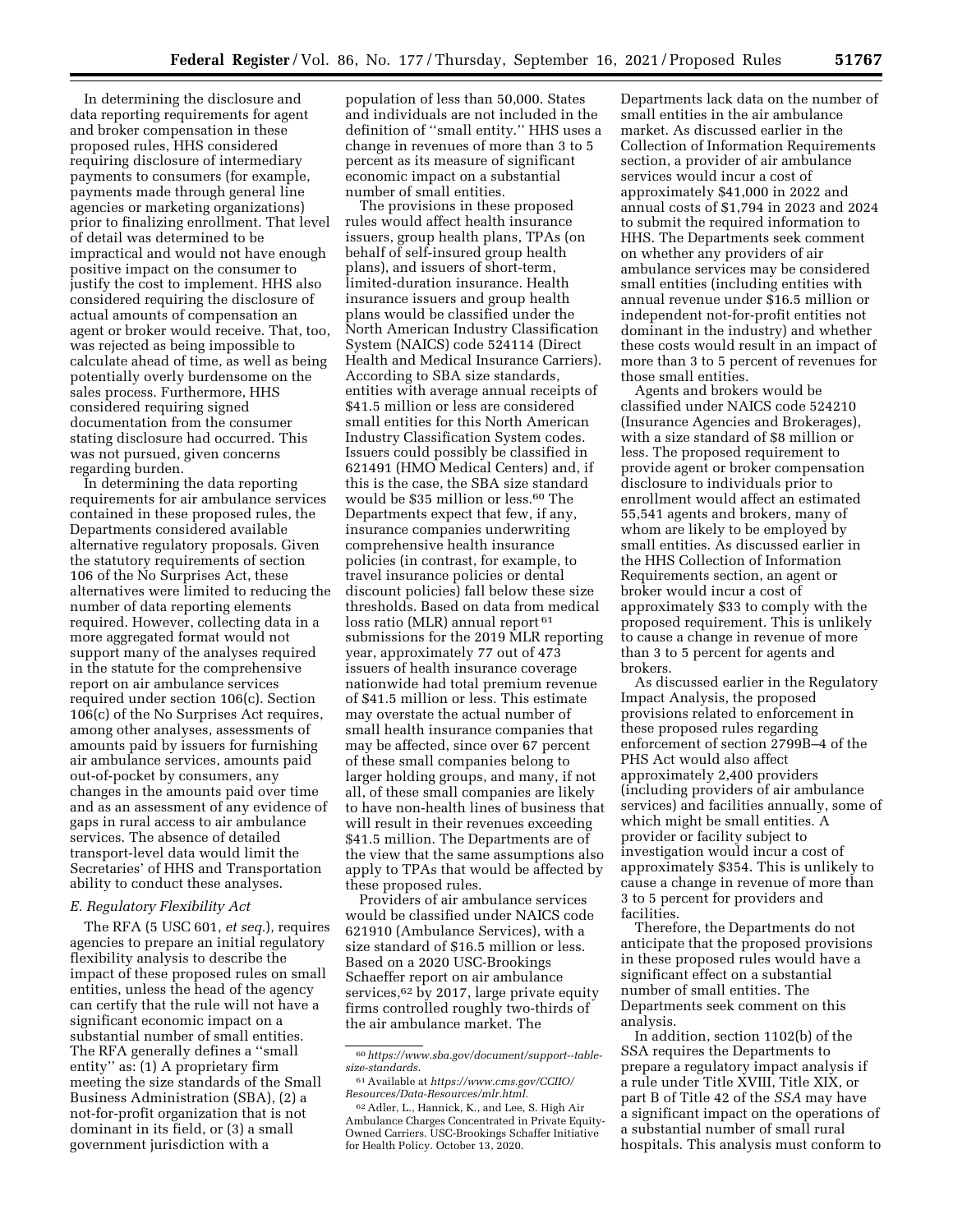In determining the disclosure and data reporting requirements for agent and broker compensation in these proposed rules, HHS considered requiring disclosure of intermediary payments to consumers (for example, payments made through general line agencies or marketing organizations) prior to finalizing enrollment. That level of detail was determined to be impractical and would not have enough positive impact on the consumer to justify the cost to implement. HHS also considered requiring the disclosure of actual amounts of compensation an agent or broker would receive. That, too, was rejected as being impossible to calculate ahead of time, as well as being potentially overly burdensome on the sales process. Furthermore, HHS considered requiring signed documentation from the consumer stating disclosure had occurred. This was not pursued, given concerns regarding burden.

In determining the data reporting requirements for air ambulance services contained in these proposed rules, the Departments considered available alternative regulatory proposals. Given the statutory requirements of section 106 of the No Surprises Act, these alternatives were limited to reducing the number of data reporting elements required. However, collecting data in a more aggregated format would not support many of the analyses required in the statute for the comprehensive report on air ambulance services required under section 106(c). Section 106(c) of the No Surprises Act requires, among other analyses, assessments of amounts paid by issuers for furnishing air ambulance services, amounts paid out-of-pocket by consumers, any changes in the amounts paid over time and as an assessment of any evidence of gaps in rural access to air ambulance services. The absence of detailed transport-level data would limit the Secretaries' of HHS and Transportation ability to conduct these analyses.

### E. Regulatory Flexibility Act

The RFA (5 USC 601, *et seq.*), requires agencies to prepare an initial regulatory flexibility analysis to describe the impact of these proposed rules on small entities, unless the head of the agency can certify that the rule will not have a significant economic impact on a substantial number of small entities. The RFA generally defines a "small entity" as: (1) A proprietary firm meeting the size standards of the Small Business Administration (SBA), (2) a not-for-profit organization that is not dominant in its field, or (3) a small government jurisdiction with a population of less than 50,000. States and individuals are not included in the definition of "small entity." HHS uses a change in revenues of more than 3 to 5 percent as its measure of significant economic impact on a substantial number of small entities.

The provisions in these proposed rules would affect health insurance issuers, group health plans, TPAs (on behalf of self-insured group health plans), and issuers of short-term, limited-duration insurance. Health insurance issuers and group health plans would be classified under the North American Industry Classification System (NAICS) code 524114 (Direct Health and Medical Insurance Carriers). According to SBA size standards, entities with average annual receipts of $41.5 million or less are considered small entities for this North American Industry Classification System codes. Issuers could possibly be classified in 621491 (HMO Medical Centers) and, if this is the case, the SBA size standard would be $35 million or less.[60] The Departments expect that few, if any, insurance companies underwriting comprehensive health insurance policies (in contrast, for example, to travel insurance policies or dental discount policies) fall below these size thresholds. Based on data from medical loss ratio (MLR) annual report[61] submissions for the 2019 MLR reporting year, approximately 77 out of 473 issuers of health insurance coverage nationwide had total premium revenue of $41.5 million or less. This estimate may overstate the actual number of small health insurance companies that may be affected, since over 67 percent of these small companies belong to larger holding groups, and many, if not all, of these small companies are likely to have non-health lines of business that will result in their revenues exceeding $41.5 million. The Departments are of the view that the same assumptions also apply to TPAs that would be affected by these proposed rules.

Providers of air ambulance services would be classified under NAICS code 621910 (Ambulance Services), with a size standard of $16.5 million or less. Based on a 2020 USC-Brookings Schaeffer report on air ambulance services,[62] by 2017, large private equity firms controlled roughly two-thirds of the air ambulance market. The Departments lack data on the number of small entities in the air ambulance market. As discussed earlier in the Collection of Information Requirements section, a provider of air ambulance services would incur a cost of approximately $41,000 in 2022 and annual costs of $1,794 in 2023 and 2024 to submit the required information to HHS. The Departments seek comment on whether any providers of air ambulance services may be considered small entities (including entities with annual revenue under $16.5 million or independent not-for-profit entities not dominant in the industry) and whether these costs would result in an impact of more than 3 to 5 percent of revenues for those small entities.

Agents and brokers would be classified under NAICS code 524210 (Insurance Agencies and Brokerages), with a size standard of $8 million or less. The proposed requirement to provide agent or broker compensation disclosure to individuals prior to enrollment would affect an estimated 55,541 agents and brokers, many of whom are likely to be employed by small entities. As discussed earlier in the HHS Collection of Information Requirements section, an agent or broker would incur a cost of approximately $33 to comply with the proposed requirement. This is unlikely to cause a change in revenue of more than 3 to 5 percent for agents and brokers.

As discussed earlier in the Regulatory Impact Analysis, the proposed provisions related to enforcement in these proposed rules regarding enforcement of section 2799B–4 of the PHS Act would also affect approximately 2,400 providers (including providers of air ambulance services) and facilities annually, some of which might be small entities. A provider or facility subject to investigation would incur a cost of approximately $354. This is unlikely to cause a change in revenue of more than 3 to 5 percent for providers and facilities.

Therefore, the Departments do not anticipate that the proposed provisions in these proposed rules would have a significant effect on a substantial number of small entities. The Departments seek comment on this analysis.

In addition, section 1102(b) of the SSA requires the Departments to prepare a regulatory impact analysis if a rule under Title XVIII, Title XIX, or part B of Title 42 of the *SSA* may have a significant impact on the operations of a substantial number of small rural hospitals. This analysis must conform to

---

[60] *https://www.sba.gov/document/support--table-size-standards.*

[61] Available at *https://www.cms.gov/CCIIO/Resources/Data-Resources/mlr.html.*

[62] Adler, L., Hannick, K., and Lee, S. High Air Ambulance Charges Concentrated in Private Equity-Owned Carriers. USC-Brookings Schaffer Initiative for Health Policy. October 13, 2020.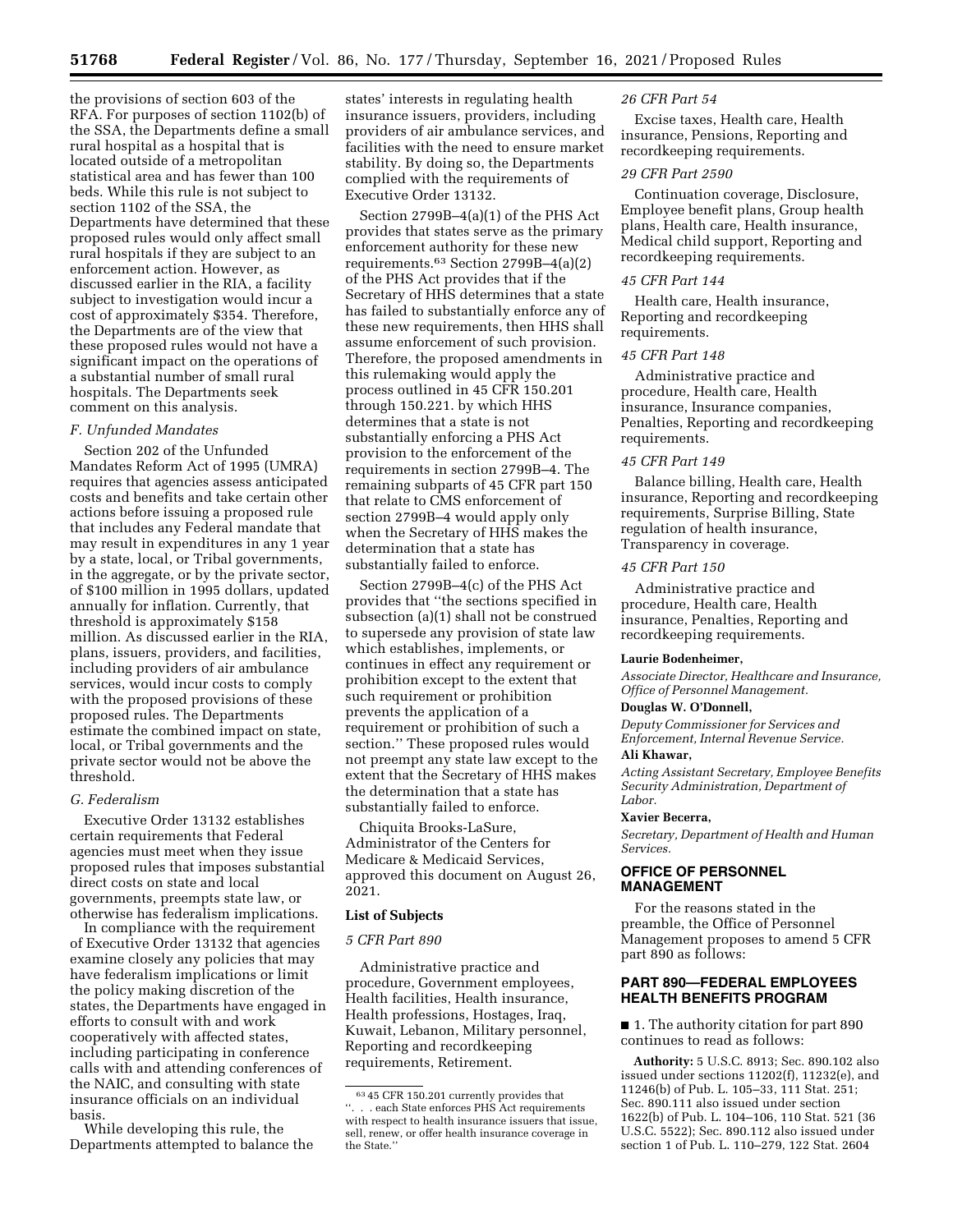the provisions of section 603 of the RFA. For purposes of section 1102(b) of the SSA, the Departments define a small rural hospital as a hospital that is located outside of a metropolitan statistical area and has fewer than 100 beds. While this rule is not subject to section 1102 of the SSA, the Departments have determined that these proposed rules would only affect small rural hospitals if they are subject to an enforcement action. However, as discussed earlier in the RIA, a facility subject to investigation would incur a cost of approximately $354. Therefore, the Departments are of the view that these proposed rules would not have a significant impact on the operations of a substantial number of small rural hospitals. The Departments seek comment on this analysis.

### *F. Unfunded Mandates*

Section 202 of the Unfunded Mandates Reform Act of 1995 (UMRA) requires that agencies assess anticipated costs and benefits and take certain other actions before issuing a proposed rule that includes any Federal mandate that may result in expenditures in any 1 year by a state, local, or Tribal governments, in the aggregate, or by the private sector, of $100 million in 1995 dollars, updated annually for inflation. Currently, that threshold is approximately $158 million. As discussed earlier in the RIA, plans, issuers, providers, and facilities, including providers of air ambulance services, would incur costs to comply with the proposed provisions of these proposed rules. The Departments estimate the combined impact on state, local, or Tribal governments and the private sector would not be above the threshold.

### *G. Federalism*

Executive Order 13132 establishes certain requirements that Federal agencies must meet when they issue proposed rules that imposes substantial direct costs on state and local governments, preempts state law, or otherwise has federalism implications.

In compliance with the requirement of Executive Order 13132 that agencies examine closely any policies that may have federalism implications or limit the policy making discretion of the states, the Departments have engaged in efforts to consult with and work cooperatively with affected states, including participating in conference calls with and attending conferences of the NAIC, and consulting with state insurance officials on an individual basis.

While developing this rule, the Departments attempted to balance the states' interests in regulating health insurance issuers, providers, including providers of air ambulance services, and facilities with the need to ensure market stability. By doing so, the Departments complied with the requirements of Executive Order 13132.

Section 2799B–4(a)(1) of the PHS Act provides that states serve as the primary enforcement authority for these new requirements.[63] Section 2799B–4(a)(2) of the PHS Act provides that if the Secretary of HHS determines that a state has failed to substantially enforce any of these new requirements, then HHS shall assume enforcement of such provision. Therefore, the proposed amendments in this rulemaking would apply the process outlined in 45 CFR 150.201 through 150.221. by which HHS determines that a state is not substantially enforcing a PHS Act provision to the enforcement of the requirements in section 2799B–4. The remaining subparts of 45 CFR part 150 that relate to CMS enforcement of section 2799B–4 would apply only when the Secretary of HHS makes the determination that a state has substantially failed to enforce.

Section 2799B–4(c) of the PHS Act provides that ''the sections specified in subsection (a)(1) shall not be construed to supersede any provision of state law which establishes, implements, or continues in effect any requirement or prohibition except to the extent that such requirement or prohibition prevents the application of a requirement or prohibition of such a section.'' These proposed rules would not preempt any state law except to the extent that the Secretary of HHS makes the determination that a state has substantially failed to enforce.

Chiquita Brooks-LaSure, Administrator of the Centers for Medicare & Medicaid Services, approved this document on August 26, 2021.

### List of Subjects

*5 CFR Part 890*

Administrative practice and procedure, Government employees, Health facilities, Health insurance, Health professions, Hostages, Iraq, Kuwait, Lebanon, Military personnel, Reporting and recordkeeping requirements, Retirement.

*26 CFR Part 54*

Excise taxes, Health care, Health insurance, Pensions, Reporting and recordkeeping requirements.

*29 CFR Part 2590*

Continuation coverage, Disclosure, Employee benefit plans, Group health plans, Health care, Health insurance, Medical child support, Reporting and recordkeeping requirements.

*45 CFR Part 144*

Health care, Health insurance, Reporting and recordkeeping requirements.

*45 CFR Part 148*

Administrative practice and procedure, Health care, Health insurance, Insurance companies, Penalties, Reporting and recordkeeping requirements.

*45 CFR Part 149*

Balance billing, Health care, Health insurance, Reporting and recordkeeping requirements, Surprise Billing, State regulation of health insurance, Transparency in coverage.

*45 CFR Part 150*

Administrative practice and procedure, Health care, Health insurance, Penalties, Reporting and recordkeeping requirements.

**Laurie Bodenheimer,**

*Associate Director, Healthcare and Insurance, Office of Personnel Management.*

**Douglas W. O'Donnell,**

*Deputy Commissioner for Services and Enforcement, Internal Revenue Service.*

**Ali Khawar,**

*Acting Assistant Secretary, Employee Benefits Security Administration, Department of Labor.*

**Xavier Becerra,**

*Secretary, Department of Health and Human Services.*

## OFFICE OF PERSONNEL MANAGEMENT

For the reasons stated in the preamble, the Office of Personnel Management proposes to amend 5 CFR part 890 as follows:

## PART 890—FEDERAL EMPLOYEES HEALTH BENEFITS PROGRAM

■ 1. The authority citation for part 890 continues to read as follows:

**Authority:** 5 U.S.C. 8913; Sec. 890.102 also issued under sections 11202(f), 11232(e), and 11246(b) of Pub. L. 105–33, 111 Stat. 251; Sec. 890.111 also issued under section 1622(b) of Pub. L. 104–106, 110 Stat. 521 (36 U.S.C. 5522); Sec. 890.112 also issued under section 1 of Pub. L. 110–279, 122 Stat. 2604

---

[63] 45 CFR 150.201 currently provides that ''. . . each State enforces PHS Act requirements with respect to health insurance issuers that issue, sell, renew, or offer health insurance coverage in the State.''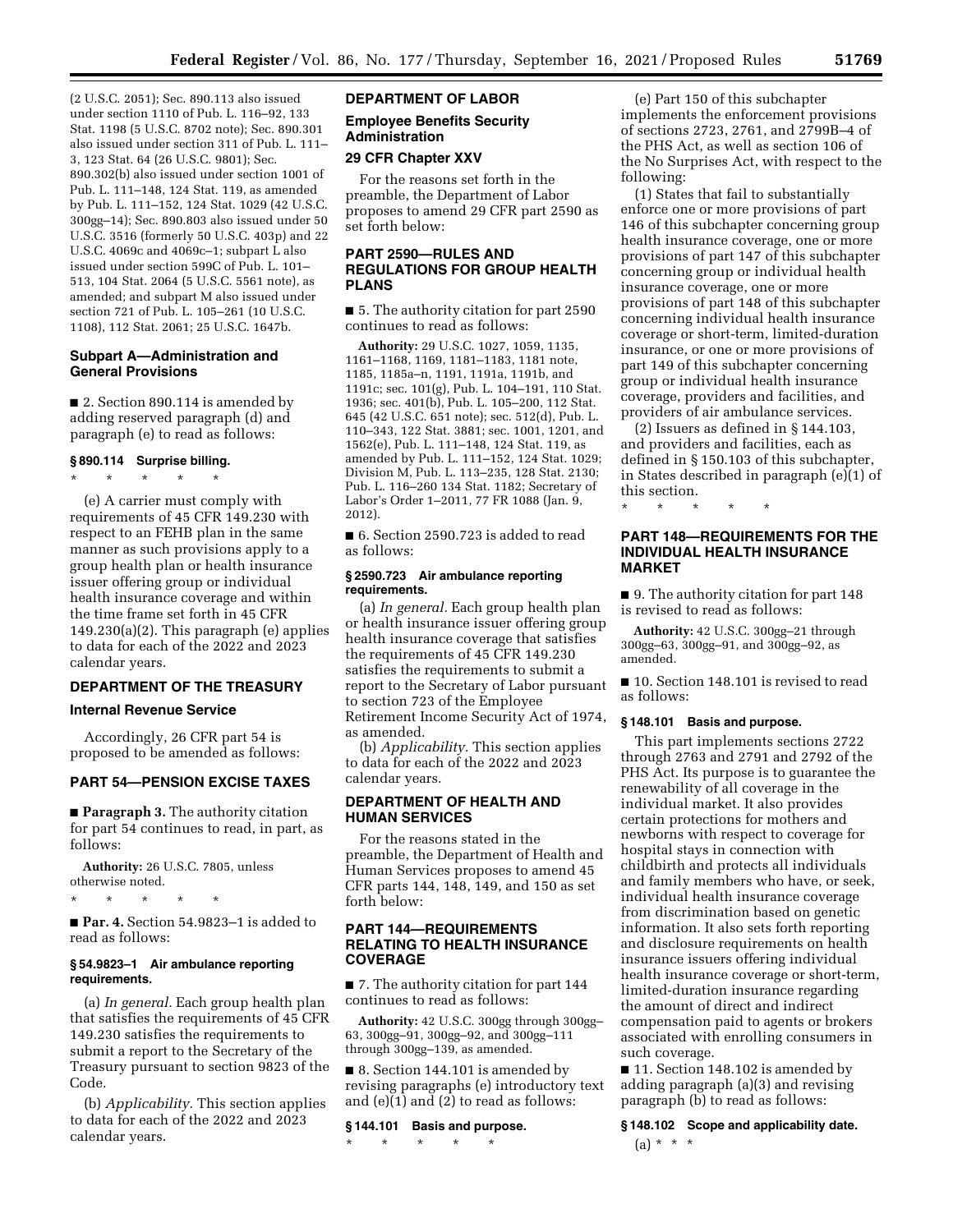(2 U.S.C. 2051); Sec. 890.113 also issued under section 1110 of Pub. L. 116–92, 133 Stat. 1198 (5 U.S.C. 8702 note); Sec. 890.301 also issued under section 311 of Pub. L. 111–3, 123 Stat. 64 (26 U.S.C. 9801); Sec. 890.302(b) also issued under section 1001 of Pub. L. 111–148, 124 Stat. 119, as amended by Pub. L. 111–152, 124 Stat. 1029 (42 U.S.C. 300gg–14); Sec. 890.803 also issued under 50 U.S.C. 3516 (formerly 50 U.S.C. 403p) and 22 U.S.C. 4069c and 4069c–1; subpart L also issued under section 599C of Pub. L. 101–513, 104 Stat. 2064 (5 U.S.C. 5561 note), as amended; and subpart M also issued under section 721 of Pub. L. 105–261 (10 U.S.C. 1108), 112 Stat. 2061; 25 U.S.C. 1647b.

### Subpart A—Administration and General Provisions

■ 2. Section 890.114 is amended by adding reserved paragraph (d) and paragraph (e) to read as follows:

#### § 890.114 Surprise billing.

\* \* \* \* \*

(e) A carrier must comply with requirements of 45 CFR 149.230 with respect to an FEHB plan in the same manner as such provisions apply to a group health plan or health insurance issuer offering group or individual health insurance coverage and within the time frame set forth in 45 CFR 149.230(a)(2). This paragraph (e) applies to data for each of the 2022 and 2023 calendar years.

## DEPARTMENT OF THE TREASURY

### Internal Revenue Service

Accordingly, 26 CFR part 54 is proposed to be amended as follows:

## PART 54—PENSION EXCISE TAXES

■ **Paragraph 3.** The authority citation for part 54 continues to read, in part, as follows:

**Authority:** 26 U.S.C. 7805, unless otherwise noted.

\* \* \* \* \*

■ **Par. 4.** Section 54.9823–1 is added to read as follows:

#### § 54.9823–1 Air ambulance reporting requirements.

(a) *In general.* Each group health plan that satisfies the requirements of 45 CFR 149.230 satisfies the requirements to submit a report to the Secretary of the Treasury pursuant to section 9823 of the Code.

(b) *Applicability.* This section applies to data for each of the 2022 and 2023 calendar years.

## DEPARTMENT OF LABOR

### Employee Benefits Security Administration

### 29 CFR Chapter XXV

For the reasons set forth in the preamble, the Department of Labor proposes to amend 29 CFR part 2590 as set forth below:

## PART 2590—RULES AND REGULATIONS FOR GROUP HEALTH PLANS

■ 5. The authority citation for part 2590 continues to read as follows:

**Authority:** 29 U.S.C. 1027, 1059, 1135, 1161–1168, 1169, 1181–1183, 1181 note, 1185, 1185a–n, 1191, 1191a, 1191b, and 1191c; sec. 101(g), Pub. L. 104–191, 110 Stat. 1936; sec. 401(b), Pub. L. 105–200, 112 Stat. 645 (42 U.S.C. 651 note); sec. 512(d), Pub. L. 110–343, 122 Stat. 3881; sec. 1001, 1201, and 1562(e), Pub. L. 111–148, 124 Stat. 119, as amended by Pub. L. 111–152, 124 Stat. 1029; Division M, Pub. L. 113–235, 128 Stat. 2130; Pub. L. 116–260 134 Stat. 1182; Secretary of Labor's Order 1–2011, 77 FR 1088 (Jan. 9, 2012).

■ 6. Section 2590.723 is added to read as follows:

#### § 2590.723 Air ambulance reporting requirements.

(a) *In general.* Each group health plan or health insurance issuer offering group health insurance coverage that satisfies the requirements of 45 CFR 149.230 satisfies the requirements to submit a report to the Secretary of Labor pursuant to section 723 of the Employee Retirement Income Security Act of 1974, as amended.

(b) *Applicability.* This section applies to data for each of the 2022 and 2023 calendar years.

## DEPARTMENT OF HEALTH AND HUMAN SERVICES

For the reasons stated in the preamble, the Department of Health and Human Services proposes to amend 45 CFR parts 144, 148, 149, and 150 as set forth below:

## PART 144—REQUIREMENTS RELATING TO HEALTH INSURANCE COVERAGE

■ 7. The authority citation for part 144 continues to read as follows:

**Authority:** 42 U.S.C. 300gg through 300gg–63, 300gg–91, 300gg–92, and 300gg–111 through 300gg–139, as amended.

■ 8. Section 144.101 is amended by revising paragraphs (e) introductory text and (e)(1) and (2) to read as follows:

#### § 144.101 Basis and purpose.

\* \* \* \* \*

(e) Part 150 of this subchapter implements the enforcement provisions of sections 2723, 2761, and 2799B–4 of the PHS Act, as well as section 106 of the No Surprises Act, with respect to the following:

(1) States that fail to substantially enforce one or more provisions of part 146 of this subchapter concerning group health insurance coverage, one or more provisions of part 147 of this subchapter concerning group or individual health insurance coverage, one or more provisions of part 148 of this subchapter concerning individual health insurance coverage or short-term, limited-duration insurance, or one or more provisions of part 149 of this subchapter concerning group or individual health insurance coverage, providers and facilities, and providers of air ambulance services.

(2) Issuers as defined in § 144.103, and providers and facilities, each as defined in § 150.103 of this subchapter, in States described in paragraph (e)(1) of this section.

\* \* \* \* \*

## PART 148—REQUIREMENTS FOR THE INDIVIDUAL HEALTH INSURANCE MARKET

■ 9. The authority citation for part 148 is revised to read as follows:

**Authority:** 42 U.S.C. 300gg–21 through 300gg–63, 300gg–91, and 300gg–92, as amended.

■ 10. Section 148.101 is revised to read as follows:

#### § 148.101 Basis and purpose.

This part implements sections 2722 through 2763 and 2791 and 2792 of the PHS Act. Its purpose is to guarantee the renewability of all coverage in the individual market. It also provides certain protections for mothers and newborns with respect to coverage for hospital stays in connection with childbirth and protects all individuals and family members who have, or seek, individual health insurance coverage from discrimination based on genetic information. It also sets forth reporting and disclosure requirements on health insurance issuers offering individual health insurance coverage or short-term, limited-duration insurance regarding the amount of direct and indirect compensation paid to agents or brokers associated with enrolling consumers in such coverage.

■ 11. Section 148.102 is amended by adding paragraph (a)(3) and revising paragraph (b) to read as follows:

#### § 148.102 Scope and applicability date.

(a) \* \* \*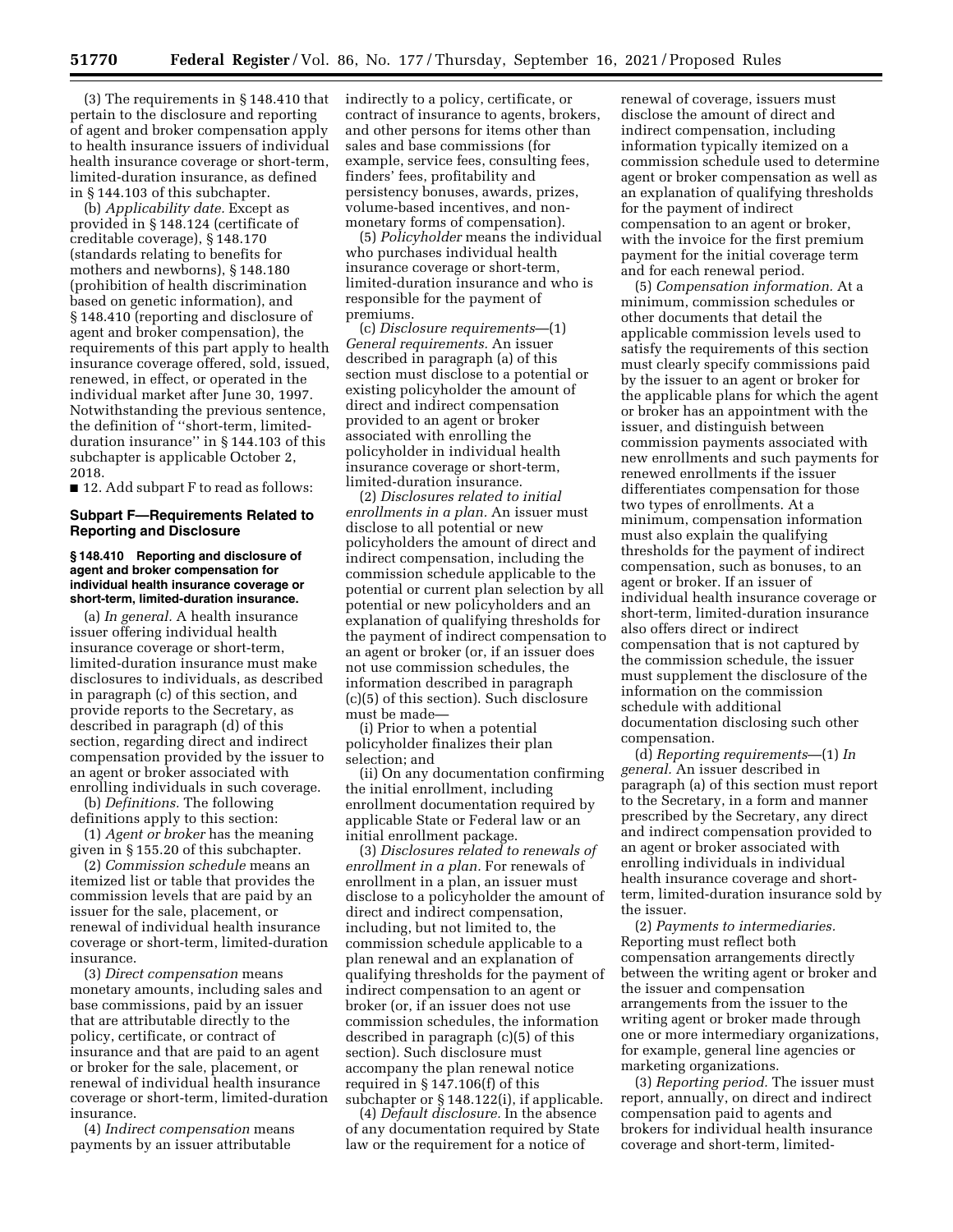(3) The requirements in § 148.410 that pertain to the disclosure and reporting of agent and broker compensation apply to health insurance issuers of individual health insurance coverage or short-term, limited-duration insurance, as defined in § 144.103 of this subchapter.

(b) *Applicability date.* Except as provided in § 148.124 (certificate of creditable coverage), § 148.170 (standards relating to benefits for mothers and newborns), § 148.180 (prohibition of health discrimination based on genetic information), and § 148.410 (reporting and disclosure of agent and broker compensation), the requirements of this part apply to health insurance coverage offered, sold, issued, renewed, in effect, or operated in the individual market after June 30, 1997. Notwithstanding the previous sentence, the definition of ''short-term, limited-duration insurance'' in § 144.103 of this subchapter is applicable October 2, 2018.

■ 12. Add subpart F to read as follows:

## Subpart F—Requirements Related to Reporting and Disclosure

### § 148.410 Reporting and disclosure of agent and broker compensation for individual health insurance coverage or short-term, limited-duration insurance.

(a) *In general.* A health insurance issuer offering individual health insurance coverage or short-term, limited-duration insurance must make disclosures to individuals, as described in paragraph (c) of this section, and provide reports to the Secretary, as described in paragraph (d) of this section, regarding direct and indirect compensation provided by the issuer to an agent or broker associated with enrolling individuals in such coverage.

(b) *Definitions.* The following definitions apply to this section:

(1) *Agent or broker* has the meaning given in § 155.20 of this subchapter.

(2) *Commission schedule* means an itemized list or table that provides the commission levels that are paid by an issuer for the sale, placement, or renewal of individual health insurance coverage or short-term, limited-duration insurance.

(3) *Direct compensation* means monetary amounts, including sales and base commissions, paid by an issuer that are attributable directly to the policy, certificate, or contract of insurance and that are paid to an agent or broker for the sale, placement, or renewal of individual health insurance coverage or short-term, limited-duration insurance.

(4) *Indirect compensation* means payments by an issuer attributable indirectly to a policy, certificate, or contract of insurance to agents, brokers, and other persons for items other than sales and base commissions (for example, service fees, consulting fees, finders' fees, profitability and persistency bonuses, awards, prizes, volume-based incentives, and non-monetary forms of compensation).

(5) *Policyholder* means the individual who purchases individual health insurance coverage or short-term, limited-duration insurance and who is responsible for the payment of premiums.

(c) *Disclosure requirements*—(1) *General requirements.* An issuer described in paragraph (a) of this section must disclose to a potential or existing policyholder the amount of direct and indirect compensation provided to an agent or broker associated with enrolling the policyholder in individual health insurance coverage or short-term, limited-duration insurance.

(2) *Disclosures related to initial enrollments in a plan.* An issuer must disclose to all potential or new policyholders the amount of direct and indirect compensation, including the commission schedule applicable to the potential or current plan selection by all potential or new policyholders and an explanation of qualifying thresholds for the payment of indirect compensation to an agent or broker (or, if an issuer does not use commission schedules, the information described in paragraph (c)(5) of this section). Such disclosure must be made—

(i) Prior to when a potential policyholder finalizes their plan selection; and

(ii) On any documentation confirming the initial enrollment, including enrollment documentation required by applicable State or Federal law or an initial enrollment package.

(3) *Disclosures related to renewals of enrollment in a plan.* For renewals of enrollment in a plan, an issuer must disclose to a policyholder the amount of direct and indirect compensation, including, but not limited to, the commission schedule applicable to a plan renewal and an explanation of qualifying thresholds for the payment of indirect compensation to an agent or broker (or, if an issuer does not use commission schedules, the information described in paragraph (c)(5) of this section). Such disclosure must accompany the plan renewal notice required in § 147.106(f) of this subchapter or § 148.122(i), if applicable.

(4) *Default disclosure.* In the absence of any documentation required by State law or the requirement for a notice of renewal of coverage, issuers must disclose the amount of direct and indirect compensation, including information typically itemized on a commission schedule used to determine agent or broker compensation as well as an explanation of qualifying thresholds for the payment of indirect compensation to an agent or broker, with the invoice for the first premium payment for the initial coverage term and for each renewal period.

(5) *Compensation information.* At a minimum, commission schedules or other documents that detail the applicable commission levels used to satisfy the requirements of this section must clearly specify commissions paid by the issuer to an agent or broker for the applicable plans for which the agent or broker has an appointment with the issuer, and distinguish between commission payments associated with new enrollments and such payments for renewed enrollments if the issuer differentiates compensation for those two types of enrollments. At a minimum, compensation information must also explain the qualifying thresholds for the payment of indirect compensation, such as bonuses, to an agent or broker. If an issuer of individual health insurance coverage or short-term, limited-duration insurance also offers direct or indirect compensation that is not captured by the commission schedule, the issuer must supplement the disclosure of the information on the commission schedule with additional documentation disclosing such other compensation.

(d) *Reporting requirements*—(1) *In general.* An issuer described in paragraph (a) of this section must report to the Secretary, in a form and manner prescribed by the Secretary, any direct and indirect compensation provided to an agent or broker associated with enrolling individuals in individual health insurance coverage and short-term, limited-duration insurance sold by the issuer.

(2) *Payments to intermediaries.* Reporting must reflect both compensation arrangements directly between the writing agent or broker and the issuer and compensation arrangements from the issuer to the writing agent or broker made through one or more intermediary organizations, for example, general line agencies or marketing organizations.

(3) *Reporting period.* The issuer must report, annually, on direct and indirect compensation paid to agents and brokers for individual health insurance coverage and short-term, limited-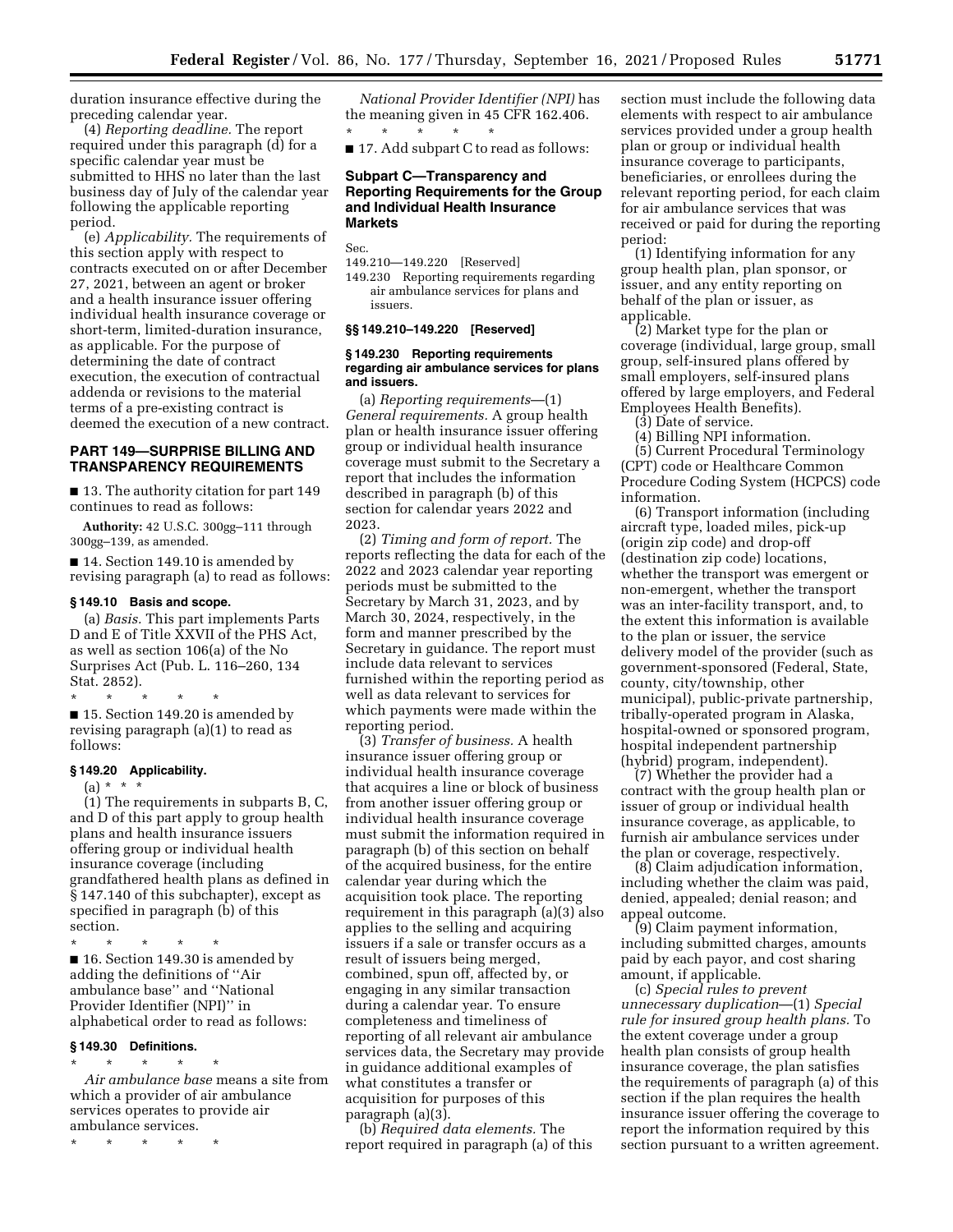duration insurance effective during the preceding calendar year.

(4) *Reporting deadline.* The report required under this paragraph (d) for a specific calendar year must be submitted to HHS no later than the last business day of July of the calendar year following the applicable reporting period.

(e) *Applicability.* The requirements of this section apply with respect to contracts executed on or after December 27, 2021, between an agent or broker and a health insurance issuer offering individual health insurance coverage or short-term, limited-duration insurance, as applicable. For the purpose of determining the date of contract execution, the execution of contractual addenda or revisions to the material terms of a pre-existing contract is deemed the execution of a new contract.

## PART 149—SURPRISE BILLING AND TRANSPARENCY REQUIREMENTS

■ 13. The authority citation for part 149 continues to read as follows:

**Authority:** 42 U.S.C. 300gg–111 through 300gg–139, as amended.

■ 14. Section 149.10 is amended by revising paragraph (a) to read as follows:

### § 149.10 Basis and scope.

(a) *Basis.* This part implements Parts D and E of Title XXVII of the PHS Act, as well as section 106(a) of the No Surprises Act (Pub. L. 116–260, 134 Stat. 2852).

\* \* \* \* \*

■ 15. Section 149.20 is amended by revising paragraph (a)(1) to read as follows:

### § 149.20 Applicability.

(a) \* \* \*

(1) The requirements in subparts B, C, and D of this part apply to group health plans and health insurance issuers offering group or individual health insurance coverage (including grandfathered health plans as defined in § 147.140 of this subchapter), except as specified in paragraph (b) of this section.

\* \* \* \* \*

■ 16. Section 149.30 is amended by adding the definitions of "Air ambulance base" and "National Provider Identifier (NPI)" in alphabetical order to read as follows:

### § 149.30 Definitions.

\* \* \* \* \*

*Air ambulance base* means a site from which a provider of air ambulance services operates to provide air ambulance services.

\* \* \* \* \*

*National Provider Identifier (NPI)* has the meaning given in 45 CFR 162.406.

\* \* \* \* \*

■ 17. Add subpart C to read as follows:

## Subpart C—Transparency and Reporting Requirements for the Group and Individual Health Insurance Markets

Sec.
149.210—149.220 [Reserved]
149.230 Reporting requirements regarding air ambulance services for plans and issuers.

### §§ 149.210–149.220 [Reserved]

### § 149.230 Reporting requirements regarding air ambulance services for plans and issuers.

(a) *Reporting requirements*—(1) *General requirements.* A group health plan or health insurance issuer offering group or individual health insurance coverage must submit to the Secretary a report that includes the information described in paragraph (b) of this section for calendar years 2022 and 2023.

(2) *Timing and form of report.* The reports reflecting the data for each of the 2022 and 2023 calendar year reporting periods must be submitted to the Secretary by March 31, 2023, and by March 30, 2024, respectively, in the form and manner prescribed by the Secretary in guidance. The report must include data relevant to services furnished within the reporting period as well as data relevant to services for which payments were made within the reporting period.

(3) *Transfer of business.* A health insurance issuer offering group or individual health insurance coverage that acquires a line or block of business from another issuer offering group or individual health insurance coverage must submit the information required in paragraph (b) of this section on behalf of the acquired business, for the entire calendar year during which the acquisition took place. The reporting requirement in this paragraph (a)(3) also applies to the selling and acquiring issuers if a sale or transfer occurs as a result of issuers being merged, combined, spun off, affected by, or engaging in any similar transaction during a calendar year. To ensure completeness and timeliness of reporting of all relevant air ambulance services data, the Secretary may provide in guidance additional examples of what constitutes a transfer or acquisition for purposes of this paragraph (a)(3).

(b) *Required data elements.* The report required in paragraph (a) of this section must include the following data elements with respect to air ambulance services provided under a group health plan or group or individual health insurance coverage to participants, beneficiaries, or enrollees during the relevant reporting period, for each claim for air ambulance services that was received or paid for during the reporting period:

(1) Identifying information for any group health plan, plan sponsor, or issuer, and any entity reporting on behalf of the plan or issuer, as applicable.

(2) Market type for the plan or coverage (individual, large group, small group, self-insured plans offered by small employers, self-insured plans offered by large employers, and Federal Employees Health Benefits).

(3) Date of service.

(4) Billing NPI information.

(5) Current Procedural Terminology (CPT) code or Healthcare Common Procedure Coding System (HCPCS) code information.

(6) Transport information (including aircraft type, loaded miles, pick-up (origin zip code) and drop-off (destination zip code) locations, whether the transport was emergent or non-emergent, whether the transport was an inter-facility transport, and, to the extent this information is available to the plan or issuer, the service delivery model of the provider (such as government-sponsored (Federal, State, county, city/township, other municipal), public-private partnership, tribally-operated program in Alaska, hospital-owned or sponsored program, hospital independent partnership (hybrid) program, independent).

(7) Whether the provider had a contract with the group health plan or issuer of group or individual health insurance coverage, as applicable, to furnish air ambulance services under the plan or coverage, respectively.

(8) Claim adjudication information, including whether the claim was paid, denied, appealed; denial reason; and appeal outcome.

(9) Claim payment information, including submitted charges, amounts paid by each payor, and cost sharing amount, if applicable.

(c) *Special rules to prevent unnecessary duplication*—(1) *Special rule for insured group health plans.* To the extent coverage under a group health plan consists of group health insurance coverage, the plan satisfies the requirements of paragraph (a) of this section if the plan requires the health insurance issuer offering the coverage to report the information required by this section pursuant to a written agreement.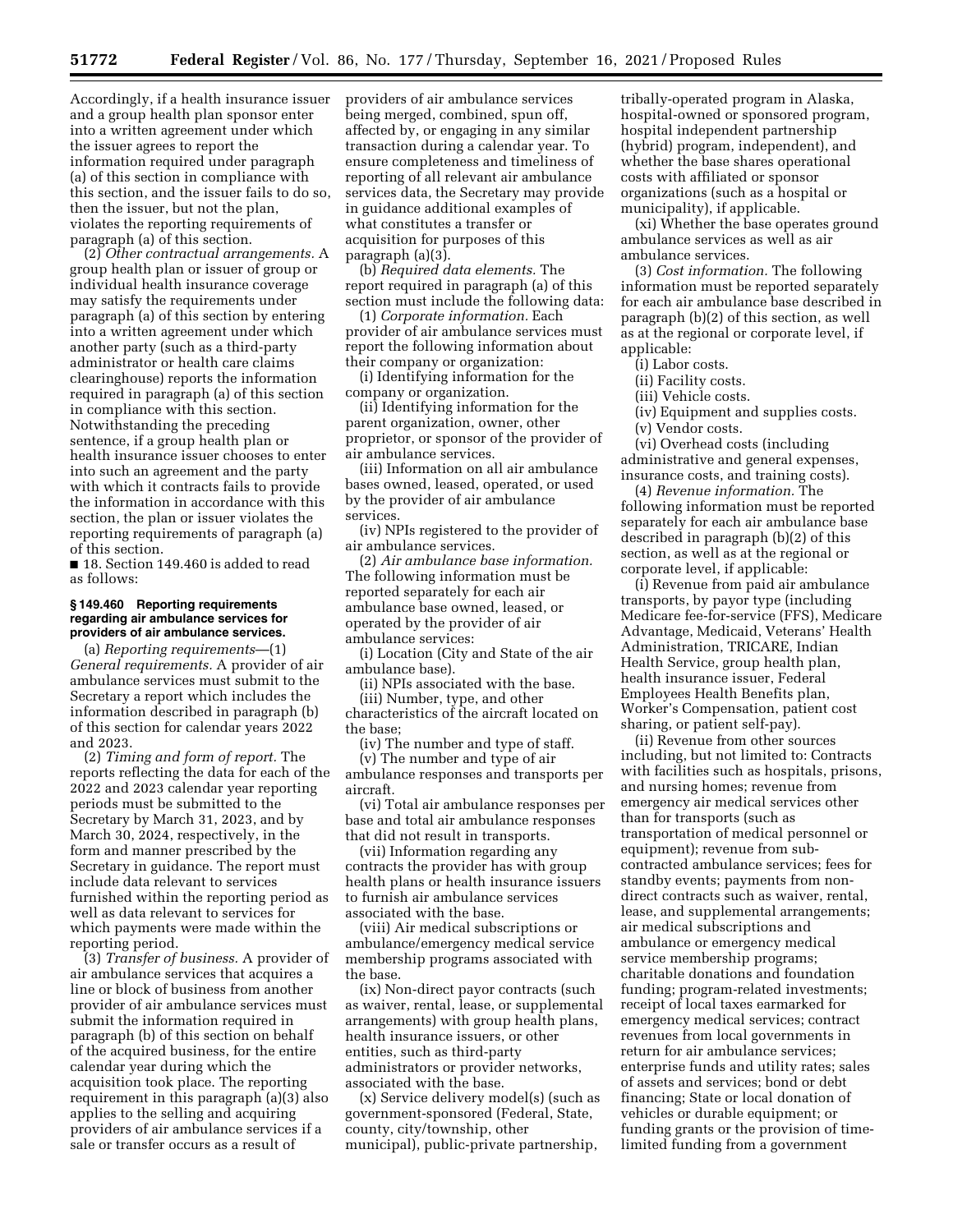Accordingly, if a health insurance issuer and a group health plan sponsor enter into a written agreement under which the issuer agrees to report the information required under paragraph (a) of this section in compliance with this section, and the issuer fails to do so, then the issuer, but not the plan, violates the reporting requirements of paragraph (a) of this section.

(2) *Other contractual arrangements.* A group health plan or issuer of group or individual health insurance coverage may satisfy the requirements under paragraph (a) of this section by entering into a written agreement under which another party (such as a third-party administrator or health care claims clearinghouse) reports the information required in paragraph (a) of this section in compliance with this section. Notwithstanding the preceding sentence, if a group health plan or health insurance issuer chooses to enter into such an agreement and the party with which it contracts fails to provide the information in accordance with this section, the plan or issuer violates the reporting requirements of paragraph (a) of this section.

■ 18. Section 149.460 is added to read as follows:

### § 149.460 Reporting requirements regarding air ambulance services for providers of air ambulance services.

(a) *Reporting requirements*—(1) *General requirements.* A provider of air ambulance services must submit to the Secretary a report which includes the information described in paragraph (b) of this section for calendar years 2022 and 2023.

(2) *Timing and form of report.* The reports reflecting the data for each of the 2022 and 2023 calendar year reporting periods must be submitted to the Secretary by March 31, 2023, and by March 30, 2024, respectively, in the form and manner prescribed by the Secretary in guidance. The report must include data relevant to services furnished within the reporting period as well as data relevant to services for which payments were made within the reporting period.

(3) *Transfer of business.* A provider of air ambulance services that acquires a line or block of business from another provider of air ambulance services must submit the information required in paragraph (b) of this section on behalf of the acquired business, for the entire calendar year during which the acquisition took place. The reporting requirement in this paragraph (a)(3) also applies to the selling and acquiring providers of air ambulance services if a sale or transfer occurs as a result of providers of air ambulance services being merged, combined, spun off, affected by, or engaging in any similar transaction during a calendar year. To ensure completeness and timeliness of reporting of all relevant air ambulance services data, the Secretary may provide in guidance additional examples of what constitutes a transfer or acquisition for purposes of this paragraph (a)(3).

(b) *Required data elements.* The report required in paragraph (a) of this section must include the following data:

(1) *Corporate information.* Each provider of air ambulance services must report the following information about their company or organization:

(i) Identifying information for the company or organization.

(ii) Identifying information for the parent organization, owner, other proprietor, or sponsor of the provider of air ambulance services.

(iii) Information on all air ambulance bases owned, leased, operated, or used by the provider of air ambulance services.

(iv) NPIs registered to the provider of air ambulance services.

(2) *Air ambulance base information.* The following information must be reported separately for each air ambulance base owned, leased, or operated by the provider of air ambulance services:

(i) Location (City and State of the air ambulance base).

(ii) NPIs associated with the base.

(iii) Number, type, and other characteristics of the aircraft located on the base;

(iv) The number and type of staff.

(v) The number and type of air ambulance responses and transports per aircraft.

(vi) Total air ambulance responses per base and total air ambulance responses that did not result in transports.

(vii) Information regarding any contracts the provider has with group health plans or health insurance issuers to furnish air ambulance services associated with the base.

(viii) Air medical subscriptions or ambulance/emergency medical service membership programs associated with the base.

(ix) Non-direct payor contracts (such as waiver, rental, lease, or supplemental arrangements) with group health plans, health insurance issuers, or other entities, such as third-party administrators or provider networks, associated with the base.

(x) Service delivery model(s) (such as government-sponsored (Federal, State, county, city/township, other municipal), public-private partnership, tribally-operated program in Alaska, hospital-owned or sponsored program, hospital independent partnership (hybrid) program, independent), and whether the base shares operational costs with affiliated or sponsor organizations (such as a hospital or municipality), if applicable.

(xi) Whether the base operates ground ambulance services as well as air ambulance services.

(3) *Cost information.* The following information must be reported separately for each air ambulance base described in paragraph (b)(2) of this section, as well as at the regional or corporate level, if applicable:

(i) Labor costs.

(ii) Facility costs.

(iii) Vehicle costs.

(iv) Equipment and supplies costs.

(v) Vendor costs.

(vi) Overhead costs (including administrative and general expenses, insurance costs, and training costs).

(4) *Revenue information.* The following information must be reported separately for each air ambulance base described in paragraph (b)(2) of this section, as well as at the regional or corporate level, if applicable:

(i) Revenue from paid air ambulance transports, by payor type (including Medicare fee-for-service (FFS), Medicare Advantage, Medicaid, Veterans' Health Administration, TRICARE, Indian Health Service, group health plan, health insurance issuer, Federal Employees Health Benefits plan, Worker's Compensation, patient cost sharing, or patient self-pay).

(ii) Revenue from other sources including, but not limited to: Contracts with facilities such as hospitals, prisons, and nursing homes; revenue from emergency air medical services other than for transports (such as transportation of medical personnel or equipment); revenue from sub-contracted ambulance services; fees for standby events; payments from non-direct contracts such as waiver, rental, lease, and supplemental arrangements; air medical subscriptions and ambulance or emergency medical service membership programs; charitable donations and foundation funding; program-related investments; receipt of local taxes earmarked for emergency medical services; contract revenues from local governments in return for air ambulance services; enterprise funds and utility rates; sales of assets and services; bond or debt financing; State or local donation of vehicles or durable equipment; or funding grants or the provision of time-limited funding from a government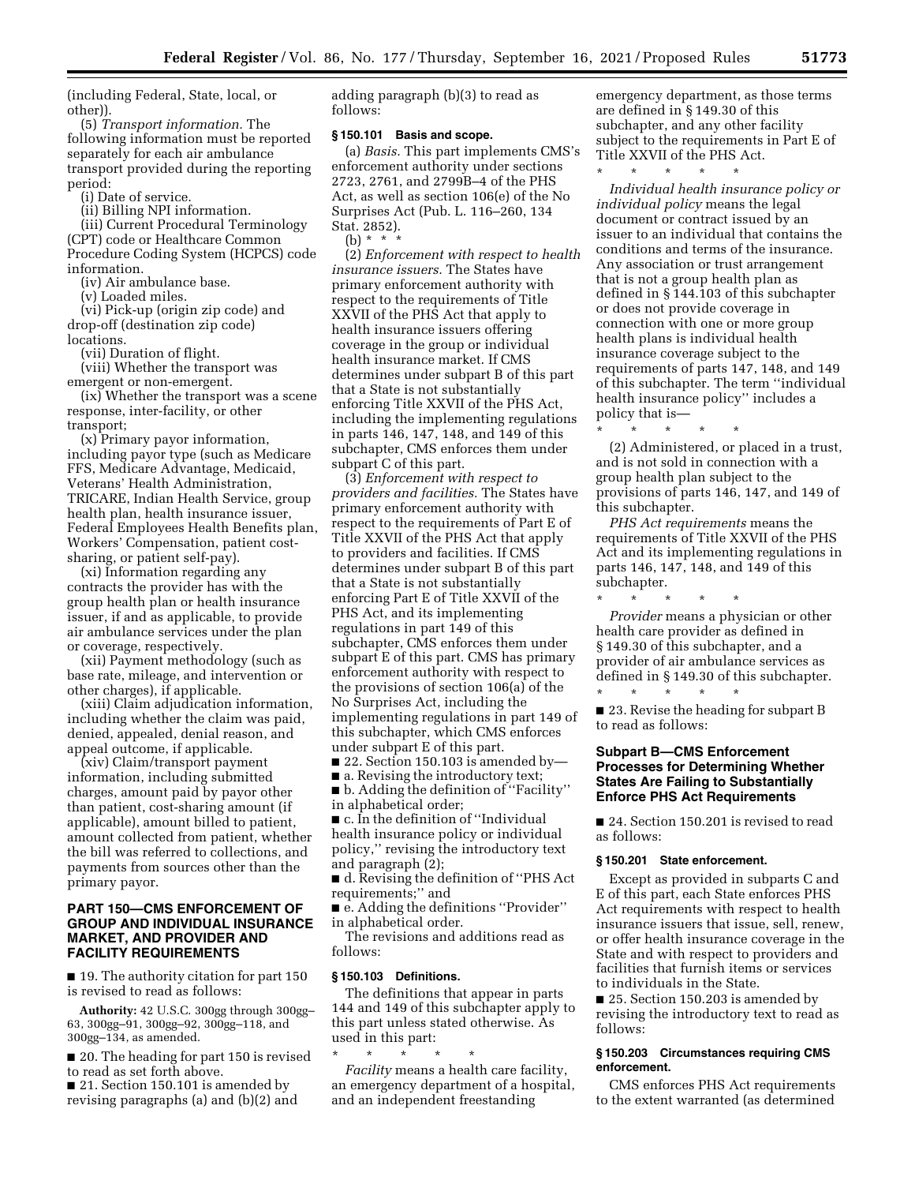(including Federal, State, local, or other)).

(5) *Transport information.* The following information must be reported separately for each air ambulance transport provided during the reporting period:

(i) Date of service.

(ii) Billing NPI information.

(iii) Current Procedural Terminology (CPT) code or Healthcare Common Procedure Coding System (HCPCS) code information.

(iv) Air ambulance base.

(v) Loaded miles.

(vi) Pick-up (origin zip code) and drop-off (destination zip code) locations.

(vii) Duration of flight.

(viii) Whether the transport was emergent or non-emergent.

(ix) Whether the transport was a scene response, inter-facility, or other transport;

(x) Primary payor information, including payor type (such as Medicare FFS, Medicare Advantage, Medicaid, Veterans' Health Administration, TRICARE, Indian Health Service, group health plan, health insurance issuer, Federal Employees Health Benefits plan, Workers' Compensation, patient cost-sharing, or patient self-pay).

(xi) Information regarding any contracts the provider has with the group health plan or health insurance issuer, if and as applicable, to provide air ambulance services under the plan or coverage, respectively.

(xii) Payment methodology (such as base rate, mileage, and intervention or other charges), if applicable.

(xiii) Claim adjudication information, including whether the claim was paid, denied, appealed, denial reason, and appeal outcome, if applicable.

(xiv) Claim/transport payment information, including submitted charges, amount paid by payor other than patient, cost-sharing amount (if applicable), amount billed to patient, amount collected from patient, whether the bill was referred to collections, and payments from sources other than the primary payor.

## PART 150—CMS ENFORCEMENT OF GROUP AND INDIVIDUAL INSURANCE MARKET, AND PROVIDER AND FACILITY REQUIREMENTS

■ 19. The authority citation for part 150 is revised to read as follows:

**Authority:** 42 U.S.C. 300gg through 300gg–63, 300gg–91, 300gg–92, 300gg–118, and 300gg–134, as amended.

■ 20. The heading for part 150 is revised to read as set forth above.

■ 21. Section 150.101 is amended by revising paragraphs (a) and (b)(2) and adding paragraph (b)(3) to read as follows:

### § 150.101 Basis and scope.

(a) *Basis.* This part implements CMS's enforcement authority under sections 2723, 2761, and 2799B–4 of the PHS Act, as well as section 106(e) of the No Surprises Act (Pub. L. 116–260, 134 Stat. 2852).

(b) * * *

(2) *Enforcement with respect to health insurance issuers.* The States have primary enforcement authority with respect to the requirements of Title XXVII of the PHS Act that apply to health insurance issuers offering coverage in the group or individual health insurance market. If CMS determines under subpart B of this part that a State is not substantially enforcing Title XXVII of the PHS Act, including the implementing regulations in parts 146, 147, 148, and 149 of this subchapter, CMS enforces them under subpart C of this part.

(3) *Enforcement with respect to providers and facilities.* The States have primary enforcement authority with respect to the requirements of Part E of Title XXVII of the PHS Act that apply to providers and facilities. If CMS determines under subpart B of this part that a State is not substantially enforcing Part E of Title XXVII of the PHS Act, and its implementing regulations in part 149 of this subchapter, CMS enforces them under subpart E of this part. CMS has primary enforcement authority with respect to the provisions of section 106(a) of the No Surprises Act, including the implementing regulations in part 149 of this subchapter, which CMS enforces under subpart E of this part.

■ 22. Section 150.103 is amended by—

■ a. Revising the introductory text;

■ b. Adding the definition of "Facility" in alphabetical order;

■ c. In the definition of "Individual health insurance policy or individual policy," revising the introductory text and paragraph (2);

■ d. Revising the definition of "PHS Act requirements;" and

■ e. Adding the definitions "Provider" in alphabetical order.

The revisions and additions read as follows:

### § 150.103 Definitions.

The definitions that appear in parts 144 and 149 of this subchapter apply to this part unless stated otherwise. As used in this part:

\* \* \* \* \*

*Facility* means a health care facility, an emergency department of a hospital, and an independent freestanding emergency department, as those terms are defined in § 149.30 of this subchapter, and any other facility subject to the requirements in Part E of Title XXVII of the PHS Act.

\* \* \* \* \*

*Individual health insurance policy or individual policy* means the legal document or contract issued by an issuer to an individual that contains the conditions and terms of the insurance. Any association or trust arrangement that is not a group health plan as defined in § 144.103 of this subchapter or does not provide coverage in connection with one or more group health plans is individual health insurance coverage subject to the requirements of parts 147, 148, and 149 of this subchapter. The term "individual health insurance policy" includes a policy that is—

\* \* \* \* \*

(2) Administered, or placed in a trust, and is not sold in connection with a group health plan subject to the provisions of parts 146, 147, and 149 of this subchapter.

*PHS Act requirements* means the requirements of Title XXVII of the PHS Act and its implementing regulations in parts 146, 147, 148, and 149 of this subchapter.

\* \* \* \* \*

*Provider* means a physician or other health care provider as defined in § 149.30 of this subchapter, and a provider of air ambulance services as defined in § 149.30 of this subchapter.

\* \* \* \* \*

■ 23. Revise the heading for subpart B to read as follows:

## Subpart B—CMS Enforcement Processes for Determining Whether States Are Failing to Substantially Enforce PHS Act Requirements

■ 24. Section 150.201 is revised to read as follows:

### § 150.201 State enforcement.

Except as provided in subparts C and E of this part, each State enforces PHS Act requirements with respect to health insurance issuers that issue, sell, renew, or offer health insurance coverage in the State and with respect to providers and facilities that furnish items or services to individuals in the State.

■ 25. Section 150.203 is amended by revising the introductory text to read as follows:

### § 150.203 Circumstances requiring CMS enforcement.

CMS enforces PHS Act requirements to the extent warranted (as determined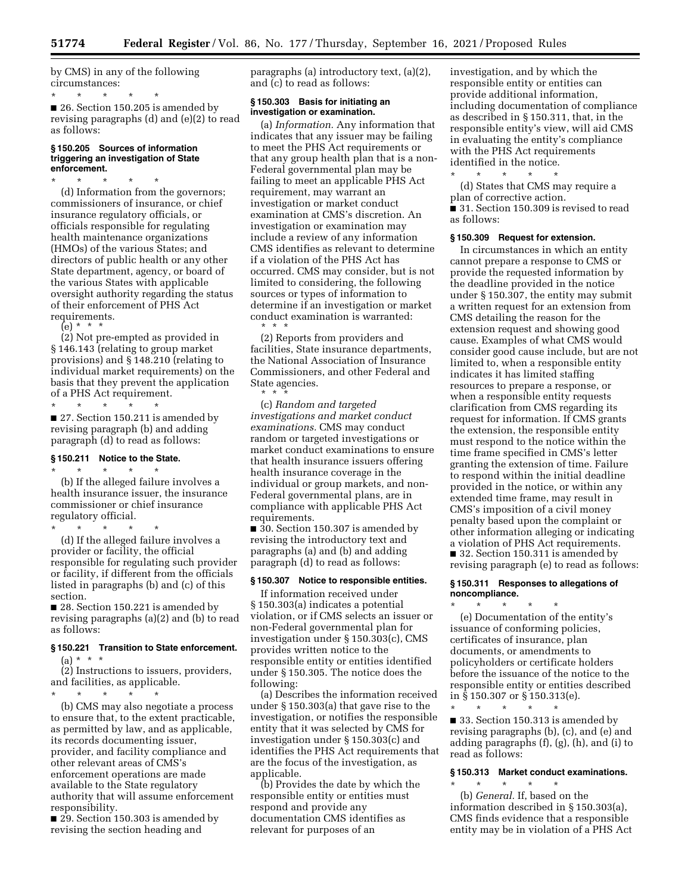by CMS) in any of the following circumstances:

\* \* \* \* \*

■ 26. Section 150.205 is amended by revising paragraphs (d) and (e)(2) to read as follows:

### § 150.205 Sources of information triggering an investigation of State enforcement.

\* \* \* \* \*

(d) Information from the governors; commissioners of insurance, or chief insurance regulatory officials, or officials responsible for regulating health maintenance organizations (HMOs) of the various States; and directors of public health or any other State department, agency, or board of the various States with applicable oversight authority regarding the status of their enforcement of PHS Act requirements.

(e) \* \* \*

(2) Not pre-empted as provided in § 146.143 (relating to group market provisions) and § 148.210 (relating to individual market requirements) on the basis that they prevent the application of a PHS Act requirement.

\* \* \* \* \*

■ 27. Section 150.211 is amended by revising paragraph (b) and adding paragraph (d) to read as follows:

### § 150.211 Notice to the State.

\* \* \* \* \*

(b) If the alleged failure involves a health insurance issuer, the insurance commissioner or chief insurance regulatory official.

\* \* \* \* \*

(d) If the alleged failure involves a provider or facility, the official responsible for regulating such provider or facility, if different from the officials listed in paragraphs (b) and (c) of this section.

■ 28. Section 150.221 is amended by revising paragraphs (a)(2) and (b) to read as follows:

### § 150.221 Transition to State enforcement.

(a) \* \* \*

(2) Instructions to issuers, providers, and facilities, as applicable.

\* \* \* \* \*

(b) CMS may also negotiate a process to ensure that, to the extent practicable, as permitted by law, and as applicable, its records documenting issuer, provider, and facility compliance and other relevant areas of CMS's enforcement operations are made available to the State regulatory authority that will assume enforcement responsibility.

■ 29. Section 150.303 is amended by revising the section heading and paragraphs (a) introductory text, (a)(2), and (c) to read as follows:

### § 150.303 Basis for initiating an investigation or examination.

(a) *Information.* Any information that indicates that any issuer may be failing to meet the PHS Act requirements or that any group health plan that is a non-Federal governmental plan may be failing to meet an applicable PHS Act requirement, may warrant an investigation or market conduct examination at CMS's discretion. An investigation or examination may include a review of any information CMS identifies as relevant to determine if a violation of the PHS Act has occurred. CMS may consider, but is not limited to considering, the following sources or types of information to determine if an investigation or market conduct examination is warranted:

\* \* \*

(2) Reports from providers and facilities, State insurance departments, the National Association of Insurance Commissioners, and other Federal and State agencies.

\* \* \*

(c) *Random and targeted investigations and market conduct examinations.* CMS may conduct random or targeted investigations or market conduct examinations to ensure that health insurance issuers offering health insurance coverage in the individual or group markets, and non-Federal governmental plans, are in compliance with applicable PHS Act requirements.

■ 30. Section 150.307 is amended by revising the introductory text and paragraphs (a) and (b) and adding paragraph (d) to read as follows:

### § 150.307 Notice to responsible entities.

If information received under § 150.303(a) indicates a potential violation, or if CMS selects an issuer or non-Federal governmental plan for investigation under § 150.303(c), CMS provides written notice to the responsible entity or entities identified under § 150.305. The notice does the following:

(a) Describes the information received under § 150.303(a) that gave rise to the investigation, or notifies the responsible entity that it was selected by CMS for investigation under § 150.303(c) and identifies the PHS Act requirements that are the focus of the investigation, as applicable.

(b) Provides the date by which the responsible entity or entities must respond and provide any documentation CMS identifies as relevant for purposes of an investigation, and by which the responsible entity or entities can provide additional information, including documentation of compliance as described in § 150.311, that, in the responsible entity's view, will aid CMS in evaluating the entity's compliance with the PHS Act requirements identified in the notice.

\* \* \* \* \*

(d) States that CMS may require a plan of corrective action.

■ 31. Section 150.309 is revised to read as follows:

### § 150.309 Request for extension.

In circumstances in which an entity cannot prepare a response to CMS or provide the requested information by the deadline provided in the notice under § 150.307, the entity may submit a written request for an extension from CMS detailing the reason for the extension request and showing good cause. Examples of what CMS would consider good cause include, but are not limited to, when a responsible entity indicates it has limited staffing resources to prepare a response, or when a responsible entity requests clarification from CMS regarding its request for information. If CMS grants the extension, the responsible entity must respond to the notice within the time frame specified in CMS's letter granting the extension of time. Failure to respond within the initial deadline provided in the notice, or within any extended time frame, may result in CMS's imposition of a civil money penalty based upon the complaint or other information alleging or indicating a violation of PHS Act requirements.

■ 32. Section 150.311 is amended by revising paragraph (e) to read as follows:

### § 150.311 Responses to allegations of noncompliance.

\* \* \* \* \*

(e) Documentation of the entity's issuance of conforming policies, certificates of insurance, plan documents, or amendments to policyholders or certificate holders before the issuance of the notice to the responsible entity or entities described in § 150.307 or § 150.313(e).

\* \* \* \* \*

■ 33. Section 150.313 is amended by revising paragraphs (b), (c), and (e) and adding paragraphs (f), (g), (h), and (i) to read as follows:

### § 150.313 Market conduct examinations.

\* \* \* \* \*

(b) *General.* If, based on the information described in § 150.303(a), CMS finds evidence that a responsible entity may be in violation of a PHS Act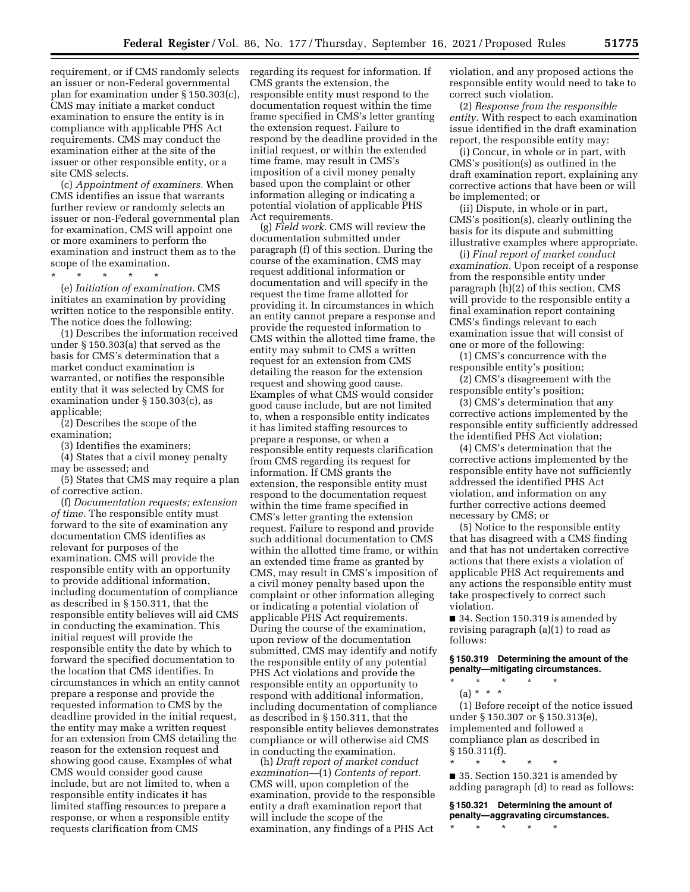requirement, or if CMS randomly selects an issuer or non-Federal governmental plan for examination under § 150.303(c), CMS may initiate a market conduct examination to ensure the entity is in compliance with applicable PHS Act requirements. CMS may conduct the examination either at the site of the issuer or other responsible entity, or a site CMS selects.

(c) *Appointment of examiners.* When CMS identifies an issue that warrants further review or randomly selects an issuer or non-Federal governmental plan for examination, CMS will appoint one or more examiners to perform the examination and instruct them as to the scope of the examination.

\* \* \* \* \*

(e) *Initiation of examination.* CMS initiates an examination by providing written notice to the responsible entity. The notice does the following:

(1) Describes the information received under § 150.303(a) that served as the basis for CMS's determination that a market conduct examination is warranted, or notifies the responsible entity that it was selected by CMS for examination under § 150.303(c), as applicable;

(2) Describes the scope of the examination;

(3) Identifies the examiners;

(4) States that a civil money penalty may be assessed; and

(5) States that CMS may require a plan of corrective action.

(f) *Documentation requests; extension of time.* The responsible entity must forward to the site of examination any documentation CMS identifies as relevant for purposes of the examination. CMS will provide the responsible entity with an opportunity to provide additional information, including documentation of compliance as described in § 150.311, that the responsible entity believes will aid CMS in conducting the examination. This initial request will provide the responsible entity the date by which to forward the specified documentation to the location that CMS identifies. In circumstances in which an entity cannot prepare a response and provide the requested information to CMS by the deadline provided in the initial request, the entity may make a written request for an extension from CMS detailing the reason for the extension request and showing good cause. Examples of what CMS would consider good cause include, but are not limited to, when a responsible entity indicates it has limited staffing resources to prepare a response, or when a responsible entity requests clarification from CMS regarding its request for information. If CMS grants the extension, the responsible entity must respond to the documentation request within the time frame specified in CMS's letter granting the extension request. Failure to respond by the deadline provided in the initial request, or within the extended time frame, may result in CMS's imposition of a civil money penalty based upon the complaint or other information alleging or indicating a potential violation of applicable PHS Act requirements.

(g) *Field work.* CMS will review the documentation submitted under paragraph (f) of this section. During the course of the examination, CMS may request additional information or documentation and will specify in the request the time frame allotted for providing it. In circumstances in which an entity cannot prepare a response and provide the requested information to CMS within the allotted time frame, the entity may submit to CMS a written request for an extension from CMS detailing the reason for the extension request and showing good cause. Examples of what CMS would consider good cause include, but are not limited to, when a responsible entity indicates it has limited staffing resources to prepare a response, or when a responsible entity requests clarification from CMS regarding its request for information. If CMS grants the extension, the responsible entity must respond to the documentation request within the time frame specified in CMS's letter granting the extension request. Failure to respond and provide such additional documentation to CMS within the allotted time frame, or within an extended time frame as granted by CMS, may result in CMS's imposition of a civil money penalty based upon the complaint or other information alleging or indicating a potential violation of applicable PHS Act requirements. During the course of the examination, upon review of the documentation submitted, CMS may identify and notify the responsible entity of any potential PHS Act violations and provide the responsible entity an opportunity to respond with additional information, including documentation of compliance as described in § 150.311, that the responsible entity believes demonstrates compliance or will otherwise aid CMS in conducting the examination.

(h) *Draft report of market conduct examination*—(1) *Contents of report.* CMS will, upon completion of the examination, provide to the responsible entity a draft examination report that will include the scope of the examination, any findings of a PHS Act violation, and any proposed actions the responsible entity would need to take to correct such violation.

(2) *Response from the responsible entity.* With respect to each examination issue identified in the draft examination report, the responsible entity may:

(i) Concur, in whole or in part, with CMS's position(s) as outlined in the draft examination report, explaining any corrective actions that have been or will be implemented; or

(ii) Dispute, in whole or in part, CMS's position(s), clearly outlining the basis for its dispute and submitting illustrative examples where appropriate.

(i) *Final report of market conduct examination.* Upon receipt of a response from the responsible entity under paragraph (h)(2) of this section, CMS will provide to the responsible entity a final examination report containing CMS's findings relevant to each examination issue that will consist of one or more of the following:

(1) CMS's concurrence with the responsible entity's position;

(2) CMS's disagreement with the responsible entity's position;

(3) CMS's determination that any corrective actions implemented by the responsible entity sufficiently addressed the identified PHS Act violation;

(4) CMS's determination that the corrective actions implemented by the responsible entity have not sufficiently addressed the identified PHS Act violation, and information on any further corrective actions deemed necessary by CMS; or

(5) Notice to the responsible entity that has disagreed with a CMS finding and that has not undertaken corrective actions that there exists a violation of applicable PHS Act requirements and any actions the responsible entity must take prospectively to correct such violation.

■ 34. Section 150.319 is amended by revising paragraph (a)(1) to read as follows:

### § 150.319 Determining the amount of the penalty—mitigating circumstances.

\* \* \* \* \*

(a) \* \* \*

(1) Before receipt of the notice issued under § 150.307 or § 150.313(e), implemented and followed a compliance plan as described in § 150.311(f).

\* \* \* \* \*

■ 35. Section 150.321 is amended by adding paragraph (d) to read as follows:

### § 150.321 Determining the amount of penalty—aggravating circumstances.

\* \* \* \* \*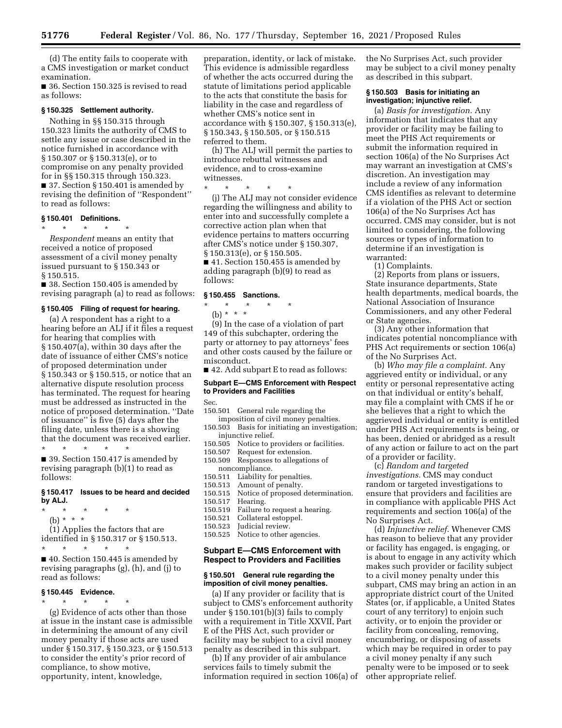(d) The entity fails to cooperate with a CMS investigation or market conduct examination.

■ 36. Section 150.325 is revised to read as follows:

### § 150.325 Settlement authority.

Nothing in §§ 150.315 through 150.323 limits the authority of CMS to settle any issue or case described in the notice furnished in accordance with § 150.307 or § 150.313(e), or to compromise on any penalty provided for in §§ 150.315 through 150.323.

■ 37. Section § 150.401 is amended by revising the definition of ''Respondent'' to read as follows:

### § 150.401 Definitions.

\* \* \* \* \*

*Respondent* means an entity that received a notice of proposed assessment of a civil money penalty issued pursuant to § 150.343 or § 150.515.

■ 38. Section 150.405 is amended by revising paragraph (a) to read as follows:

### § 150.405 Filing of request for hearing.

(a) A respondent has a right to a hearing before an ALJ if it files a request for hearing that complies with § 150.407(a), within 30 days after the date of issuance of either CMS's notice of proposed determination under § 150.343 or § 150.515, or notice that an alternative dispute resolution process has terminated. The request for hearing must be addressed as instructed in the notice of proposed determination. ''Date of issuance'' is five (5) days after the filing date, unless there is a showing that the document was received earlier.

\* \* \* \* \*

■ 39. Section 150.417 is amended by revising paragraph (b)(1) to read as follows:

### § 150.417 Issues to be heard and decided by ALJ.

\* \* \* \* \*

(b) \* \* \*

(1) Applies the factors that are identified in § 150.317 or § 150.513.

\* \* \* \* \*

■ 40. Section 150.445 is amended by revising paragraphs (g), (h), and (j) to read as follows:

### § 150.445 Evidence.

\* \* \* \* \*

(g) Evidence of acts other than those at issue in the instant case is admissible in determining the amount of any civil money penalty if those acts are used under § 150.317, § 150.323, or § 150.513 to consider the entity's prior record of compliance, to show motive, opportunity, intent, knowledge, preparation, identity, or lack of mistake. This evidence is admissible regardless of whether the acts occurred during the statute of limitations period applicable to the acts that constitute the basis for liability in the case and regardless of whether CMS's notice sent in accordance with § 150.307, § 150.313(e), § 150.343, § 150.505, or § 150.515 referred to them.

(h) The ALJ will permit the parties to introduce rebuttal witnesses and evidence, and to cross-examine witnesses.

\* \* \* \* \*

(j) The ALJ may not consider evidence regarding the willingness and ability to enter into and successfully complete a corrective action plan when that evidence pertains to matters occurring after CMS's notice under § 150.307, § 150.313(e), or § 150.505.

■ 41. Section 150.455 is amended by adding paragraph (b)(9) to read as follows:

### § 150.455 Sanctions.

\* \* \* \* \*

(b) \* \* \*

(9) In the case of a violation of part 149 of this subchapter, ordering the party or attorney to pay attorneys' fees and other costs caused by the failure or misconduct.

■ 42. Add subpart E to read as follows:

## Subpart E—CMS Enforcement with Respect to Providers and Facilities

Sec.
150.501 General rule regarding the imposition of civil money penalties.
150.503 Basis for initiating an investigation; injunctive relief.
150.505 Notice to providers or facilities.
150.507 Request for extension.
150.509 Responses to allegations of noncompliance.
150.511 Liability for penalties.
150.513 Amount of penalty.
150.515 Notice of proposed determination.
150.517 Hearing.
150.519 Failure to request a hearing.
150.521 Collateral estoppel.
150.523 Judicial review.
150.525 Notice to other agencies.

## Subpart E—CMS Enforcement with Respect to Providers and Facilities

### § 150.501 General rule regarding the imposition of civil money penalties.

(a) If any provider or facility that is subject to CMS's enforcement authority under § 150.101(b)(3) fails to comply with a requirement in Title XXVII, Part E of the PHS Act, such provider or facility may be subject to a civil money penalty as described in this subpart.

(b) If any provider of air ambulance services fails to timely submit the information required in section 106(a) of the No Surprises Act, such provider may be subject to a civil money penalty as described in this subpart.

### § 150.503 Basis for initiating an investigation; injunctive relief.

(a) *Basis for investigation.* Any information that indicates that any provider or facility may be failing to meet the PHS Act requirements or submit the information required in section 106(a) of the No Surprises Act may warrant an investigation at CMS's discretion. An investigation may include a review of any information CMS identifies as relevant to determine if a violation of the PHS Act or section 106(a) of the No Surprises Act has occurred. CMS may consider, but is not limited to considering, the following sources or types of information to determine if an investigation is warranted:

(1) Complaints.

(2) Reports from plans or issuers, State insurance departments, State health departments, medical boards, the National Association of Insurance Commissioners, and any other Federal or State agencies.

(3) Any other information that indicates potential noncompliance with PHS Act requirements or section 106(a) of the No Surprises Act.

(b) *Who may file a complaint.* Any aggrieved entity or individual, or any entity or personal representative acting on that individual or entity's behalf, may file a complaint with CMS if he or she believes that a right to which the aggrieved individual or entity is entitled under PHS Act requirements is being, or has been, denied or abridged as a result of any action or failure to act on the part of a provider or facility.

(c) *Random and targeted investigations.* CMS may conduct random or targeted investigations to ensure that providers and facilities are in compliance with applicable PHS Act requirements and section 106(a) of the No Surprises Act.

(d) *Injunctive relief.* Whenever CMS has reason to believe that any provider or facility has engaged, is engaging, or is about to engage in any activity which makes such provider or facility subject to a civil money penalty under this subpart, CMS may bring an action in an appropriate district court of the United States (or, if applicable, a United States court of any territory) to enjoin such activity, or to enjoin the provider or facility from concealing, removing, encumbering, or disposing of assets which may be required in order to pay a civil money penalty if any such penalty were to be imposed or to seek other appropriate relief.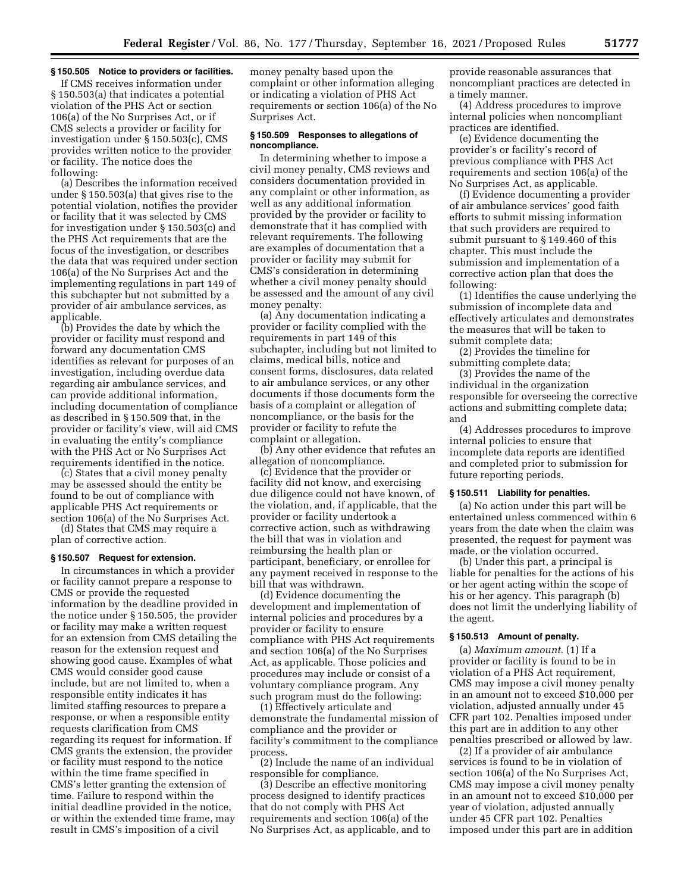### § 150.505 Notice to providers or facilities.

If CMS receives information under § 150.503(a) that indicates a potential violation of the PHS Act or section 106(a) of the No Surprises Act, or if CMS selects a provider or facility for investigation under § 150.503(c), CMS provides written notice to the provider or facility. The notice does the following:

(a) Describes the information received under § 150.503(a) that gives rise to the potential violation, notifies the provider or facility that it was selected by CMS for investigation under § 150.503(c) and the PHS Act requirements that are the focus of the investigation, or describes the data that was required under section 106(a) of the No Surprises Act and the implementing regulations in part 149 of this subchapter but not submitted by a provider of air ambulance services, as applicable.

(b) Provides the date by which the provider or facility must respond and forward any documentation CMS identifies as relevant for purposes of an investigation, including overdue data regarding air ambulance services, and can provide additional information, including documentation of compliance as described in § 150.509 that, in the provider or facility's view, will aid CMS in evaluating the entity's compliance with the PHS Act or No Surprises Act requirements identified in the notice.

(c) States that a civil money penalty may be assessed should the entity be found to be out of compliance with applicable PHS Act requirements or section 106(a) of the No Surprises Act.

(d) States that CMS may require a plan of corrective action.

### § 150.507 Request for extension.

In circumstances in which a provider or facility cannot prepare a response to CMS or provide the requested information by the deadline provided in the notice under § 150.505, the provider or facility may make a written request for an extension from CMS detailing the reason for the extension request and showing good cause. Examples of what CMS would consider good cause include, but are not limited to, when a responsible entity indicates it has limited staffing resources to prepare a response, or when a responsible entity requests clarification from CMS regarding its request for information. If CMS grants the extension, the provider or facility must respond to the notice within the time frame specified in CMS's letter granting the extension of time. Failure to respond within the initial deadline provided in the notice, or within the extended time frame, may result in CMS's imposition of a civil money penalty based upon the complaint or other information alleging or indicating a violation of PHS Act requirements or section 106(a) of the No Surprises Act.

### § 150.509 Responses to allegations of noncompliance.

In determining whether to impose a civil money penalty, CMS reviews and considers documentation provided in any complaint or other information, as well as any additional information provided by the provider or facility to demonstrate that it has complied with relevant requirements. The following are examples of documentation that a provider or facility may submit for CMS's consideration in determining whether a civil money penalty should be assessed and the amount of any civil money penalty:

(a) Any documentation indicating a provider or facility complied with the requirements in part 149 of this subchapter, including but not limited to claims, medical bills, notice and consent forms, disclosures, data related to air ambulance services, or any other documents if those documents form the basis of a complaint or allegation of noncompliance, or the basis for the provider or facility to refute the complaint or allegation.

(b) Any other evidence that refutes an allegation of noncompliance.

(c) Evidence that the provider or facility did not know, and exercising due diligence could not have known, of the violation, and, if applicable, that the provider or facility undertook a corrective action, such as withdrawing the bill that was in violation and reimbursing the health plan or participant, beneficiary, or enrollee for any payment received in response to the bill that was withdrawn.

(d) Evidence documenting the development and implementation of internal policies and procedures by a provider or facility to ensure compliance with PHS Act requirements and section 106(a) of the No Surprises Act, as applicable. Those policies and procedures may include or consist of a voluntary compliance program. Any such program must do the following:

(1) Effectively articulate and demonstrate the fundamental mission of compliance and the provider or facility's commitment to the compliance process.

(2) Include the name of an individual responsible for compliance.

(3) Describe an effective monitoring process designed to identify practices that do not comply with PHS Act requirements and section 106(a) of the No Surprises Act, as applicable, and to provide reasonable assurances that noncompliant practices are detected in a timely manner.

(4) Address procedures to improve internal policies when noncompliant practices are identified.

(e) Evidence documenting the provider's or facility's record of previous compliance with PHS Act requirements and section 106(a) of the No Surprises Act, as applicable.

(f) Evidence documenting a provider of air ambulance services' good faith efforts to submit missing information that such providers are required to submit pursuant to § 149.460 of this chapter. This must include the submission and implementation of a corrective action plan that does the following:

(1) Identifies the cause underlying the submission of incomplete data and effectively articulates and demonstrates the measures that will be taken to submit complete data;

(2) Provides the timeline for submitting complete data;

(3) Provides the name of the individual in the organization responsible for overseeing the corrective actions and submitting complete data; and

(4) Addresses procedures to improve internal policies to ensure that incomplete data reports are identified and completed prior to submission for future reporting periods.

### § 150.511 Liability for penalties.

(a) No action under this part will be entertained unless commenced within 6 years from the date when the claim was presented, the request for payment was made, or the violation occurred.

(b) Under this part, a principal is liable for penalties for the actions of his or her agent acting within the scope of his or her agency. This paragraph (b) does not limit the underlying liability of the agent.

### § 150.513 Amount of penalty.

(a) *Maximum amount.* (1) If a provider or facility is found to be in violation of a PHS Act requirement, CMS may impose a civil money penalty in an amount not to exceed $10,000 per violation, adjusted annually under 45 CFR part 102. Penalties imposed under this part are in addition to any other penalties prescribed or allowed by law.

(2) If a provider of air ambulance services is found to be in violation of section 106(a) of the No Surprises Act, CMS may impose a civil money penalty in an amount not to exceed $10,000 per year of violation, adjusted annually under 45 CFR part 102. Penalties imposed under this part are in addition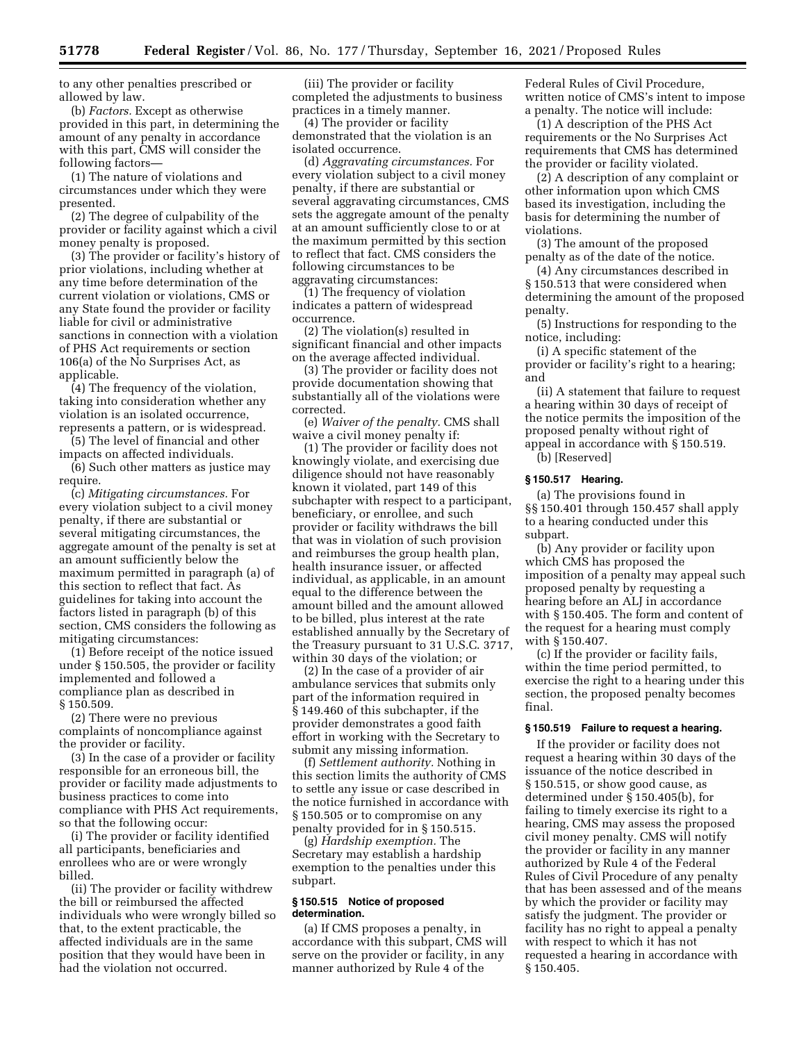to any other penalties prescribed or allowed by law.

(b) *Factors.* Except as otherwise provided in this part, in determining the amount of any penalty in accordance with this part, CMS will consider the following factors—

(1) The nature of violations and circumstances under which they were presented.

(2) The degree of culpability of the provider or facility against which a civil money penalty is proposed.

(3) The provider or facility's history of prior violations, including whether at any time before determination of the current violation or violations, CMS or any State found the provider or facility liable for civil or administrative sanctions in connection with a violation of PHS Act requirements or section 106(a) of the No Surprises Act, as applicable.

(4) The frequency of the violation, taking into consideration whether any violation is an isolated occurrence, represents a pattern, or is widespread.

(5) The level of financial and other impacts on affected individuals.

(6) Such other matters as justice may require.

(c) *Mitigating circumstances.* For every violation subject to a civil money penalty, if there are substantial or several mitigating circumstances, the aggregate amount of the penalty is set at an amount sufficiently below the maximum permitted in paragraph (a) of this section to reflect that fact. As guidelines for taking into account the factors listed in paragraph (b) of this section, CMS considers the following as mitigating circumstances:

(1) Before receipt of the notice issued under § 150.505, the provider or facility implemented and followed a compliance plan as described in § 150.509.

(2) There were no previous complaints of noncompliance against the provider or facility.

(3) In the case of a provider or facility responsible for an erroneous bill, the provider or facility made adjustments to business practices to come into compliance with PHS Act requirements, so that the following occur:

(i) The provider or facility identified all participants, beneficiaries and enrollees who are or were wrongly billed.

(ii) The provider or facility withdrew the bill or reimbursed the affected individuals who were wrongly billed so that, to the extent practicable, the affected individuals are in the same position that they would have been in had the violation not occurred.

(iii) The provider or facility completed the adjustments to business practices in a timely manner.

(4) The provider or facility demonstrated that the violation is an isolated occurrence.

(d) *Aggravating circumstances.* For every violation subject to a civil money penalty, if there are substantial or several aggravating circumstances, CMS sets the aggregate amount of the penalty at an amount sufficiently close to or at the maximum permitted by this section to reflect that fact. CMS considers the following circumstances to be aggravating circumstances:

(1) The frequency of violation indicates a pattern of widespread occurrence.

(2) The violation(s) resulted in significant financial and other impacts on the average affected individual.

(3) The provider or facility does not provide documentation showing that substantially all of the violations were corrected.

(e) *Waiver of the penalty.* CMS shall waive a civil money penalty if:

(1) The provider or facility does not knowingly violate, and exercising due diligence should not have reasonably known it violated, part 149 of this subchapter with respect to a participant, beneficiary, or enrollee, and such provider or facility withdraws the bill that was in violation of such provision and reimburses the group health plan, health insurance issuer, or affected individual, as applicable, in an amount equal to the difference between the amount billed and the amount allowed to be billed, plus interest at the rate established annually by the Secretary of the Treasury pursuant to 31 U.S.C. 3717, within 30 days of the violation; or

(2) In the case of a provider of air ambulance services that submits only part of the information required in § 149.460 of this subchapter, if the provider demonstrates a good faith effort in working with the Secretary to submit any missing information.

(f) *Settlement authority.* Nothing in this section limits the authority of CMS to settle any issue or case described in the notice furnished in accordance with § 150.505 or to compromise on any penalty provided for in § 150.515.

(g) *Hardship exemption.* The Secretary may establish a hardship exemption to the penalties under this subpart.

### § 150.515 Notice of proposed determination.

(a) If CMS proposes a penalty, in accordance with this subpart, CMS will serve on the provider or facility, in any manner authorized by Rule 4 of the Federal Rules of Civil Procedure, written notice of CMS's intent to impose a penalty. The notice will include:

(1) A description of the PHS Act requirements or the No Surprises Act requirements that CMS has determined the provider or facility violated.

(2) A description of any complaint or other information upon which CMS based its investigation, including the basis for determining the number of violations.

(3) The amount of the proposed penalty as of the date of the notice.

(4) Any circumstances described in § 150.513 that were considered when determining the amount of the proposed penalty.

(5) Instructions for responding to the notice, including:

(i) A specific statement of the provider or facility's right to a hearing; and

(ii) A statement that failure to request a hearing within 30 days of receipt of the notice permits the imposition of the proposed penalty without right of appeal in accordance with § 150.519.

(b) [Reserved]

### § 150.517 Hearing.

(a) The provisions found in §§ 150.401 through 150.457 shall apply to a hearing conducted under this subpart.

(b) Any provider or facility upon which CMS has proposed the imposition of a penalty may appeal such proposed penalty by requesting a hearing before an ALJ in accordance with § 150.405. The form and content of the request for a hearing must comply with § 150.407.

(c) If the provider or facility fails, within the time period permitted, to exercise the right to a hearing under this section, the proposed penalty becomes final.

### § 150.519 Failure to request a hearing.

If the provider or facility does not request a hearing within 30 days of the issuance of the notice described in § 150.515, or show good cause, as determined under § 150.405(b), for failing to timely exercise its right to a hearing, CMS may assess the proposed civil money penalty. CMS will notify the provider or facility in any manner authorized by Rule 4 of the Federal Rules of Civil Procedure of any penalty that has been assessed and of the means by which the provider or facility may satisfy the judgment. The provider or facility has no right to appeal a penalty with respect to which it has not requested a hearing in accordance with § 150.405.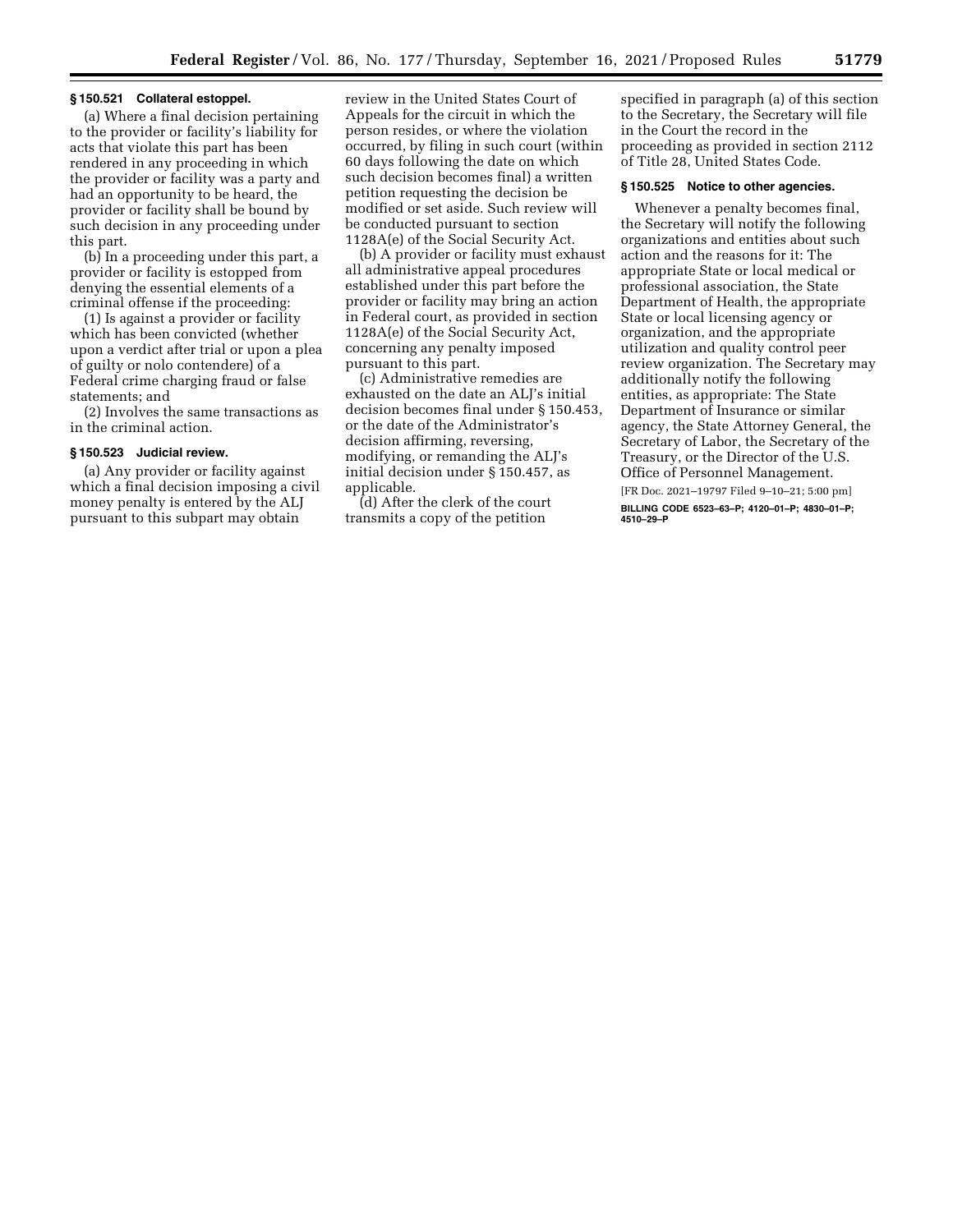### § 150.521 Collateral estoppel.

(a) Where a final decision pertaining to the provider or facility's liability for acts that violate this part has been rendered in any proceeding in which the provider or facility was a party and had an opportunity to be heard, the provider or facility shall be bound by such decision in any proceeding under this part.

(b) In a proceeding under this part, a provider or facility is estopped from denying the essential elements of a criminal offense if the proceeding:

(1) Is against a provider or facility which has been convicted (whether upon a verdict after trial or upon a plea of guilty or nolo contendere) of a Federal crime charging fraud or false statements; and

(2) Involves the same transactions as in the criminal action.

### § 150.523 Judicial review.

(a) Any provider or facility against which a final decision imposing a civil money penalty is entered by the ALJ pursuant to this subpart may obtain review in the United States Court of Appeals for the circuit in which the person resides, or where the violation occurred, by filing in such court (within 60 days following the date on which such decision becomes final) a written petition requesting the decision be modified or set aside. Such review will be conducted pursuant to section 1128A(e) of the Social Security Act.

(b) A provider or facility must exhaust all administrative appeal procedures established under this part before the provider or facility may bring an action in Federal court, as provided in section 1128A(e) of the Social Security Act, concerning any penalty imposed pursuant to this part.

(c) Administrative remedies are exhausted on the date an ALJ's initial decision becomes final under § 150.453, or the date of the Administrator's decision affirming, reversing, modifying, or remanding the ALJ's initial decision under § 150.457, as applicable.

(d) After the clerk of the court transmits a copy of the petition specified in paragraph (a) of this section to the Secretary, the Secretary will file in the Court the record in the proceeding as provided in section 2112 of Title 28, United States Code.

### § 150.525 Notice to other agencies.

Whenever a penalty becomes final, the Secretary will notify the following organizations and entities about such action and the reasons for it: The appropriate State or local medical or professional association, the State Department of Health, the appropriate State or local licensing agency or organization, and the appropriate utilization and quality control peer review organization. The Secretary may additionally notify the following entities, as appropriate: The State Department of Insurance or similar agency, the State Attorney General, the Secretary of Labor, the Secretary of the Treasury, or the Director of the U.S. Office of Personnel Management.

[FR Doc. 2021–19797 Filed 9–10–21; 5:00 pm]

**BILLING CODE 6523–63–P; 4120–01–P; 4830–01–P; 4510–29–P**